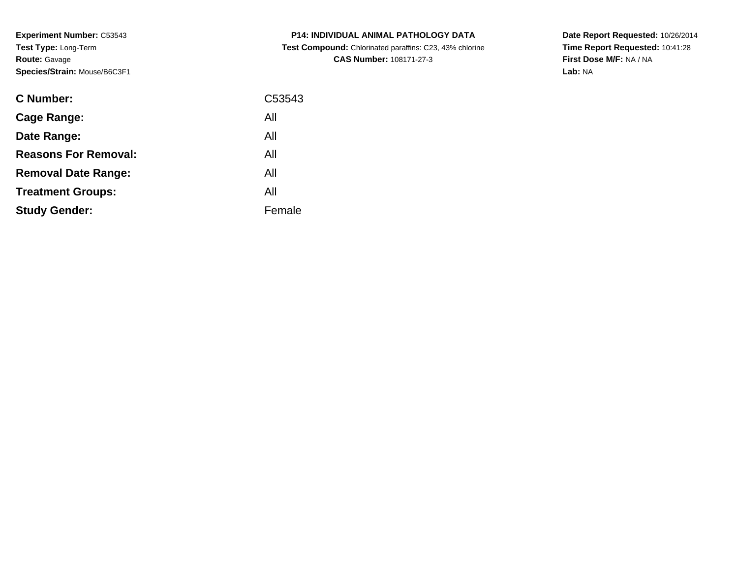**Experiment Number:** C53543
**Test Type:** Long-Term
**Route:** Gavage
**Species/Strain:** Mouse/B6C3F1

**P14: INDIVIDUAL ANIMAL PATHOLOGY DATA**
**Test Compound:** Chlorinated paraffins: C23, 43% chlorine
**CAS Number:** 108171-27-3

**Date Report Requested:** 10/26/2014
**Time Report Requested:** 10:41:28
**First Dose M/F:** NA / NA
**Lab:** NA

| | |
|---|---|
| **C Number:** | C53543 |
| **Cage Range:** | All |
| **Date Range:** | All |
| **Reasons For Removal:** | All |
| **Removal Date Range:** | All |
| **Treatment Groups:** | All |
| **Study Gender:** | Female |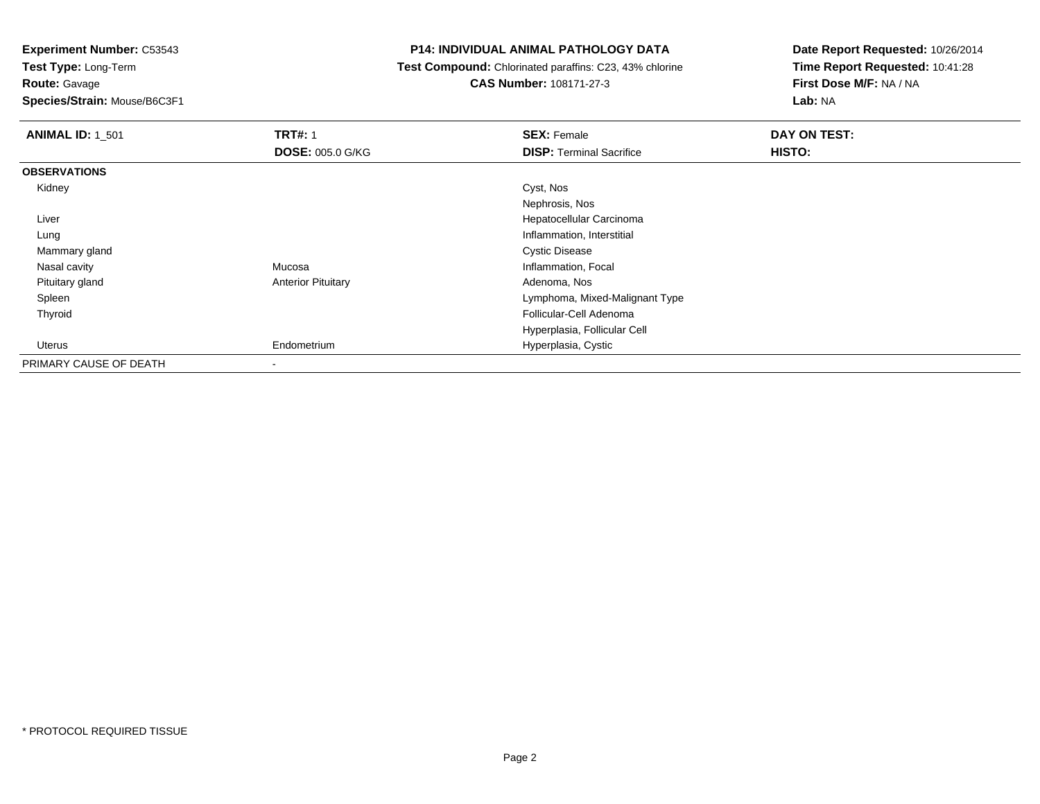**Experiment Number:** C53543
**Test Type:** Long-Term
**Route:** Gavage
**Species/Strain:** Mouse/B6C3F1

**P14: INDIVIDUAL ANIMAL PATHOLOGY DATA**
**Test Compound:** Chlorinated paraffins: C23, 43% chlorine
**CAS Number:** 108171-27-3

**Date Report Requested:** 10/26/2014
**Time Report Requested:** 10:41:28
**First Dose M/F:** NA / NA
**Lab:** NA

| **ANIMAL ID:** 1_501 | **TRT#:** 1 | **SEX:** Female | **DAY ON TEST:** |
|---|---|---|---|
| | **DOSE:** 005.0 G/KG | **DISP:** Terminal Sacrifice | **HISTO:** |
| **OBSERVATIONS** | | | |
| Kidney | | Cyst, Nos | |
| | | Nephrosis, Nos | |
| Liver | | Hepatocellular Carcinoma | |
| Lung | | Inflammation, Interstitial | |
| Mammary gland | | Cystic Disease | |
| Nasal cavity | Mucosa | Inflammation, Focal | |
| Pituitary gland | Anterior Pituitary | Adenoma, Nos | |
| Spleen | | Lymphoma, Mixed-Malignant Type | |
| Thyroid | | Follicular-Cell Adenoma | |
| | | Hyperplasia, Follicular Cell | |
| Uterus | Endometrium | Hyperplasia, Cystic | |
| PRIMARY CAUSE OF DEATH | - | | |

* PROTOCOL REQUIRED TISSUE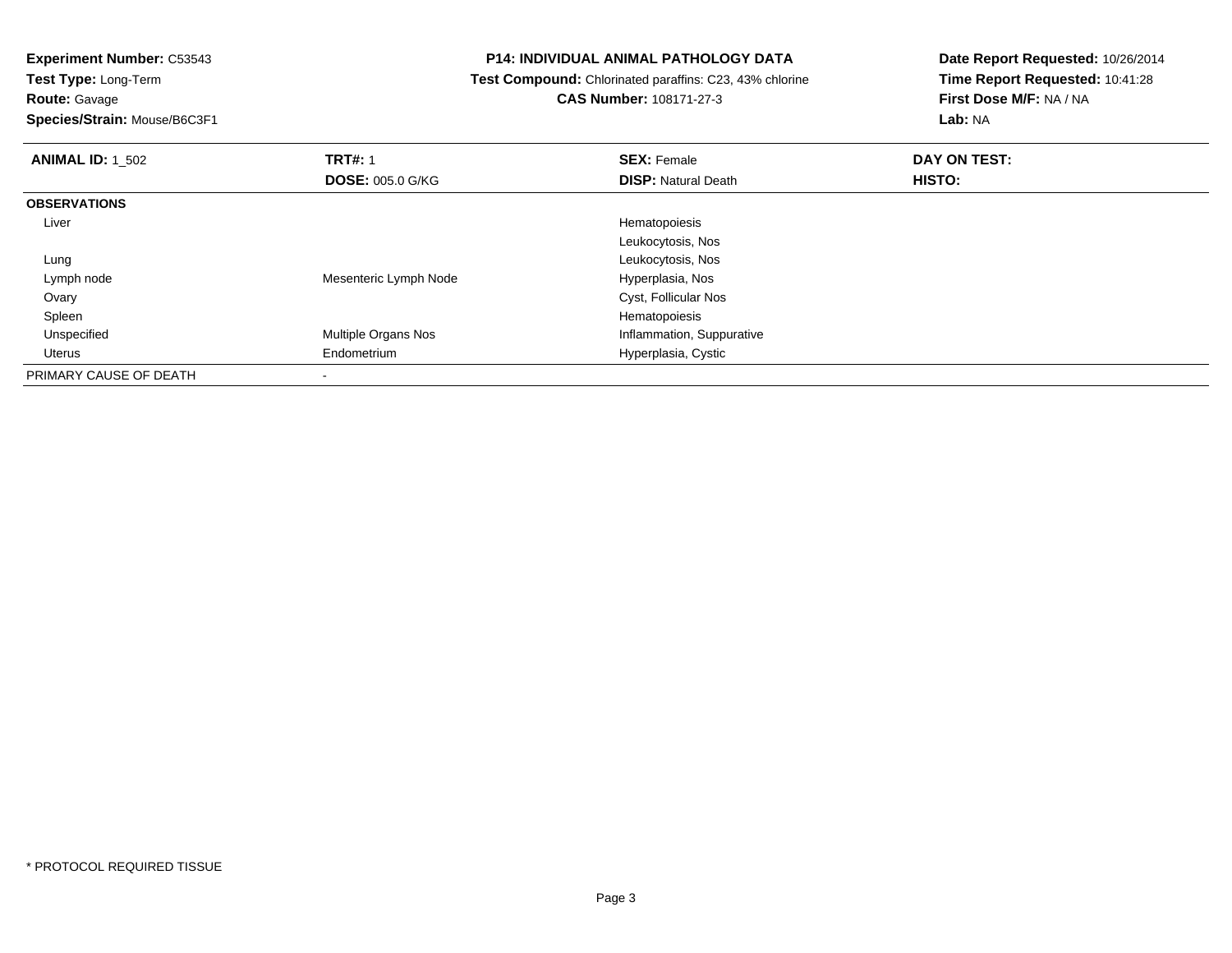**Experiment Number:** C53543
**Test Type:** Long-Term
**Route:** Gavage
**Species/Strain:** Mouse/B6C3F1

**P14: INDIVIDUAL ANIMAL PATHOLOGY DATA**
**Test Compound:** Chlorinated paraffins: C23, 43% chlorine
**CAS Number:** 108171-27-3

**Date Report Requested:** 10/26/2014
**Time Report Requested:** 10:41:28
**First Dose M/F:** NA / NA
**Lab:** NA

| **ANIMAL ID:** 1_502 | **TRT#:** 1 | **SEX:** Female | **DAY ON TEST:** |
|---|---|---|---|
| | **DOSE:** 005.0 G/KG | **DISP:** Natural Death | **HISTO:** |
| **OBSERVATIONS** | | | |
| Liver | | Hematopoiesis | |
| | | Leukocytosis, Nos | |
| Lung | | Leukocytosis, Nos | |
| Lymph node | Mesenteric Lymph Node | Hyperplasia, Nos | |
| Ovary | | Cyst, Follicular Nos | |
| Spleen | | Hematopoiesis | |
| Unspecified | Multiple Organs Nos | Inflammation, Suppurative | |
| Uterus | Endometrium | Hyperplasia, Cystic | |
| PRIMARY CAUSE OF DEATH | - | | |

* PROTOCOL REQUIRED TISSUE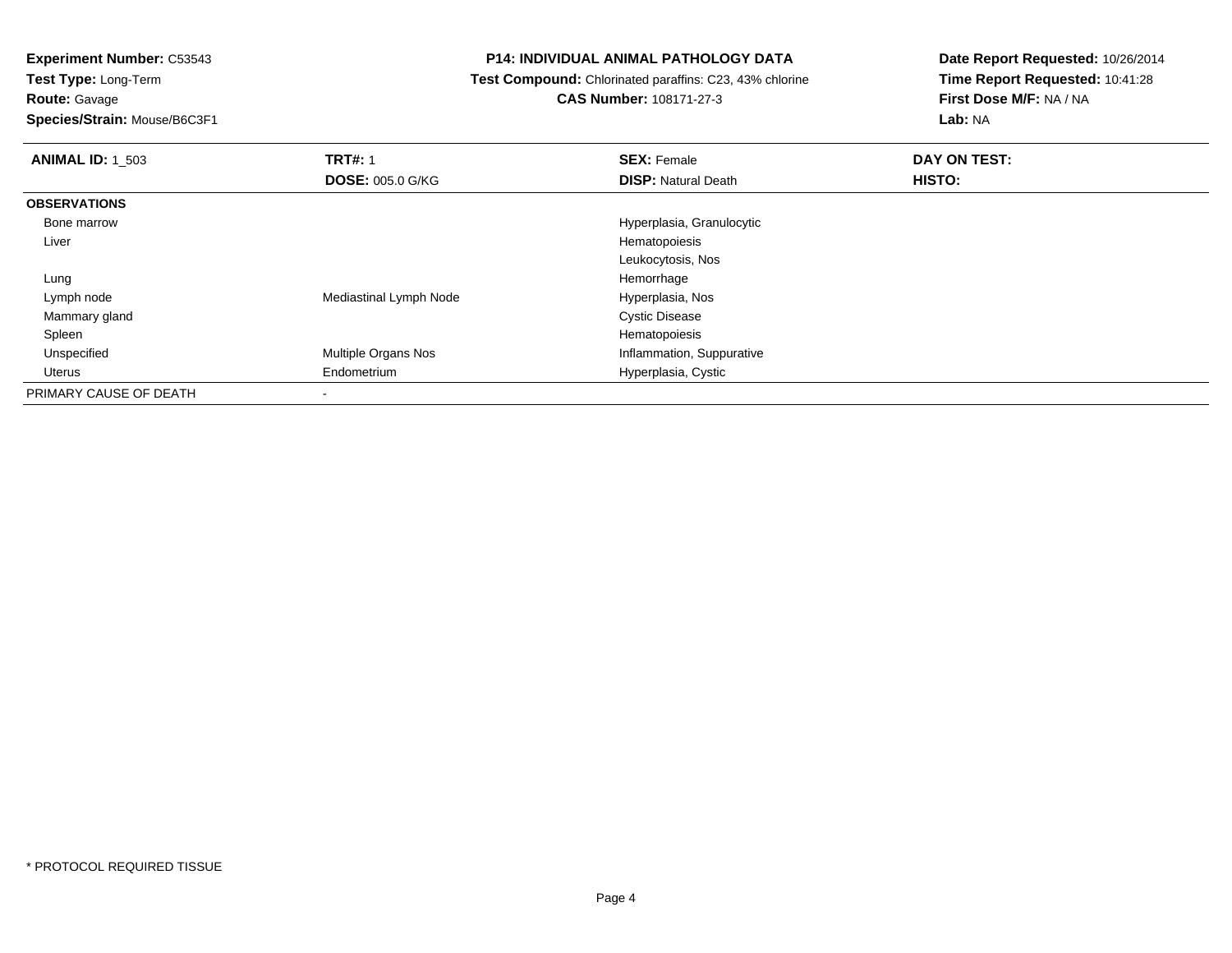**Experiment Number:** C53543
**Test Type:** Long-Term
**Route:** Gavage
**Species/Strain:** Mouse/B6C3F1

**P14: INDIVIDUAL ANIMAL PATHOLOGY DATA**
**Test Compound:** Chlorinated paraffins: C23, 43% chlorine
**CAS Number:** 108171-27-3

**Date Report Requested:** 10/26/2014
**Time Report Requested:** 10:41:28
**First Dose M/F:** NA / NA
**Lab:** NA

| **ANIMAL ID:** 1_503 | **TRT#:** 1 | **SEX:** Female | **DAY ON TEST:** |
|---|---|---|---|
| | **DOSE:** 005.0 G/KG | **DISP:** Natural Death | **HISTO:** |
| **OBSERVATIONS** | | | |
| Bone marrow | | Hyperplasia, Granulocytic | |
| Liver | | Hematopoiesis | |
| | | Leukocytosis, Nos | |
| Lung | | Hemorrhage | |
| Lymph node | Mediastinal Lymph Node | Hyperplasia, Nos | |
| Mammary gland | | Cystic Disease | |
| Spleen | | Hematopoiesis | |
| Unspecified | Multiple Organs Nos | Inflammation, Suppurative | |
| Uterus | Endometrium | Hyperplasia, Cystic | |
| PRIMARY CAUSE OF DEATH | - | | |

* PROTOCOL REQUIRED TISSUE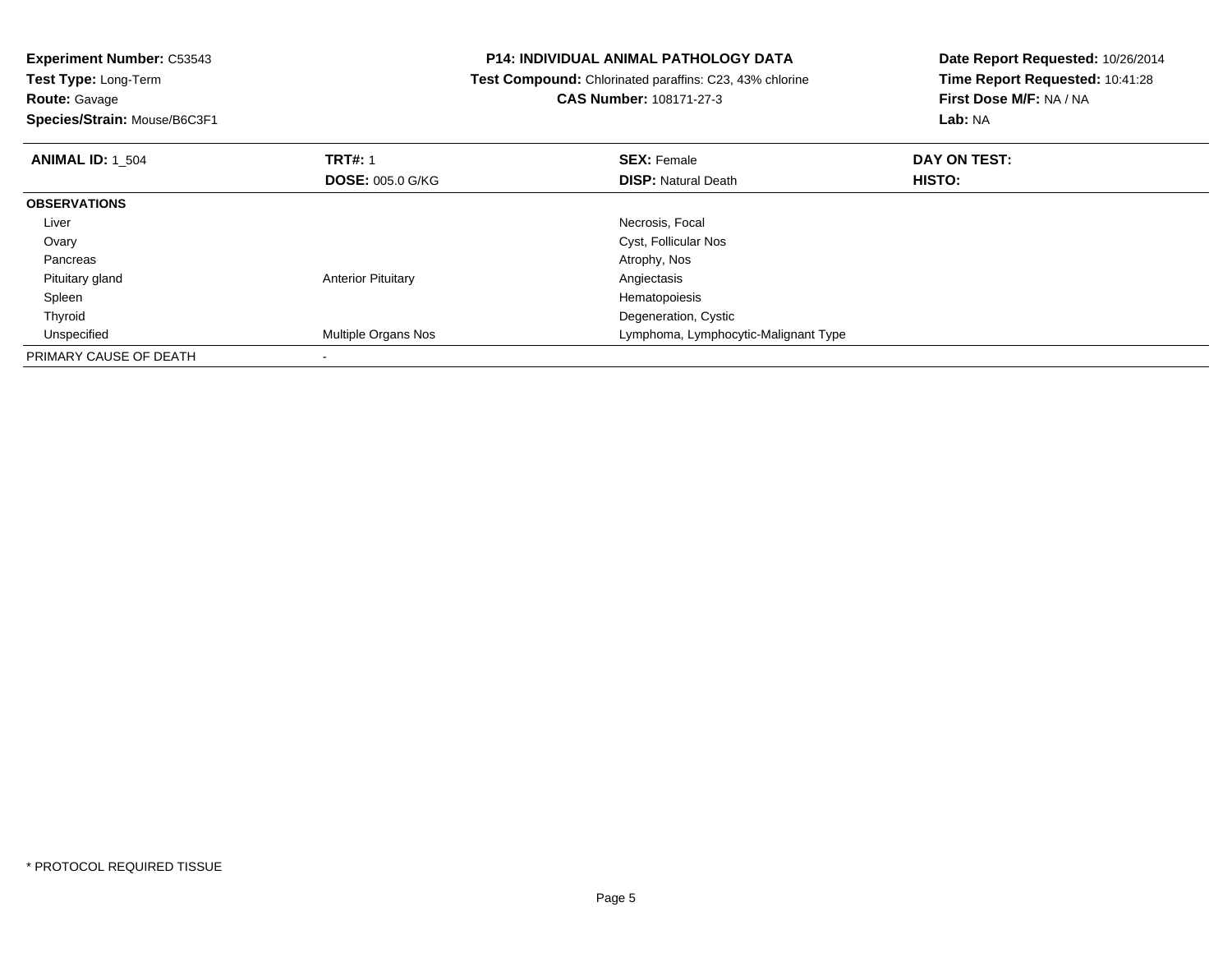**Experiment Number:** C53543
**Test Type:** Long-Term
**Route:** Gavage
**Species/Strain:** Mouse/B6C3F1

**P14: INDIVIDUAL ANIMAL PATHOLOGY DATA**
**Test Compound:** Chlorinated paraffins: C23, 43% chlorine
**CAS Number:** 108171-27-3

**Date Report Requested:** 10/26/2014
**Time Report Requested:** 10:41:28
**First Dose M/F:** NA / NA
**Lab:** NA

| **ANIMAL ID:** 1_504 | **TRT#:** 1 | **SEX:** Female | **DAY ON TEST:** |
|---|---|---|---|
| | **DOSE:** 005.0 G/KG | **DISP:** Natural Death | **HISTO:** |
| **OBSERVATIONS** | | | |
| Liver | | Necrosis, Focal | |
| Ovary | | Cyst, Follicular Nos | |
| Pancreas | | Atrophy, Nos | |
| Pituitary gland | Anterior Pituitary | Angiectasis | |
| Spleen | | Hematopoiesis | |
| Thyroid | | Degeneration, Cystic | |
| Unspecified | Multiple Organs Nos | Lymphoma, Lymphocytic-Malignant Type | |
| PRIMARY CAUSE OF DEATH | - | | |

\* PROTOCOL REQUIRED TISSUE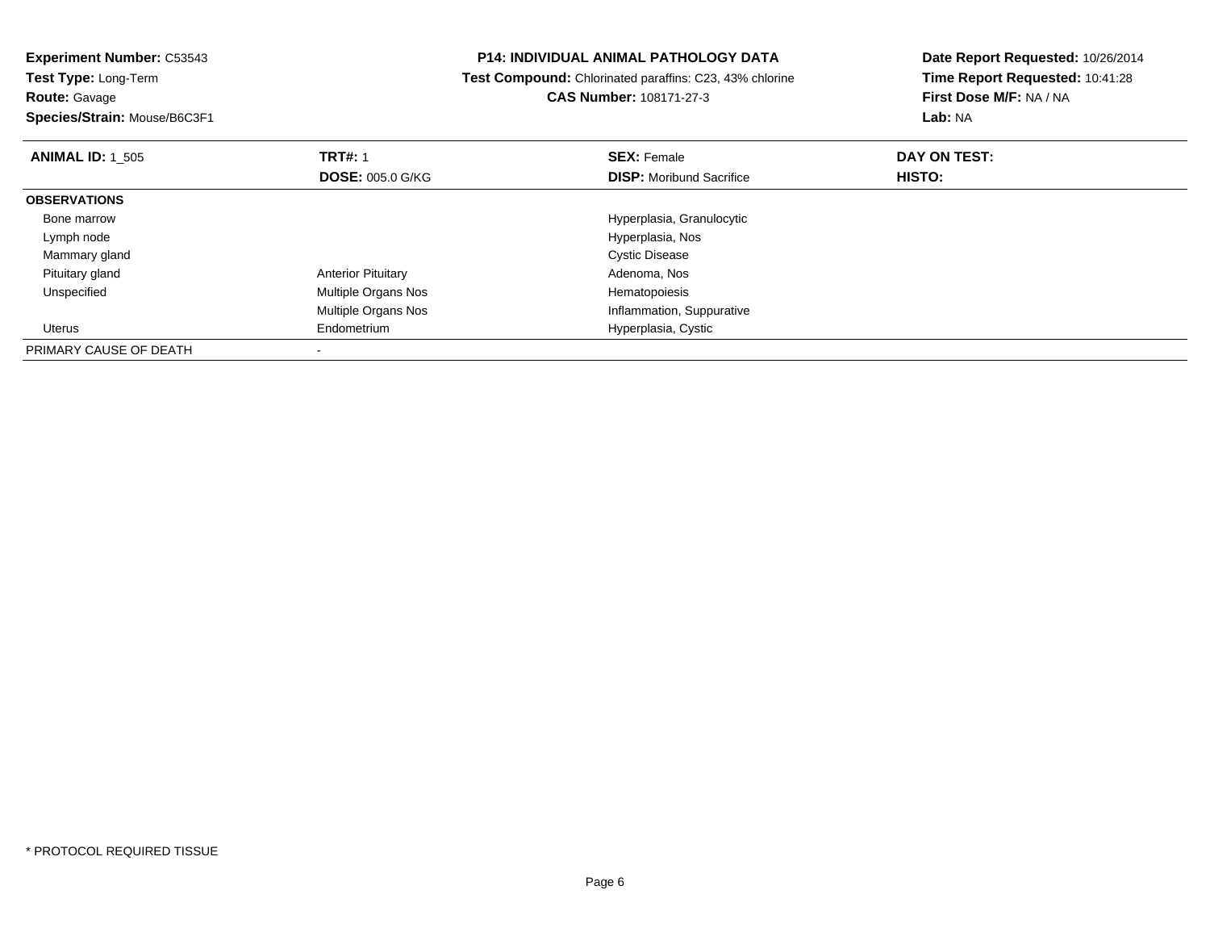**Experiment Number:** C53543
**Test Type:** Long-Term
**Route:** Gavage
**Species/Strain:** Mouse/B6C3F1

**P14: INDIVIDUAL ANIMAL PATHOLOGY DATA**
**Test Compound:** Chlorinated paraffins: C23, 43% chlorine
**CAS Number:** 108171-27-3

**Date Report Requested:** 10/26/2014
**Time Report Requested:** 10:41:28
**First Dose M/F:** NA / NA
**Lab:** NA

| **ANIMAL ID:** 1_505 | **TRT#:** 1 | **SEX:** Female | **DAY ON TEST:** |
|---|---|---|---|
| | **DOSE:** 005.0 G/KG | **DISP:** Moribund Sacrifice | **HISTO:** |
| **OBSERVATIONS** | | | |
| Bone marrow | | Hyperplasia, Granulocytic | |
| Lymph node | | Hyperplasia, Nos | |
| Mammary gland | | Cystic Disease | |
| Pituitary gland | Anterior Pituitary | Adenoma, Nos | |
| Unspecified | Multiple Organs Nos | Hematopoiesis | |
| | Multiple Organs Nos | Inflammation, Suppurative | |
| Uterus | Endometrium | Hyperplasia, Cystic | |
| PRIMARY CAUSE OF DEATH | - | | |

* PROTOCOL REQUIRED TISSUE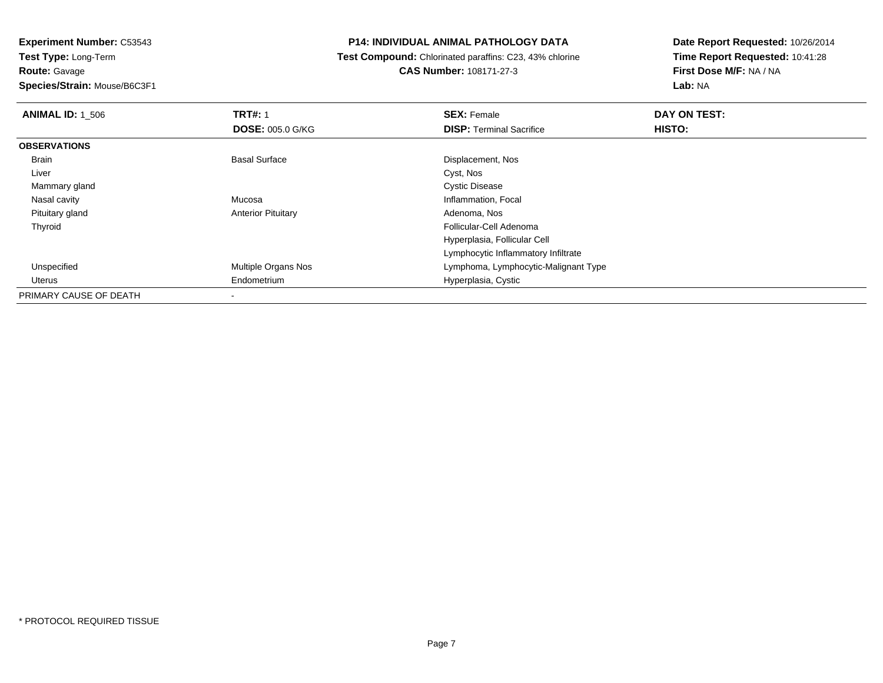**Experiment Number:** C53543
**Test Type:** Long-Term
**Route:** Gavage
**Species/Strain:** Mouse/B6C3F1

**P14: INDIVIDUAL ANIMAL PATHOLOGY DATA**
**Test Compound:** Chlorinated paraffins: C23, 43% chlorine
**CAS Number:** 108171-27-3

**Date Report Requested:** 10/26/2014
**Time Report Requested:** 10:41:28
**First Dose M/F:** NA / NA
**Lab:** NA

| **ANIMAL ID:** 1_506 | **TRT#:** 1<br>**DOSE:** 005.0 G/KG | **SEX:** Female<br>**DISP:** Terminal Sacrifice | **DAY ON TEST:**<br>**HISTO:** |
|---|---|---|---|
| **OBSERVATIONS** | | | |
| Brain | Basal Surface | Displacement, Nos | |
| Liver | | Cyst, Nos | |
| Mammary gland | | Cystic Disease | |
| Nasal cavity | Mucosa | Inflammation, Focal | |
| Pituitary gland | Anterior Pituitary | Adenoma, Nos | |
| Thyroid | | Follicular-Cell Adenoma | |
| | | Hyperplasia, Follicular Cell | |
| | | Lymphocytic Inflammatory Infiltrate | |
| Unspecified | Multiple Organs Nos | Lymphoma, Lymphocytic-Malignant Type | |
| Uterus | Endometrium | Hyperplasia, Cystic | |
| PRIMARY CAUSE OF DEATH | - | | |

* PROTOCOL REQUIRED TISSUE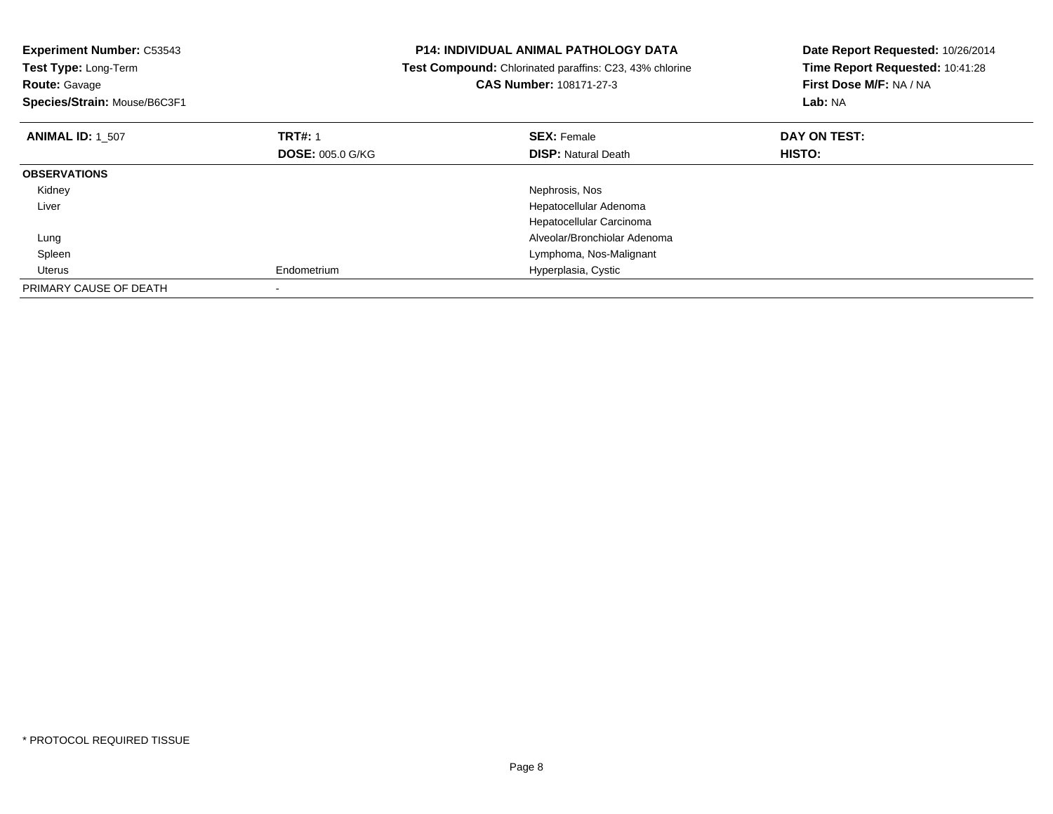**Experiment Number:** C53543
**Test Type:** Long-Term
**Route:** Gavage
**Species/Strain:** Mouse/B6C3F1

**P14: INDIVIDUAL ANIMAL PATHOLOGY DATA**
**Test Compound:** Chlorinated paraffins: C23, 43% chlorine
**CAS Number:** 108171-27-3

**Date Report Requested:** 10/26/2014
**Time Report Requested:** 10:41:28
**First Dose M/F:** NA / NA
**Lab:** NA

| **ANIMAL ID:** 1_507 | **TRT#:** 1 | **SEX:** Female | **DAY ON TEST:** |
|---|---|---|---|
| | **DOSE:** 005.0 G/KG | **DISP:** Natural Death | **HISTO:** |
| **OBSERVATIONS** | | | |
| Kidney | | Nephrosis, Nos | |
| Liver | | Hepatocellular Adenoma | |
| | | Hepatocellular Carcinoma | |
| Lung | | Alveolar/Bronchiolar Adenoma | |
| Spleen | | Lymphoma, Nos-Malignant | |
| Uterus | Endometrium | Hyperplasia, Cystic | |
| PRIMARY CAUSE OF DEATH | - | | |

* PROTOCOL REQUIRED TISSUE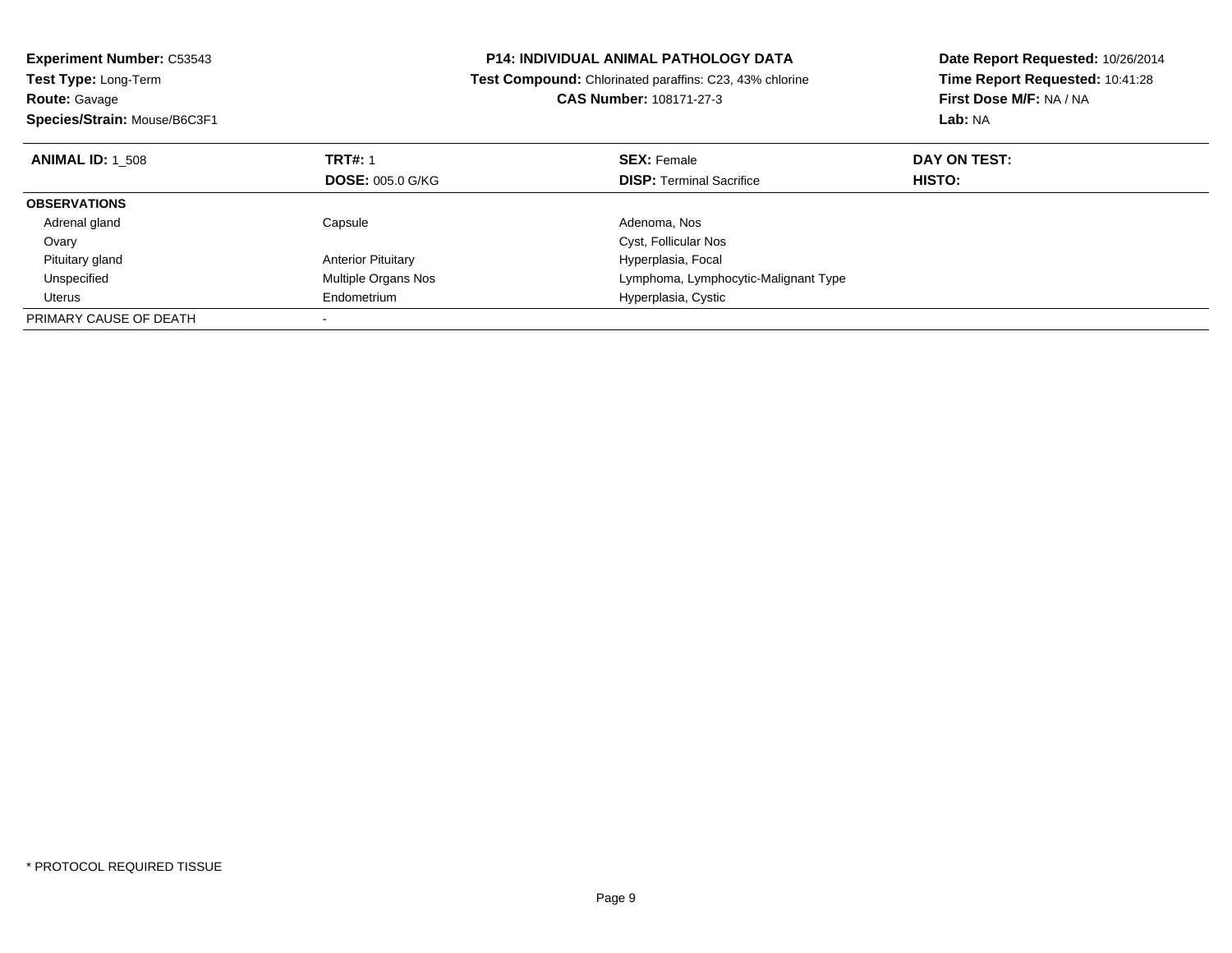**Experiment Number:** C53543
**Test Type:** Long-Term
**Route:** Gavage
**Species/Strain:** Mouse/B6C3F1

**P14: INDIVIDUAL ANIMAL PATHOLOGY DATA**
**Test Compound:** Chlorinated paraffins: C23, 43% chlorine
**CAS Number:** 108171-27-3

**Date Report Requested:** 10/26/2014
**Time Report Requested:** 10:41:28
**First Dose M/F:** NA / NA
**Lab:** NA

| **ANIMAL ID:** 1_508 | **TRT#:** 1<br>**DOSE:** 005.0 G/KG | **SEX:** Female<br>**DISP:** Terminal Sacrifice | **DAY ON TEST:**<br>**HISTO:** |
|---|---|---|---|
| **OBSERVATIONS** | | | |
| Adrenal gland | Capsule | Adenoma, Nos | |
| Ovary | | Cyst, Follicular Nos | |
| Pituitary gland | Anterior Pituitary | Hyperplasia, Focal | |
| Unspecified | Multiple Organs Nos | Lymphoma, Lymphocytic-Malignant Type | |
| Uterus | Endometrium | Hyperplasia, Cystic | |
| PRIMARY CAUSE OF DEATH | - | | |

* PROTOCOL REQUIRED TISSUE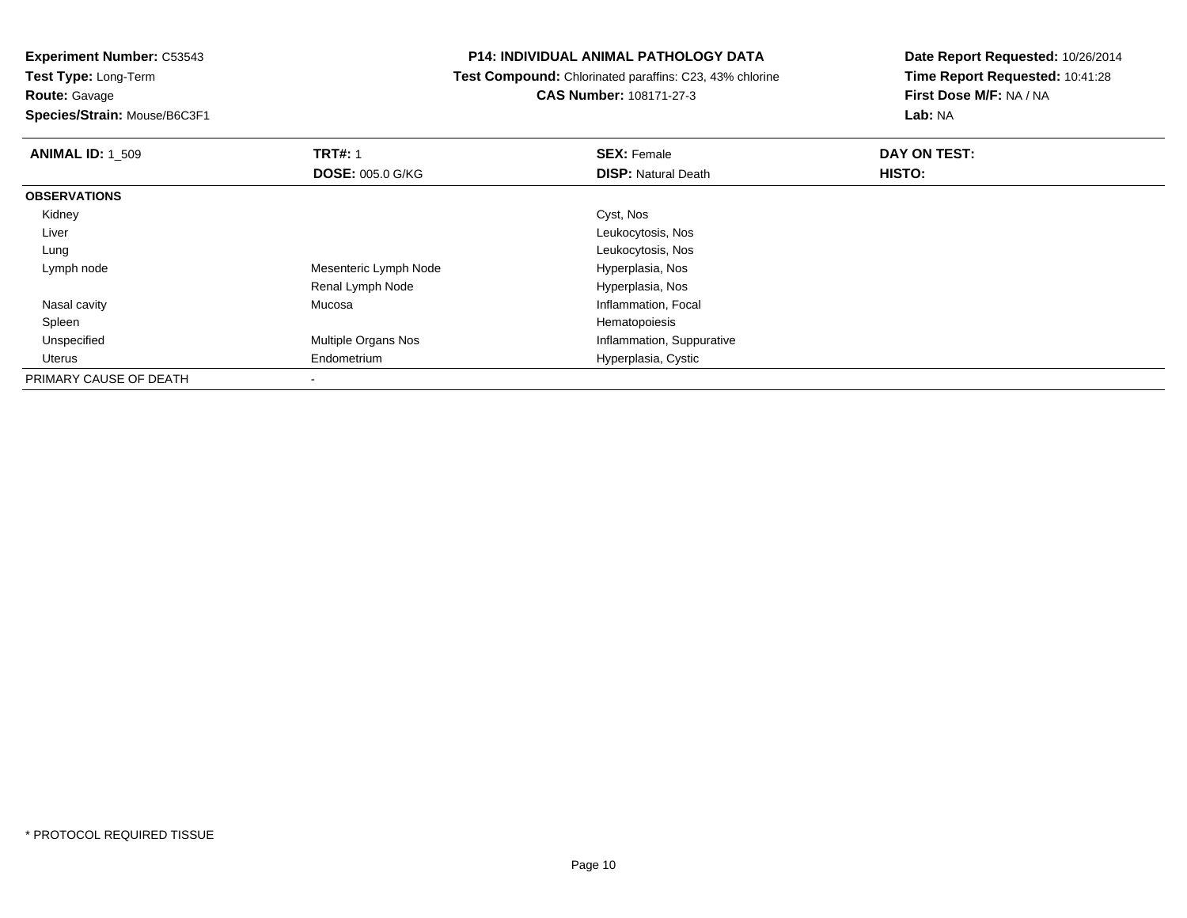**Experiment Number:** C53543
**Test Type:** Long-Term
**Route:** Gavage
**Species/Strain:** Mouse/B6C3F1

**P14: INDIVIDUAL ANIMAL PATHOLOGY DATA**
**Test Compound:** Chlorinated paraffins: C23, 43% chlorine
**CAS Number:** 108171-27-3

**Date Report Requested:** 10/26/2014
**Time Report Requested:** 10:41:28
**First Dose M/F:** NA / NA
**Lab:** NA

| **ANIMAL ID:** 1_509 | **TRT#:** 1 | **SEX:** Female | **DAY ON TEST:** |
|---|---|---|---|
| | **DOSE:** 005.0 G/KG | **DISP:** Natural Death | **HISTO:** |
| **OBSERVATIONS** | | | |
| Kidney | | Cyst, Nos | |
| Liver | | Leukocytosis, Nos | |
| Lung | | Leukocytosis, Nos | |
| Lymph node | Mesenteric Lymph Node | Hyperplasia, Nos | |
| | Renal Lymph Node | Hyperplasia, Nos | |
| Nasal cavity | Mucosa | Inflammation, Focal | |
| Spleen | | Hematopoiesis | |
| Unspecified | Multiple Organs Nos | Inflammation, Suppurative | |
| Uterus | Endometrium | Hyperplasia, Cystic | |
| PRIMARY CAUSE OF DEATH | - | | |

* PROTOCOL REQUIRED TISSUE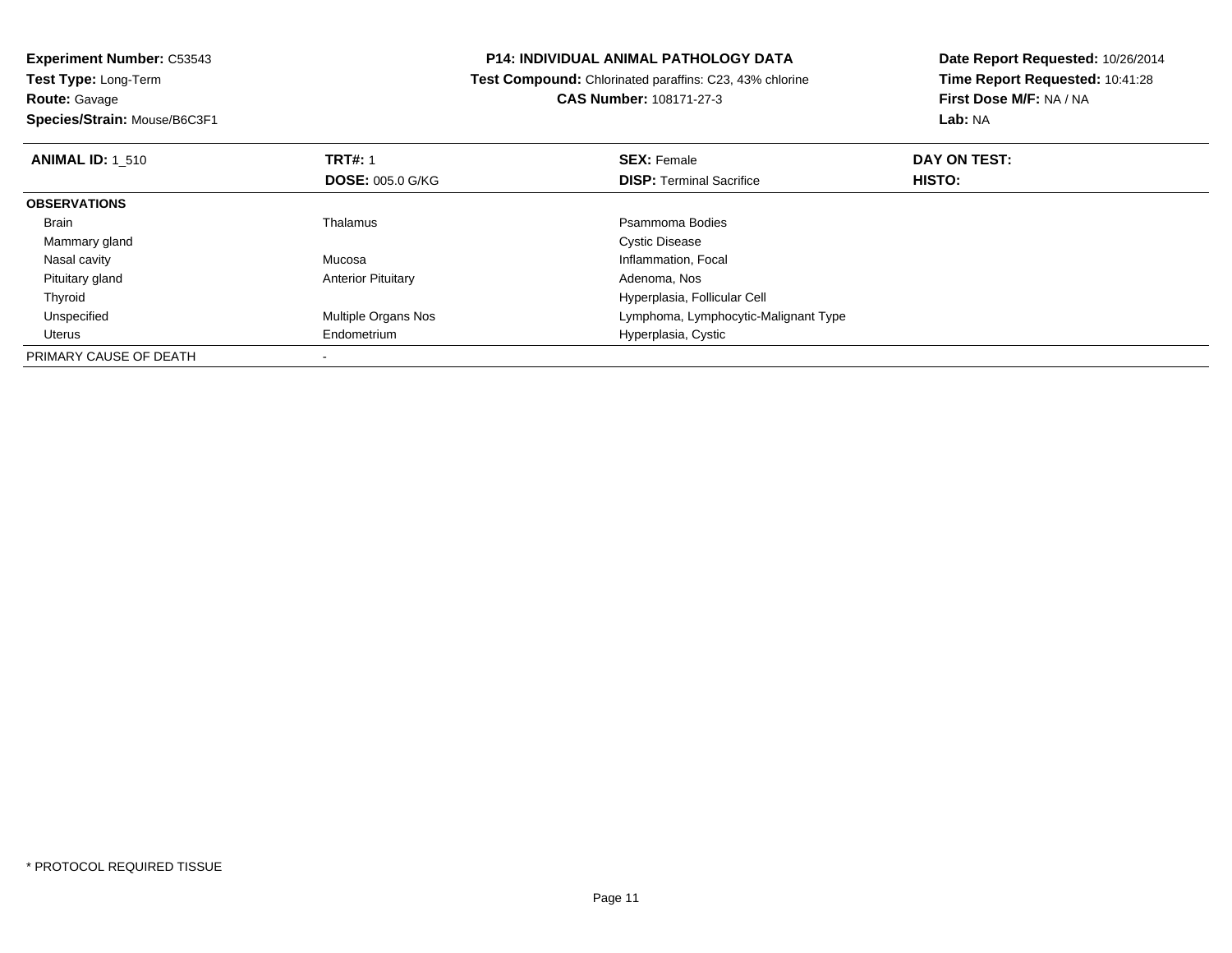**Experiment Number:** C53543
**Test Type:** Long-Term
**Route:** Gavage
**Species/Strain:** Mouse/B6C3F1

**P14: INDIVIDUAL ANIMAL PATHOLOGY DATA**
**Test Compound:** Chlorinated paraffins: C23, 43% chlorine
**CAS Number:** 108171-27-3

**Date Report Requested:** 10/26/2014
**Time Report Requested:** 10:41:28
**First Dose M/F:** NA / NA
**Lab:** NA

| **ANIMAL ID:** 1_510 | **TRT#:** 1 | **SEX:** Female | **DAY ON TEST:** |
|---|---|---|---|
| | **DOSE:** 005.0 G/KG | **DISP:** Terminal Sacrifice | **HISTO:** |
| **OBSERVATIONS** | | | |
| Brain | Thalamus | Psammoma Bodies | |
| Mammary gland | | Cystic Disease | |
| Nasal cavity | Mucosa | Inflammation, Focal | |
| Pituitary gland | Anterior Pituitary | Adenoma, Nos | |
| Thyroid | | Hyperplasia, Follicular Cell | |
| Unspecified | Multiple Organs Nos | Lymphoma, Lymphocytic-Malignant Type | |
| Uterus | Endometrium | Hyperplasia, Cystic | |
| PRIMARY CAUSE OF DEATH | - | | |

* PROTOCOL REQUIRED TISSUE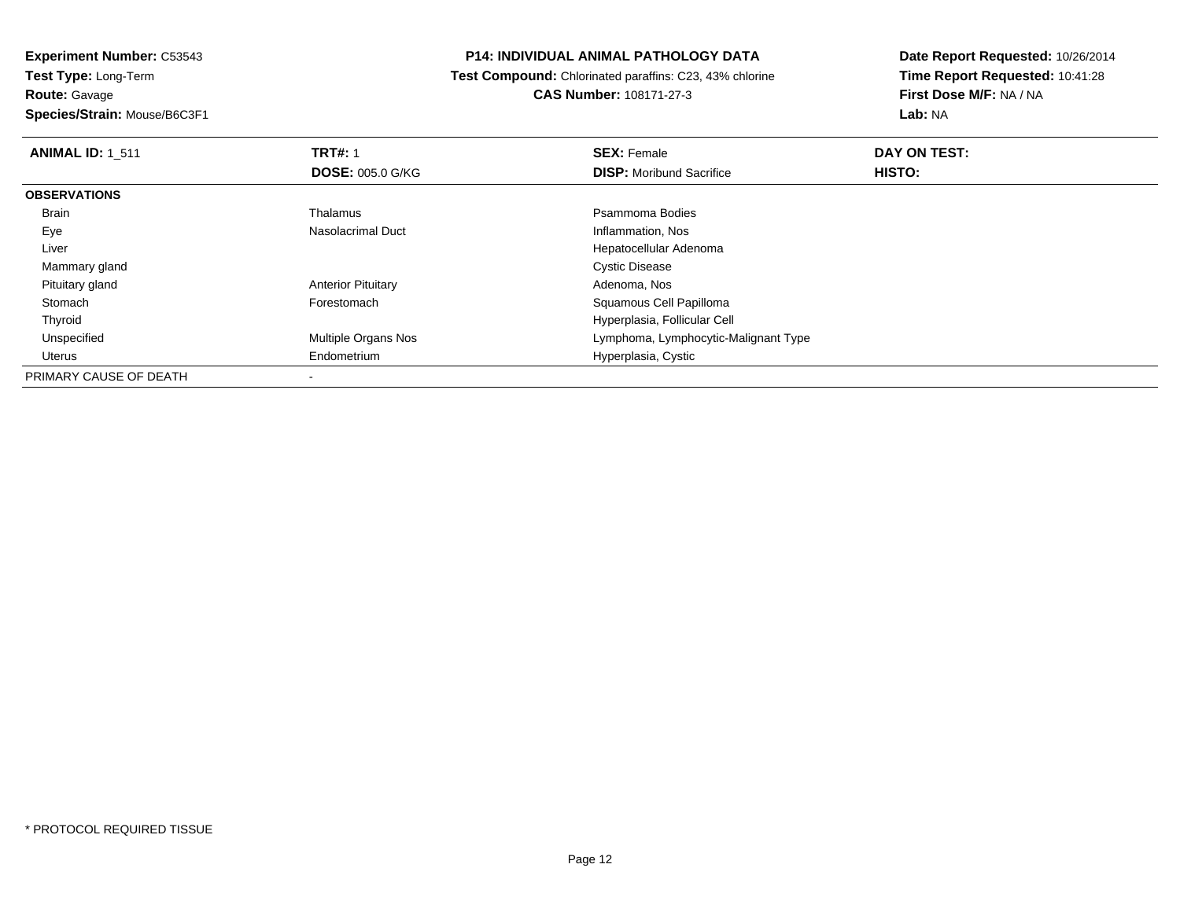**Experiment Number:** C53543
**Test Type:** Long-Term
**Route:** Gavage
**Species/Strain:** Mouse/B6C3F1

**P14: INDIVIDUAL ANIMAL PATHOLOGY DATA**
**Test Compound:** Chlorinated paraffins: C23, 43% chlorine
**CAS Number:** 108171-27-3

**Date Report Requested:** 10/26/2014
**Time Report Requested:** 10:41:28
**First Dose M/F:** NA / NA
**Lab:** NA

| **ANIMAL ID:** 1_511 | **TRT#:** 1 | **SEX:** Female | **DAY ON TEST:** |
|---|---|---|---|
| | **DOSE:** 005.0 G/KG | **DISP:** Moribund Sacrifice | **HISTO:** |
| **OBSERVATIONS** | | | |
| Brain | Thalamus | Psammoma Bodies | |
| Eye | Nasolacrimal Duct | Inflammation, Nos | |
| Liver | | Hepatocellular Adenoma | |
| Mammary gland | | Cystic Disease | |
| Pituitary gland | Anterior Pituitary | Adenoma, Nos | |
| Stomach | Forestomach | Squamous Cell Papilloma | |
| Thyroid | | Hyperplasia, Follicular Cell | |
| Unspecified | Multiple Organs Nos | Lymphoma, Lymphocytic-Malignant Type | |
| Uterus | Endometrium | Hyperplasia, Cystic | |
| PRIMARY CAUSE OF DEATH | - | | |

* PROTOCOL REQUIRED TISSUE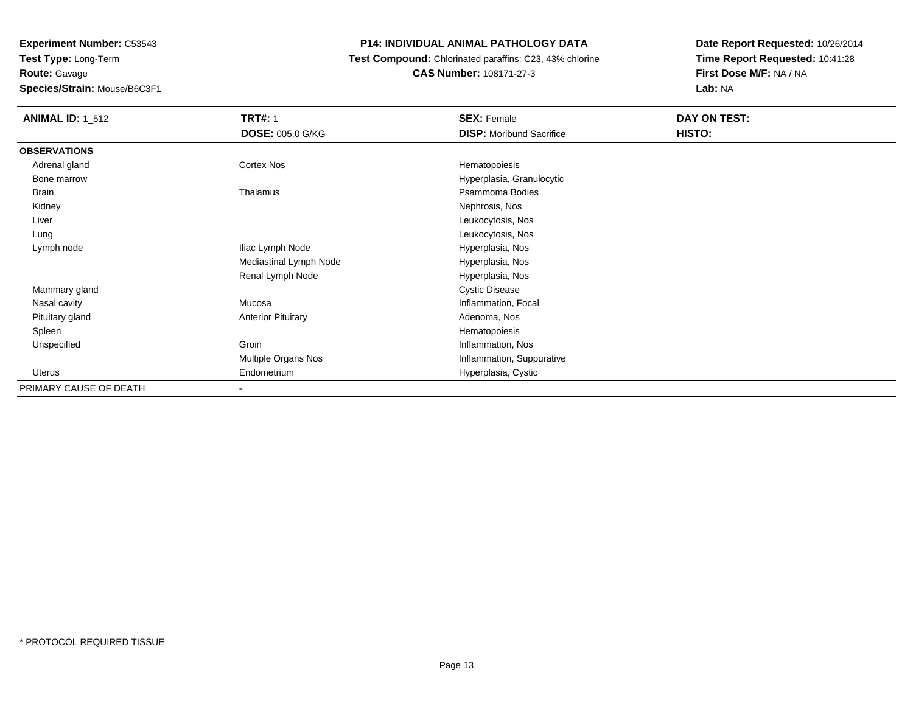**Experiment Number:** C53543
**Test Type:** Long-Term
**Route:** Gavage
**Species/Strain:** Mouse/B6C3F1

**P14: INDIVIDUAL ANIMAL PATHOLOGY DATA**
**Test Compound:** Chlorinated paraffins: C23, 43% chlorine
**CAS Number:** 108171-27-3

**Date Report Requested:** 10/26/2014
**Time Report Requested:** 10:41:28
**First Dose M/F:** NA / NA
**Lab:** NA

| **ANIMAL ID:** 1_512 | **TRT#:** 1 | **SEX:** Female | **DAY ON TEST:** |
|---|---|---|---|
| | **DOSE:** 005.0 G/KG | **DISP:** Moribund Sacrifice | **HISTO:** |
| **OBSERVATIONS** | | | |
| Adrenal gland | Cortex Nos | Hematopoiesis | |
| Bone marrow | | Hyperplasia, Granulocytic | |
| Brain | Thalamus | Psammoma Bodies | |
| Kidney | | Nephrosis, Nos | |
| Liver | | Leukocytosis, Nos | |
| Lung | | Leukocytosis, Nos | |
| Lymph node | Iliac Lymph Node | Hyperplasia, Nos | |
| | Mediastinal Lymph Node | Hyperplasia, Nos | |
| | Renal Lymph Node | Hyperplasia, Nos | |
| Mammary gland | | Cystic Disease | |
| Nasal cavity | Mucosa | Inflammation, Focal | |
| Pituitary gland | Anterior Pituitary | Adenoma, Nos | |
| Spleen | | Hematopoiesis | |
| Unspecified | Groin | Inflammation, Nos | |
| | Multiple Organs Nos | Inflammation, Suppurative | |
| Uterus | Endometrium | Hyperplasia, Cystic | |
| PRIMARY CAUSE OF DEATH | - | | |

* PROTOCOL REQUIRED TISSUE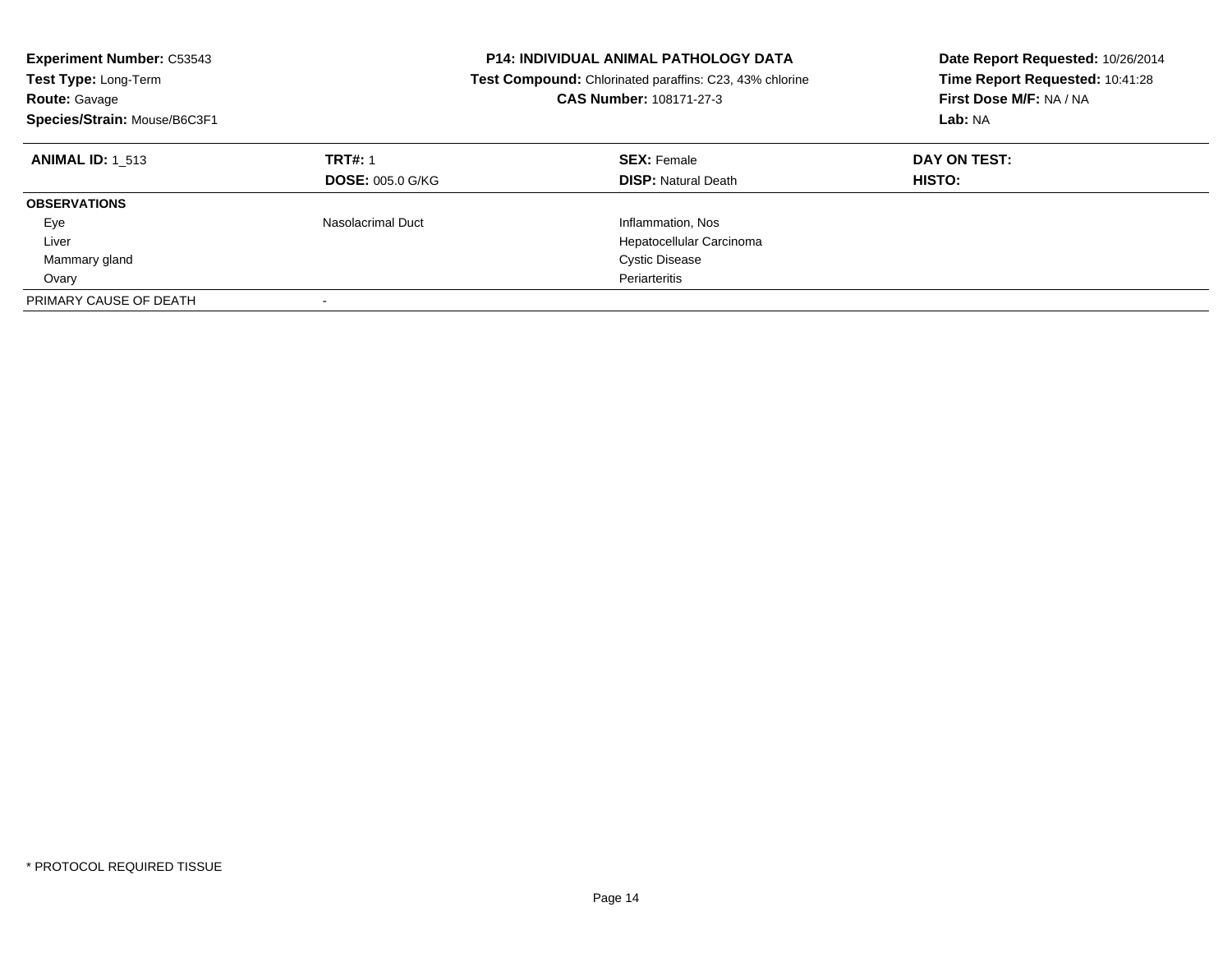**Experiment Number:** C53543
**Test Type:** Long-Term
**Route:** Gavage
**Species/Strain:** Mouse/B6C3F1

**P14: INDIVIDUAL ANIMAL PATHOLOGY DATA**
**Test Compound:** Chlorinated paraffins: C23, 43% chlorine
**CAS Number:** 108171-27-3

**Date Report Requested:** 10/26/2014
**Time Report Requested:** 10:41:28
**First Dose M/F:** NA / NA
**Lab:** NA

| **ANIMAL ID:** 1_513 | **TRT#:** 1 | **SEX:** Female | **DAY ON TEST:** |
|---|---|---|---|
| | **DOSE:** 005.0 G/KG | **DISP:** Natural Death | **HISTO:** |
| **OBSERVATIONS** | | | |
| Eye | Nasolacrimal Duct | Inflammation, Nos | |
| Liver | | Hepatocellular Carcinoma | |
| Mammary gland | | Cystic Disease | |
| Ovary | | Periarteritis | |
| PRIMARY CAUSE OF DEATH | - | | |

* PROTOCOL REQUIRED TISSUE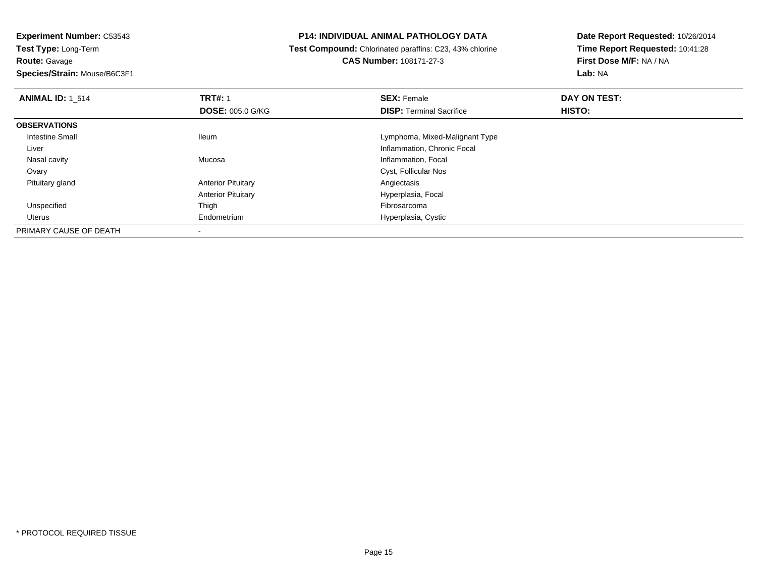**Experiment Number:** C53543
**Test Type:** Long-Term
**Route:** Gavage
**Species/Strain:** Mouse/B6C3F1

# P14: INDIVIDUAL ANIMAL PATHOLOGY DATA

**Test Compound:** Chlorinated paraffins: C23, 43% chlorine
**CAS Number:** 108171-27-3

**Date Report Requested:** 10/26/2014
**Time Report Requested:** 10:41:28
**First Dose M/F:** NA / NA
**Lab:** NA

| **ANIMAL ID:** 1_514 | **TRT#:** 1 | **SEX:** Female | **DAY ON TEST:** |
|---|---|---|---|
| | **DOSE:** 005.0 G/KG | **DISP:** Terminal Sacrifice | **HISTO:** |
| **OBSERVATIONS** | | | |
| Intestine Small | Ileum | Lymphoma, Mixed-Malignant Type | |
| Liver | | Inflammation, Chronic Focal | |
| Nasal cavity | Mucosa | Inflammation, Focal | |
| Ovary | | Cyst, Follicular Nos | |
| Pituitary gland | Anterior Pituitary | Angiectasis | |
| | Anterior Pituitary | Hyperplasia, Focal | |
| Unspecified | Thigh | Fibrosarcoma | |
| Uterus | Endometrium | Hyperplasia, Cystic | |
| PRIMARY CAUSE OF DEATH | - | | |

* PROTOCOL REQUIRED TISSUE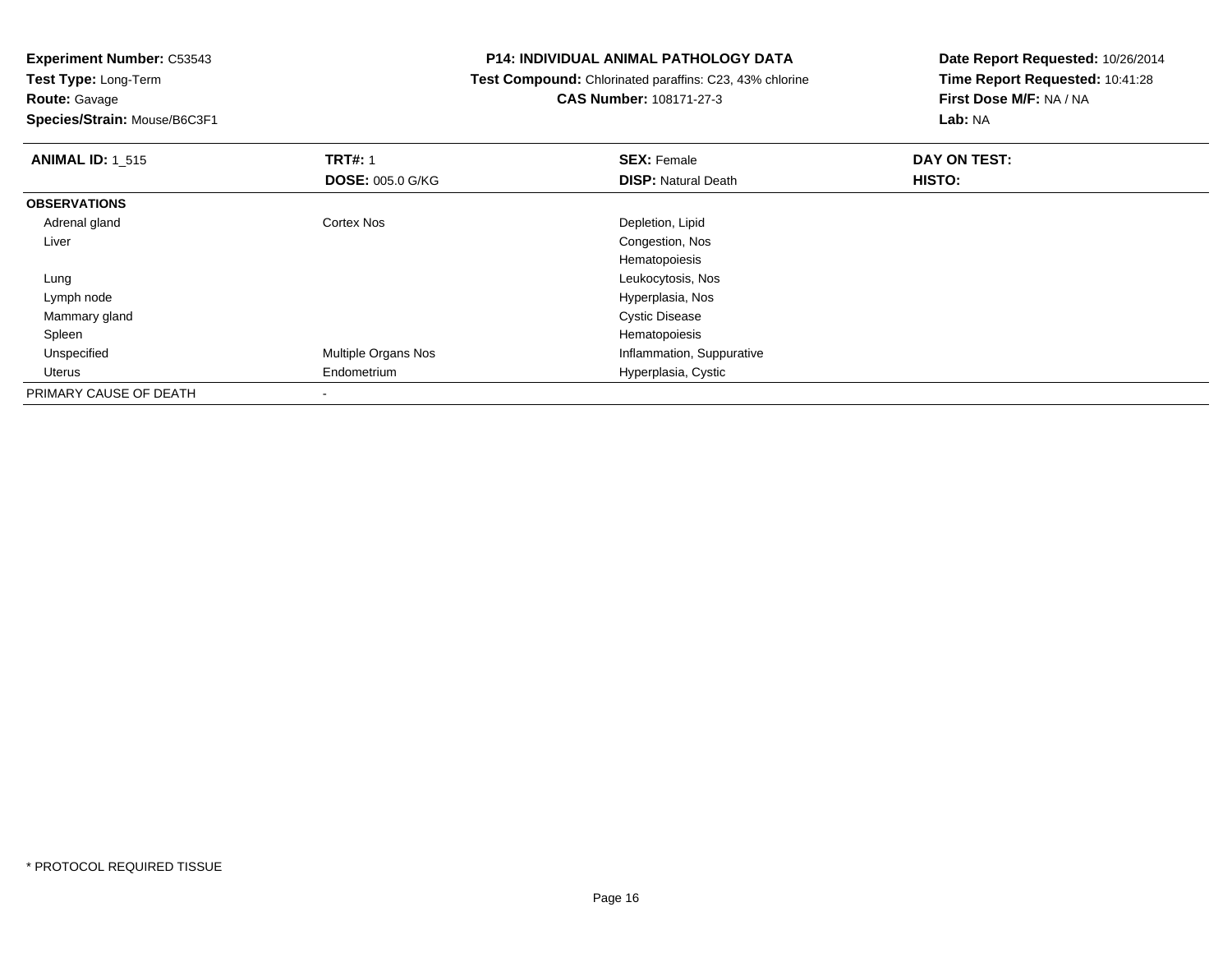**Experiment Number:** C53543
**Test Type:** Long-Term
**Route:** Gavage
**Species/Strain:** Mouse/B6C3F1

**P14: INDIVIDUAL ANIMAL PATHOLOGY DATA**
**Test Compound:** Chlorinated paraffins: C23, 43% chlorine
**CAS Number:** 108171-27-3

**Date Report Requested:** 10/26/2014
**Time Report Requested:** 10:41:28
**First Dose M/F:** NA / NA
**Lab:** NA

| **ANIMAL ID:** 1_515 | **TRT#:** 1 | **SEX:** Female | **DAY ON TEST:** |
|---|---|---|---|
| | **DOSE:** 005.0 G/KG | **DISP:** Natural Death | **HISTO:** |
| **OBSERVATIONS** | | | |
| Adrenal gland | Cortex Nos | Depletion, Lipid | |
| Liver | | Congestion, Nos | |
| | | Hematopoiesis | |
| Lung | | Leukocytosis, Nos | |
| Lymph node | | Hyperplasia, Nos | |
| Mammary gland | | Cystic Disease | |
| Spleen | | Hematopoiesis | |
| Unspecified | Multiple Organs Nos | Inflammation, Suppurative | |
| Uterus | Endometrium | Hyperplasia, Cystic | |
| PRIMARY CAUSE OF DEATH | - | | |

* PROTOCOL REQUIRED TISSUE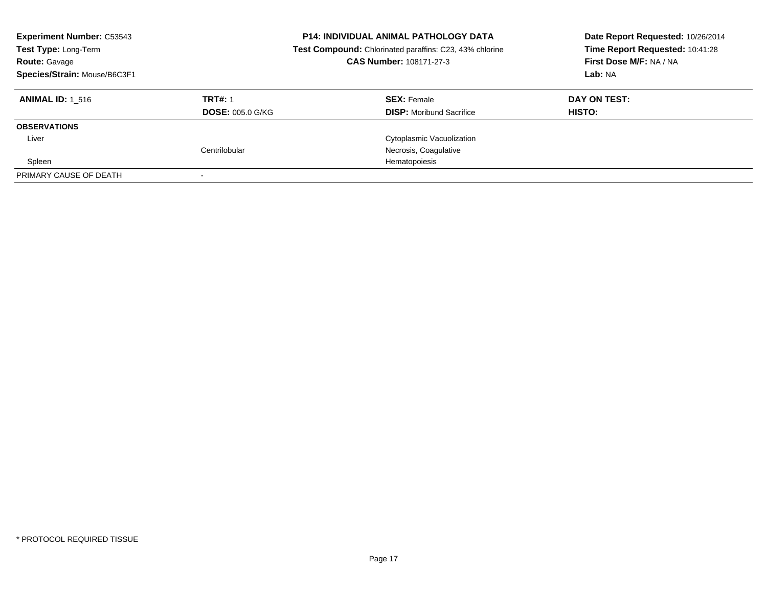**Experiment Number:** C53543
**Test Type:** Long-Term
**Route:** Gavage
**Species/Strain:** Mouse/B6C3F1

**P14: INDIVIDUAL ANIMAL PATHOLOGY DATA**
**Test Compound:** Chlorinated paraffins: C23, 43% chlorine
**CAS Number:** 108171-27-3

**Date Report Requested:** 10/26/2014
**Time Report Requested:** 10:41:28
**First Dose M/F:** NA / NA
**Lab:** NA

| **ANIMAL ID:** 1_516 | **TRT#:** 1 | **SEX:** Female | **DAY ON TEST:** |
|---|---|---|---|
| | **DOSE:** 005.0 G/KG | **DISP:** Moribund Sacrifice | **HISTO:** |
| **OBSERVATIONS** | | | |
| Liver | | Cytoplasmic Vacuolization | |
| | Centrilobular | Necrosis, Coagulative | |
| Spleen | | Hematopoiesis | |
| PRIMARY CAUSE OF DEATH | - | | |

* PROTOCOL REQUIRED TISSUE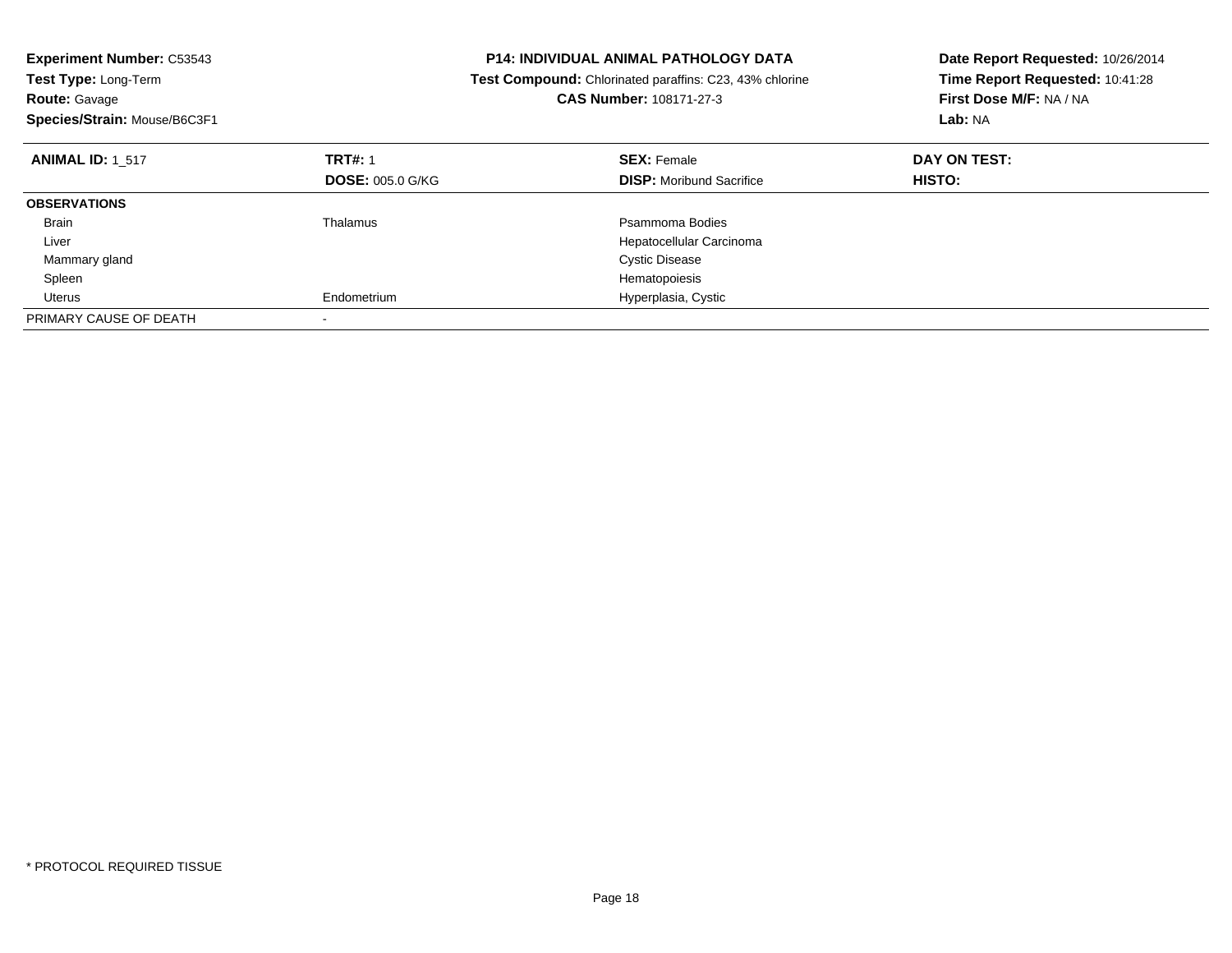**Experiment Number:** C53543
**Test Type:** Long-Term
**Route:** Gavage
**Species/Strain:** Mouse/B6C3F1

**P14: INDIVIDUAL ANIMAL PATHOLOGY DATA**
**Test Compound:** Chlorinated paraffins: C23, 43% chlorine
**CAS Number:** 108171-27-3

**Date Report Requested:** 10/26/2014
**Time Report Requested:** 10:41:28
**First Dose M/F:** NA / NA
**Lab:** NA

| **ANIMAL ID:** 1_517 | **TRT#:** 1 | **SEX:** Female | **DAY ON TEST:** |
|---|---|---|---|
| | **DOSE:** 005.0 G/KG | **DISP:** Moribund Sacrifice | **HISTO:** |
| **OBSERVATIONS** | | | |
| Brain | Thalamus | Psammoma Bodies | |
| Liver | | Hepatocellular Carcinoma | |
| Mammary gland | | Cystic Disease | |
| Spleen | | Hematopoiesis | |
| Uterus | Endometrium | Hyperplasia, Cystic | |
| PRIMARY CAUSE OF DEATH | - | | |

* PROTOCOL REQUIRED TISSUE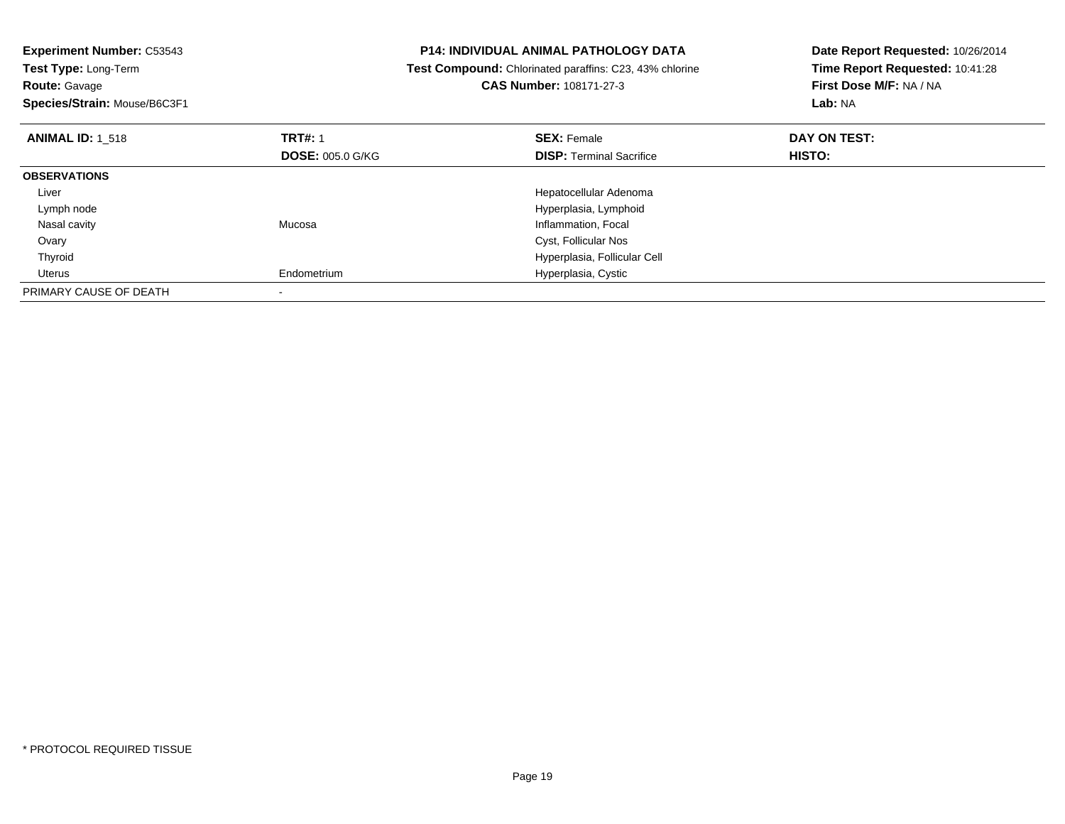**Experiment Number:** C53543
**Test Type:** Long-Term
**Route:** Gavage
**Species/Strain:** Mouse/B6C3F1

**P14: INDIVIDUAL ANIMAL PATHOLOGY DATA**
**Test Compound:** Chlorinated paraffins: C23, 43% chlorine
**CAS Number:** 108171-27-3

**Date Report Requested:** 10/26/2014
**Time Report Requested:** 10:41:28
**First Dose M/F:** NA / NA
**Lab:** NA

| **ANIMAL ID:** 1_518 | **TRT#:** 1 | **SEX:** Female | **DAY ON TEST:** |
|---|---|---|---|
| | **DOSE:** 005.0 G/KG | **DISP:** Terminal Sacrifice | **HISTO:** |
| **OBSERVATIONS** | | | |
| Liver | | Hepatocellular Adenoma | |
| Lymph node | | Hyperplasia, Lymphoid | |
| Nasal cavity | Mucosa | Inflammation, Focal | |
| Ovary | | Cyst, Follicular Nos | |
| Thyroid | | Hyperplasia, Follicular Cell | |
| Uterus | Endometrium | Hyperplasia, Cystic | |
| PRIMARY CAUSE OF DEATH | - | | |

* PROTOCOL REQUIRED TISSUE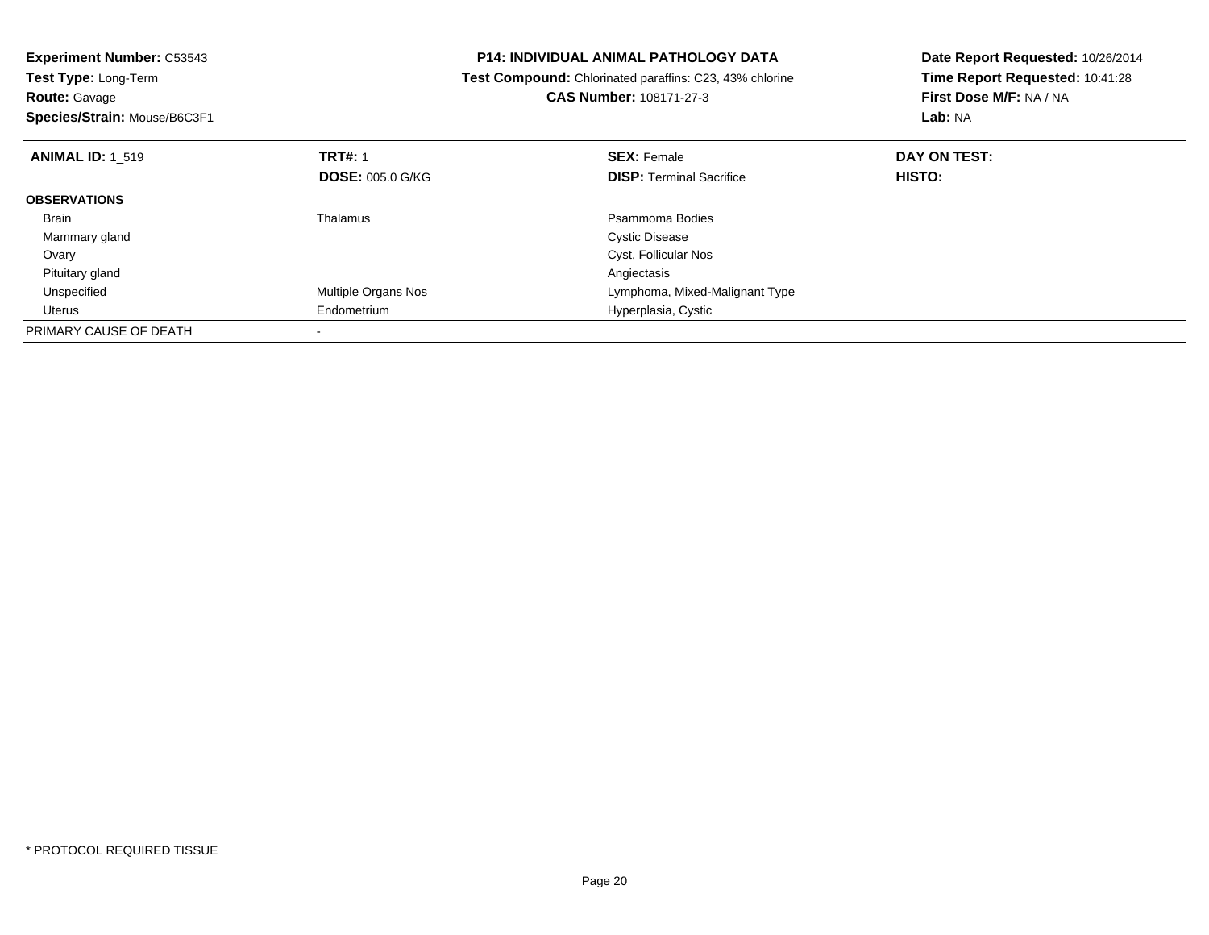**Experiment Number:** C53543
**Test Type:** Long-Term
**Route:** Gavage
**Species/Strain:** Mouse/B6C3F1

**P14: INDIVIDUAL ANIMAL PATHOLOGY DATA**
**Test Compound:** Chlorinated paraffins: C23, 43% chlorine
**CAS Number:** 108171-27-3

**Date Report Requested:** 10/26/2014
**Time Report Requested:** 10:41:28
**First Dose M/F:** NA / NA
**Lab:** NA

| **ANIMAL ID:** 1_519 | **TRT#:** 1 | **SEX:** Female | **DAY ON TEST:** |
|---|---|---|---|
| | **DOSE:** 005.0 G/KG | **DISP:** Terminal Sacrifice | **HISTO:** |
| **OBSERVATIONS** | | | |
| Brain | Thalamus | Psammoma Bodies | |
| Mammary gland | | Cystic Disease | |
| Ovary | | Cyst, Follicular Nos | |
| Pituitary gland | | Angiectasis | |
| Unspecified | Multiple Organs Nos | Lymphoma, Mixed-Malignant Type | |
| Uterus | Endometrium | Hyperplasia, Cystic | |
| PRIMARY CAUSE OF DEATH | - | | |

* PROTOCOL REQUIRED TISSUE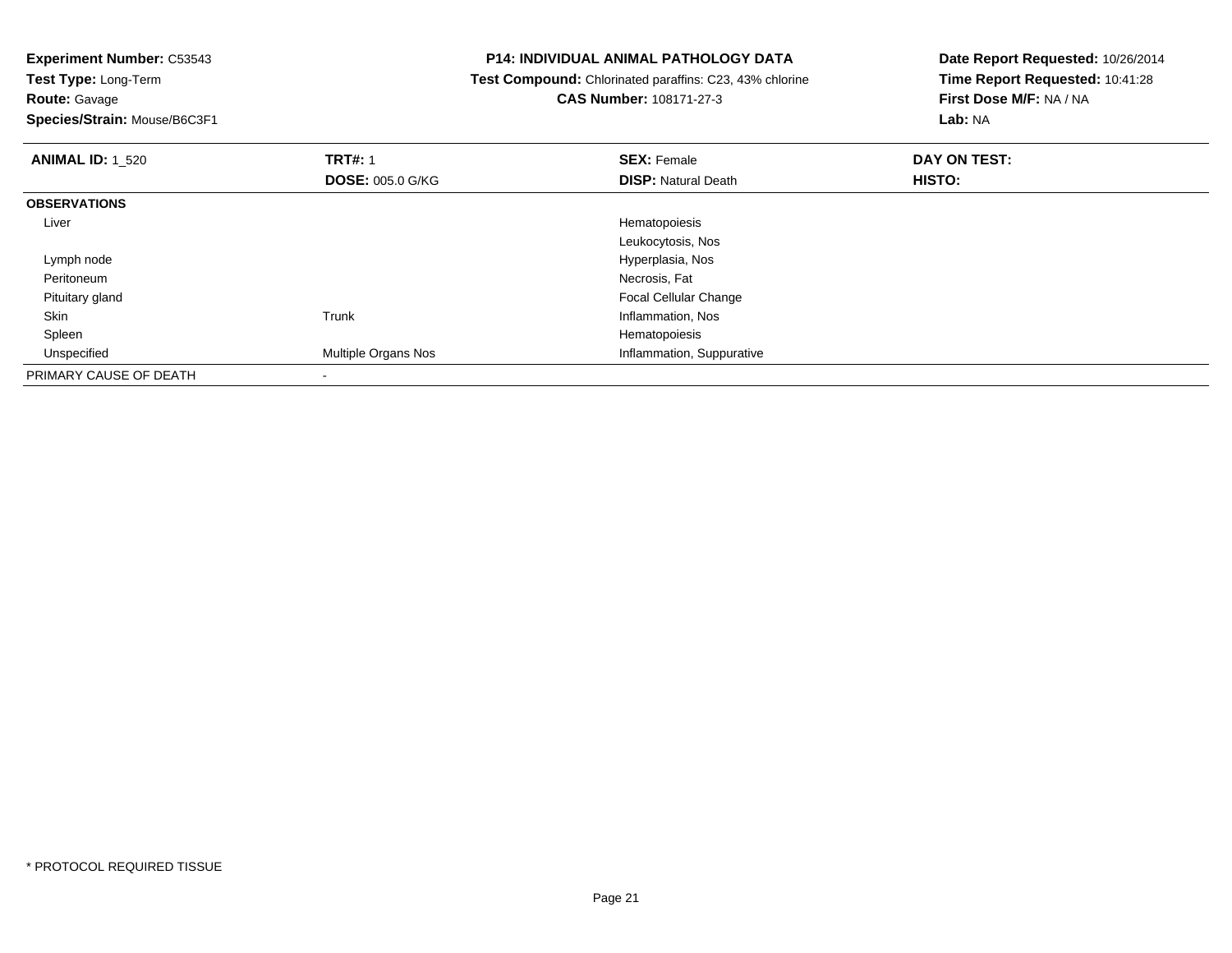**Experiment Number:** C53543
**Test Type:** Long-Term
**Route:** Gavage
**Species/Strain:** Mouse/B6C3F1

**P14: INDIVIDUAL ANIMAL PATHOLOGY DATA**
**Test Compound:** Chlorinated paraffins: C23, 43% chlorine
**CAS Number:** 108171-27-3

**Date Report Requested:** 10/26/2014
**Time Report Requested:** 10:41:28
**First Dose M/F:** NA / NA
**Lab:** NA

| **ANIMAL ID:** 1_520 | **TRT#:** 1 | **SEX:** Female | **DAY ON TEST:** |
|---|---|---|---|
| | **DOSE:** 005.0 G/KG | **DISP:** Natural Death | **HISTO:** |
| **OBSERVATIONS** | | | |
| Liver | | Hematopoiesis | |
| | | Leukocytosis, Nos | |
| Lymph node | | Hyperplasia, Nos | |
| Peritoneum | | Necrosis, Fat | |
| Pituitary gland | | Focal Cellular Change | |
| Skin | Trunk | Inflammation, Nos | |
| Spleen | | Hematopoiesis | |
| Unspecified | Multiple Organs Nos | Inflammation, Suppurative | |
| PRIMARY CAUSE OF DEATH | - | | |

* PROTOCOL REQUIRED TISSUE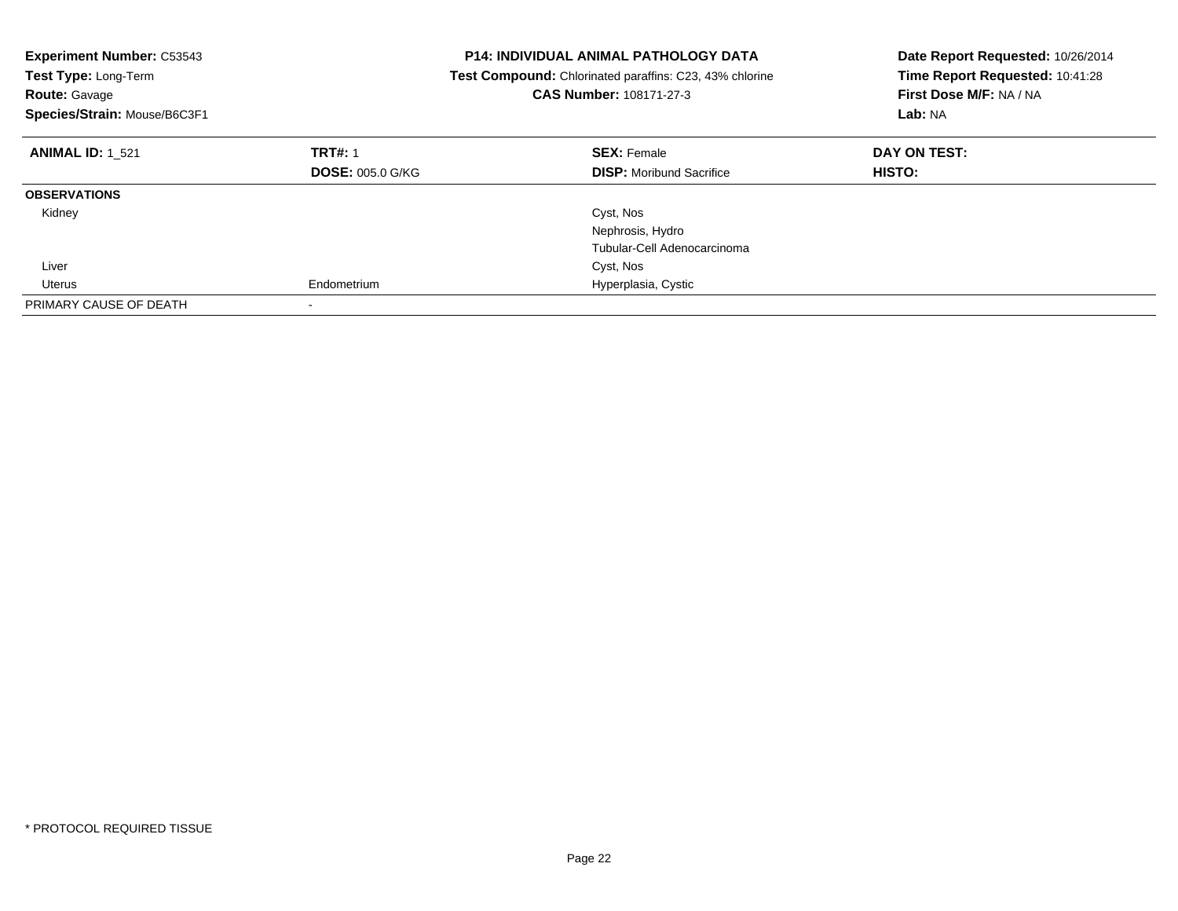**Experiment Number:** C53543
**Test Type:** Long-Term
**Route:** Gavage
**Species/Strain:** Mouse/B6C3F1

**P14: INDIVIDUAL ANIMAL PATHOLOGY DATA**
**Test Compound:** Chlorinated paraffins: C23, 43% chlorine
**CAS Number:** 108171-27-3

**Date Report Requested:** 10/26/2014
**Time Report Requested:** 10:41:28
**First Dose M/F:** NA / NA
**Lab:** NA

| **ANIMAL ID:** 1_521 | **TRT#:** 1 | **SEX:** Female | **DAY ON TEST:** |
|---|---|---|---|
| | **DOSE:** 005.0 G/KG | **DISP:** Moribund Sacrifice | **HISTO:** |
| **OBSERVATIONS** | | | |
| Kidney | | Cyst, Nos | |
| | | Nephrosis, Hydro | |
| | | Tubular-Cell Adenocarcinoma | |
| Liver | | Cyst, Nos | |
| Uterus | Endometrium | Hyperplasia, Cystic | |
| PRIMARY CAUSE OF DEATH | - | | |

* PROTOCOL REQUIRED TISSUE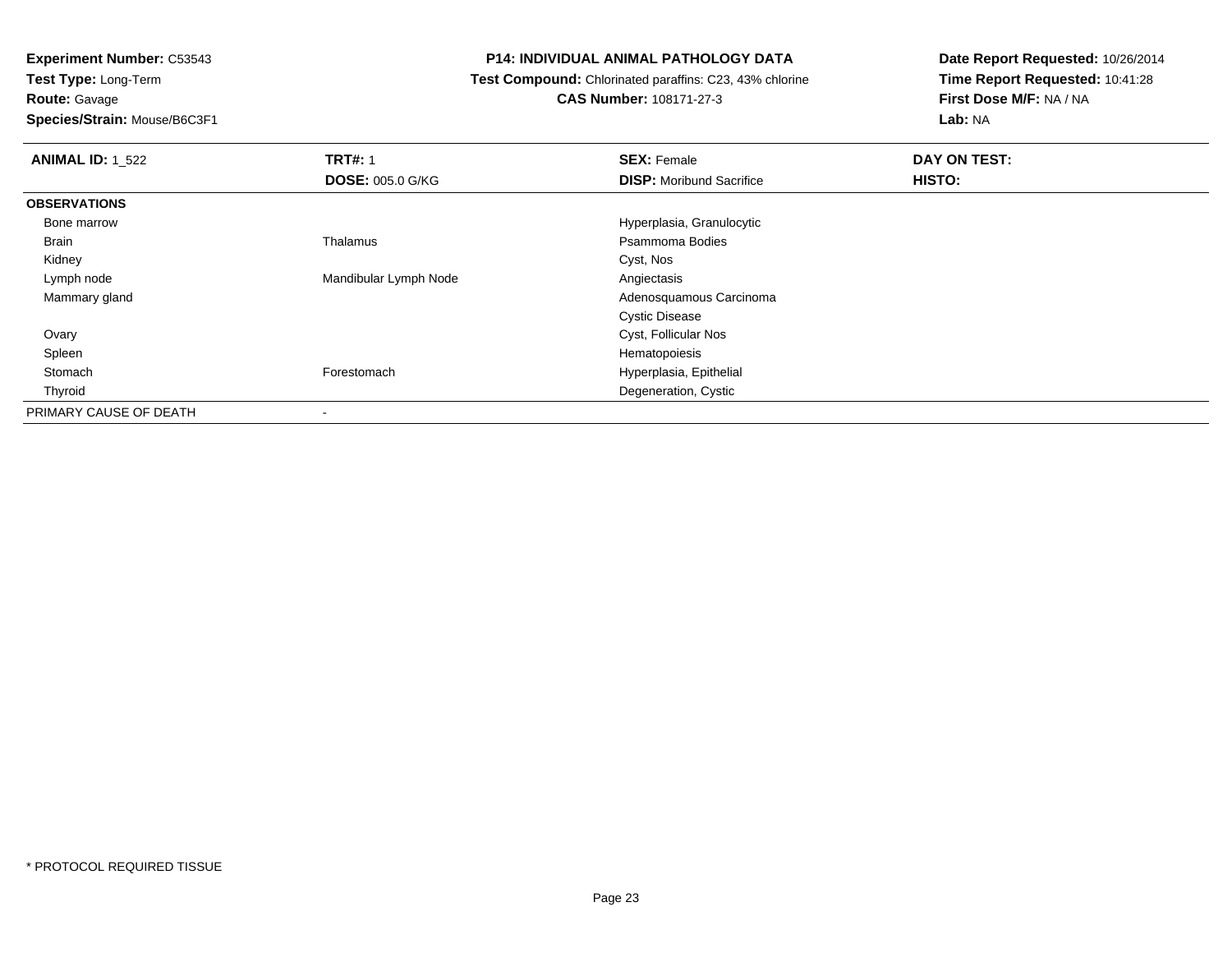**Experiment Number:** C53543
**Test Type:** Long-Term
**Route:** Gavage
**Species/Strain:** Mouse/B6C3F1

**P14: INDIVIDUAL ANIMAL PATHOLOGY DATA**
**Test Compound:** Chlorinated paraffins: C23, 43% chlorine
**CAS Number:** 108171-27-3

**Date Report Requested:** 10/26/2014
**Time Report Requested:** 10:41:28
**First Dose M/F:** NA / NA
**Lab:** NA

| **ANIMAL ID:** 1_522 | **TRT#:** 1 | **SEX:** Female | **DAY ON TEST:** |
|---|---|---|---|
| | **DOSE:** 005.0 G/KG | **DISP:** Moribund Sacrifice | **HISTO:** |
| **OBSERVATIONS** | | | |
| Bone marrow | | Hyperplasia, Granulocytic | |
| Brain | Thalamus | Psammoma Bodies | |
| Kidney | | Cyst, Nos | |
| Lymph node | Mandibular Lymph Node | Angiectasis | |
| Mammary gland | | Adenosquamous Carcinoma | |
| | | Cystic Disease | |
| Ovary | | Cyst, Follicular Nos | |
| Spleen | | Hematopoiesis | |
| Stomach | Forestomach | Hyperplasia, Epithelial | |
| Thyroid | | Degeneration, Cystic | |
| PRIMARY CAUSE OF DEATH | - | | |

* PROTOCOL REQUIRED TISSUE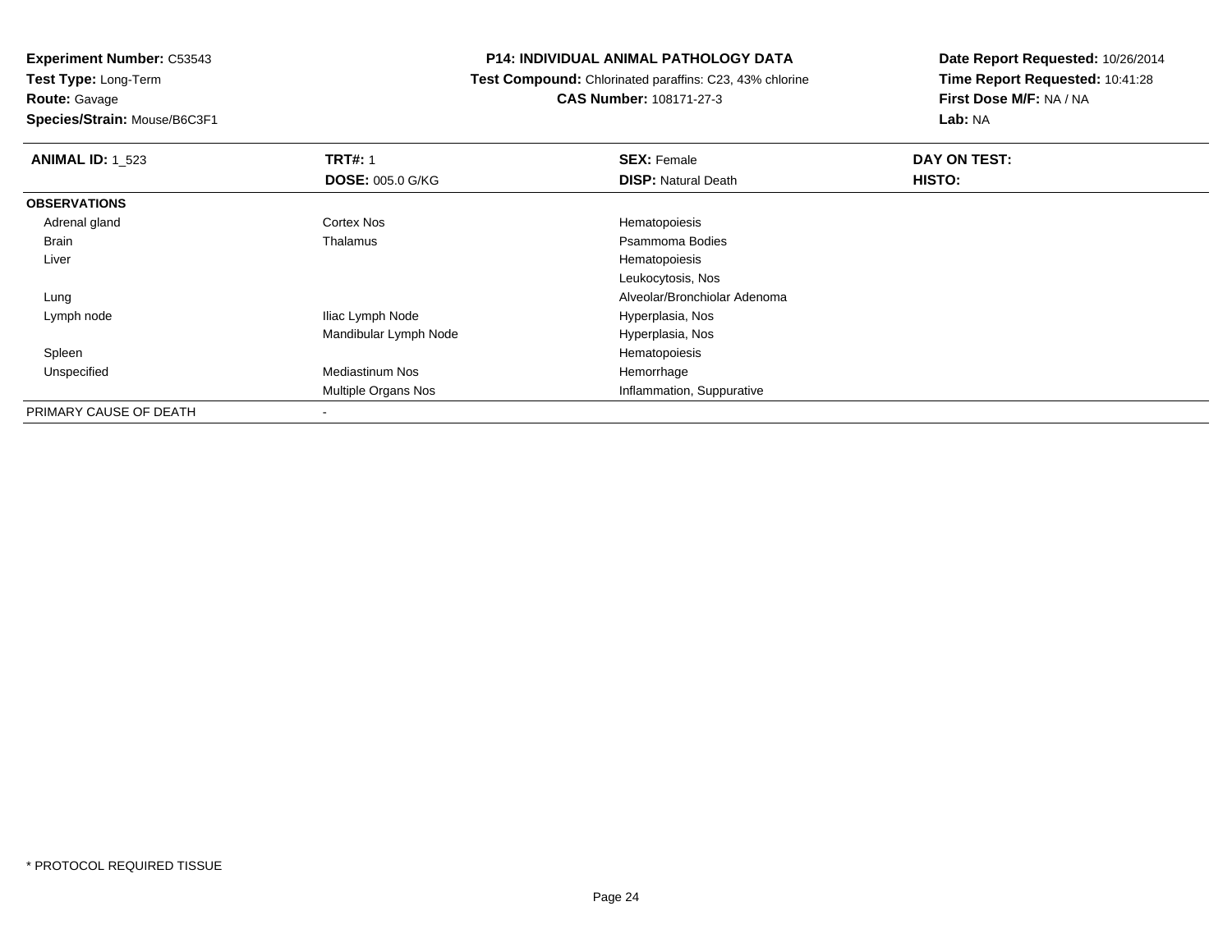**Experiment Number:** C53543
**Test Type:** Long-Term
**Route:** Gavage
**Species/Strain:** Mouse/B6C3F1

**P14: INDIVIDUAL ANIMAL PATHOLOGY DATA**
**Test Compound:** Chlorinated paraffins: C23, 43% chlorine
**CAS Number:** 108171-27-3

**Date Report Requested:** 10/26/2014
**Time Report Requested:** 10:41:28
**First Dose M/F:** NA / NA
**Lab:** NA

| **ANIMAL ID:** 1_523 | **TRT#:** 1 | **SEX:** Female | **DAY ON TEST:** |
|---|---|---|---|
| | **DOSE:** 005.0 G/KG | **DISP:** Natural Death | **HISTO:** |
| **OBSERVATIONS** | | | |
| Adrenal gland | Cortex Nos | Hematopoiesis | |
| Brain | Thalamus | Psammoma Bodies | |
| Liver | | Hematopoiesis | |
| | | Leukocytosis, Nos | |
| Lung | | Alveolar/Bronchiolar Adenoma | |
| Lymph node | Iliac Lymph Node | Hyperplasia, Nos | |
| | Mandibular Lymph Node | Hyperplasia, Nos | |
| Spleen | | Hematopoiesis | |
| Unspecified | Mediastinum Nos | Hemorrhage | |
| | Multiple Organs Nos | Inflammation, Suppurative | |
| PRIMARY CAUSE OF DEATH | - | | |

* PROTOCOL REQUIRED TISSUE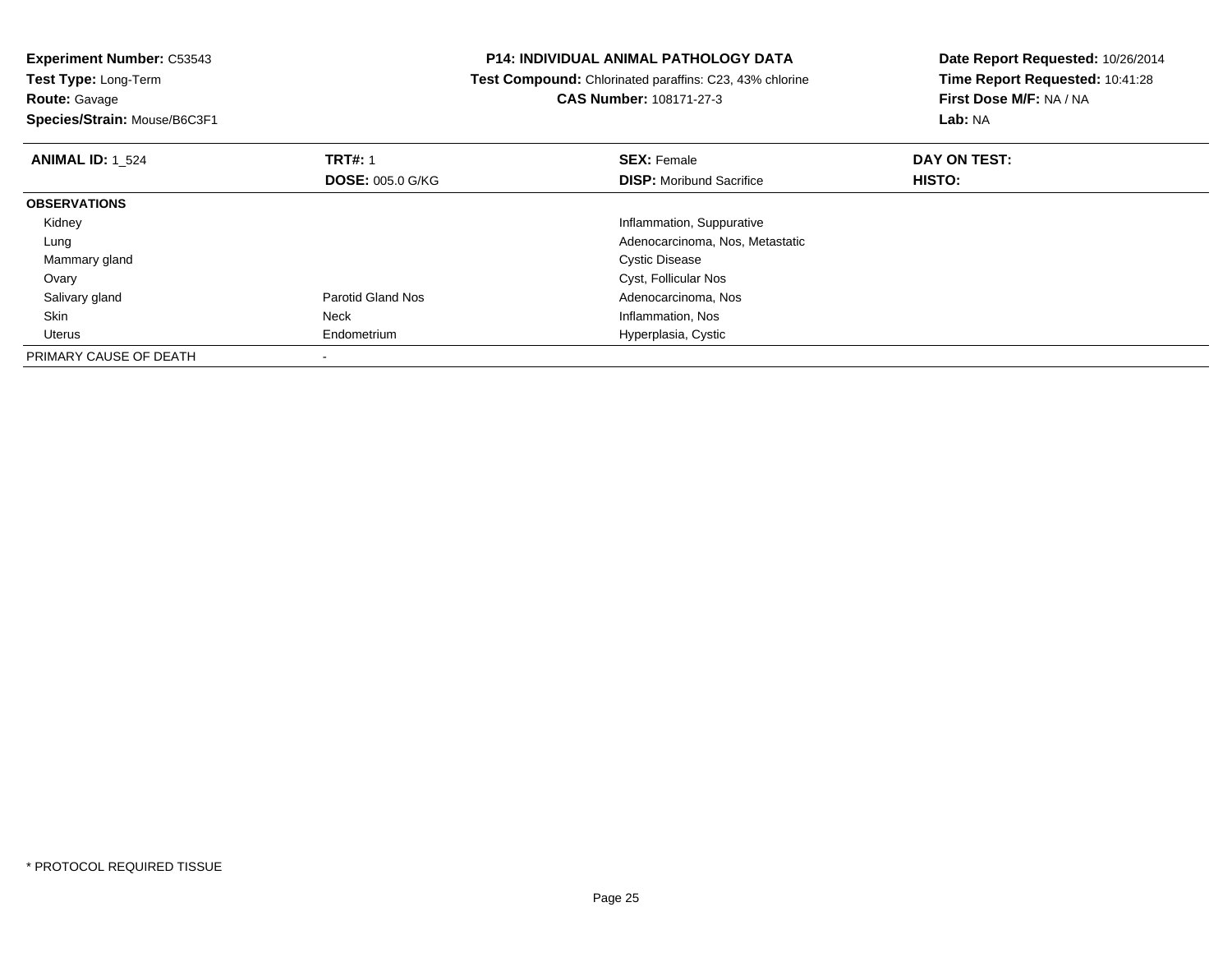**Experiment Number:** C53543
**Test Type:** Long-Term
**Route:** Gavage
**Species/Strain:** Mouse/B6C3F1

**P14: INDIVIDUAL ANIMAL PATHOLOGY DATA**
**Test Compound:** Chlorinated paraffins: C23, 43% chlorine
**CAS Number:** 108171-27-3

**Date Report Requested:** 10/26/2014
**Time Report Requested:** 10:41:28
**First Dose M/F:** NA / NA
**Lab:** NA

| **ANIMAL ID:** 1_524 | **TRT#:** 1 | **SEX:** Female | **DAY ON TEST:** |
|---|---|---|---|
| | **DOSE:** 005.0 G/KG | **DISP:** Moribund Sacrifice | **HISTO:** |
| **OBSERVATIONS** | | | |
| Kidney | | Inflammation, Suppurative | |
| Lung | | Adenocarcinoma, Nos, Metastatic | |
| Mammary gland | | Cystic Disease | |
| Ovary | | Cyst, Follicular Nos | |
| Salivary gland | Parotid Gland Nos | Adenocarcinoma, Nos | |
| Skin | Neck | Inflammation, Nos | |
| Uterus | Endometrium | Hyperplasia, Cystic | |
| PRIMARY CAUSE OF DEATH | - | | |

* PROTOCOL REQUIRED TISSUE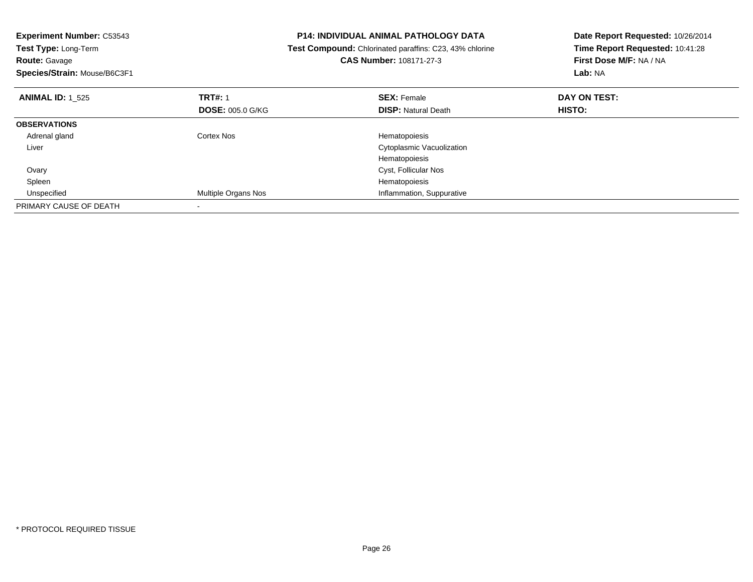**Experiment Number:** C53543
**Test Type:** Long-Term
**Route:** Gavage
**Species/Strain:** Mouse/B6C3F1

**P14: INDIVIDUAL ANIMAL PATHOLOGY DATA**
**Test Compound:** Chlorinated paraffins: C23, 43% chlorine
**CAS Number:** 108171-27-3

**Date Report Requested:** 10/26/2014
**Time Report Requested:** 10:41:28
**First Dose M/F:** NA / NA
**Lab:** NA

| **ANIMAL ID:** 1_525 | **TRT#:** 1 | **SEX:** Female | **DAY ON TEST:** |
|---|---|---|---|
| | **DOSE:** 005.0 G/KG | **DISP:** Natural Death | **HISTO:** |
| **OBSERVATIONS** | | | |
| Adrenal gland | Cortex Nos | Hematopoiesis | |
| Liver | | Cytoplasmic Vacuolization | |
| | | Hematopoiesis | |
| Ovary | | Cyst, Follicular Nos | |
| Spleen | | Hematopoiesis | |
| Unspecified | Multiple Organs Nos | Inflammation, Suppurative | |
| PRIMARY CAUSE OF DEATH | - | | |

* PROTOCOL REQUIRED TISSUE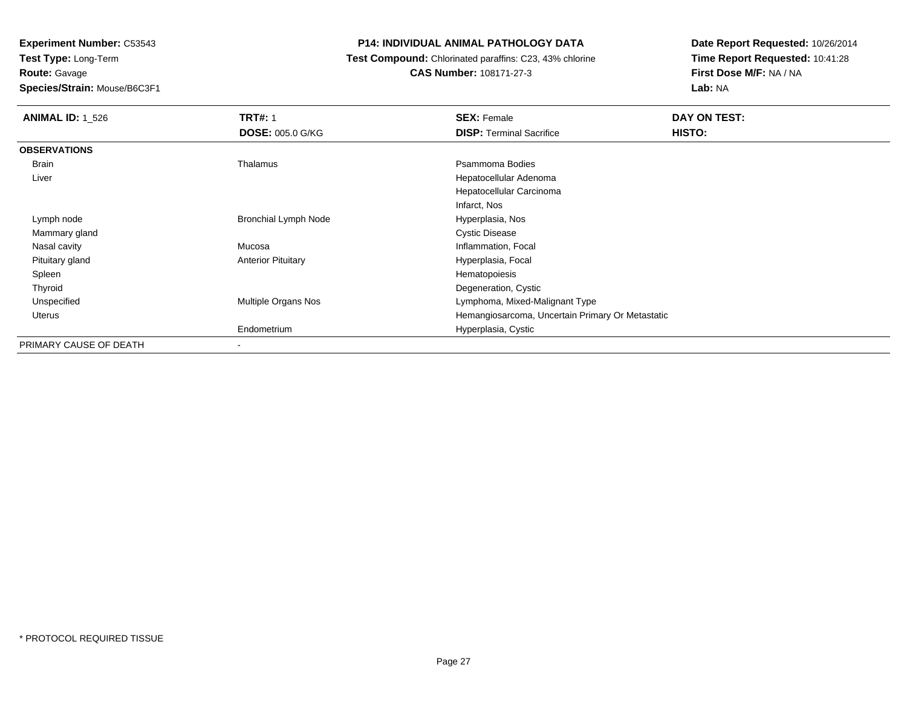**Experiment Number:** C53543
**Test Type:** Long-Term
**Route:** Gavage
**Species/Strain:** Mouse/B6C3F1

**P14: INDIVIDUAL ANIMAL PATHOLOGY DATA**
**Test Compound:** Chlorinated paraffins: C23, 43% chlorine
**CAS Number:** 108171-27-3

**Date Report Requested:** 10/26/2014
**Time Report Requested:** 10:41:28
**First Dose M/F:** NA / NA
**Lab:** NA

| **ANIMAL ID:** 1_526 | **TRT#:** 1 | **SEX:** Female | **DAY ON TEST:** |
|---|---|---|---|
| | **DOSE:** 005.0 G/KG | **DISP:** Terminal Sacrifice | **HISTO:** |
| **OBSERVATIONS** | | | |
| Brain | Thalamus | Psammoma Bodies | |
| Liver | | Hepatocellular Adenoma | |
| | | Hepatocellular Carcinoma | |
| | | Infarct, Nos | |
| Lymph node | Bronchial Lymph Node | Hyperplasia, Nos | |
| Mammary gland | | Cystic Disease | |
| Nasal cavity | Mucosa | Inflammation, Focal | |
| Pituitary gland | Anterior Pituitary | Hyperplasia, Focal | |
| Spleen | | Hematopoiesis | |
| Thyroid | | Degeneration, Cystic | |
| Unspecified | Multiple Organs Nos | Lymphoma, Mixed-Malignant Type | |
| Uterus | | Hemangiosarcoma, Uncertain Primary Or Metastatic | |
| | Endometrium | Hyperplasia, Cystic | |
| PRIMARY CAUSE OF DEATH | - | | |

* PROTOCOL REQUIRED TISSUE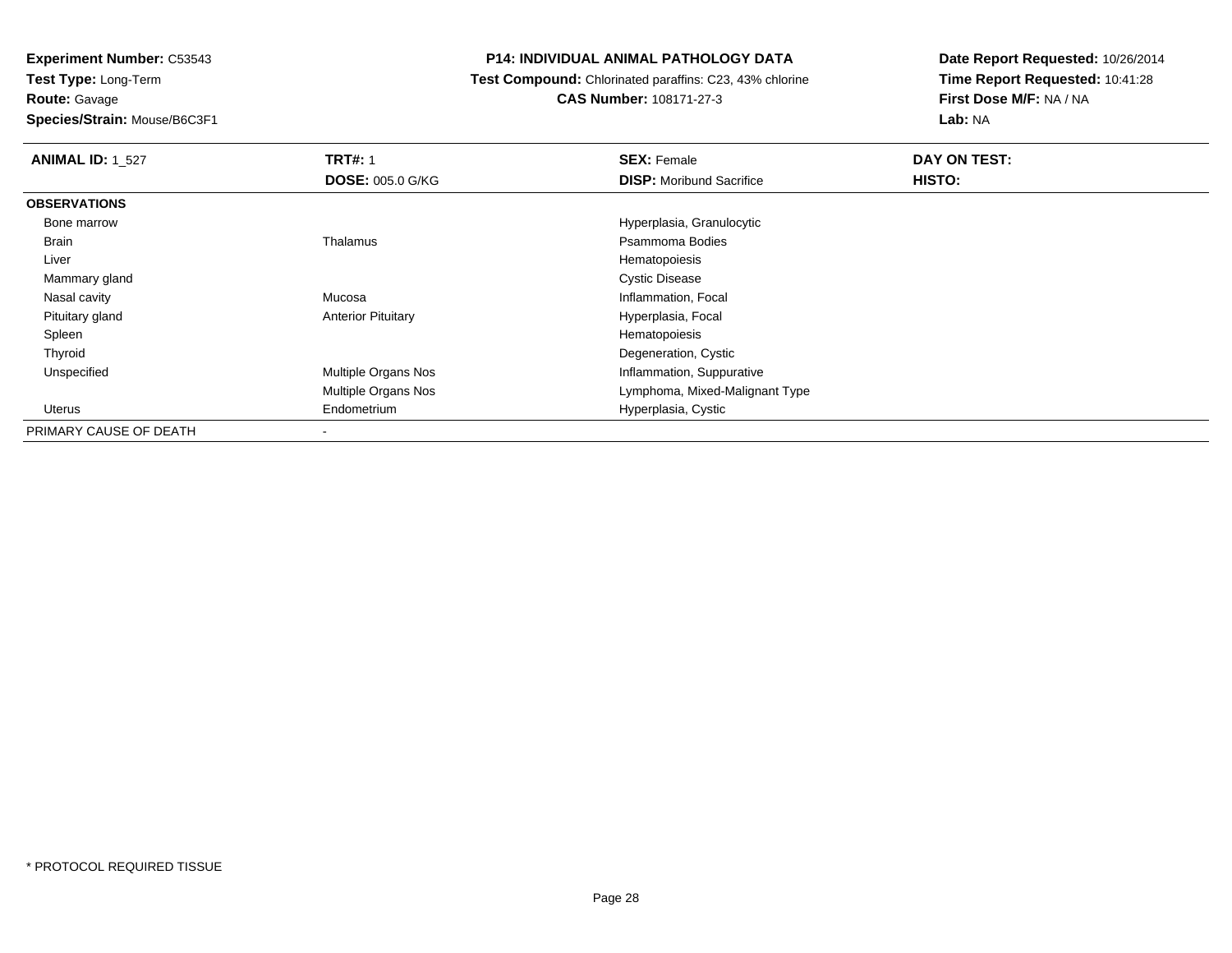**Experiment Number:** C53543
**Test Type:** Long-Term
**Route:** Gavage
**Species/Strain:** Mouse/B6C3F1

**P14: INDIVIDUAL ANIMAL PATHOLOGY DATA**
**Test Compound:** Chlorinated paraffins: C23, 43% chlorine
**CAS Number:** 108171-27-3

**Date Report Requested:** 10/26/2014
**Time Report Requested:** 10:41:28
**First Dose M/F:** NA / NA
**Lab:** NA

| **ANIMAL ID:** 1_527 | **TRT#:** 1 | **SEX:** Female | **DAY ON TEST:** |
|---|---|---|---|
| | **DOSE:** 005.0 G/KG | **DISP:** Moribund Sacrifice | **HISTO:** |
| **OBSERVATIONS** | | | |
| Bone marrow | | Hyperplasia, Granulocytic | |
| Brain | Thalamus | Psammoma Bodies | |
| Liver | | Hematopoiesis | |
| Mammary gland | | Cystic Disease | |
| Nasal cavity | Mucosa | Inflammation, Focal | |
| Pituitary gland | Anterior Pituitary | Hyperplasia, Focal | |
| Spleen | | Hematopoiesis | |
| Thyroid | | Degeneration, Cystic | |
| Unspecified | Multiple Organs Nos | Inflammation, Suppurative | |
| | Multiple Organs Nos | Lymphoma, Mixed-Malignant Type | |
| Uterus | Endometrium | Hyperplasia, Cystic | |
| PRIMARY CAUSE OF DEATH | - | | |

* PROTOCOL REQUIRED TISSUE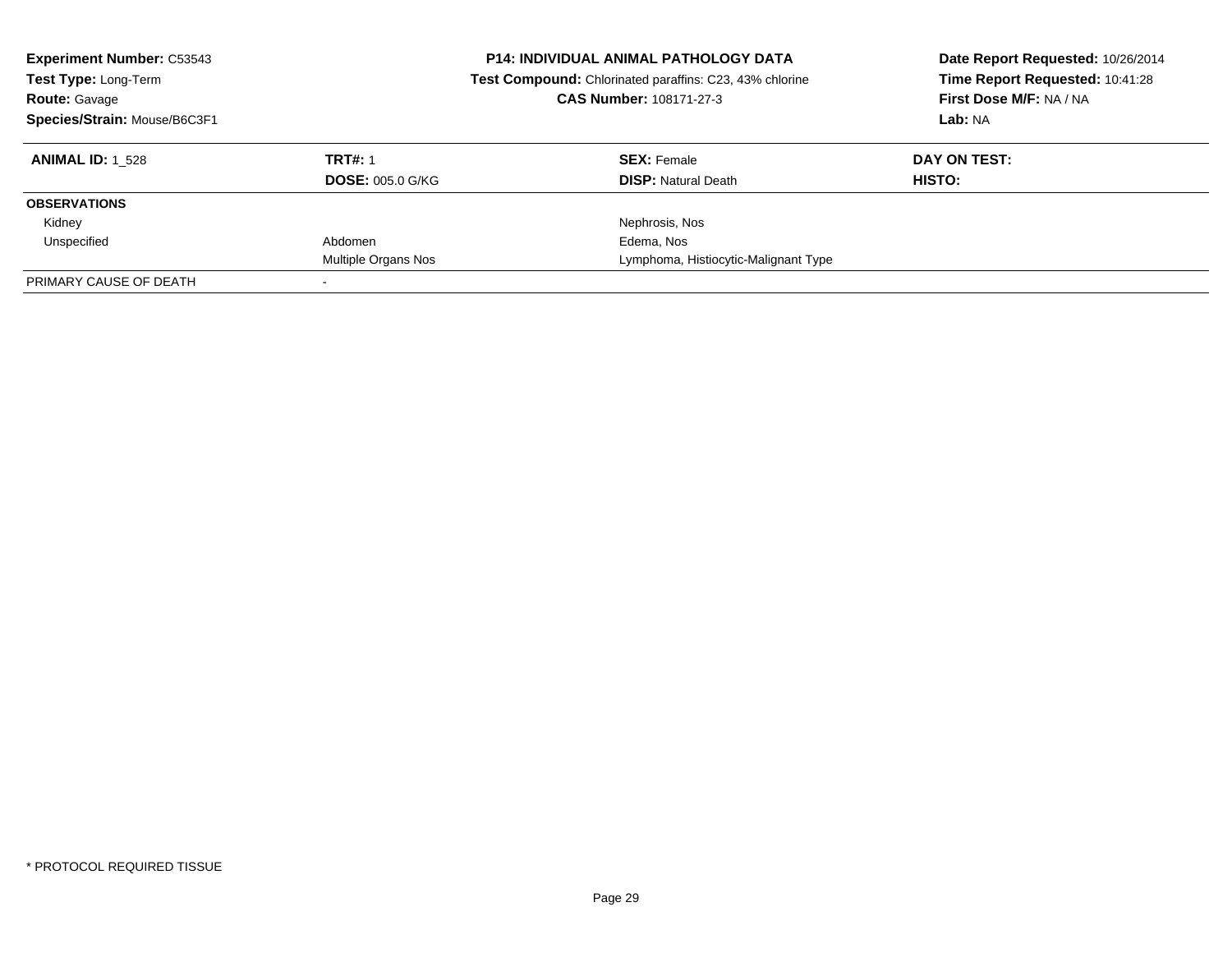**Experiment Number:** C53543
**Test Type:** Long-Term
**Route:** Gavage
**Species/Strain:** Mouse/B6C3F1

**P14: INDIVIDUAL ANIMAL PATHOLOGY DATA**
**Test Compound:** Chlorinated paraffins: C23, 43% chlorine
**CAS Number:** 108171-27-3

**Date Report Requested:** 10/26/2014
**Time Report Requested:** 10:41:28
**First Dose M/F:** NA / NA
**Lab:** NA

| **ANIMAL ID:** 1_528 | **TRT#:** 1 | **SEX:** Female | **DAY ON TEST:** |
|---|---|---|---|
| | **DOSE:** 005.0 G/KG | **DISP:** Natural Death | **HISTO:** |
| **OBSERVATIONS** | | | |
| Kidney | | Nephrosis, Nos | |
| Unspecified | Abdomen | Edema, Nos | |
| | Multiple Organs Nos | Lymphoma, Histiocytic-Malignant Type | |
| PRIMARY CAUSE OF DEATH | - | | |

* PROTOCOL REQUIRED TISSUE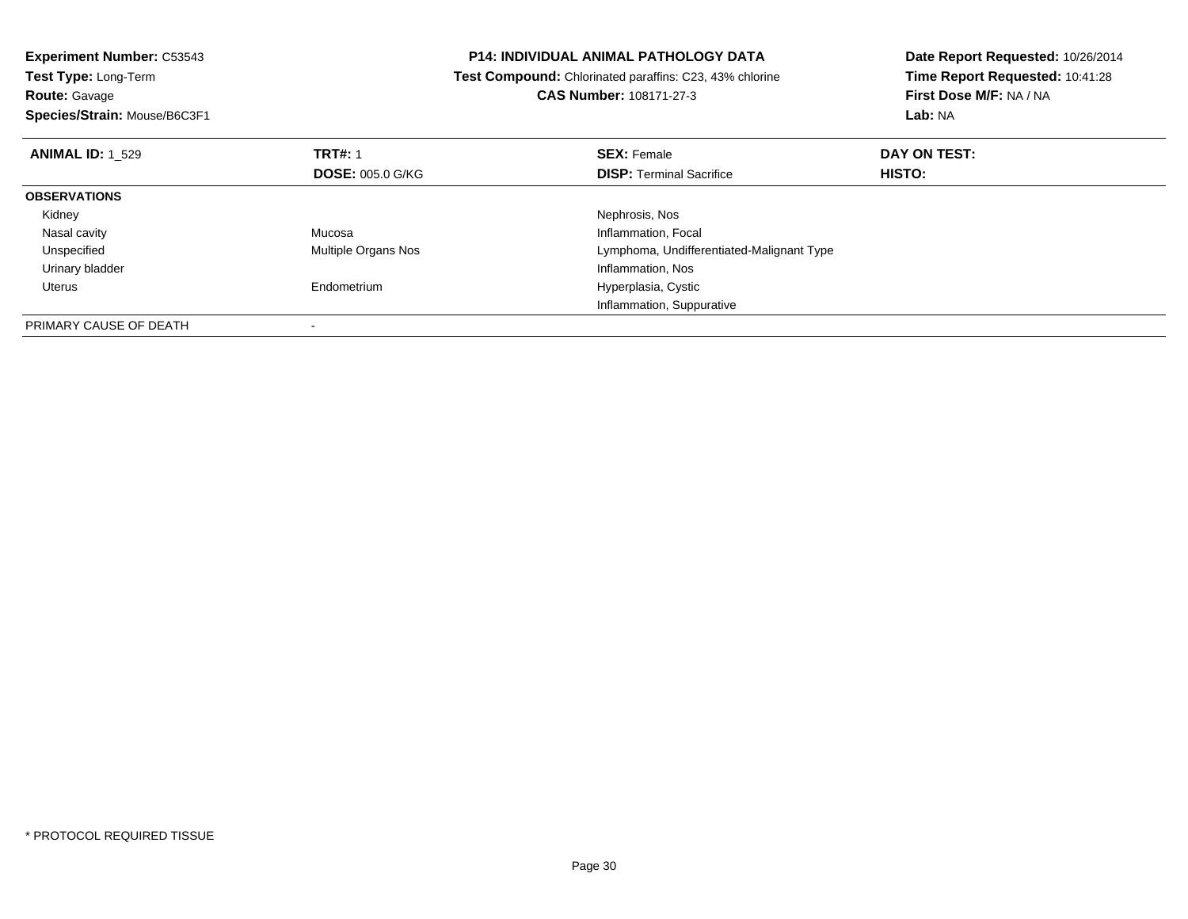**Experiment Number:** C53543
**Test Type:** Long-Term
**Route:** Gavage
**Species/Strain:** Mouse/B6C3F1

**P14: INDIVIDUAL ANIMAL PATHOLOGY DATA**
**Test Compound:** Chlorinated paraffins: C23, 43% chlorine
**CAS Number:** 108171-27-3

**Date Report Requested:** 10/26/2014
**Time Report Requested:** 10:41:28
**First Dose M/F:** NA / NA
**Lab:** NA

| **ANIMAL ID:** 1_529 | **TRT#:** 1 | **SEX:** Female | **DAY ON TEST:** |
|---|---|---|---|
| | **DOSE:** 005.0 G/KG | **DISP:** Terminal Sacrifice | **HISTO:** |
| **OBSERVATIONS** | | | |
| Kidney | | Nephrosis, Nos | |
| Nasal cavity | Mucosa | Inflammation, Focal | |
| Unspecified | Multiple Organs Nos | Lymphoma, Undifferentiated-Malignant Type | |
| Urinary bladder | | Inflammation, Nos | |
| Uterus | Endometrium | Hyperplasia, Cystic | |
| | | Inflammation, Suppurative | |
| PRIMARY CAUSE OF DEATH | - | | |

* PROTOCOL REQUIRED TISSUE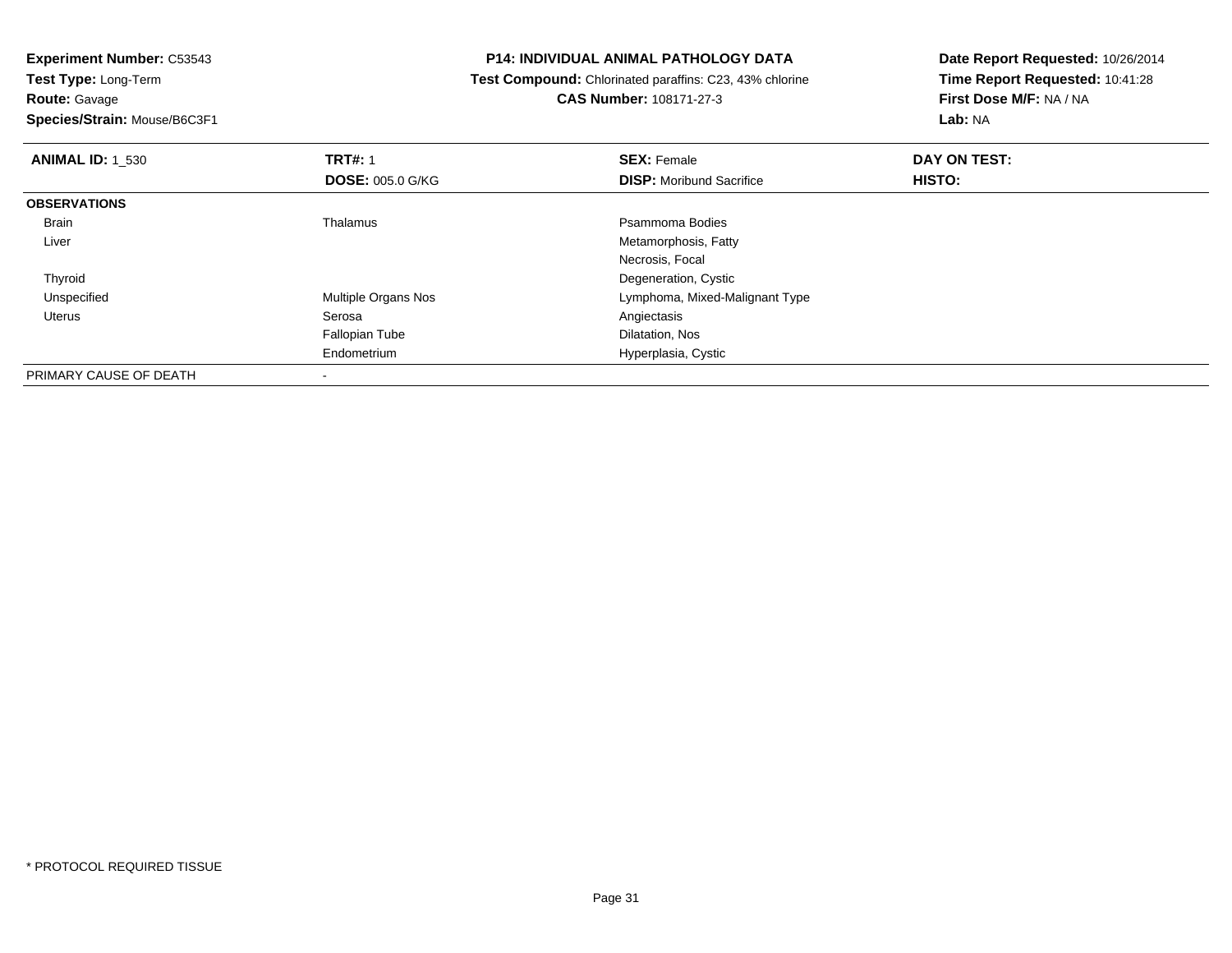**Experiment Number:** C53543
**Test Type:** Long-Term
**Route:** Gavage
**Species/Strain:** Mouse/B6C3F1

**P14: INDIVIDUAL ANIMAL PATHOLOGY DATA**
**Test Compound:** Chlorinated paraffins: C23, 43% chlorine
**CAS Number:** 108171-27-3

**Date Report Requested:** 10/26/2014
**Time Report Requested:** 10:41:28
**First Dose M/F:** NA / NA
**Lab:** NA

| **ANIMAL ID:** 1_530 | **TRT#:** 1 | **SEX:** Female | **DAY ON TEST:** |
|---|---|---|---|
| | **DOSE:** 005.0 G/KG | **DISP:** Moribund Sacrifice | **HISTO:** |
| **OBSERVATIONS** | | | |
| Brain | Thalamus | Psammoma Bodies | |
| Liver | | Metamorphosis, Fatty | |
| | | Necrosis, Focal | |
| Thyroid | | Degeneration, Cystic | |
| Unspecified | Multiple Organs Nos | Lymphoma, Mixed-Malignant Type | |
| Uterus | Serosa | Angiectasis | |
| | Fallopian Tube | Dilatation, Nos | |
| | Endometrium | Hyperplasia, Cystic | |
| PRIMARY CAUSE OF DEATH | - | | |

* PROTOCOL REQUIRED TISSUE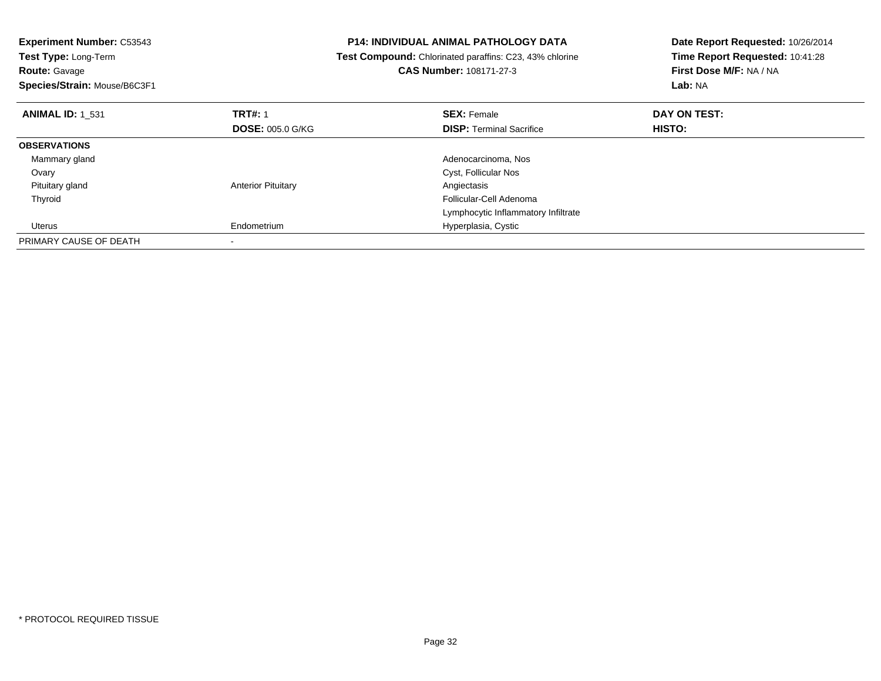**Experiment Number:** C53543
**Test Type:** Long-Term
**Route:** Gavage
**Species/Strain:** Mouse/B6C3F1

**P14: INDIVIDUAL ANIMAL PATHOLOGY DATA**
**Test Compound:** Chlorinated paraffins: C23, 43% chlorine
**CAS Number:** 108171-27-3

**Date Report Requested:** 10/26/2014
**Time Report Requested:** 10:41:28
**First Dose M/F:** NA / NA
**Lab:** NA

| **ANIMAL ID:** 1_531 | **TRT#:** 1 | **SEX:** Female | **DAY ON TEST:** |
|---|---|---|---|
| | **DOSE:** 005.0 G/KG | **DISP:** Terminal Sacrifice | **HISTO:** |
| **OBSERVATIONS** | | | |
| Mammary gland | | Adenocarcinoma, Nos | |
| Ovary | | Cyst, Follicular Nos | |
| Pituitary gland | Anterior Pituitary | Angiectasis | |
| Thyroid | | Follicular-Cell Adenoma | |
| | | Lymphocytic Inflammatory Infiltrate | |
| Uterus | Endometrium | Hyperplasia, Cystic | |
| PRIMARY CAUSE OF DEATH | - | | |

* PROTOCOL REQUIRED TISSUE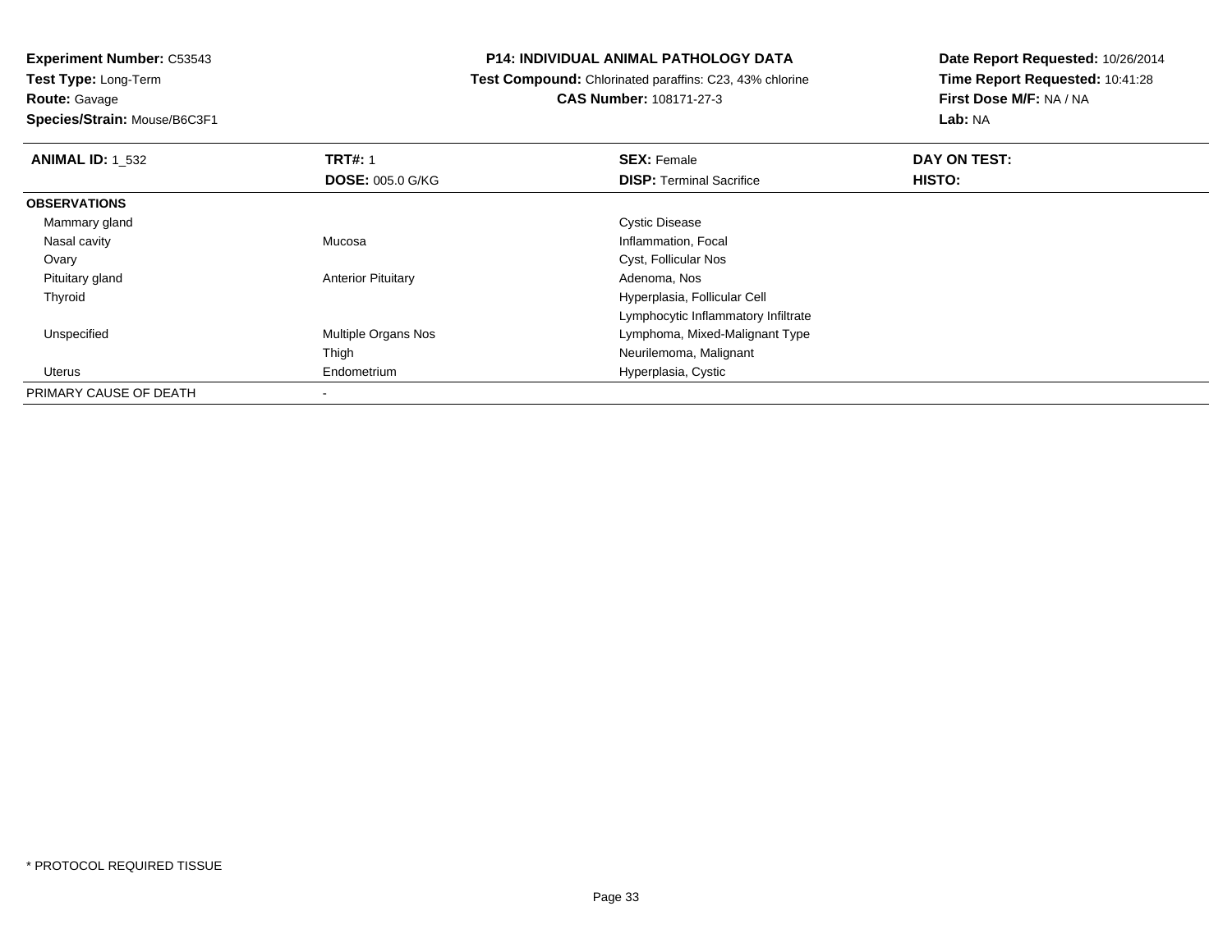**Experiment Number:** C53543
**Test Type:** Long-Term
**Route:** Gavage
**Species/Strain:** Mouse/B6C3F1

**P14: INDIVIDUAL ANIMAL PATHOLOGY DATA**
**Test Compound:** Chlorinated paraffins: C23, 43% chlorine
**CAS Number:** 108171-27-3

**Date Report Requested:** 10/26/2014
**Time Report Requested:** 10:41:28
**First Dose M/F:** NA / NA
**Lab:** NA

| **ANIMAL ID:** 1_532 | **TRT#:** 1 | **SEX:** Female | **DAY ON TEST:** |
|---|---|---|---|
| | **DOSE:** 005.0 G/KG | **DISP:** Terminal Sacrifice | **HISTO:** |
| **OBSERVATIONS** | | | |
| Mammary gland | | Cystic Disease | |
| Nasal cavity | Mucosa | Inflammation, Focal | |
| Ovary | | Cyst, Follicular Nos | |
| Pituitary gland | Anterior Pituitary | Adenoma, Nos | |
| Thyroid | | Hyperplasia, Follicular Cell | |
| | | Lymphocytic Inflammatory Infiltrate | |
| Unspecified | Multiple Organs Nos | Lymphoma, Mixed-Malignant Type | |
| | Thigh | Neurilemoma, Malignant | |
| Uterus | Endometrium | Hyperplasia, Cystic | |
| PRIMARY CAUSE OF DEATH | - | | |

* PROTOCOL REQUIRED TISSUE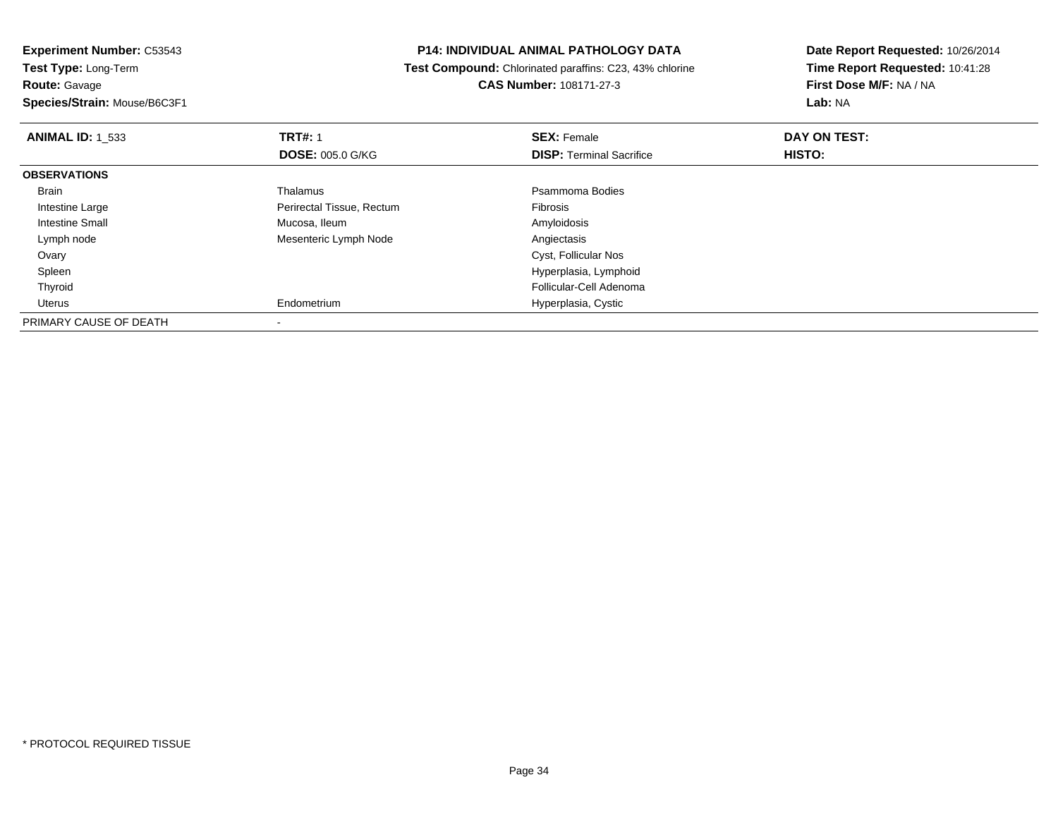**Experiment Number:** C53543
**Test Type:** Long-Term
**Route:** Gavage
**Species/Strain:** Mouse/B6C3F1

**P14: INDIVIDUAL ANIMAL PATHOLOGY DATA**
**Test Compound:** Chlorinated paraffins: C23, 43% chlorine
**CAS Number:** 108171-27-3

**Date Report Requested:** 10/26/2014
**Time Report Requested:** 10:41:28
**First Dose M/F:** NA / NA
**Lab:** NA

| **ANIMAL ID:** 1_533 | **TRT#:** 1 | **SEX:** Female | **DAY ON TEST:** |
|---|---|---|---|
| | **DOSE:** 005.0 G/KG | **DISP:** Terminal Sacrifice | **HISTO:** |
| **OBSERVATIONS** | | | |
| Brain | Thalamus | Psammoma Bodies | |
| Intestine Large | Perirectal Tissue, Rectum | Fibrosis | |
| Intestine Small | Mucosa, Ileum | Amyloidosis | |
| Lymph node | Mesenteric Lymph Node | Angiectasis | |
| Ovary | | Cyst, Follicular Nos | |
| Spleen | | Hyperplasia, Lymphoid | |
| Thyroid | | Follicular-Cell Adenoma | |
| Uterus | Endometrium | Hyperplasia, Cystic | |
| PRIMARY CAUSE OF DEATH | - | | |

* PROTOCOL REQUIRED TISSUE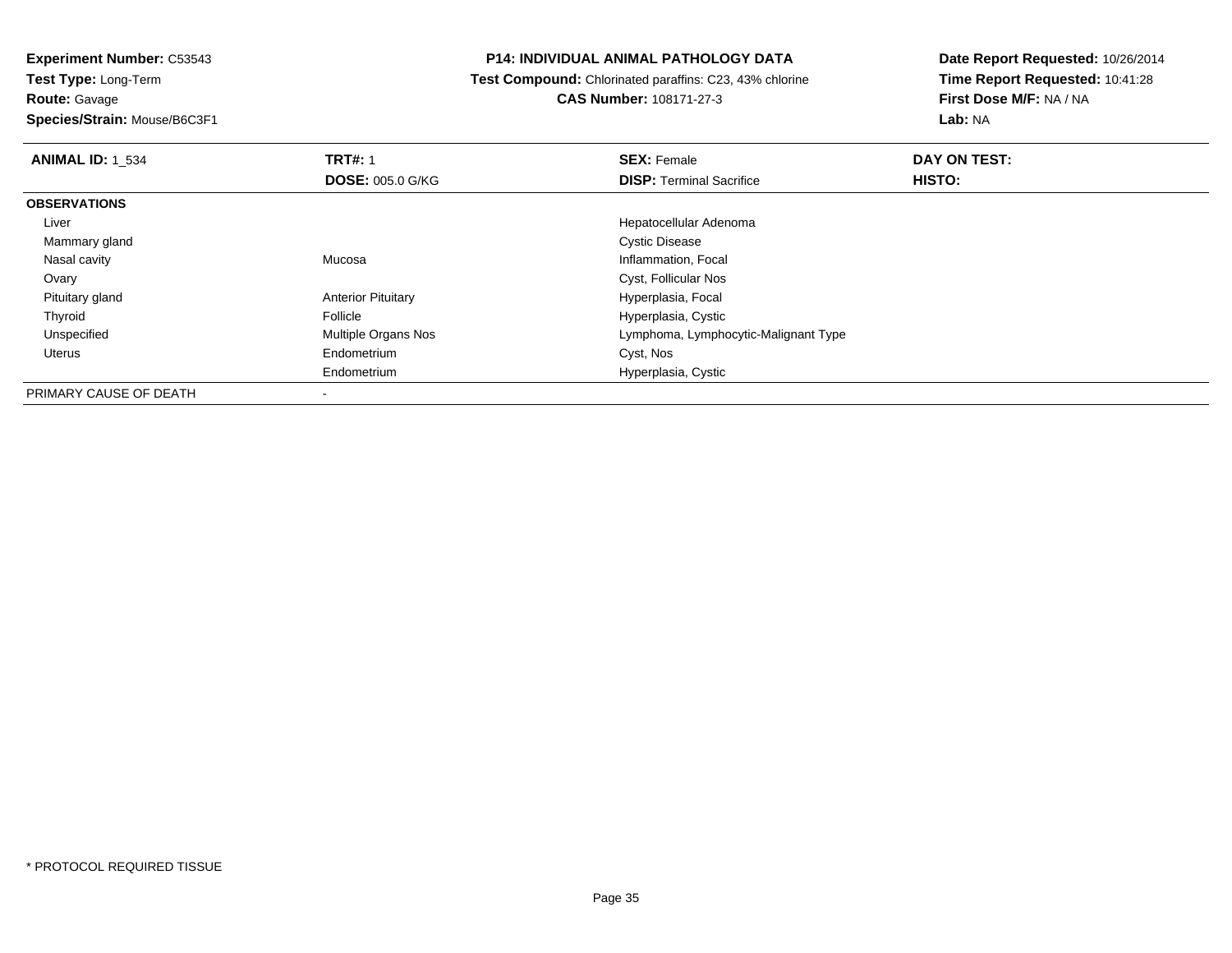**Experiment Number:** C53543
**Test Type:** Long-Term
**Route:** Gavage
**Species/Strain:** Mouse/B6C3F1

**P14: INDIVIDUAL ANIMAL PATHOLOGY DATA**
**Test Compound:** Chlorinated paraffins: C23, 43% chlorine
**CAS Number:** 108171-27-3

**Date Report Requested:** 10/26/2014
**Time Report Requested:** 10:41:28
**First Dose M/F:** NA / NA
**Lab:** NA

| **ANIMAL ID:** 1_534 | **TRT#:** 1 | **SEX:** Female | **DAY ON TEST:** |
|---|---|---|---|
| | **DOSE:** 005.0 G/KG | **DISP:** Terminal Sacrifice | **HISTO:** |
| **OBSERVATIONS** | | | |
| Liver | | Hepatocellular Adenoma | |
| Mammary gland | | Cystic Disease | |
| Nasal cavity | Mucosa | Inflammation, Focal | |
| Ovary | | Cyst, Follicular Nos | |
| Pituitary gland | Anterior Pituitary | Hyperplasia, Focal | |
| Thyroid | Follicle | Hyperplasia, Cystic | |
| Unspecified | Multiple Organs Nos | Lymphoma, Lymphocytic-Malignant Type | |
| Uterus | Endometrium | Cyst, Nos | |
| | Endometrium | Hyperplasia, Cystic | |
| PRIMARY CAUSE OF DEATH | - | | |

* PROTOCOL REQUIRED TISSUE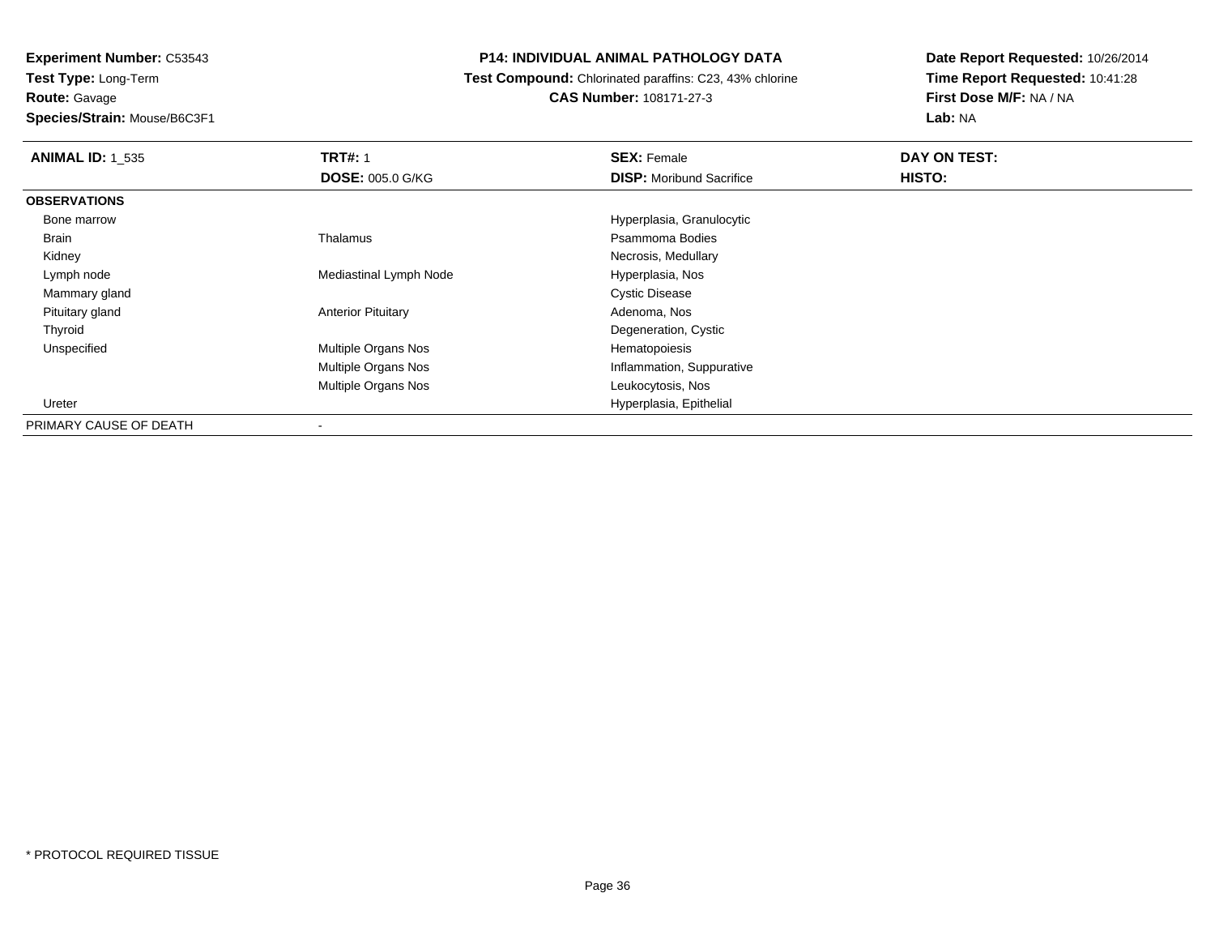**Experiment Number:** C53543
**Test Type:** Long-Term
**Route:** Gavage
**Species/Strain:** Mouse/B6C3F1

**P14: INDIVIDUAL ANIMAL PATHOLOGY DATA**
**Test Compound:** Chlorinated paraffins: C23, 43% chlorine
**CAS Number:** 108171-27-3

**Date Report Requested:** 10/26/2014
**Time Report Requested:** 10:41:28
**First Dose M/F:** NA / NA
**Lab:** NA

| **ANIMAL ID:** 1_535 | **TRT#:** 1 | **SEX:** Female | **DAY ON TEST:** |
|---|---|---|---|
| | **DOSE:** 005.0 G/KG | **DISP:** Moribund Sacrifice | **HISTO:** |
| **OBSERVATIONS** | | | |
| Bone marrow | | Hyperplasia, Granulocytic | |
| Brain | Thalamus | Psammoma Bodies | |
| Kidney | | Necrosis, Medullary | |
| Lymph node | Mediastinal Lymph Node | Hyperplasia, Nos | |
| Mammary gland | | Cystic Disease | |
| Pituitary gland | Anterior Pituitary | Adenoma, Nos | |
| Thyroid | | Degeneration, Cystic | |
| Unspecified | Multiple Organs Nos | Hematopoiesis | |
| | Multiple Organs Nos | Inflammation, Suppurative | |
| | Multiple Organs Nos | Leukocytosis, Nos | |
| Ureter | | Hyperplasia, Epithelial | |
| PRIMARY CAUSE OF DEATH | - | | |

* PROTOCOL REQUIRED TISSUE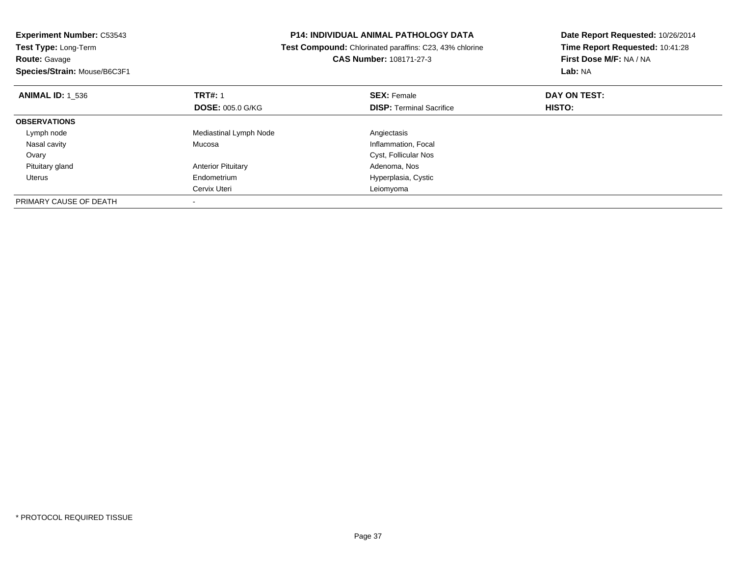**Experiment Number:** C53543
**Test Type:** Long-Term
**Route:** Gavage
**Species/Strain:** Mouse/B6C3F1

**P14: INDIVIDUAL ANIMAL PATHOLOGY DATA**
**Test Compound:** Chlorinated paraffins: C23, 43% chlorine
**CAS Number:** 108171-27-3

**Date Report Requested:** 10/26/2014
**Time Report Requested:** 10:41:28
**First Dose M/F:** NA / NA
**Lab:** NA

| **ANIMAL ID:** 1_536 | **TRT#:** 1 | **SEX:** Female | **DAY ON TEST:** |
|---|---|---|---|
| | **DOSE:** 005.0 G/KG | **DISP:** Terminal Sacrifice | **HISTO:** |
| **OBSERVATIONS** | | | |
| Lymph node | Mediastinal Lymph Node | Angiectasis | |
| Nasal cavity | Mucosa | Inflammation, Focal | |
| Ovary | | Cyst, Follicular Nos | |
| Pituitary gland | Anterior Pituitary | Adenoma, Nos | |
| Uterus | Endometrium | Hyperplasia, Cystic | |
| | Cervix Uteri | Leiomyoma | |
| PRIMARY CAUSE OF DEATH | - | | |

* PROTOCOL REQUIRED TISSUE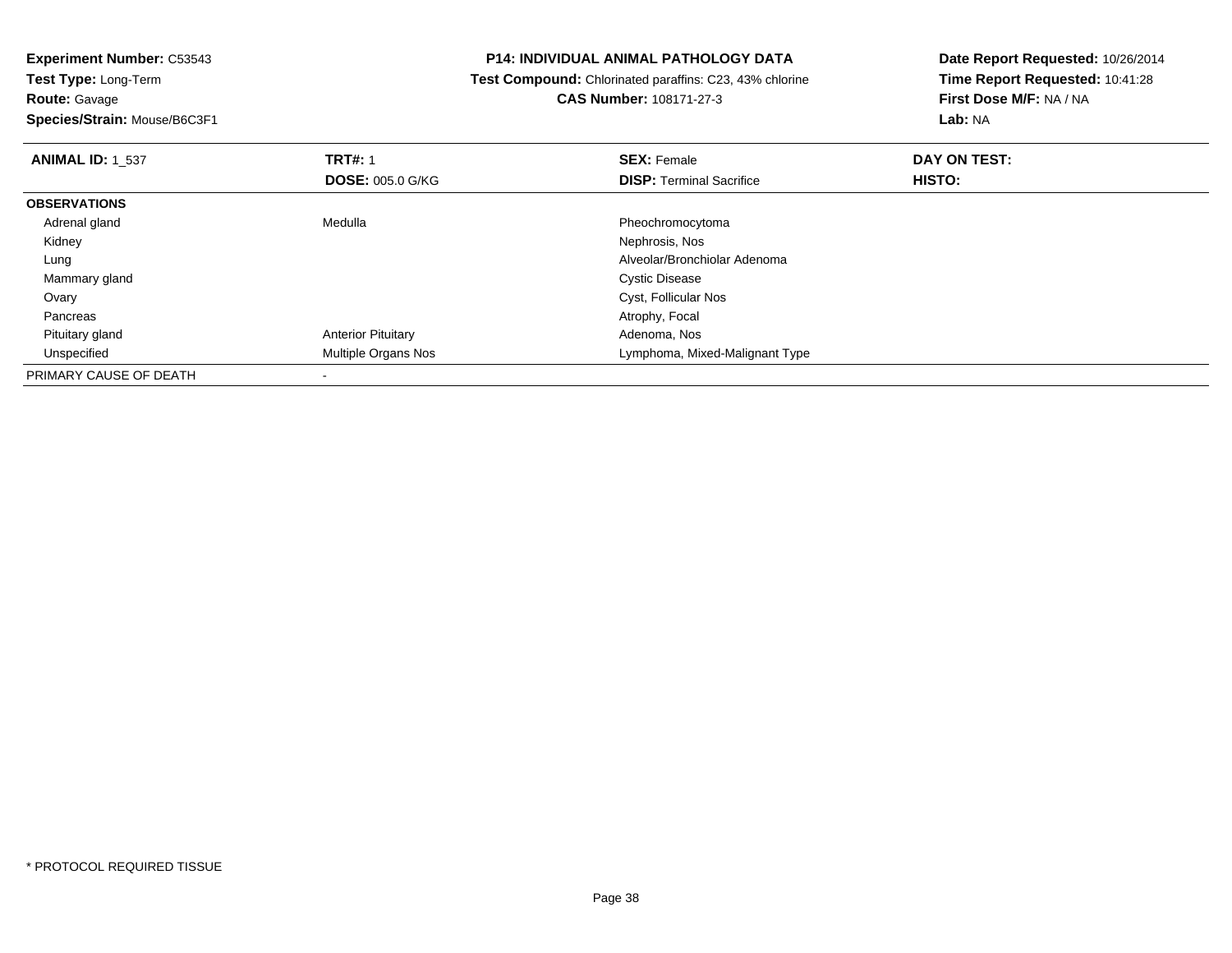**Experiment Number:** C53543
**Test Type:** Long-Term
**Route:** Gavage
**Species/Strain:** Mouse/B6C3F1

**P14: INDIVIDUAL ANIMAL PATHOLOGY DATA**
**Test Compound:** Chlorinated paraffins: C23, 43% chlorine
**CAS Number:** 108171-27-3

**Date Report Requested:** 10/26/2014
**Time Report Requested:** 10:41:28
**First Dose M/F:** NA / NA
**Lab:** NA

| **ANIMAL ID:** 1_537 | **TRT#:** 1 | **SEX:** Female | **DAY ON TEST:** |
|---|---|---|---|
| | **DOSE:** 005.0 G/KG | **DISP:** Terminal Sacrifice | **HISTO:** |
| **OBSERVATIONS** | | | |
| Adrenal gland | Medulla | Pheochromocytoma | |
| Kidney | | Nephrosis, Nos | |
| Lung | | Alveolar/Bronchiolar Adenoma | |
| Mammary gland | | Cystic Disease | |
| Ovary | | Cyst, Follicular Nos | |
| Pancreas | | Atrophy, Focal | |
| Pituitary gland | Anterior Pituitary | Adenoma, Nos | |
| Unspecified | Multiple Organs Nos | Lymphoma, Mixed-Malignant Type | |
| PRIMARY CAUSE OF DEATH | - | | |

* PROTOCOL REQUIRED TISSUE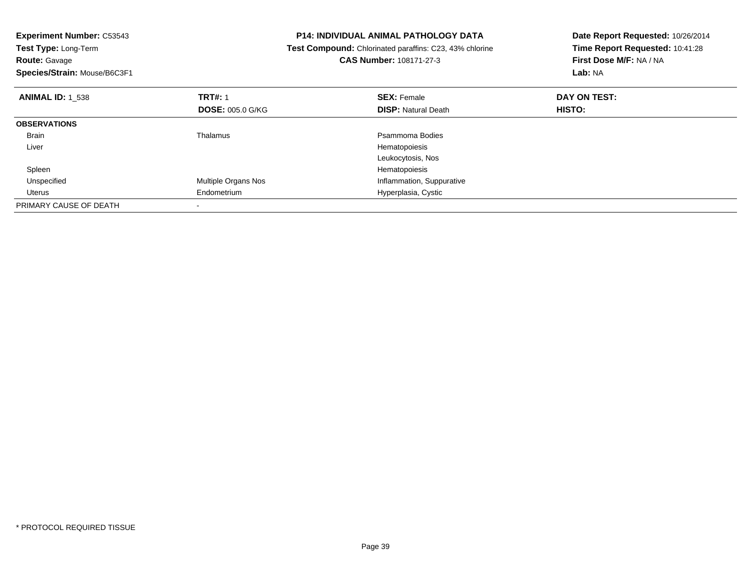**Experiment Number:** C53543
**Test Type:** Long-Term
**Route:** Gavage
**Species/Strain:** Mouse/B6C3F1

**P14: INDIVIDUAL ANIMAL PATHOLOGY DATA**
**Test Compound:** Chlorinated paraffins: C23, 43% chlorine
**CAS Number:** 108171-27-3

**Date Report Requested:** 10/26/2014
**Time Report Requested:** 10:41:28
**First Dose M/F:** NA / NA
**Lab:** NA

| **ANIMAL ID:** 1_538 | **TRT#:** 1 | **SEX:** Female | **DAY ON TEST:** |
|---|---|---|---|
| | **DOSE:** 005.0 G/KG | **DISP:** Natural Death | **HISTO:** |
| **OBSERVATIONS** | | | |
| Brain | Thalamus | Psammoma Bodies | |
| Liver | | Hematopoiesis | |
| | | Leukocytosis, Nos | |
| Spleen | | Hematopoiesis | |
| Unspecified | Multiple Organs Nos | Inflammation, Suppurative | |
| Uterus | Endometrium | Hyperplasia, Cystic | |
| PRIMARY CAUSE OF DEATH | - | | |

* PROTOCOL REQUIRED TISSUE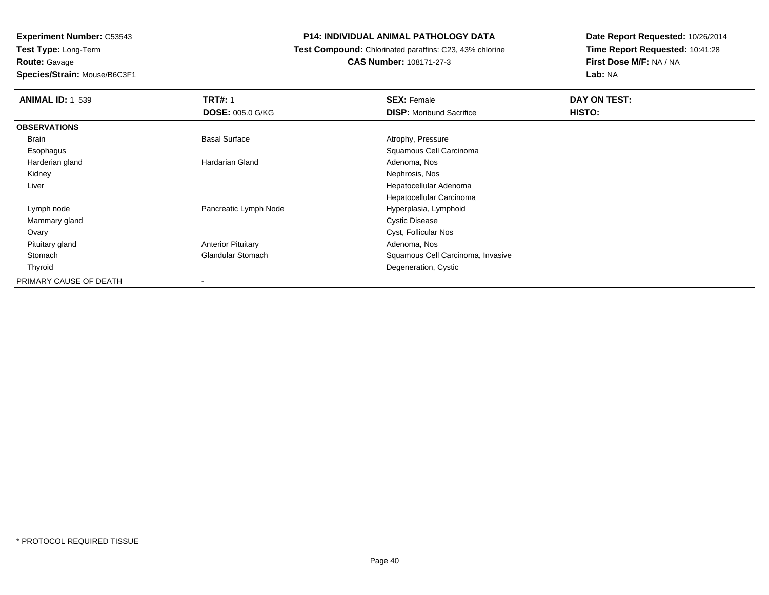**Experiment Number:** C53543
**Test Type:** Long-Term
**Route:** Gavage
**Species/Strain:** Mouse/B6C3F1

**P14: INDIVIDUAL ANIMAL PATHOLOGY DATA**
**Test Compound:** Chlorinated paraffins: C23, 43% chlorine
**CAS Number:** 108171-27-3

**Date Report Requested:** 10/26/2014
**Time Report Requested:** 10:41:28
**First Dose M/F:** NA / NA
**Lab:** NA

| **ANIMAL ID:** 1_539 | **TRT#:** 1 | **SEX:** Female | **DAY ON TEST:** |
|---|---|---|---|
| | **DOSE:** 005.0 G/KG | **DISP:** Moribund Sacrifice | **HISTO:** |
| **OBSERVATIONS** | | | |
| Brain | Basal Surface | Atrophy, Pressure | |
| Esophagus | | Squamous Cell Carcinoma | |
| Harderian gland | Hardarian Gland | Adenoma, Nos | |
| Kidney | | Nephrosis, Nos | |
| Liver | | Hepatocellular Adenoma | |
| | | Hepatocellular Carcinoma | |
| Lymph node | Pancreatic Lymph Node | Hyperplasia, Lymphoid | |
| Mammary gland | | Cystic Disease | |
| Ovary | | Cyst, Follicular Nos | |
| Pituitary gland | Anterior Pituitary | Adenoma, Nos | |
| Stomach | Glandular Stomach | Squamous Cell Carcinoma, Invasive | |
| Thyroid | | Degeneration, Cystic | |
| PRIMARY CAUSE OF DEATH | - | | |

* PROTOCOL REQUIRED TISSUE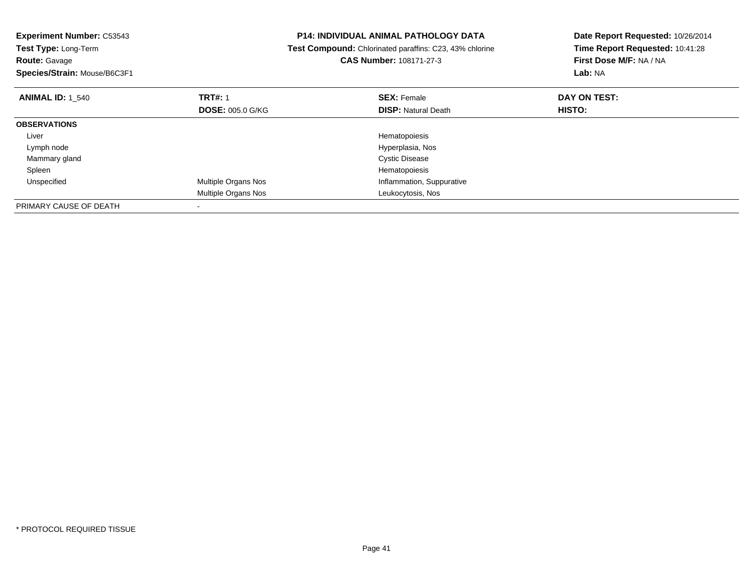**Experiment Number:** C53543
**Test Type:** Long-Term
**Route:** Gavage
**Species/Strain:** Mouse/B6C3F1

**P14: INDIVIDUAL ANIMAL PATHOLOGY DATA**
**Test Compound:** Chlorinated paraffins: C23, 43% chlorine
**CAS Number:** 108171-27-3

**Date Report Requested:** 10/26/2014
**Time Report Requested:** 10:41:28
**First Dose M/F:** NA / NA
**Lab:** NA

| **ANIMAL ID:** 1_540 | **TRT#:** 1 | **SEX:** Female | **DAY ON TEST:** |
|---|---|---|---|
| | **DOSE:** 005.0 G/KG | **DISP:** Natural Death | **HISTO:** |
| **OBSERVATIONS** | | | |
| Liver | | Hematopoiesis | |
| Lymph node | | Hyperplasia, Nos | |
| Mammary gland | | Cystic Disease | |
| Spleen | | Hematopoiesis | |
| Unspecified | Multiple Organs Nos | Inflammation, Suppurative | |
| | Multiple Organs Nos | Leukocytosis, Nos | |
| PRIMARY CAUSE OF DEATH | - | | |

* PROTOCOL REQUIRED TISSUE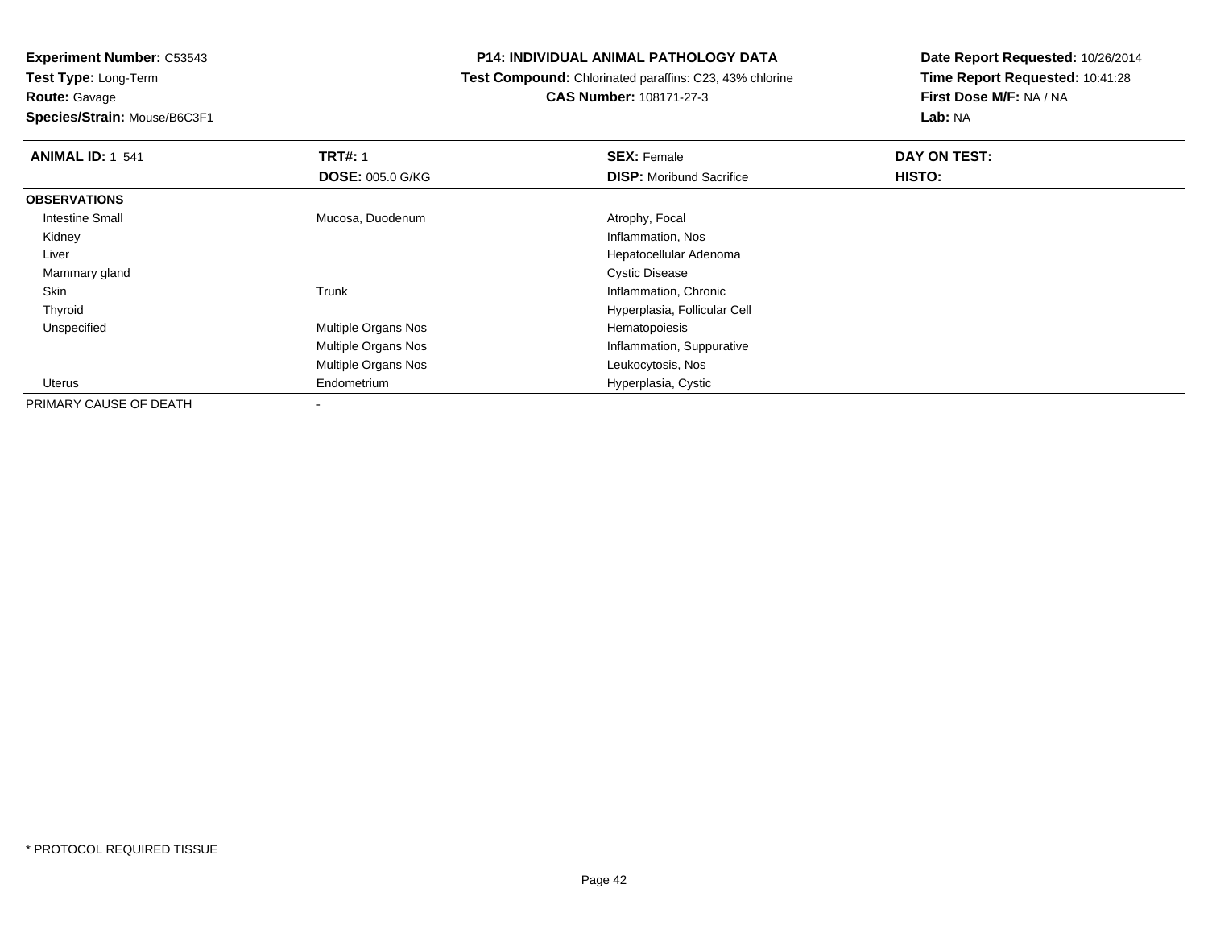**Experiment Number:** C53543
**Test Type:** Long-Term
**Route:** Gavage
**Species/Strain:** Mouse/B6C3F1

**P14: INDIVIDUAL ANIMAL PATHOLOGY DATA**
**Test Compound:** Chlorinated paraffins: C23, 43% chlorine
**CAS Number:** 108171-27-3

**Date Report Requested:** 10/26/2014
**Time Report Requested:** 10:41:28
**First Dose M/F:** NA / NA
**Lab:** NA

| **ANIMAL ID:** 1_541 | **TRT#:** 1 | **SEX:** Female | **DAY ON TEST:** |
|---|---|---|---|
| | **DOSE:** 005.0 G/KG | **DISP:** Moribund Sacrifice | **HISTO:** |
| **OBSERVATIONS** | | | |
| Intestine Small | Mucosa, Duodenum | Atrophy, Focal | |
| Kidney | | Inflammation, Nos | |
| Liver | | Hepatocellular Adenoma | |
| Mammary gland | | Cystic Disease | |
| Skin | Trunk | Inflammation, Chronic | |
| Thyroid | | Hyperplasia, Follicular Cell | |
| Unspecified | Multiple Organs Nos | Hematopoiesis | |
| | Multiple Organs Nos | Inflammation, Suppurative | |
| | Multiple Organs Nos | Leukocytosis, Nos | |
| Uterus | Endometrium | Hyperplasia, Cystic | |
| PRIMARY CAUSE OF DEATH | - | | |

* PROTOCOL REQUIRED TISSUE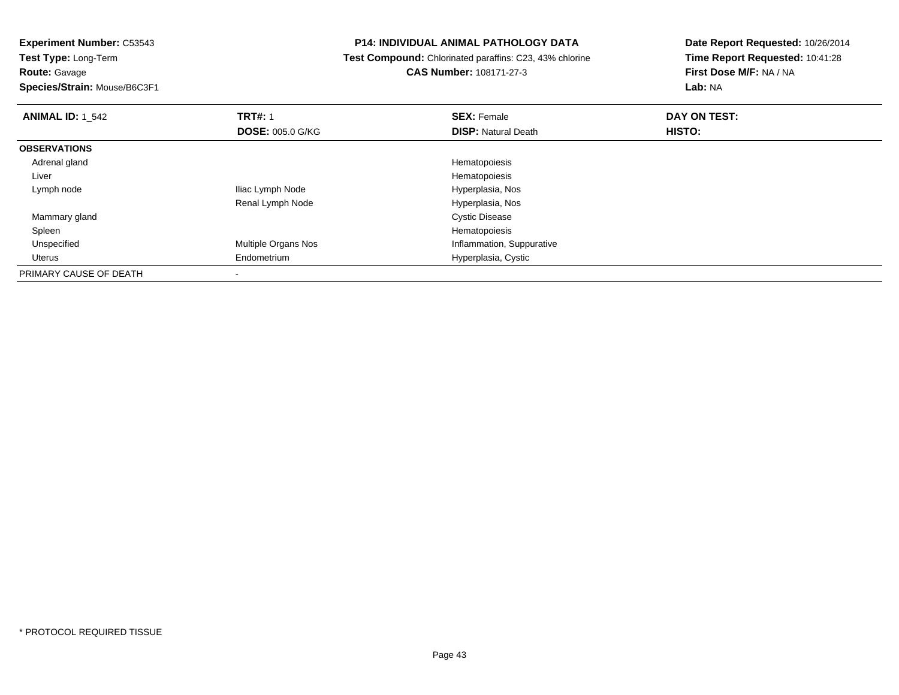**Experiment Number:** C53543
**Test Type:** Long-Term
**Route:** Gavage
**Species/Strain:** Mouse/B6C3F1

**P14: INDIVIDUAL ANIMAL PATHOLOGY DATA**
**Test Compound:** Chlorinated paraffins: C23, 43% chlorine
**CAS Number:** 108171-27-3

**Date Report Requested:** 10/26/2014
**Time Report Requested:** 10:41:28
**First Dose M/F:** NA / NA
**Lab:** NA

| **ANIMAL ID:** 1_542 | **TRT#:** 1 | **SEX:** Female | **DAY ON TEST:** |
|---|---|---|---|
| | **DOSE:** 005.0 G/KG | **DISP:** Natural Death | **HISTO:** |
| **OBSERVATIONS** | | | |
| Adrenal gland | | Hematopoiesis | |
| Liver | | Hematopoiesis | |
| Lymph node | Iliac Lymph Node | Hyperplasia, Nos | |
| | Renal Lymph Node | Hyperplasia, Nos | |
| Mammary gland | | Cystic Disease | |
| Spleen | | Hematopoiesis | |
| Unspecified | Multiple Organs Nos | Inflammation, Suppurative | |
| Uterus | Endometrium | Hyperplasia, Cystic | |
| PRIMARY CAUSE OF DEATH | - | | |

* PROTOCOL REQUIRED TISSUE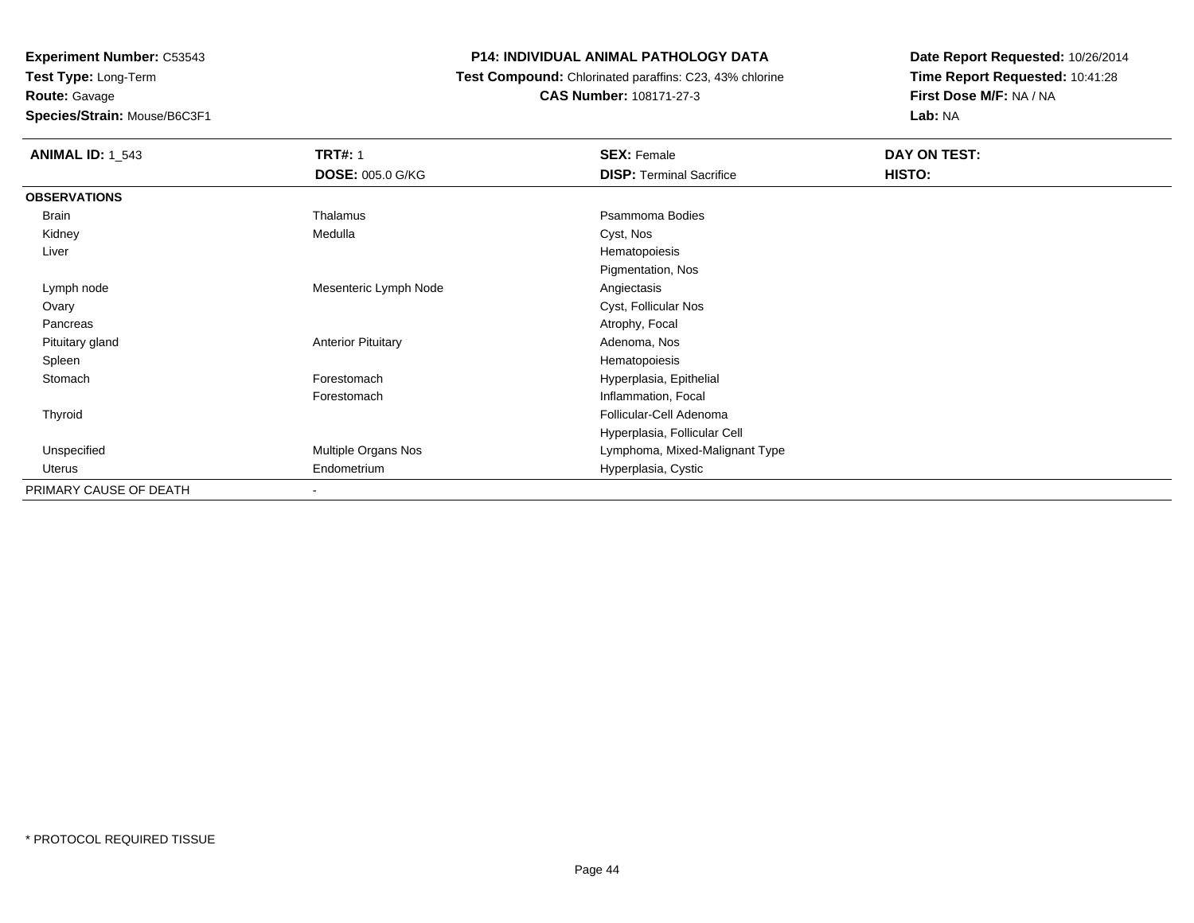**Experiment Number:** C53543
**Test Type:** Long-Term
**Route:** Gavage
**Species/Strain:** Mouse/B6C3F1

**P14: INDIVIDUAL ANIMAL PATHOLOGY DATA**
**Test Compound:** Chlorinated paraffins: C23, 43% chlorine
**CAS Number:** 108171-27-3

**Date Report Requested:** 10/26/2014
**Time Report Requested:** 10:41:28
**First Dose M/F:** NA / NA
**Lab:** NA

| **ANIMAL ID:** 1_543 | **TRT#:** 1 | **SEX:** Female | **DAY ON TEST:** |
|---|---|---|---|
| | **DOSE:** 005.0 G/KG | **DISP:** Terminal Sacrifice | **HISTO:** |
| **OBSERVATIONS** | | | |
| Brain | Thalamus | Psammoma Bodies | |
| Kidney | Medulla | Cyst, Nos | |
| Liver | | Hematopoiesis | |
| | | Pigmentation, Nos | |
| Lymph node | Mesenteric Lymph Node | Angiectasis | |
| Ovary | | Cyst, Follicular Nos | |
| Pancreas | | Atrophy, Focal | |
| Pituitary gland | Anterior Pituitary | Adenoma, Nos | |
| Spleen | | Hematopoiesis | |
| Stomach | Forestomach | Hyperplasia, Epithelial | |
| | Forestomach | Inflammation, Focal | |
| Thyroid | | Follicular-Cell Adenoma | |
| | | Hyperplasia, Follicular Cell | |
| Unspecified | Multiple Organs Nos | Lymphoma, Mixed-Malignant Type | |
| Uterus | Endometrium | Hyperplasia, Cystic | |
| PRIMARY CAUSE OF DEATH | - | | |

* PROTOCOL REQUIRED TISSUE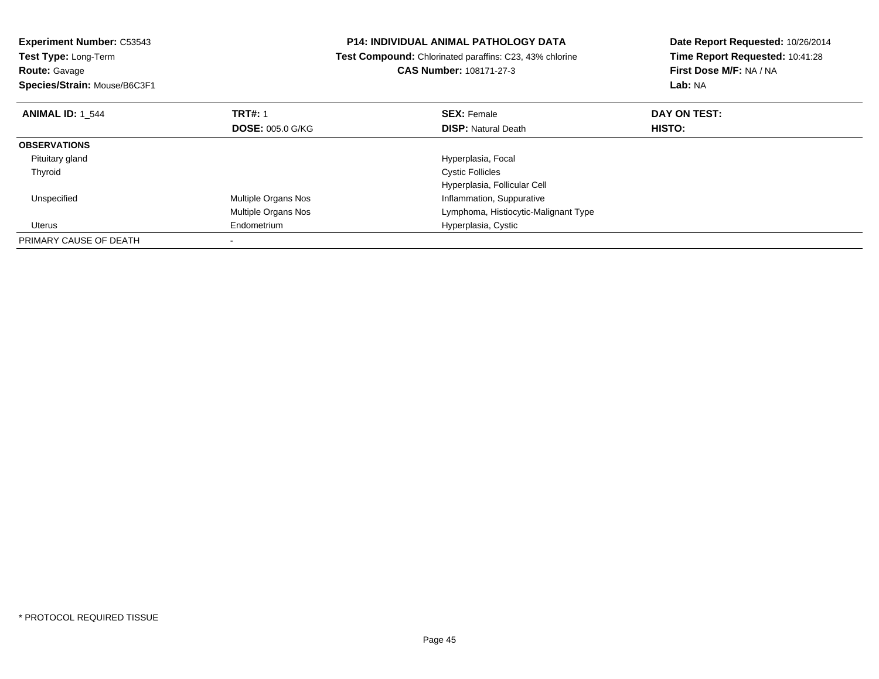**Experiment Number:** C53543
**Test Type:** Long-Term
**Route:** Gavage
**Species/Strain:** Mouse/B6C3F1

**P14: INDIVIDUAL ANIMAL PATHOLOGY DATA**
**Test Compound:** Chlorinated paraffins: C23, 43% chlorine
**CAS Number:** 108171-27-3

**Date Report Requested:** 10/26/2014
**Time Report Requested:** 10:41:28
**First Dose M/F:** NA / NA
**Lab:** NA

| **ANIMAL ID:** 1_544 | **TRT#:** 1 | **SEX:** Female | **DAY ON TEST:** |
|---|---|---|---|
| | **DOSE:** 005.0 G/KG | **DISP:** Natural Death | **HISTO:** |
| **OBSERVATIONS** | | | |
| Pituitary gland | | Hyperplasia, Focal | |
| Thyroid | | Cystic Follicles | |
| | | Hyperplasia, Follicular Cell | |
| Unspecified | Multiple Organs Nos | Inflammation, Suppurative | |
| | Multiple Organs Nos | Lymphoma, Histiocytic-Malignant Type | |
| Uterus | Endometrium | Hyperplasia, Cystic | |
| PRIMARY CAUSE OF DEATH | - | | |

* PROTOCOL REQUIRED TISSUE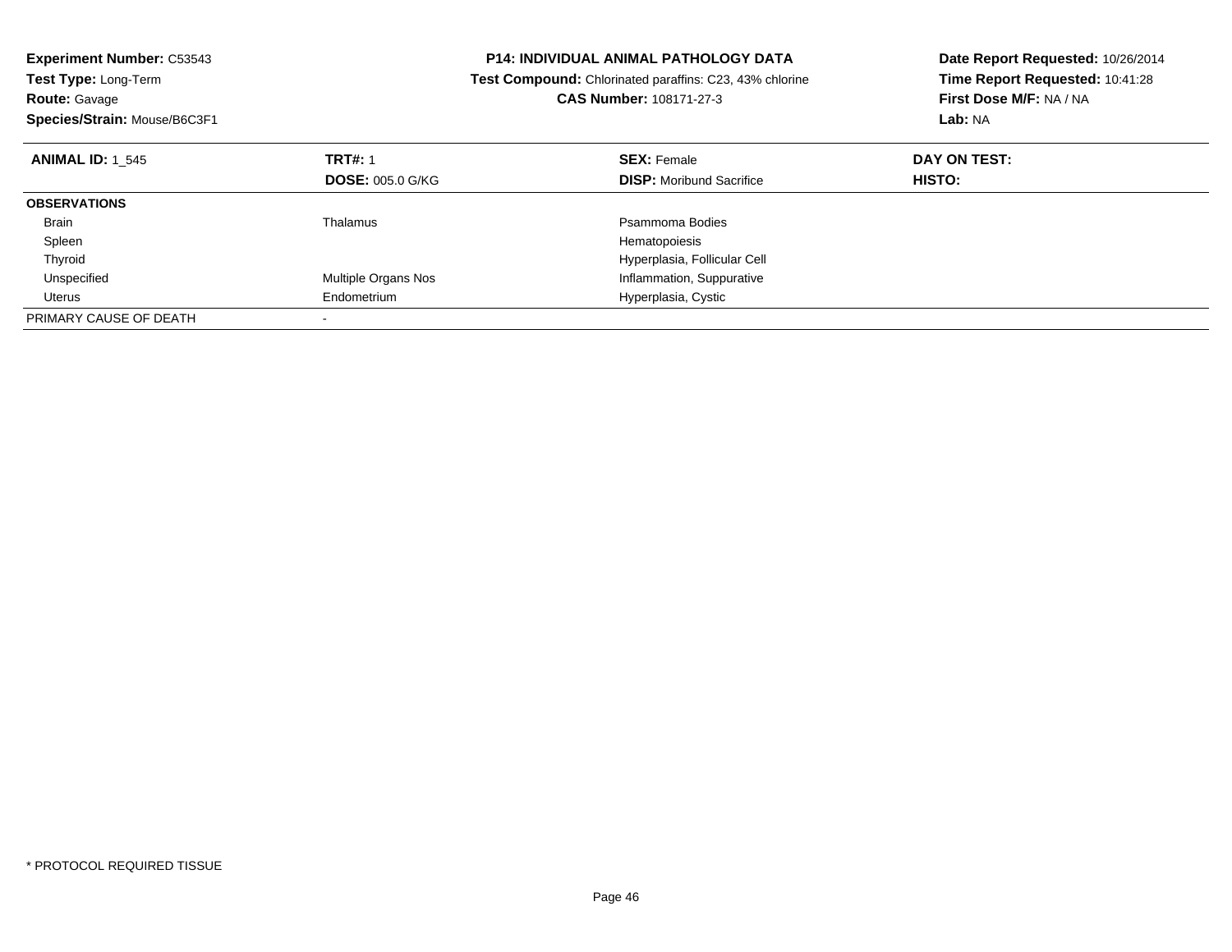**Experiment Number:** C53543
**Test Type:** Long-Term
**Route:** Gavage
**Species/Strain:** Mouse/B6C3F1

**P14: INDIVIDUAL ANIMAL PATHOLOGY DATA**
**Test Compound:** Chlorinated paraffins: C23, 43% chlorine
**CAS Number:** 108171-27-3

**Date Report Requested:** 10/26/2014
**Time Report Requested:** 10:41:28
**First Dose M/F:** NA / NA
**Lab:** NA

| **ANIMAL ID:** 1_545 | **TRT#:** 1 | **SEX:** Female | **DAY ON TEST:** |
|---|---|---|---|
| | **DOSE:** 005.0 G/KG | **DISP:** Moribund Sacrifice | **HISTO:** |
| **OBSERVATIONS** | | | |
| Brain | Thalamus | Psammoma Bodies | |
| Spleen | | Hematopoiesis | |
| Thyroid | | Hyperplasia, Follicular Cell | |
| Unspecified | Multiple Organs Nos | Inflammation, Suppurative | |
| Uterus | Endometrium | Hyperplasia, Cystic | |
| PRIMARY CAUSE OF DEATH | - | | |

* PROTOCOL REQUIRED TISSUE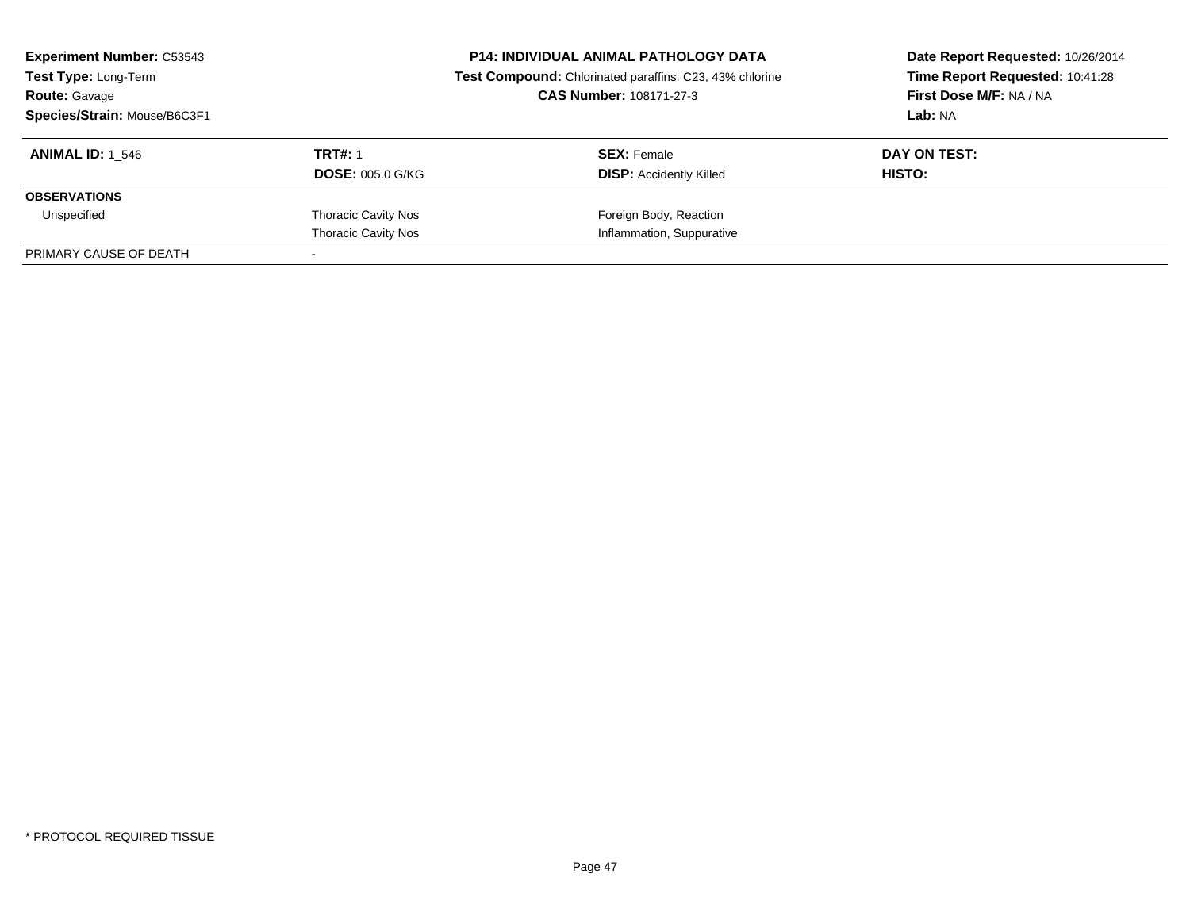**Experiment Number:** C53543
**Test Type:** Long-Term
**Route:** Gavage
**Species/Strain:** Mouse/B6C3F1

**P14: INDIVIDUAL ANIMAL PATHOLOGY DATA**
**Test Compound:** Chlorinated paraffins: C23, 43% chlorine
**CAS Number:** 108171-27-3

**Date Report Requested:** 10/26/2014
**Time Report Requested:** 10:41:28
**First Dose M/F:** NA / NA
**Lab:** NA

| **ANIMAL ID:** 1_546 | **TRT#:** 1 | **SEX:** Female | **DAY ON TEST:** |
|---|---|---|---|
| | **DOSE:** 005.0 G/KG | **DISP:** Accidently Killed | **HISTO:** |
| **OBSERVATIONS** | | | |
| Unspecified | Thoracic Cavity Nos | Foreign Body, Reaction | |
| | Thoracic Cavity Nos | Inflammation, Suppurative | |
| PRIMARY CAUSE OF DEATH | - | | |

* PROTOCOL REQUIRED TISSUE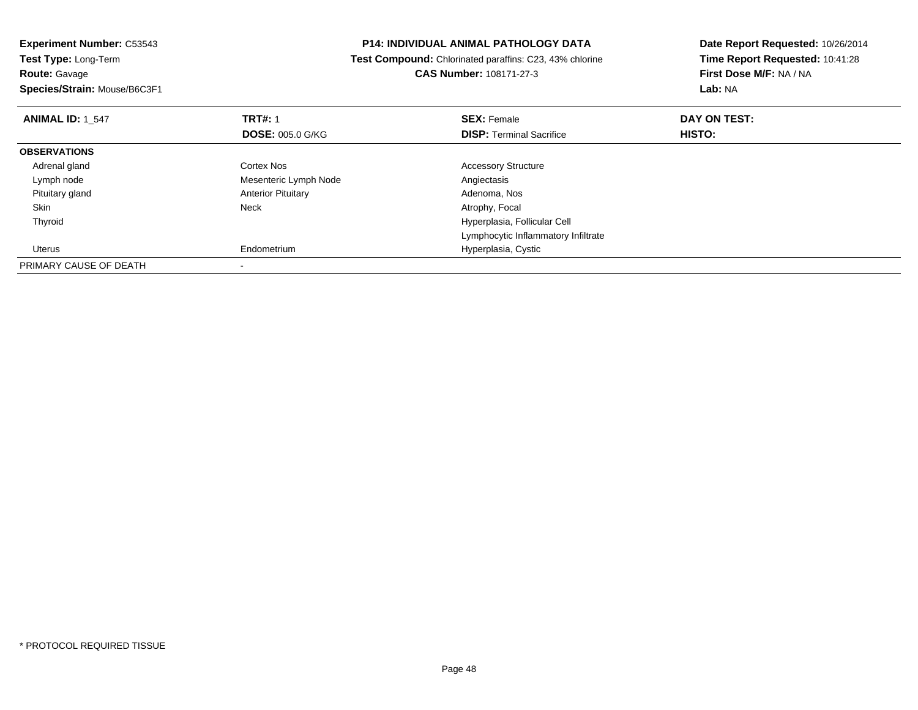**Experiment Number:** C53543
**Test Type:** Long-Term
**Route:** Gavage
**Species/Strain:** Mouse/B6C3F1

**P14: INDIVIDUAL ANIMAL PATHOLOGY DATA**
**Test Compound:** Chlorinated paraffins: C23, 43% chlorine
**CAS Number:** 108171-27-3

**Date Report Requested:** 10/26/2014
**Time Report Requested:** 10:41:28
**First Dose M/F:** NA / NA
**Lab:** NA

| **ANIMAL ID:** 1_547 | **TRT#:** 1 | **SEX:** Female | **DAY ON TEST:** |
|---|---|---|---|
| | **DOSE:** 005.0 G/KG | **DISP:** Terminal Sacrifice | **HISTO:** |
| **OBSERVATIONS** | | | |
| Adrenal gland | Cortex Nos | Accessory Structure | |
| Lymph node | Mesenteric Lymph Node | Angiectasis | |
| Pituitary gland | Anterior Pituitary | Adenoma, Nos | |
| Skin | Neck | Atrophy, Focal | |
| Thyroid | | Hyperplasia, Follicular Cell | |
| | | Lymphocytic Inflammatory Infiltrate | |
| Uterus | Endometrium | Hyperplasia, Cystic | |
| PRIMARY CAUSE OF DEATH | - | | |

\* PROTOCOL REQUIRED TISSUE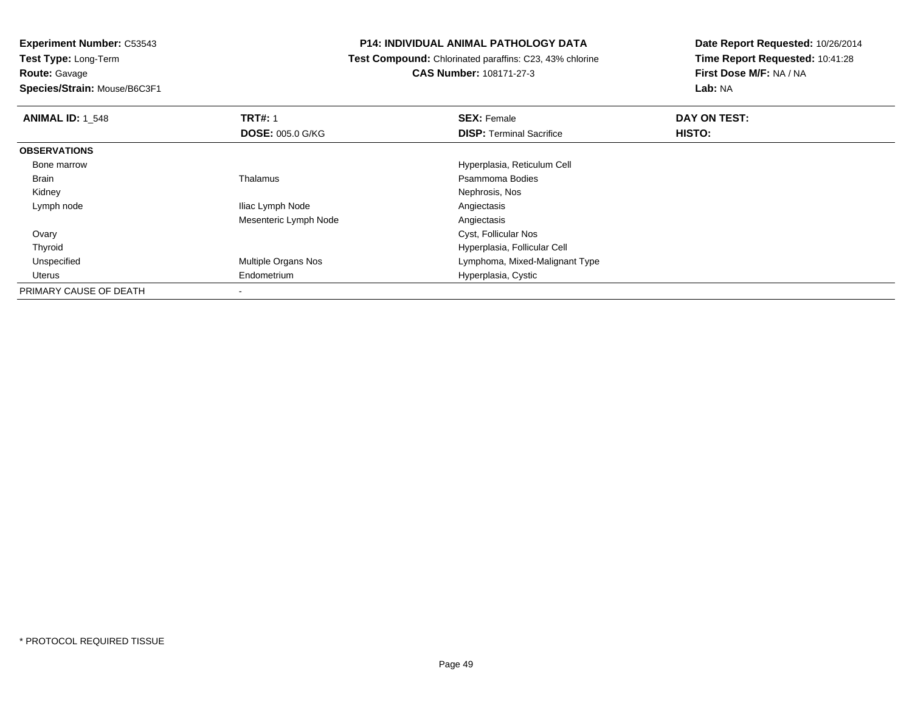**Experiment Number:** C53543
**Test Type:** Long-Term
**Route:** Gavage
**Species/Strain:** Mouse/B6C3F1

**P14: INDIVIDUAL ANIMAL PATHOLOGY DATA**
**Test Compound:** Chlorinated paraffins: C23, 43% chlorine
**CAS Number:** 108171-27-3

**Date Report Requested:** 10/26/2014
**Time Report Requested:** 10:41:28
**First Dose M/F:** NA / NA
**Lab:** NA

| **ANIMAL ID:** 1_548 | **TRT#:** 1 | **SEX:** Female | **DAY ON TEST:** |
|---|---|---|---|
| | **DOSE:** 005.0 G/KG | **DISP:** Terminal Sacrifice | **HISTO:** |
| **OBSERVATIONS** | | | |
| Bone marrow | | Hyperplasia, Reticulum Cell | |
| Brain | Thalamus | Psammoma Bodies | |
| Kidney | | Nephrosis, Nos | |
| Lymph node | Iliac Lymph Node | Angiectasis | |
| | Mesenteric Lymph Node | Angiectasis | |
| Ovary | | Cyst, Follicular Nos | |
| Thyroid | | Hyperplasia, Follicular Cell | |
| Unspecified | Multiple Organs Nos | Lymphoma, Mixed-Malignant Type | |
| Uterus | Endometrium | Hyperplasia, Cystic | |
| PRIMARY CAUSE OF DEATH | - | | |

* PROTOCOL REQUIRED TISSUE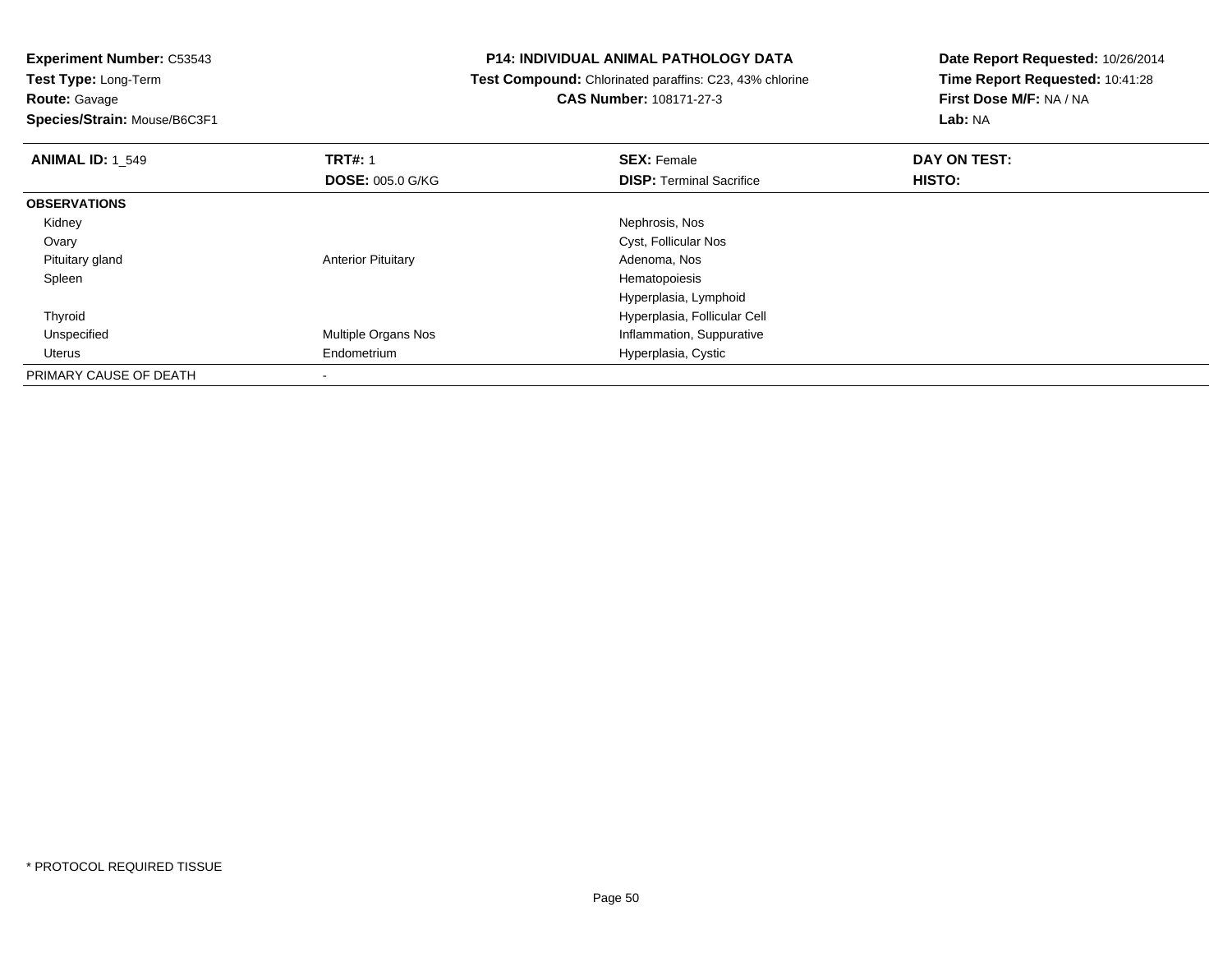**Experiment Number:** C53543
**Test Type:** Long-Term
**Route:** Gavage
**Species/Strain:** Mouse/B6C3F1

**P14: INDIVIDUAL ANIMAL PATHOLOGY DATA**
**Test Compound:** Chlorinated paraffins: C23, 43% chlorine
**CAS Number:** 108171-27-3

**Date Report Requested:** 10/26/2014
**Time Report Requested:** 10:41:28
**First Dose M/F:** NA / NA
**Lab:** NA

| **ANIMAL ID:** 1_549 | **TRT#:** 1 | **SEX:** Female | **DAY ON TEST:** |
|---|---|---|---|
| | **DOSE:** 005.0 G/KG | **DISP:** Terminal Sacrifice | **HISTO:** |
| **OBSERVATIONS** | | | |
| Kidney | | Nephrosis, Nos | |
| Ovary | | Cyst, Follicular Nos | |
| Pituitary gland | Anterior Pituitary | Adenoma, Nos | |
| Spleen | | Hematopoiesis | |
| | | Hyperplasia, Lymphoid | |
| Thyroid | | Hyperplasia, Follicular Cell | |
| Unspecified | Multiple Organs Nos | Inflammation, Suppurative | |
| Uterus | Endometrium | Hyperplasia, Cystic | |
| PRIMARY CAUSE OF DEATH | - | | |

\* PROTOCOL REQUIRED TISSUE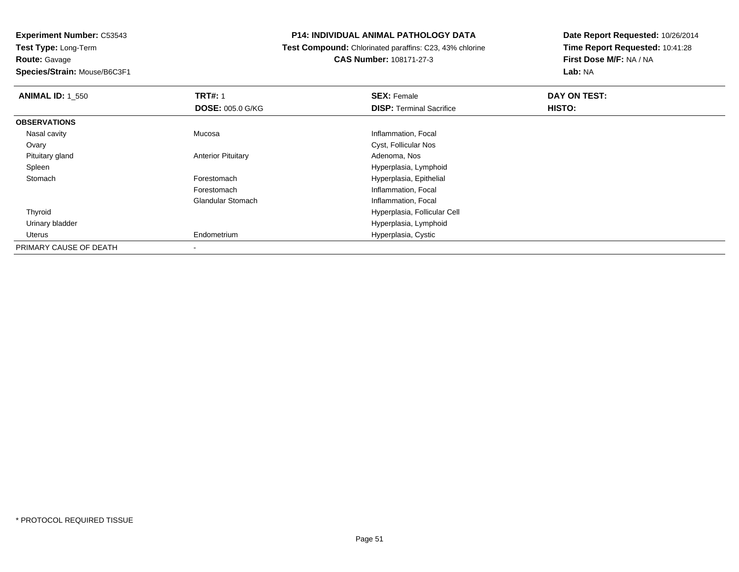**Experiment Number:** C53543
**Test Type:** Long-Term
**Route:** Gavage
**Species/Strain:** Mouse/B6C3F1

**P14: INDIVIDUAL ANIMAL PATHOLOGY DATA**
**Test Compound:** Chlorinated paraffins: C23, 43% chlorine
**CAS Number:** 108171-27-3

**Date Report Requested:** 10/26/2014
**Time Report Requested:** 10:41:28
**First Dose M/F:** NA / NA
**Lab:** NA

| **ANIMAL ID:** 1_550 | **TRT#:** 1 | **SEX:** Female | **DAY ON TEST:** |
|---|---|---|---|
| | **DOSE:** 005.0 G/KG | **DISP:** Terminal Sacrifice | **HISTO:** |
| **OBSERVATIONS** | | | |
| Nasal cavity | Mucosa | Inflammation, Focal | |
| Ovary | | Cyst, Follicular Nos | |
| Pituitary gland | Anterior Pituitary | Adenoma, Nos | |
| Spleen | | Hyperplasia, Lymphoid | |
| Stomach | Forestomach | Hyperplasia, Epithelial | |
| | Forestomach | Inflammation, Focal | |
| | Glandular Stomach | Inflammation, Focal | |
| Thyroid | | Hyperplasia, Follicular Cell | |
| Urinary bladder | | Hyperplasia, Lymphoid | |
| Uterus | Endometrium | Hyperplasia, Cystic | |
| PRIMARY CAUSE OF DEATH | - | | |

* PROTOCOL REQUIRED TISSUE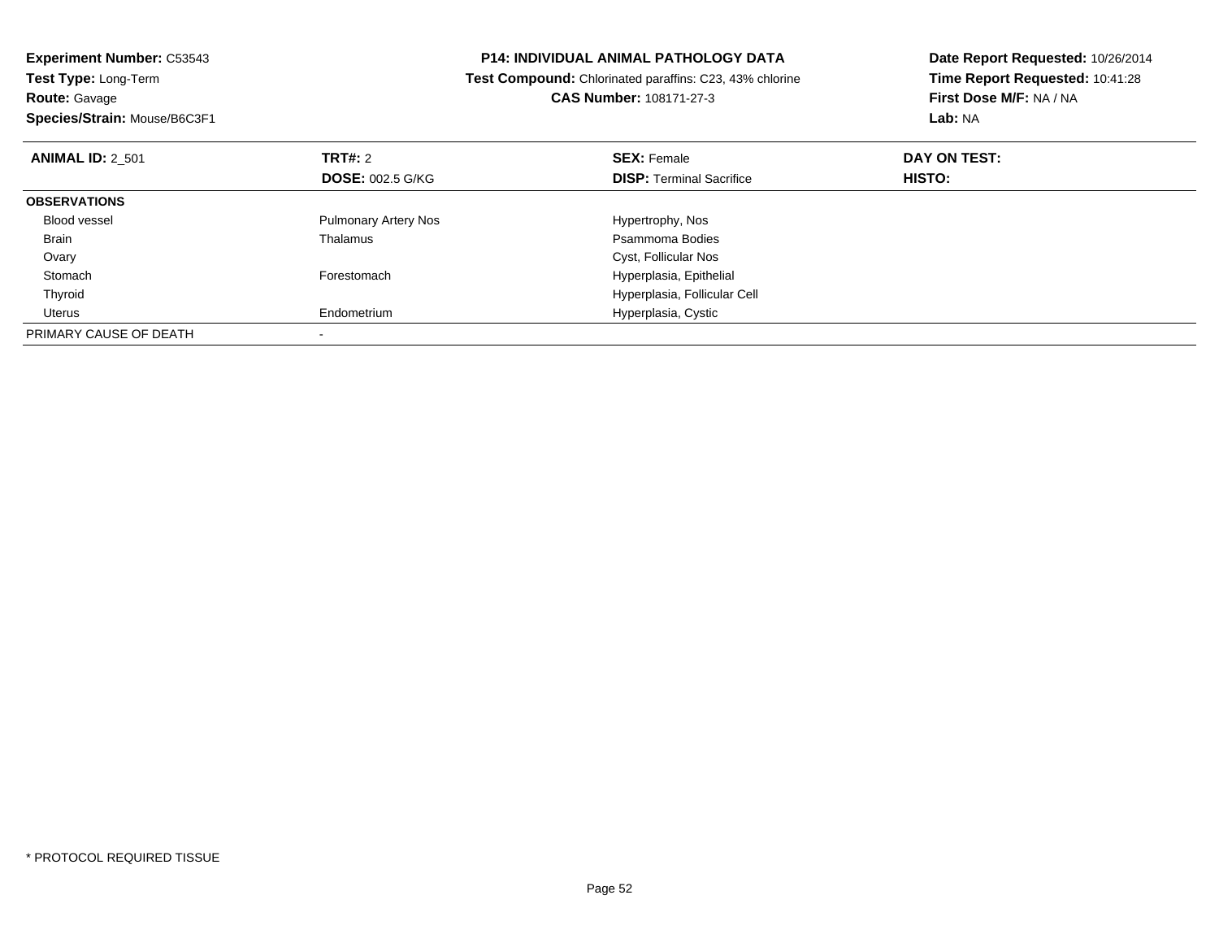**Experiment Number:** C53543
**Test Type:** Long-Term
**Route:** Gavage
**Species/Strain:** Mouse/B6C3F1

**P14: INDIVIDUAL ANIMAL PATHOLOGY DATA**
**Test Compound:** Chlorinated paraffins: C23, 43% chlorine
**CAS Number:** 108171-27-3

**Date Report Requested:** 10/26/2014
**Time Report Requested:** 10:41:28
**First Dose M/F:** NA / NA
**Lab:** NA

| **ANIMAL ID:** 2_501 | **TRT#:** 2 | **SEX:** Female | **DAY ON TEST:** |
|---|---|---|---|
| | **DOSE:** 002.5 G/KG | **DISP:** Terminal Sacrifice | **HISTO:** |
| **OBSERVATIONS** | | | |
| Blood vessel | Pulmonary Artery Nos | Hypertrophy, Nos | |
| Brain | Thalamus | Psammoma Bodies | |
| Ovary | | Cyst, Follicular Nos | |
| Stomach | Forestomach | Hyperplasia, Epithelial | |
| Thyroid | | Hyperplasia, Follicular Cell | |
| Uterus | Endometrium | Hyperplasia, Cystic | |
| PRIMARY CAUSE OF DEATH | - | | |

* PROTOCOL REQUIRED TISSUE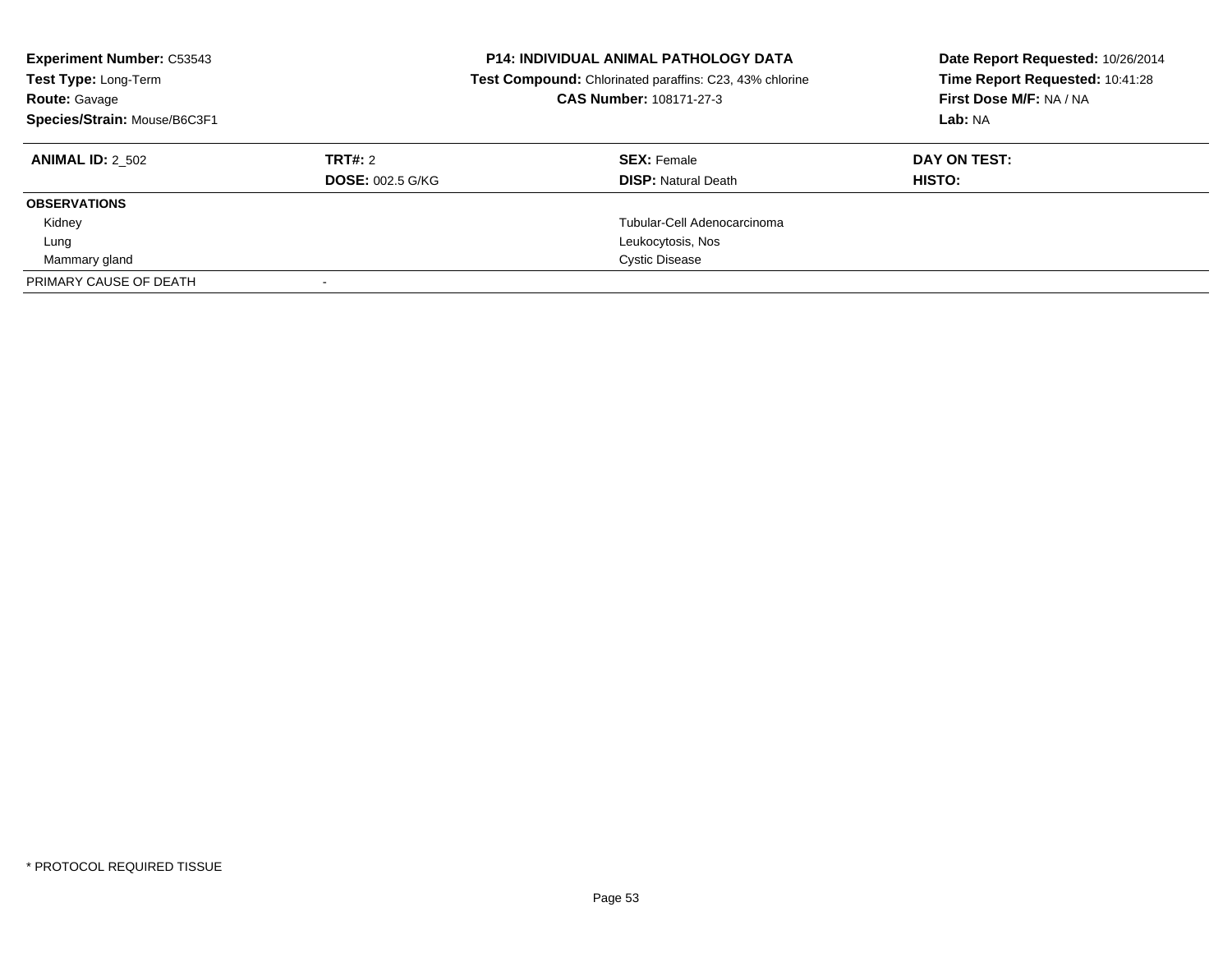**Experiment Number:** C53543
**Test Type:** Long-Term
**Route:** Gavage
**Species/Strain:** Mouse/B6C3F1

**P14: INDIVIDUAL ANIMAL PATHOLOGY DATA**
**Test Compound:** Chlorinated paraffins: C23, 43% chlorine
**CAS Number:** 108171-27-3

**Date Report Requested:** 10/26/2014
**Time Report Requested:** 10:41:28
**First Dose M/F:** NA / NA
**Lab:** NA

| **ANIMAL ID:** 2_502 | **TRT#:** 2 | **SEX:** Female | **DAY ON TEST:** |
|---|---|---|---|
| | **DOSE:** 002.5 G/KG | **DISP:** Natural Death | **HISTO:** |
| **OBSERVATIONS** | | | |
| Kidney | | Tubular-Cell Adenocarcinoma | |
| Lung | | Leukocytosis, Nos | |
| Mammary gland | | Cystic Disease | |
| PRIMARY CAUSE OF DEATH | - | | |

* PROTOCOL REQUIRED TISSUE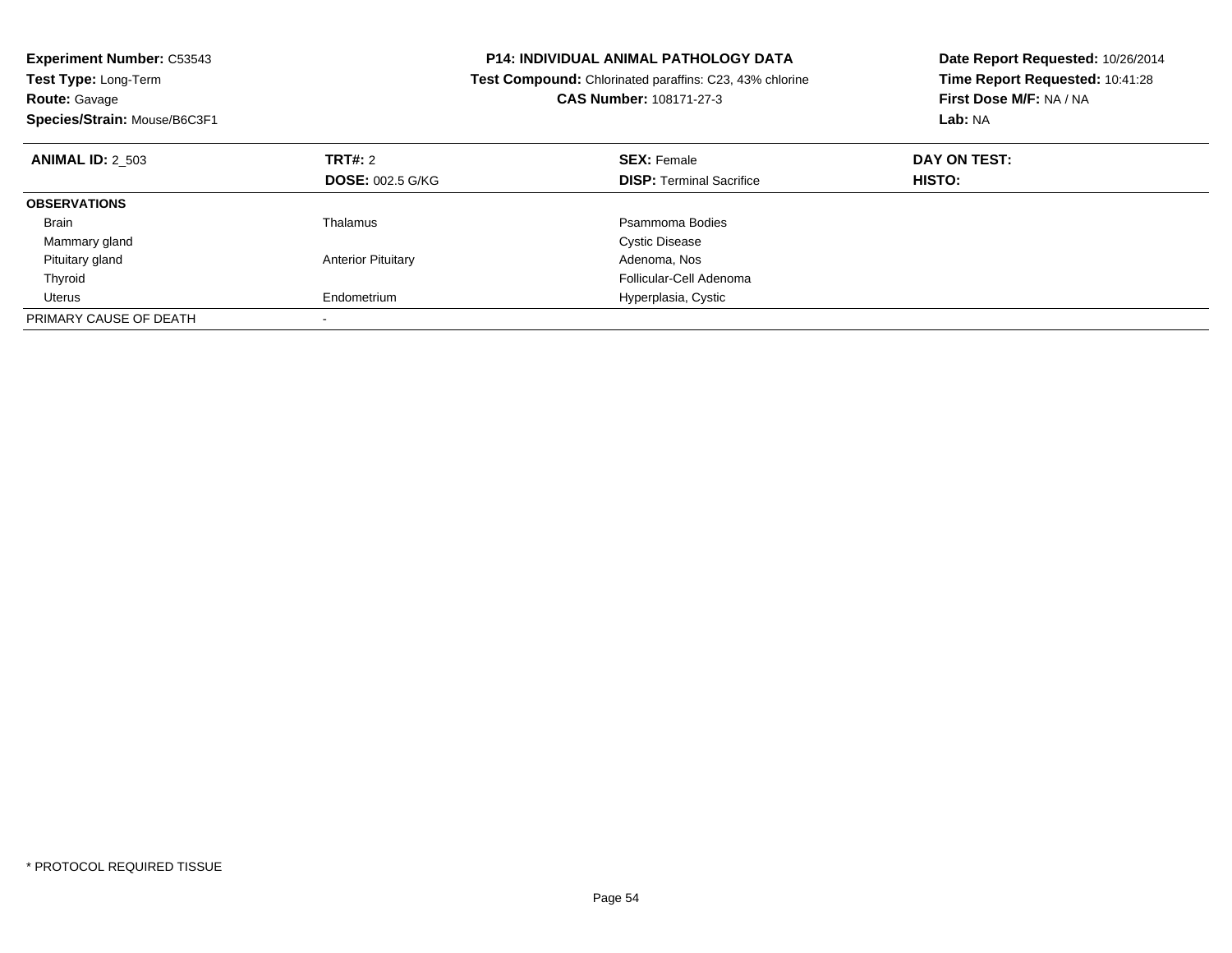**Experiment Number:** C53543
**Test Type:** Long-Term
**Route:** Gavage
**Species/Strain:** Mouse/B6C3F1

**P14: INDIVIDUAL ANIMAL PATHOLOGY DATA**
**Test Compound:** Chlorinated paraffins: C23, 43% chlorine
**CAS Number:** 108171-27-3

**Date Report Requested:** 10/26/2014
**Time Report Requested:** 10:41:28
**First Dose M/F:** NA / NA
**Lab:** NA

| **ANIMAL ID:** 2_503 | **TRT#:** 2 | **SEX:** Female | **DAY ON TEST:** |
|---|---|---|---|
| | **DOSE:** 002.5 G/KG | **DISP:** Terminal Sacrifice | **HISTO:** |
| **OBSERVATIONS** | | | |
| Brain | Thalamus | Psammoma Bodies | |
| Mammary gland | | Cystic Disease | |
| Pituitary gland | Anterior Pituitary | Adenoma, Nos | |
| Thyroid | | Follicular-Cell Adenoma | |
| Uterus | Endometrium | Hyperplasia, Cystic | |
| PRIMARY CAUSE OF DEATH | - | | |

* PROTOCOL REQUIRED TISSUE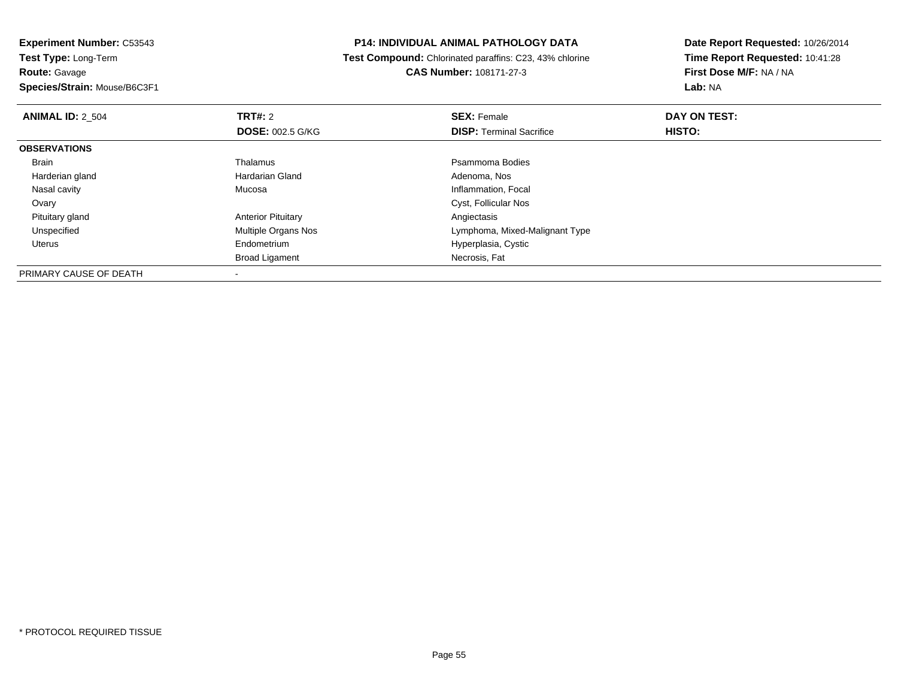**Experiment Number:** C53543
**Test Type:** Long-Term
**Route:** Gavage
**Species/Strain:** Mouse/B6C3F1

**P14: INDIVIDUAL ANIMAL PATHOLOGY DATA**
**Test Compound:** Chlorinated paraffins: C23, 43% chlorine
**CAS Number:** 108171-27-3

**Date Report Requested:** 10/26/2014
**Time Report Requested:** 10:41:28
**First Dose M/F:** NA / NA
**Lab:** NA

| **ANIMAL ID:** 2_504 | **TRT#:** 2 | **SEX:** Female | **DAY ON TEST:** |
|---|---|---|---|
| | **DOSE:** 002.5 G/KG | **DISP:** Terminal Sacrifice | **HISTO:** |
| **OBSERVATIONS** | | | |
| Brain | Thalamus | Psammoma Bodies | |
| Harderian gland | Hardarian Gland | Adenoma, Nos | |
| Nasal cavity | Mucosa | Inflammation, Focal | |
| Ovary | | Cyst, Follicular Nos | |
| Pituitary gland | Anterior Pituitary | Angiectasis | |
| Unspecified | Multiple Organs Nos | Lymphoma, Mixed-Malignant Type | |
| Uterus | Endometrium | Hyperplasia, Cystic | |
| | Broad Ligament | Necrosis, Fat | |
| PRIMARY CAUSE OF DEATH | - | | |

* PROTOCOL REQUIRED TISSUE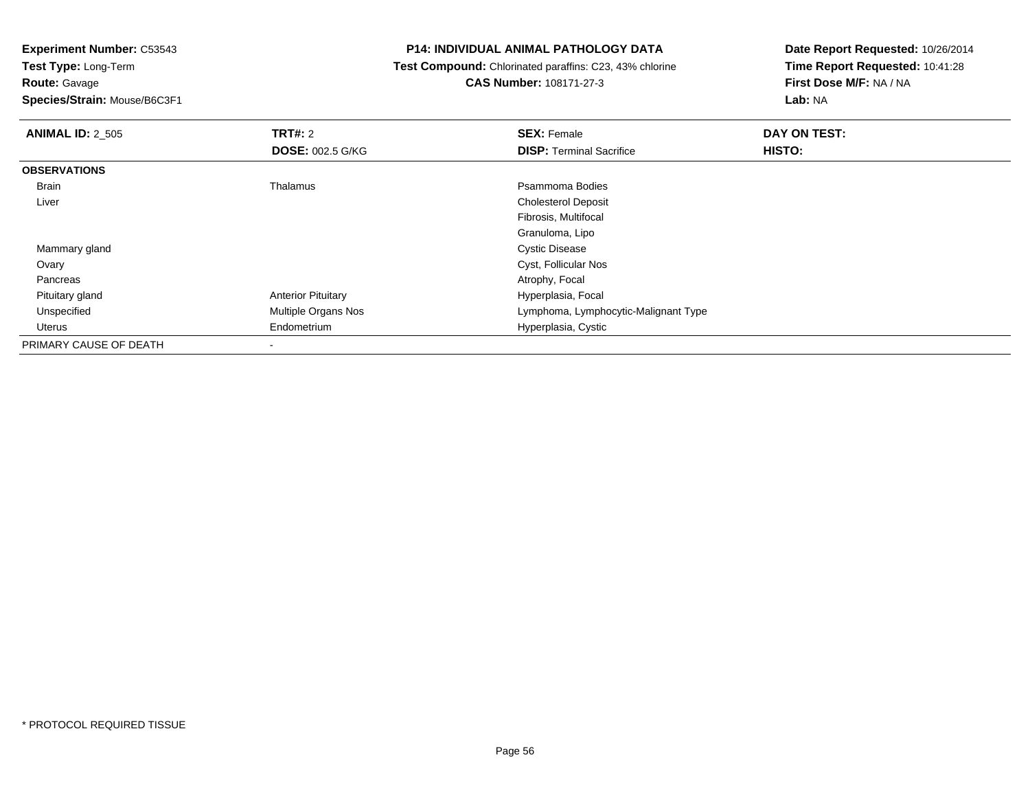**Experiment Number:** C53543
**Test Type:** Long-Term
**Route:** Gavage
**Species/Strain:** Mouse/B6C3F1

**P14: INDIVIDUAL ANIMAL PATHOLOGY DATA**
**Test Compound:** Chlorinated paraffins: C23, 43% chlorine
**CAS Number:** 108171-27-3

**Date Report Requested:** 10/26/2014
**Time Report Requested:** 10:41:28
**First Dose M/F:** NA / NA
**Lab:** NA

| **ANIMAL ID:** 2_505 | **TRT#:** 2 | **SEX:** Female | **DAY ON TEST:** |
|---|---|---|---|
| | **DOSE:** 002.5 G/KG | **DISP:** Terminal Sacrifice | **HISTO:** |
| **OBSERVATIONS** | | | |
| Brain | Thalamus | Psammoma Bodies | |
| Liver | | Cholesterol Deposit | |
| | | Fibrosis, Multifocal | |
| | | Granuloma, Lipo | |
| Mammary gland | | Cystic Disease | |
| Ovary | | Cyst, Follicular Nos | |
| Pancreas | | Atrophy, Focal | |
| Pituitary gland | Anterior Pituitary | Hyperplasia, Focal | |
| Unspecified | Multiple Organs Nos | Lymphoma, Lymphocytic-Malignant Type | |
| Uterus | Endometrium | Hyperplasia, Cystic | |
| PRIMARY CAUSE OF DEATH | - | | |

* PROTOCOL REQUIRED TISSUE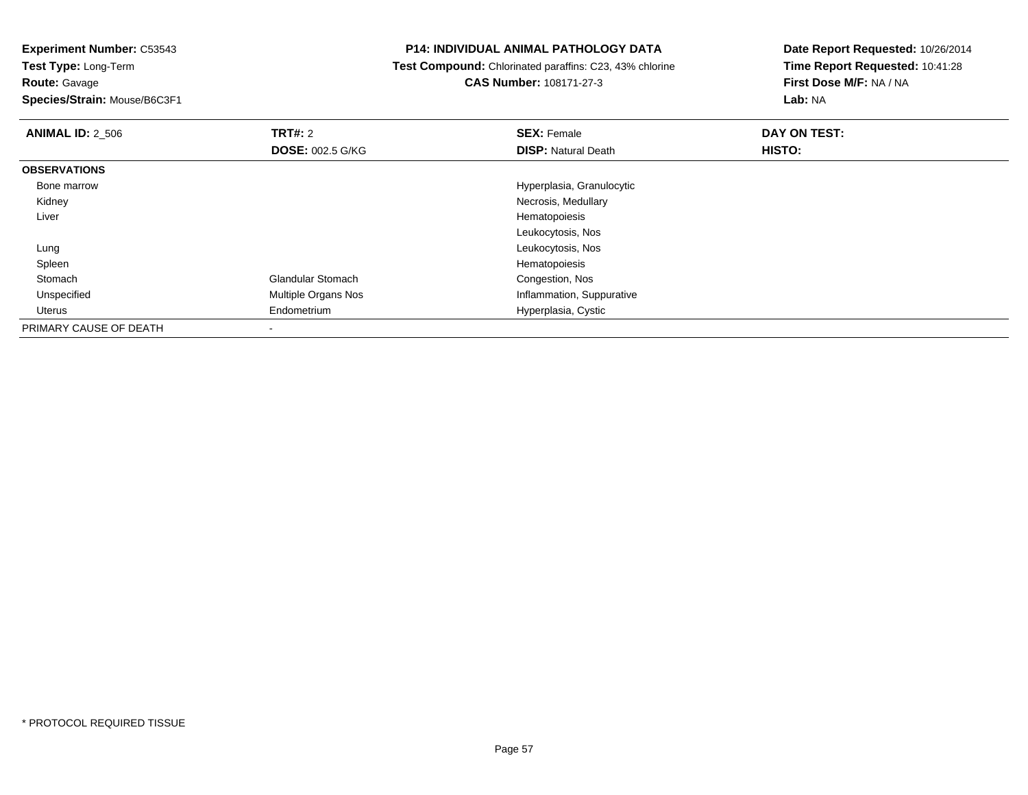**Experiment Number:** C53543
**Test Type:** Long-Term
**Route:** Gavage
**Species/Strain:** Mouse/B6C3F1

**P14: INDIVIDUAL ANIMAL PATHOLOGY DATA**
**Test Compound:** Chlorinated paraffins: C23, 43% chlorine
**CAS Number:** 108171-27-3

**Date Report Requested:** 10/26/2014
**Time Report Requested:** 10:41:28
**First Dose M/F:** NA / NA
**Lab:** NA

| **ANIMAL ID:** 2_506 | **TRT#:** 2 | **SEX:** Female | **DAY ON TEST:** |
|---|---|---|---|
| | **DOSE:** 002.5 G/KG | **DISP:** Natural Death | **HISTO:** |
| **OBSERVATIONS** | | | |
| Bone marrow | | Hyperplasia, Granulocytic | |
| Kidney | | Necrosis, Medullary | |
| Liver | | Hematopoiesis | |
| | | Leukocytosis, Nos | |
| Lung | | Leukocytosis, Nos | |
| Spleen | | Hematopoiesis | |
| Stomach | Glandular Stomach | Congestion, Nos | |
| Unspecified | Multiple Organs Nos | Inflammation, Suppurative | |
| Uterus | Endometrium | Hyperplasia, Cystic | |
| PRIMARY CAUSE OF DEATH | - | | |

* PROTOCOL REQUIRED TISSUE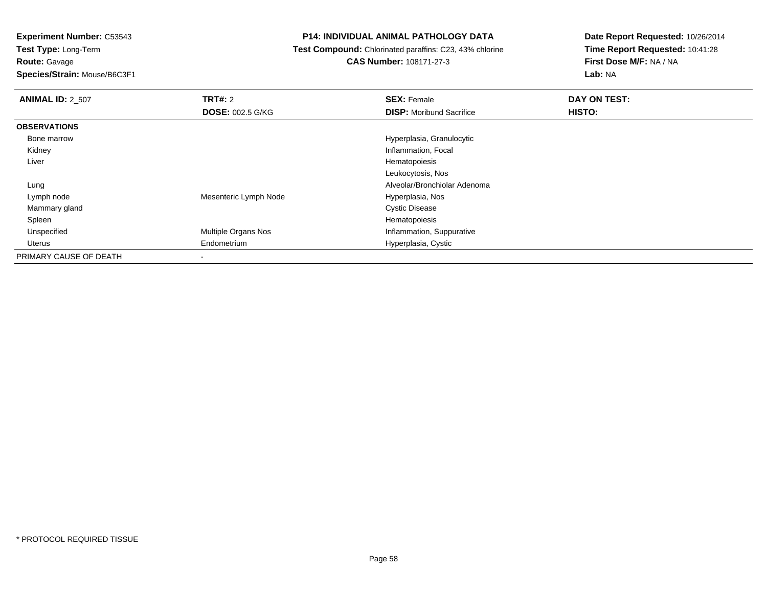**Experiment Number:** C53543
**Test Type:** Long-Term
**Route:** Gavage
**Species/Strain:** Mouse/B6C3F1

**P14: INDIVIDUAL ANIMAL PATHOLOGY DATA**
**Test Compound:** Chlorinated paraffins: C23, 43% chlorine
**CAS Number:** 108171-27-3

**Date Report Requested:** 10/26/2014
**Time Report Requested:** 10:41:28
**First Dose M/F:** NA / NA
**Lab:** NA

| **ANIMAL ID:** 2_507 | **TRT#:** 2 | **SEX:** Female | **DAY ON TEST:** |
|---|---|---|---|
| | **DOSE:** 002.5 G/KG | **DISP:** Moribund Sacrifice | **HISTO:** |
| **OBSERVATIONS** | | | |
| Bone marrow | | Hyperplasia, Granulocytic | |
| Kidney | | Inflammation, Focal | |
| Liver | | Hematopoiesis | |
| | | Leukocytosis, Nos | |
| Lung | | Alveolar/Bronchiolar Adenoma | |
| Lymph node | Mesenteric Lymph Node | Hyperplasia, Nos | |
| Mammary gland | | Cystic Disease | |
| Spleen | | Hematopoiesis | |
| Unspecified | Multiple Organs Nos | Inflammation, Suppurative | |
| Uterus | Endometrium | Hyperplasia, Cystic | |
| PRIMARY CAUSE OF DEATH | - | | |

* PROTOCOL REQUIRED TISSUE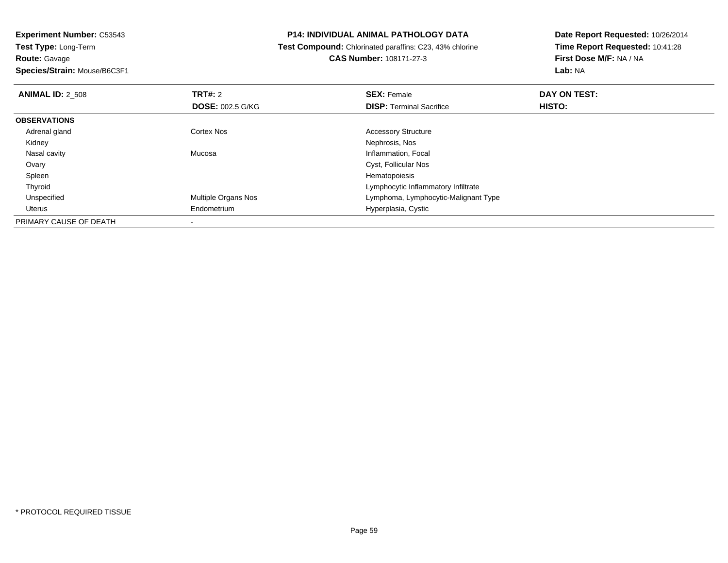**Experiment Number:** C53543
**Test Type:** Long-Term
**Route:** Gavage
**Species/Strain:** Mouse/B6C3F1

**P14: INDIVIDUAL ANIMAL PATHOLOGY DATA**
**Test Compound:** Chlorinated paraffins: C23, 43% chlorine
**CAS Number:** 108171-27-3

**Date Report Requested:** 10/26/2014
**Time Report Requested:** 10:41:28
**First Dose M/F:** NA / NA
**Lab:** NA

| **ANIMAL ID:** 2_508 | **TRT#:** 2 | **SEX:** Female | **DAY ON TEST:** |
|---|---|---|---|
| | **DOSE:** 002.5 G/KG | **DISP:** Terminal Sacrifice | **HISTO:** |
| **OBSERVATIONS** | | | |
| Adrenal gland | Cortex Nos | Accessory Structure | |
| Kidney | | Nephrosis, Nos | |
| Nasal cavity | Mucosa | Inflammation, Focal | |
| Ovary | | Cyst, Follicular Nos | |
| Spleen | | Hematopoiesis | |
| Thyroid | | Lymphocytic Inflammatory Infiltrate | |
| Unspecified | Multiple Organs Nos | Lymphoma, Lymphocytic-Malignant Type | |
| Uterus | Endometrium | Hyperplasia, Cystic | |
| PRIMARY CAUSE OF DEATH | - | | |

* PROTOCOL REQUIRED TISSUE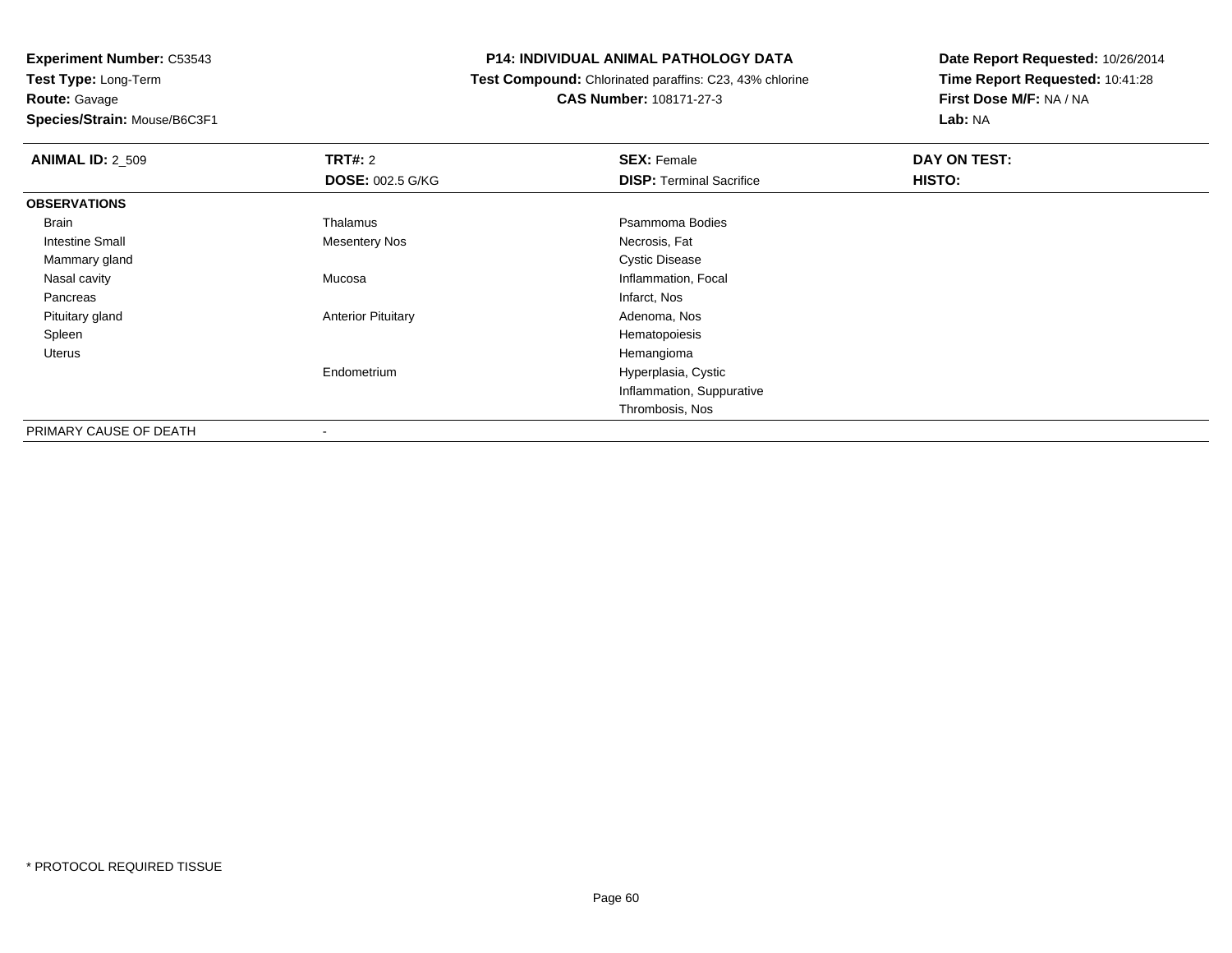**Experiment Number:** C53543
**Test Type:** Long-Term
**Route:** Gavage
**Species/Strain:** Mouse/B6C3F1

**P14: INDIVIDUAL ANIMAL PATHOLOGY DATA**
**Test Compound:** Chlorinated paraffins: C23, 43% chlorine
**CAS Number:** 108171-27-3

**Date Report Requested:** 10/26/2014
**Time Report Requested:** 10:41:28
**First Dose M/F:** NA / NA
**Lab:** NA

| **ANIMAL ID:** 2_509 | **TRT#:** 2 | **SEX:** Female | **DAY ON TEST:** |
|---|---|---|---|
| | **DOSE:** 002.5 G/KG | **DISP:** Terminal Sacrifice | **HISTO:** |
| **OBSERVATIONS** | | | |
| Brain | Thalamus | Psammoma Bodies | |
| Intestine Small | Mesentery Nos | Necrosis, Fat | |
| Mammary gland | | Cystic Disease | |
| Nasal cavity | Mucosa | Inflammation, Focal | |
| Pancreas | | Infarct, Nos | |
| Pituitary gland | Anterior Pituitary | Adenoma, Nos | |
| Spleen | | Hematopoiesis | |
| Uterus | | Hemangioma | |
| | Endometrium | Hyperplasia, Cystic | |
| | | Inflammation, Suppurative | |
| | | Thrombosis, Nos | |
| PRIMARY CAUSE OF DEATH | - | | |

* PROTOCOL REQUIRED TISSUE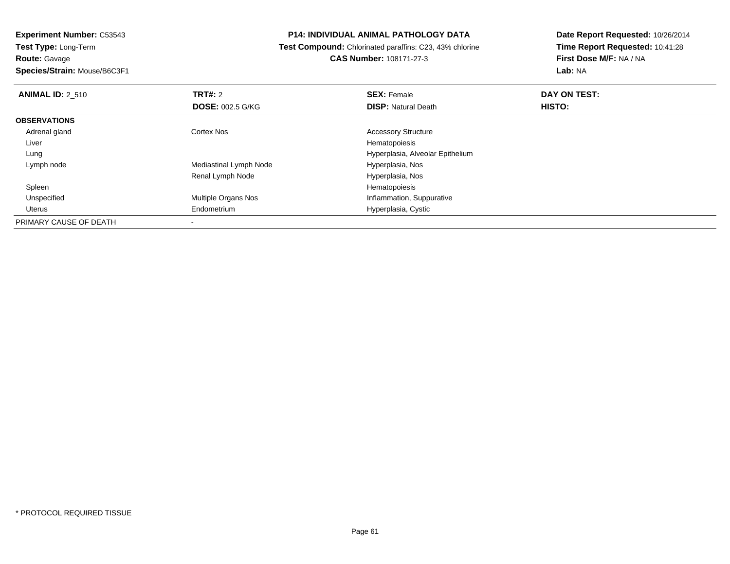**Experiment Number:** C53543
**Test Type:** Long-Term
**Route:** Gavage
**Species/Strain:** Mouse/B6C3F1

**P14: INDIVIDUAL ANIMAL PATHOLOGY DATA**
**Test Compound:** Chlorinated paraffins: C23, 43% chlorine
**CAS Number:** 108171-27-3

**Date Report Requested:** 10/26/2014
**Time Report Requested:** 10:41:28
**First Dose M/F:** NA / NA
**Lab:** NA

| **ANIMAL ID:** 2_510 | **TRT#:** 2 | **SEX:** Female | **DAY ON TEST:** |
|---|---|---|---|
| | **DOSE:** 002.5 G/KG | **DISP:** Natural Death | **HISTO:** |
| **OBSERVATIONS** | | | |
| Adrenal gland | Cortex Nos | Accessory Structure | |
| Liver | | Hematopoiesis | |
| Lung | | Hyperplasia, Alveolar Epithelium | |
| Lymph node | Mediastinal Lymph Node | Hyperplasia, Nos | |
| | Renal Lymph Node | Hyperplasia, Nos | |
| Spleen | | Hematopoiesis | |
| Unspecified | Multiple Organs Nos | Inflammation, Suppurative | |
| Uterus | Endometrium | Hyperplasia, Cystic | |
| PRIMARY CAUSE OF DEATH | - | | |

* PROTOCOL REQUIRED TISSUE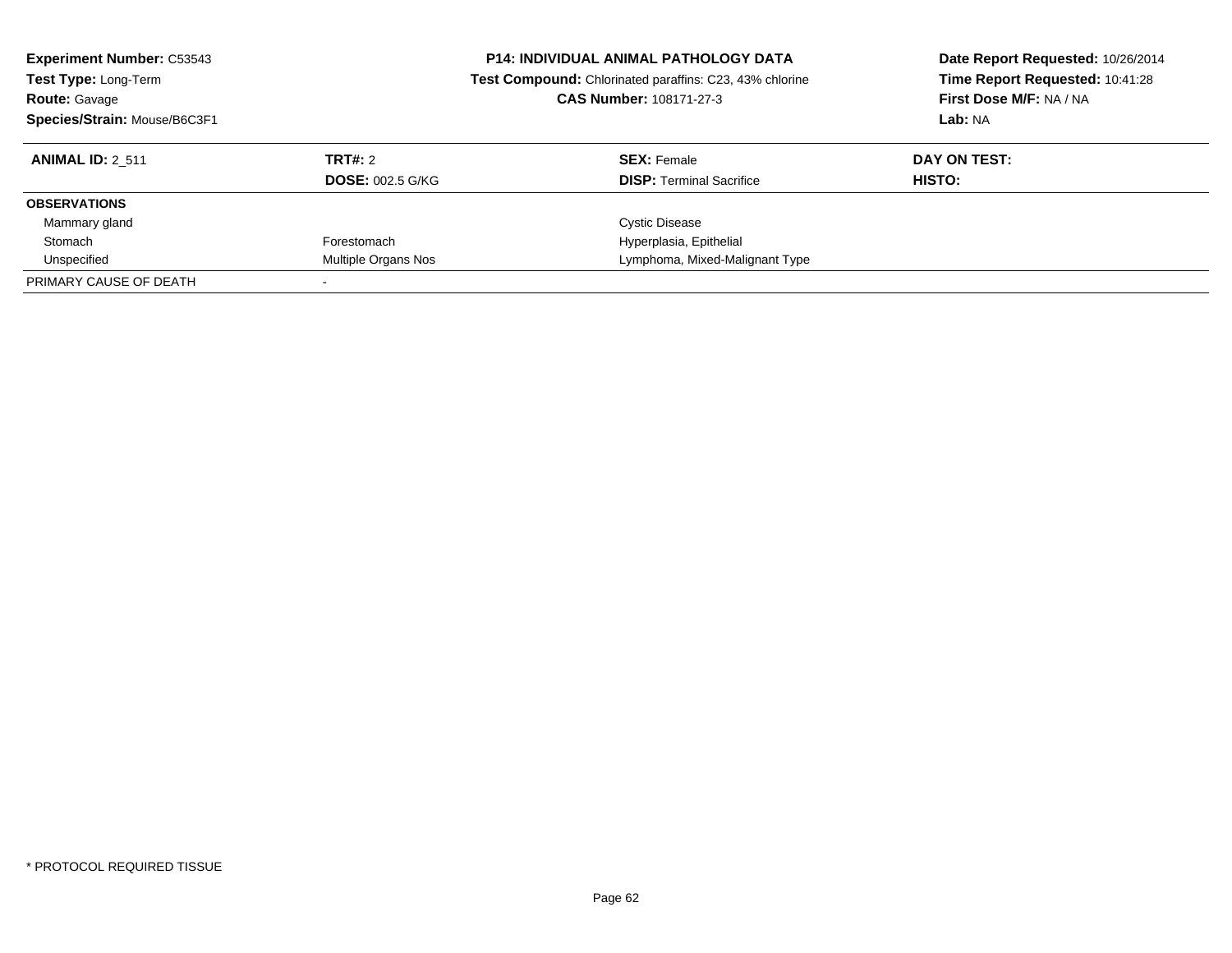**Experiment Number:** C53543
**Test Type:** Long-Term
**Route:** Gavage
**Species/Strain:** Mouse/B6C3F1

**P14: INDIVIDUAL ANIMAL PATHOLOGY DATA**
**Test Compound:** Chlorinated paraffins: C23, 43% chlorine
**CAS Number:** 108171-27-3

**Date Report Requested:** 10/26/2014
**Time Report Requested:** 10:41:28
**First Dose M/F:** NA / NA
**Lab:** NA

| **ANIMAL ID:** 2_511 | **TRT#:** 2 | **SEX:** Female | **DAY ON TEST:** |
|---|---|---|---|
| | **DOSE:** 002.5 G/KG | **DISP:** Terminal Sacrifice | **HISTO:** |
| **OBSERVATIONS** | | | |
| Mammary gland | | Cystic Disease | |
| Stomach | Forestomach | Hyperplasia, Epithelial | |
| Unspecified | Multiple Organs Nos | Lymphoma, Mixed-Malignant Type | |
| PRIMARY CAUSE OF DEATH | - | | |

* PROTOCOL REQUIRED TISSUE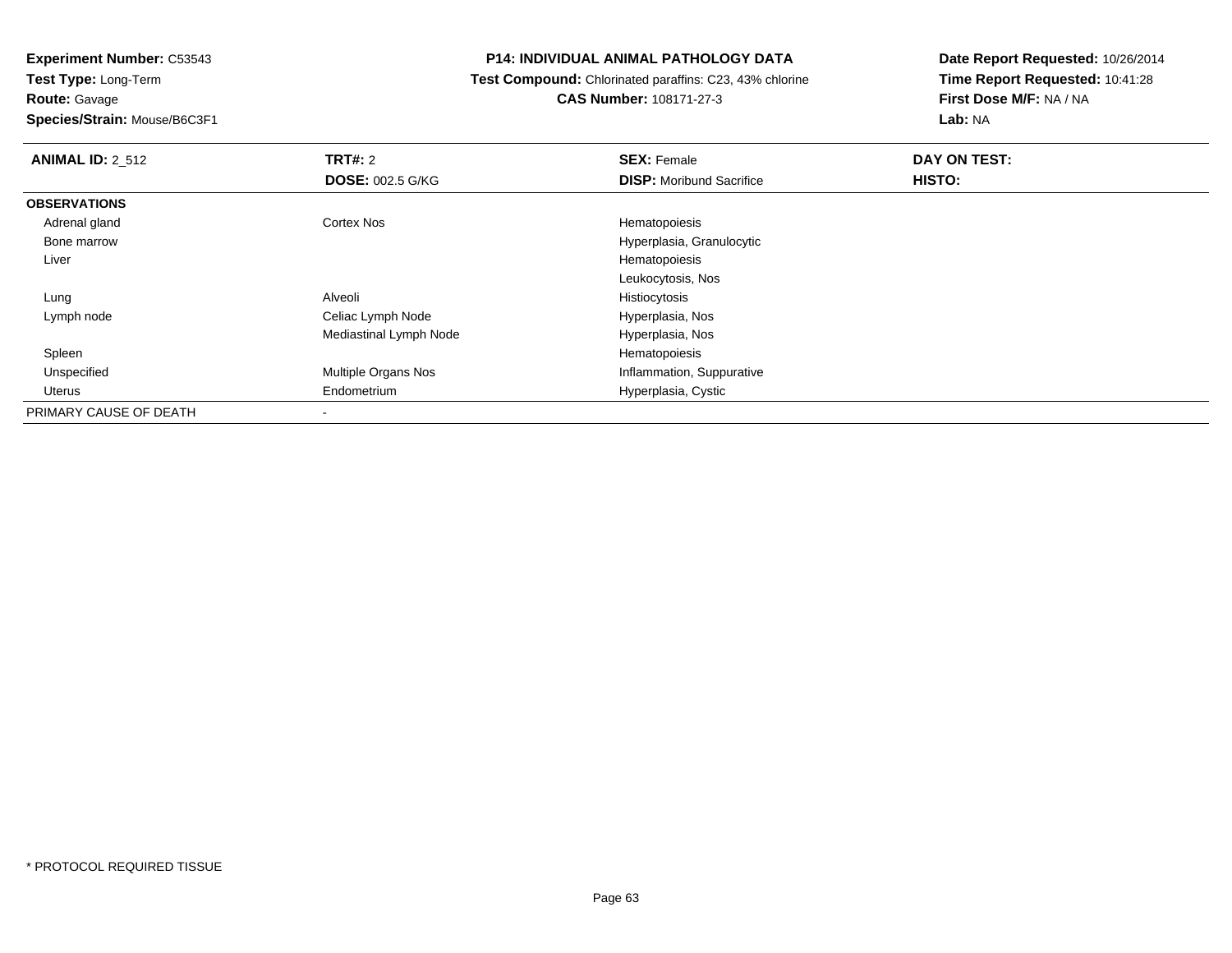**Experiment Number:** C53543
**Test Type:** Long-Term
**Route:** Gavage
**Species/Strain:** Mouse/B6C3F1

**P14: INDIVIDUAL ANIMAL PATHOLOGY DATA**
**Test Compound:** Chlorinated paraffins: C23, 43% chlorine
**CAS Number:** 108171-27-3

**Date Report Requested:** 10/26/2014
**Time Report Requested:** 10:41:28
**First Dose M/F:** NA / NA
**Lab:** NA

| **ANIMAL ID:** 2_512 | **TRT#:** 2 | **SEX:** Female | **DAY ON TEST:** |
|---|---|---|---|
| | **DOSE:** 002.5 G/KG | **DISP:** Moribund Sacrifice | **HISTO:** |
| **OBSERVATIONS** | | | |
| Adrenal gland | Cortex Nos | Hematopoiesis | |
| Bone marrow | | Hyperplasia, Granulocytic | |
| Liver | | Hematopoiesis | |
| | | Leukocytosis, Nos | |
| Lung | Alveoli | Histiocytosis | |
| Lymph node | Celiac Lymph Node | Hyperplasia, Nos | |
| | Mediastinal Lymph Node | Hyperplasia, Nos | |
| Spleen | | Hematopoiesis | |
| Unspecified | Multiple Organs Nos | Inflammation, Suppurative | |
| Uterus | Endometrium | Hyperplasia, Cystic | |
| PRIMARY CAUSE OF DEATH | - | | |

* PROTOCOL REQUIRED TISSUE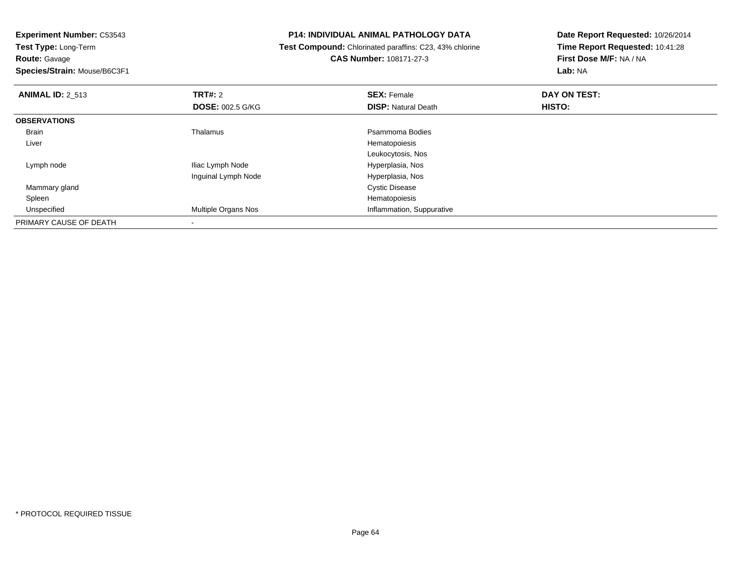**Experiment Number:** C53543
**Test Type:** Long-Term
**Route:** Gavage
**Species/Strain:** Mouse/B6C3F1

**P14: INDIVIDUAL ANIMAL PATHOLOGY DATA**
**Test Compound:** Chlorinated paraffins: C23, 43% chlorine
**CAS Number:** 108171-27-3

**Date Report Requested:** 10/26/2014
**Time Report Requested:** 10:41:28
**First Dose M/F:** NA / NA
**Lab:** NA

| **ANIMAL ID:** 2_513 | **TRT#:** 2 | **SEX:** Female | **DAY ON TEST:** |
|---|---|---|---|
| | **DOSE:** 002.5 G/KG | **DISP:** Natural Death | **HISTO:** |
| **OBSERVATIONS** | | | |
| Brain | Thalamus | Psammoma Bodies | |
| Liver | | Hematopoiesis | |
| | | Leukocytosis, Nos | |
| Lymph node | Iliac Lymph Node | Hyperplasia, Nos | |
| | Inguinal Lymph Node | Hyperplasia, Nos | |
| Mammary gland | | Cystic Disease | |
| Spleen | | Hematopoiesis | |
| Unspecified | Multiple Organs Nos | Inflammation, Suppurative | |
| PRIMARY CAUSE OF DEATH | - | | |

* PROTOCOL REQUIRED TISSUE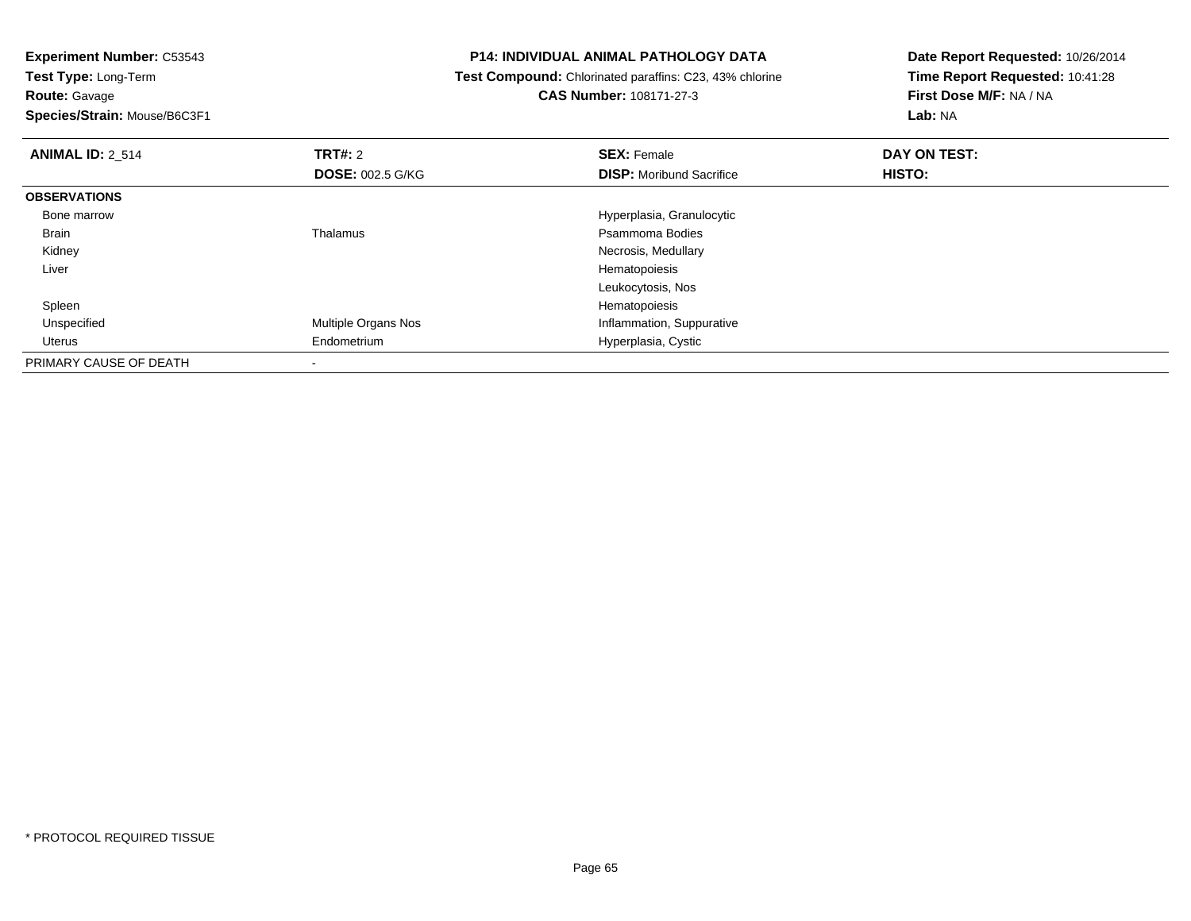**Experiment Number:** C53543
**Test Type:** Long-Term
**Route:** Gavage
**Species/Strain:** Mouse/B6C3F1

**P14: INDIVIDUAL ANIMAL PATHOLOGY DATA**
**Test Compound:** Chlorinated paraffins: C23, 43% chlorine
**CAS Number:** 108171-27-3

**Date Report Requested:** 10/26/2014
**Time Report Requested:** 10:41:28
**First Dose M/F:** NA / NA
**Lab:** NA

| **ANIMAL ID:** 2_514 | **TRT#:** 2 | **SEX:** Female | **DAY ON TEST:** |
|---|---|---|---|
| | **DOSE:** 002.5 G/KG | **DISP:** Moribund Sacrifice | **HISTO:** |
| **OBSERVATIONS** | | | |
| Bone marrow | | Hyperplasia, Granulocytic | |
| Brain | Thalamus | Psammoma Bodies | |
| Kidney | | Necrosis, Medullary | |
| Liver | | Hematopoiesis | |
| | | Leukocytosis, Nos | |
| Spleen | | Hematopoiesis | |
| Unspecified | Multiple Organs Nos | Inflammation, Suppurative | |
| Uterus | Endometrium | Hyperplasia, Cystic | |
| PRIMARY CAUSE OF DEATH | - | | |

* PROTOCOL REQUIRED TISSUE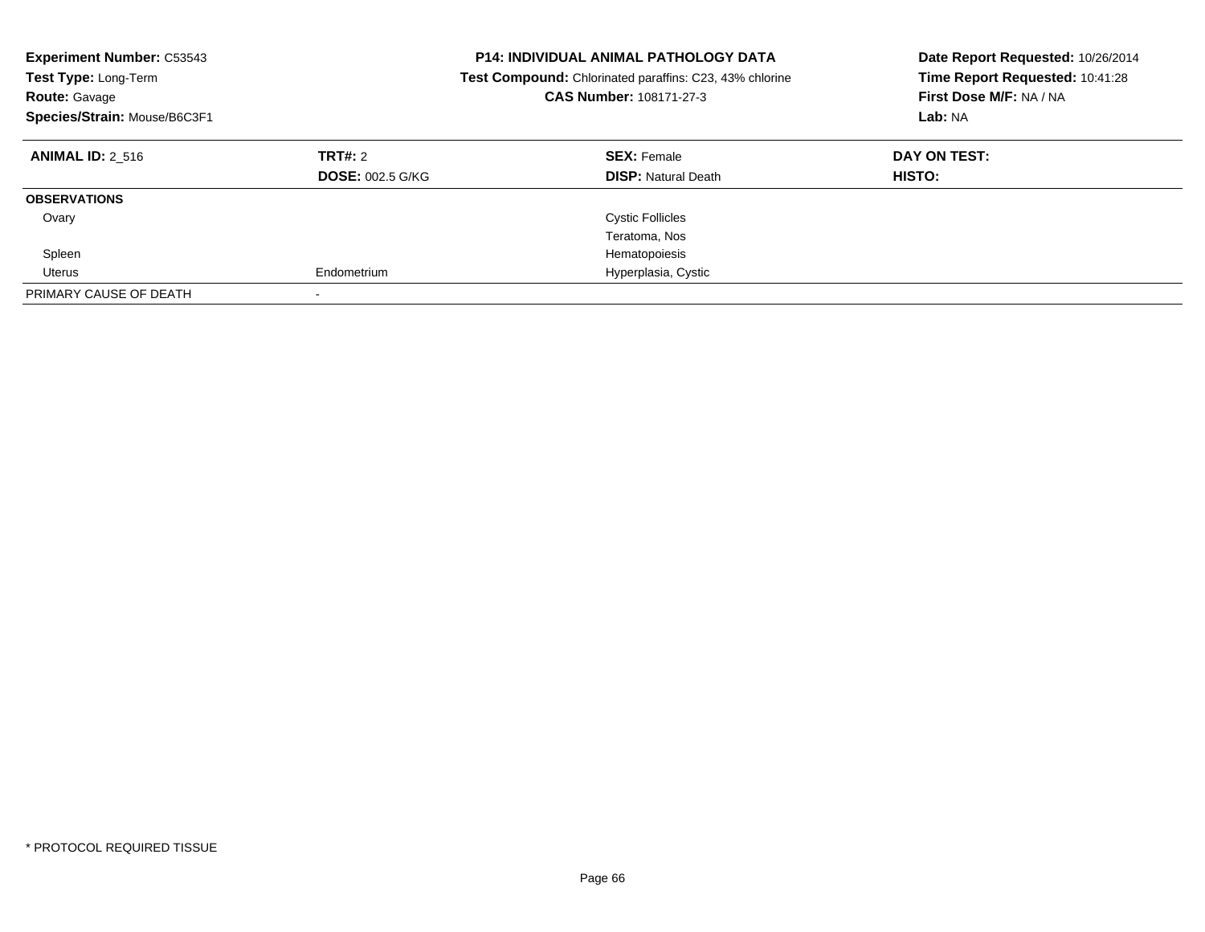**Experiment Number:** C53543
**Test Type:** Long-Term
**Route:** Gavage
**Species/Strain:** Mouse/B6C3F1

**P14: INDIVIDUAL ANIMAL PATHOLOGY DATA**
**Test Compound:** Chlorinated paraffins: C23, 43% chlorine
**CAS Number:** 108171-27-3

**Date Report Requested:** 10/26/2014
**Time Report Requested:** 10:41:28
**First Dose M/F:** NA / NA
**Lab:** NA

| **ANIMAL ID:** 2_516 | **TRT#:** 2 | **SEX:** Female | **DAY ON TEST:** |
|---|---|---|---|
| | **DOSE:** 002.5 G/KG | **DISP:** Natural Death | **HISTO:** |
| **OBSERVATIONS** | | | |
| Ovary | | Cystic Follicles | |
| | | Teratoma, Nos | |
| Spleen | | Hematopoiesis | |
| Uterus | Endometrium | Hyperplasia, Cystic | |
| PRIMARY CAUSE OF DEATH | - | | |

* PROTOCOL REQUIRED TISSUE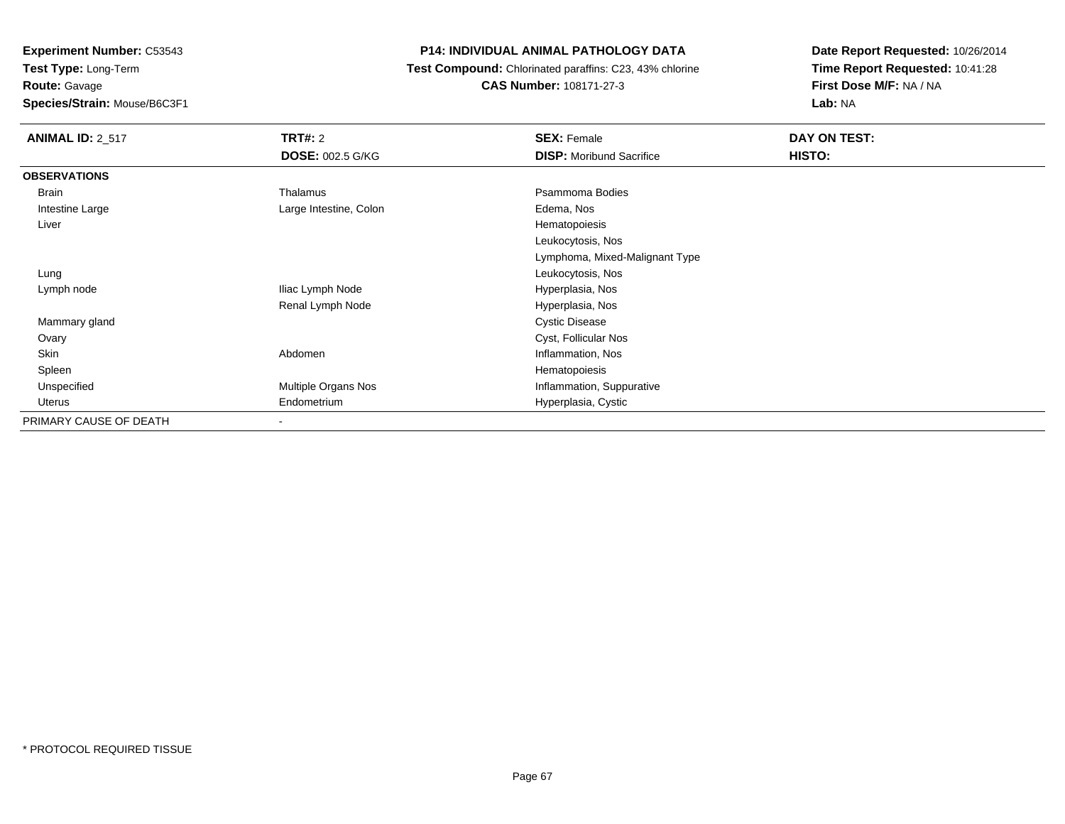**Experiment Number:** C53543
**Test Type:** Long-Term
**Route:** Gavage
**Species/Strain:** Mouse/B6C3F1

**P14: INDIVIDUAL ANIMAL PATHOLOGY DATA**
**Test Compound:** Chlorinated paraffins: C23, 43% chlorine
**CAS Number:** 108171-27-3

**Date Report Requested:** 10/26/2014
**Time Report Requested:** 10:41:28
**First Dose M/F:** NA / NA
**Lab:** NA

| **ANIMAL ID:** 2_517 | **TRT#:** 2<br>**DOSE:** 002.5 G/KG | **SEX:** Female<br>**DISP:** Moribund Sacrifice | **DAY ON TEST:**<br>**HISTO:** |
|---|---|---|---|
| **OBSERVATIONS** | | | |
| Brain | Thalamus | Psammoma Bodies | |
| Intestine Large | Large Intestine, Colon | Edema, Nos | |
| Liver | | Hematopoiesis | |
| | | Leukocytosis, Nos | |
| | | Lymphoma, Mixed-Malignant Type | |
| Lung | | Leukocytosis, Nos | |
| Lymph node | Iliac Lymph Node | Hyperplasia, Nos | |
| | Renal Lymph Node | Hyperplasia, Nos | |
| Mammary gland | | Cystic Disease | |
| Ovary | | Cyst, Follicular Nos | |
| Skin | Abdomen | Inflammation, Nos | |
| Spleen | | Hematopoiesis | |
| Unspecified | Multiple Organs Nos | Inflammation, Suppurative | |
| Uterus | Endometrium | Hyperplasia, Cystic | |
| PRIMARY CAUSE OF DEATH | - | | |

* PROTOCOL REQUIRED TISSUE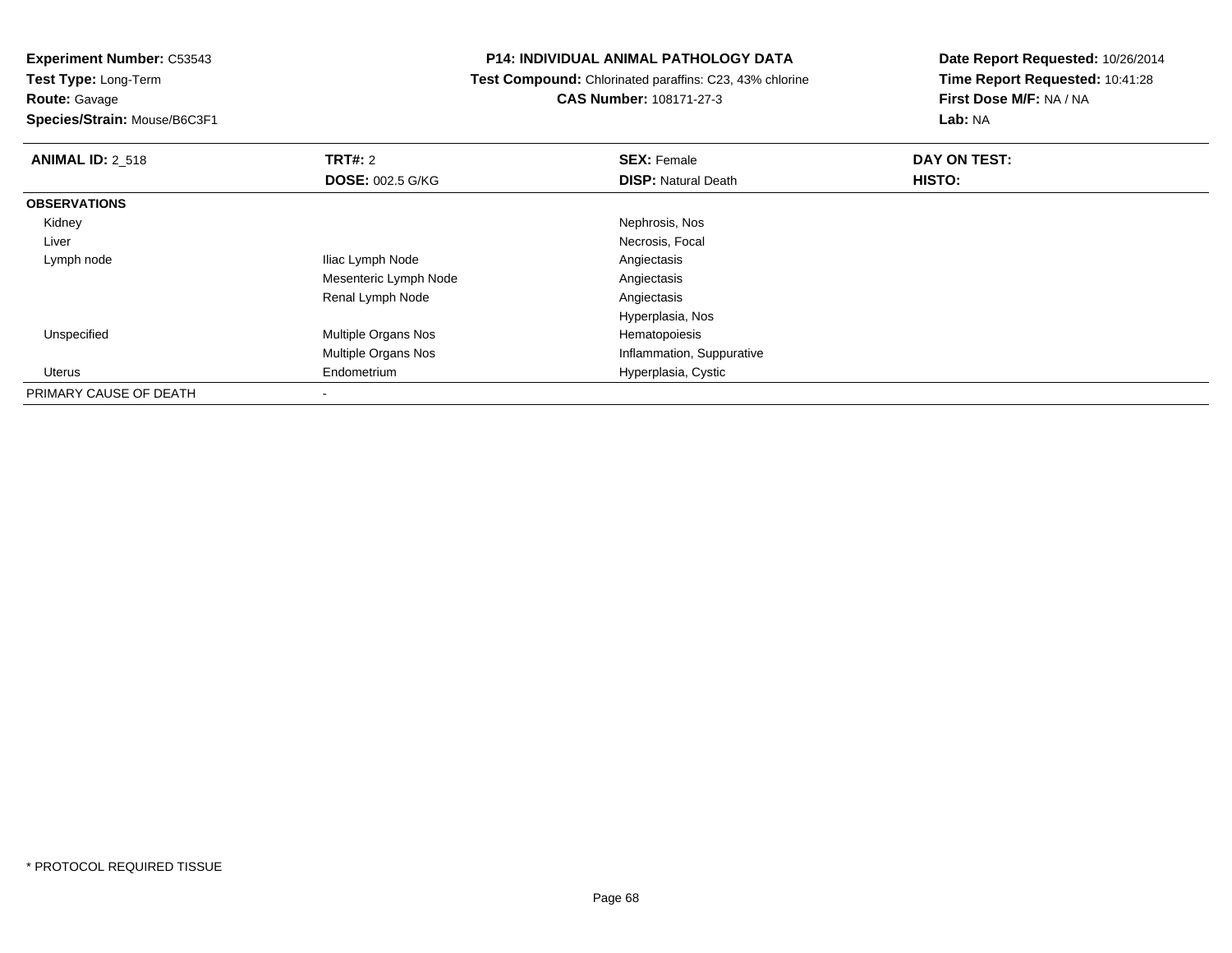**Experiment Number:** C53543
**Test Type:** Long-Term
**Route:** Gavage
**Species/Strain:** Mouse/B6C3F1

**P14: INDIVIDUAL ANIMAL PATHOLOGY DATA**
**Test Compound:** Chlorinated paraffins: C23, 43% chlorine
**CAS Number:** 108171-27-3

**Date Report Requested:** 10/26/2014
**Time Report Requested:** 10:41:28
**First Dose M/F:** NA / NA
**Lab:** NA

| **ANIMAL ID:** 2_518 | **TRT#:** 2 | **SEX:** Female | **DAY ON TEST:** |
|---|---|---|---|
| | **DOSE:** 002.5 G/KG | **DISP:** Natural Death | **HISTO:** |
| **OBSERVATIONS** | | | |
| Kidney | | Nephrosis, Nos | |
| Liver | | Necrosis, Focal | |
| Lymph node | Iliac Lymph Node | Angiectasis | |
| | Mesenteric Lymph Node | Angiectasis | |
| | Renal Lymph Node | Angiectasis | |
| | | Hyperplasia, Nos | |
| Unspecified | Multiple Organs Nos | Hematopoiesis | |
| | Multiple Organs Nos | Inflammation, Suppurative | |
| Uterus | Endometrium | Hyperplasia, Cystic | |
| PRIMARY CAUSE OF DEATH | - | | |

* PROTOCOL REQUIRED TISSUE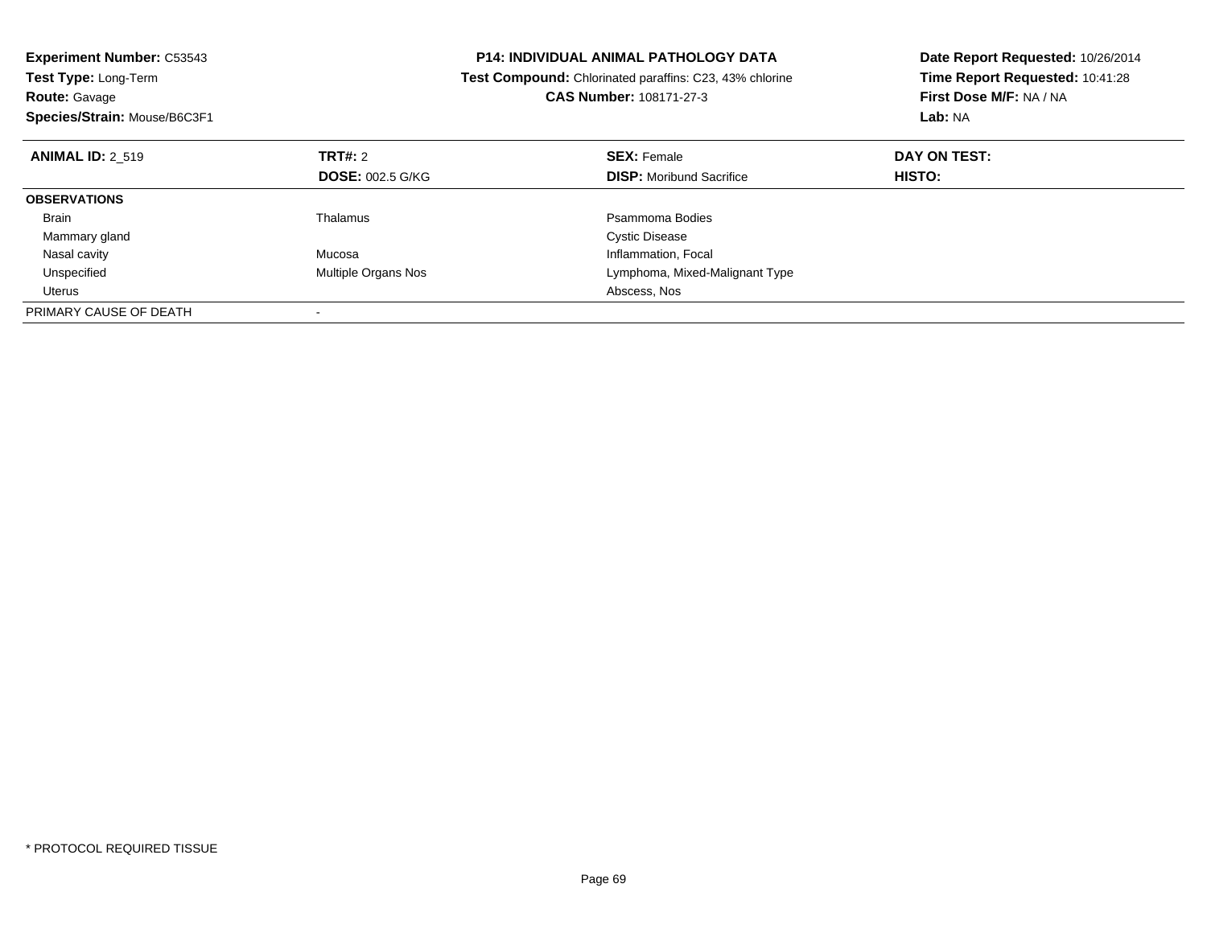**Experiment Number:** C53543
**Test Type:** Long-Term
**Route:** Gavage
**Species/Strain:** Mouse/B6C3F1

**P14: INDIVIDUAL ANIMAL PATHOLOGY DATA**
**Test Compound:** Chlorinated paraffins: C23, 43% chlorine
**CAS Number:** 108171-27-3

**Date Report Requested:** 10/26/2014
**Time Report Requested:** 10:41:28
**First Dose M/F:** NA / NA
**Lab:** NA

| **ANIMAL ID:** 2_519 | **TRT#:** 2 | **SEX:** Female | **DAY ON TEST:** |
|---|---|---|---|
| | **DOSE:** 002.5 G/KG | **DISP:** Moribund Sacrifice | **HISTO:** |
| **OBSERVATIONS** | | | |
| Brain | Thalamus | Psammoma Bodies | |
| Mammary gland | | Cystic Disease | |
| Nasal cavity | Mucosa | Inflammation, Focal | |
| Unspecified | Multiple Organs Nos | Lymphoma, Mixed-Malignant Type | |
| Uterus | | Abscess, Nos | |
| PRIMARY CAUSE OF DEATH | - | | |

* PROTOCOL REQUIRED TISSUE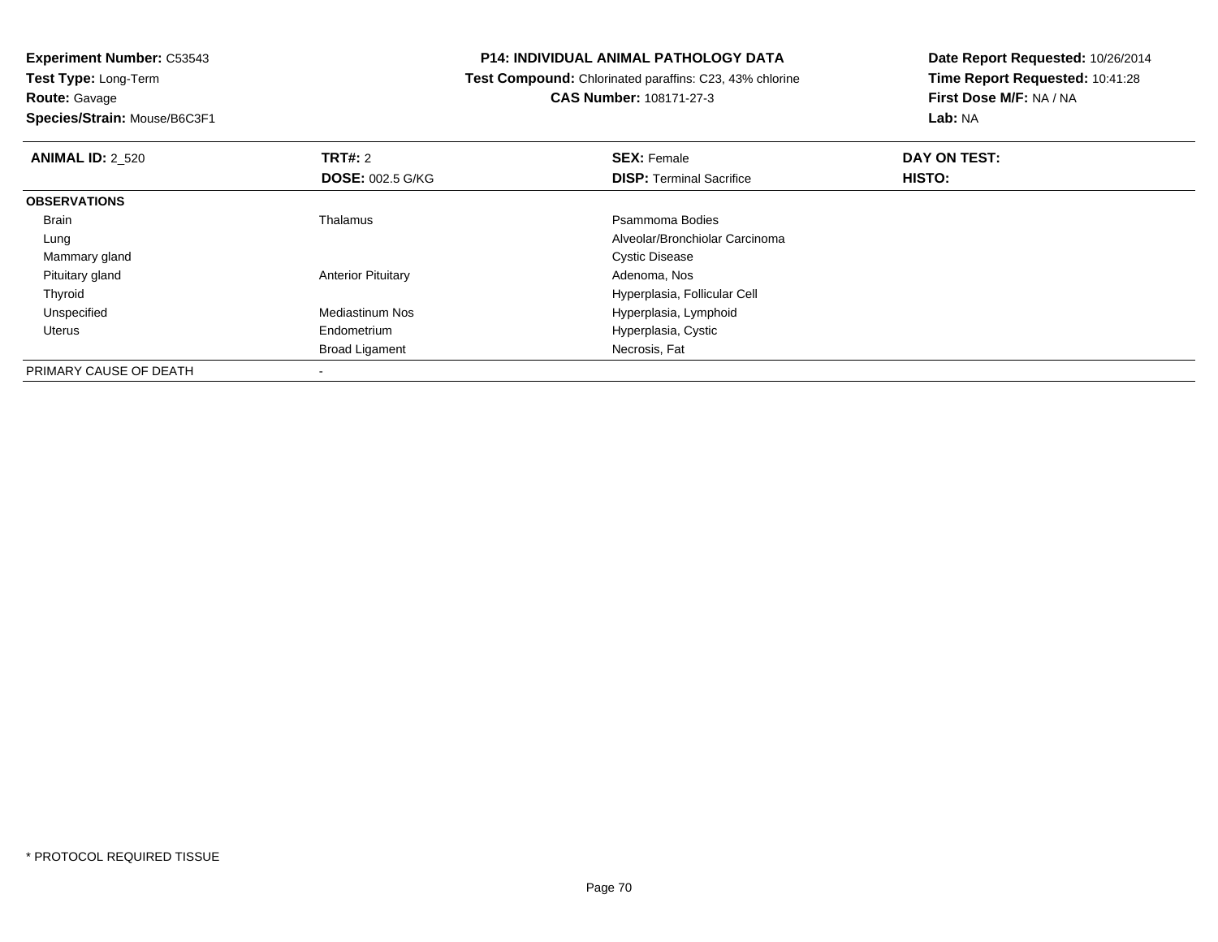**Experiment Number:** C53543
**Test Type:** Long-Term
**Route:** Gavage
**Species/Strain:** Mouse/B6C3F1

**P14: INDIVIDUAL ANIMAL PATHOLOGY DATA**
**Test Compound:** Chlorinated paraffins: C23, 43% chlorine
**CAS Number:** 108171-27-3

**Date Report Requested:** 10/26/2014
**Time Report Requested:** 10:41:28
**First Dose M/F:** NA / NA
**Lab:** NA

| **ANIMAL ID:** 2_520 | **TRT#:** 2 | **SEX:** Female | **DAY ON TEST:** |
|---|---|---|---|
| | **DOSE:** 002.5 G/KG | **DISP:** Terminal Sacrifice | **HISTO:** |
| **OBSERVATIONS** | | | |
| Brain | Thalamus | Psammoma Bodies | |
| Lung | | Alveolar/Bronchiolar Carcinoma | |
| Mammary gland | | Cystic Disease | |
| Pituitary gland | Anterior Pituitary | Adenoma, Nos | |
| Thyroid | | Hyperplasia, Follicular Cell | |
| Unspecified | Mediastinum Nos | Hyperplasia, Lymphoid | |
| Uterus | Endometrium | Hyperplasia, Cystic | |
| | Broad Ligament | Necrosis, Fat | |
| PRIMARY CAUSE OF DEATH | - | | |

* PROTOCOL REQUIRED TISSUE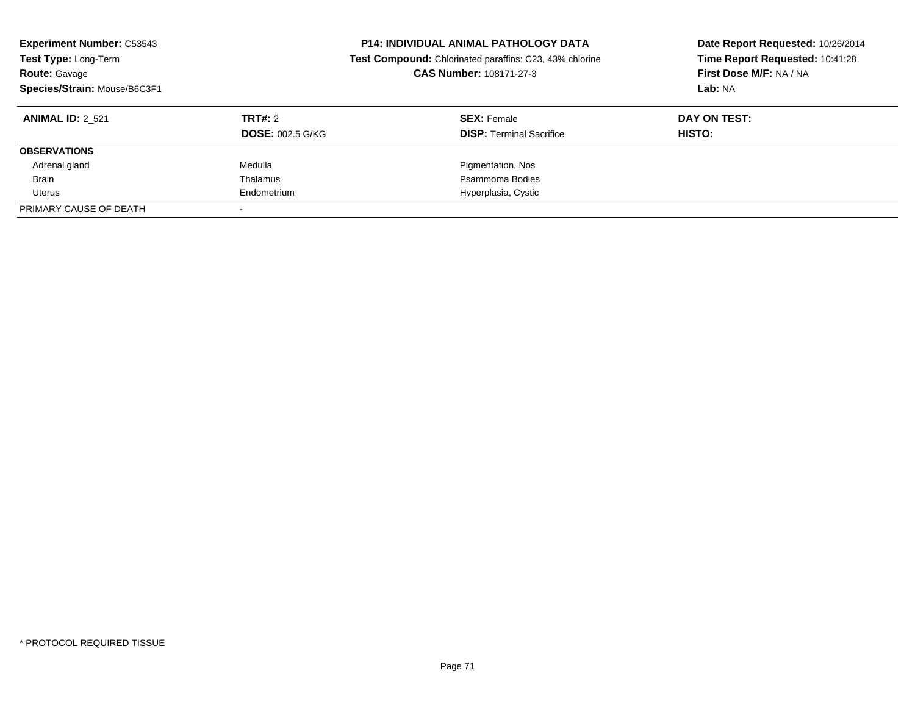**Experiment Number:** C53543
**Test Type:** Long-Term
**Route:** Gavage
**Species/Strain:** Mouse/B6C3F1

**P14: INDIVIDUAL ANIMAL PATHOLOGY DATA**
**Test Compound:** Chlorinated paraffins: C23, 43% chlorine
**CAS Number:** 108171-27-3

**Date Report Requested:** 10/26/2014
**Time Report Requested:** 10:41:28
**First Dose M/F:** NA / NA
**Lab:** NA

| **ANIMAL ID:** 2_521 | **TRT#:** 2 | **SEX:** Female | **DAY ON TEST:** |
|---|---|---|---|
| | **DOSE:** 002.5 G/KG | **DISP:** Terminal Sacrifice | **HISTO:** |
| **OBSERVATIONS** | | | |
| Adrenal gland | Medulla | Pigmentation, Nos | |
| Brain | Thalamus | Psammoma Bodies | |
| Uterus | Endometrium | Hyperplasia, Cystic | |
| PRIMARY CAUSE OF DEATH | - | | |

* PROTOCOL REQUIRED TISSUE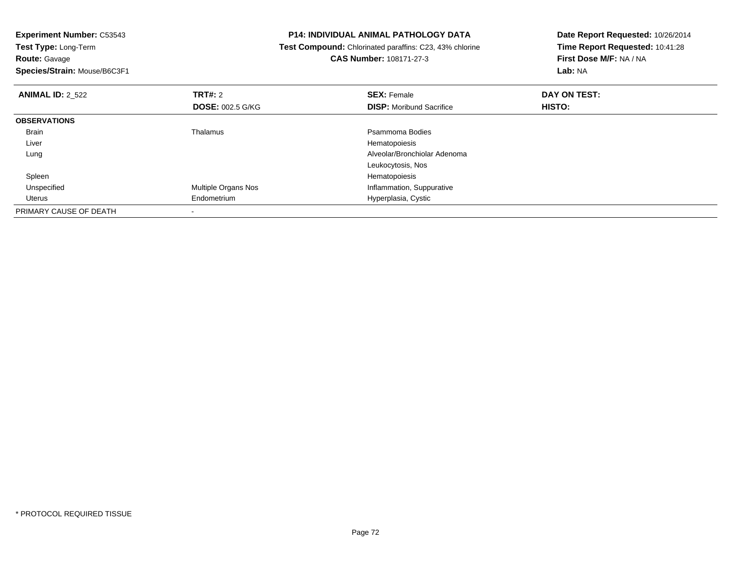**Experiment Number:** C53543
**Test Type:** Long-Term
**Route:** Gavage
**Species/Strain:** Mouse/B6C3F1

**P14: INDIVIDUAL ANIMAL PATHOLOGY DATA**
**Test Compound:** Chlorinated paraffins: C23, 43% chlorine
**CAS Number:** 108171-27-3

**Date Report Requested:** 10/26/2014
**Time Report Requested:** 10:41:28
**First Dose M/F:** NA / NA
**Lab:** NA

| **ANIMAL ID:** 2_522 | **TRT#:** 2 | **SEX:** Female | **DAY ON TEST:** |
|---|---|---|---|
| | **DOSE:** 002.5 G/KG | **DISP:** Moribund Sacrifice | **HISTO:** |
| **OBSERVATIONS** | | | |
| Brain | Thalamus | Psammoma Bodies | |
| Liver | | Hematopoiesis | |
| Lung | | Alveolar/Bronchiolar Adenoma | |
| | | Leukocytosis, Nos | |
| Spleen | | Hematopoiesis | |
| Unspecified | Multiple Organs Nos | Inflammation, Suppurative | |
| Uterus | Endometrium | Hyperplasia, Cystic | |
| PRIMARY CAUSE OF DEATH | - | | |

\* PROTOCOL REQUIRED TISSUE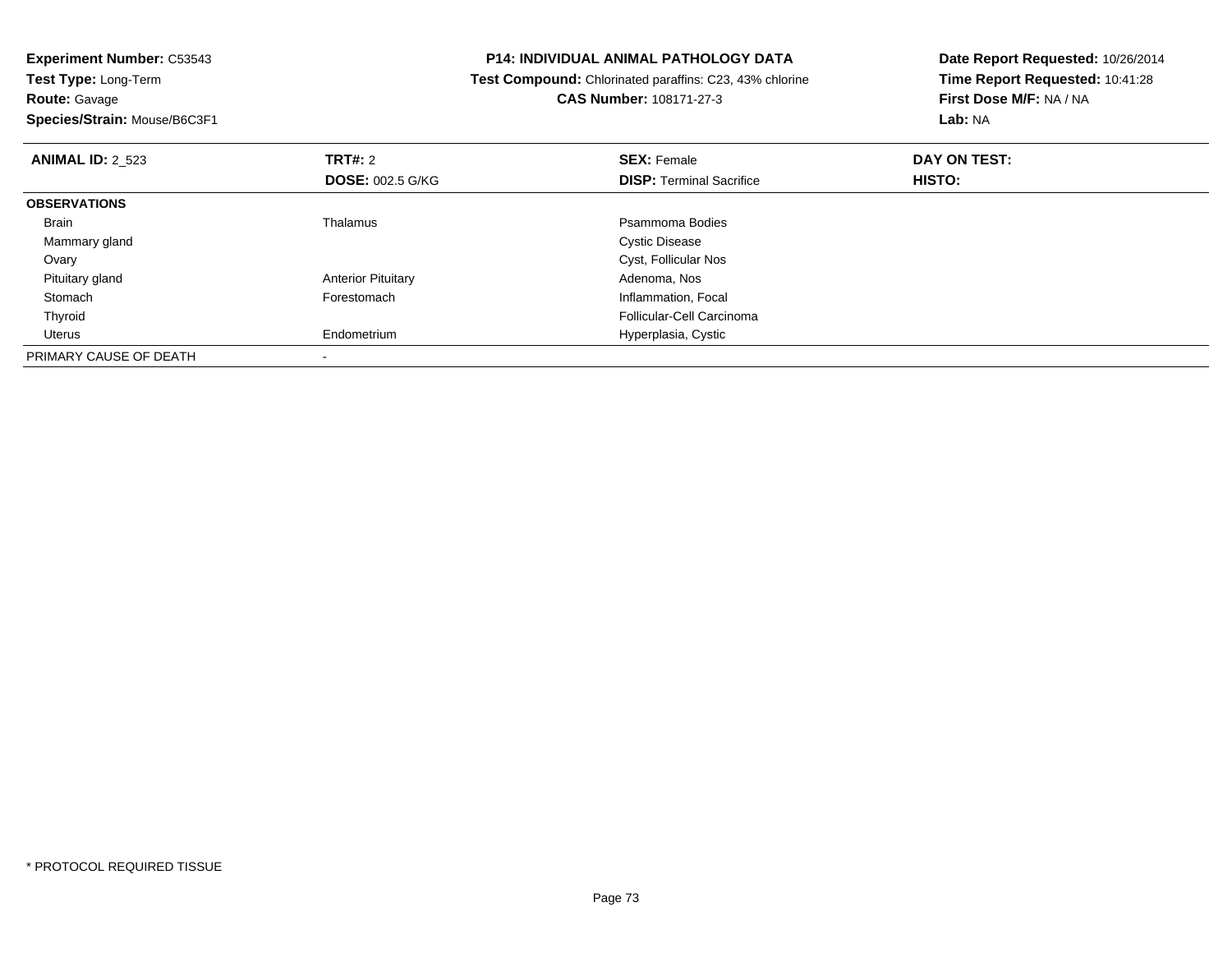**Experiment Number:** C53543
**Test Type:** Long-Term
**Route:** Gavage
**Species/Strain:** Mouse/B6C3F1

**P14: INDIVIDUAL ANIMAL PATHOLOGY DATA**
**Test Compound:** Chlorinated paraffins: C23, 43% chlorine
**CAS Number:** 108171-27-3

**Date Report Requested:** 10/26/2014
**Time Report Requested:** 10:41:28
**First Dose M/F:** NA / NA
**Lab:** NA

| **ANIMAL ID:** 2_523 | **TRT#:** 2 | **SEX:** Female | **DAY ON TEST:** |
|---|---|---|---|
| | **DOSE:** 002.5 G/KG | **DISP:** Terminal Sacrifice | **HISTO:** |
| **OBSERVATIONS** | | | |
| Brain | Thalamus | Psammoma Bodies | |
| Mammary gland | | Cystic Disease | |
| Ovary | | Cyst, Follicular Nos | |
| Pituitary gland | Anterior Pituitary | Adenoma, Nos | |
| Stomach | Forestomach | Inflammation, Focal | |
| Thyroid | | Follicular-Cell Carcinoma | |
| Uterus | Endometrium | Hyperplasia, Cystic | |
| PRIMARY CAUSE OF DEATH | - | | |

* PROTOCOL REQUIRED TISSUE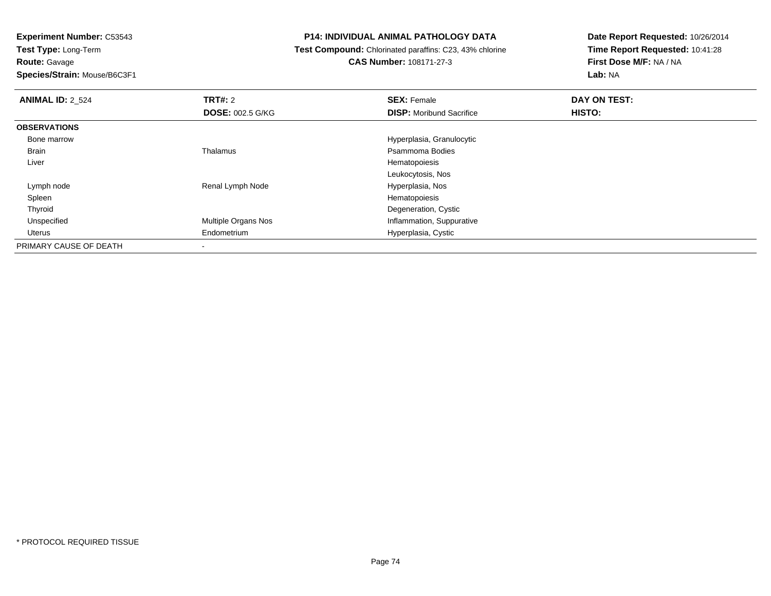**Experiment Number:** C53543
**Test Type:** Long-Term
**Route:** Gavage
**Species/Strain:** Mouse/B6C3F1

**P14: INDIVIDUAL ANIMAL PATHOLOGY DATA**
**Test Compound:** Chlorinated paraffins: C23, 43% chlorine
**CAS Number:** 108171-27-3

**Date Report Requested:** 10/26/2014
**Time Report Requested:** 10:41:28
**First Dose M/F:** NA / NA
**Lab:** NA

| **ANIMAL ID:** 2_524 | **TRT#:** 2 | **SEX:** Female | **DAY ON TEST:** |
|---|---|---|---|
| | **DOSE:** 002.5 G/KG | **DISP:** Moribund Sacrifice | **HISTO:** |
| **OBSERVATIONS** | | | |
| Bone marrow | | Hyperplasia, Granulocytic | |
| Brain | Thalamus | Psammoma Bodies | |
| Liver | | Hematopoiesis | |
| | | Leukocytosis, Nos | |
| Lymph node | Renal Lymph Node | Hyperplasia, Nos | |
| Spleen | | Hematopoiesis | |
| Thyroid | | Degeneration, Cystic | |
| Unspecified | Multiple Organs Nos | Inflammation, Suppurative | |
| Uterus | Endometrium | Hyperplasia, Cystic | |
| PRIMARY CAUSE OF DEATH | - | | |

* PROTOCOL REQUIRED TISSUE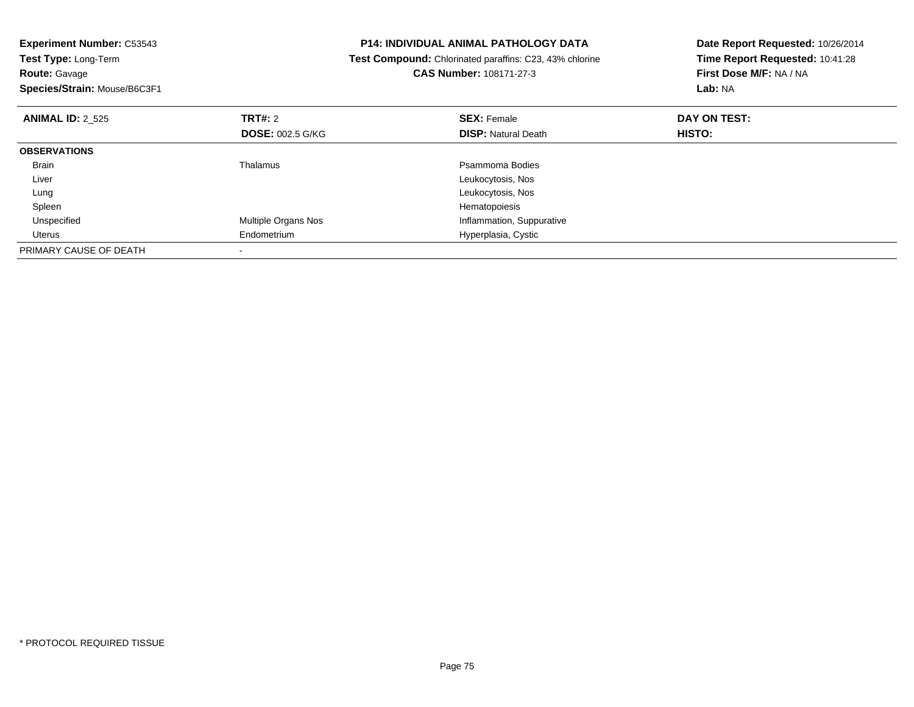**Experiment Number:** C53543
**Test Type:** Long-Term
**Route:** Gavage
**Species/Strain:** Mouse/B6C3F1

**P14: INDIVIDUAL ANIMAL PATHOLOGY DATA**
**Test Compound:** Chlorinated paraffins: C23, 43% chlorine
**CAS Number:** 108171-27-3

**Date Report Requested:** 10/26/2014
**Time Report Requested:** 10:41:28
**First Dose M/F:** NA / NA
**Lab:** NA

| **ANIMAL ID:** 2_525 | **TRT#:** 2 | **SEX:** Female | **DAY ON TEST:** |
|---|---|---|---|
| | **DOSE:** 002.5 G/KG | **DISP:** Natural Death | **HISTO:** |
| **OBSERVATIONS** | | | |
| Brain | Thalamus | Psammoma Bodies | |
| Liver | | Leukocytosis, Nos | |
| Lung | | Leukocytosis, Nos | |
| Spleen | | Hematopoiesis | |
| Unspecified | Multiple Organs Nos | Inflammation, Suppurative | |
| Uterus | Endometrium | Hyperplasia, Cystic | |
| PRIMARY CAUSE OF DEATH | - | | |

* PROTOCOL REQUIRED TISSUE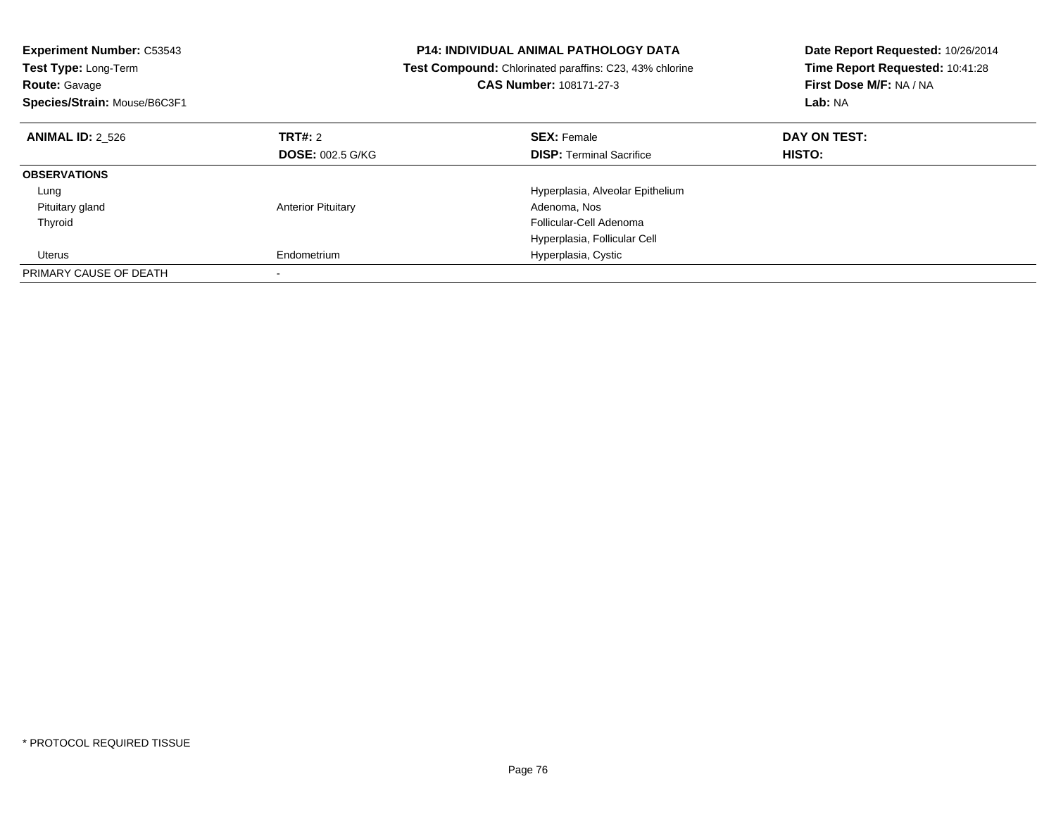**Experiment Number:** C53543
**Test Type:** Long-Term
**Route:** Gavage
**Species/Strain:** Mouse/B6C3F1

**P14: INDIVIDUAL ANIMAL PATHOLOGY DATA**
**Test Compound:** Chlorinated paraffins: C23, 43% chlorine
**CAS Number:** 108171-27-3

**Date Report Requested:** 10/26/2014
**Time Report Requested:** 10:41:28
**First Dose M/F:** NA / NA
**Lab:** NA

| **ANIMAL ID:** 2_526 | **TRT#:** 2 | **SEX:** Female | **DAY ON TEST:** |
|---|---|---|---|
| | **DOSE:** 002.5 G/KG | **DISP:** Terminal Sacrifice | **HISTO:** |
| **OBSERVATIONS** | | | |
| Lung | | Hyperplasia, Alveolar Epithelium | |
| Pituitary gland | Anterior Pituitary | Adenoma, Nos | |
| Thyroid | | Follicular-Cell Adenoma | |
| | | Hyperplasia, Follicular Cell | |
| Uterus | Endometrium | Hyperplasia, Cystic | |
| PRIMARY CAUSE OF DEATH | - | | |

* PROTOCOL REQUIRED TISSUE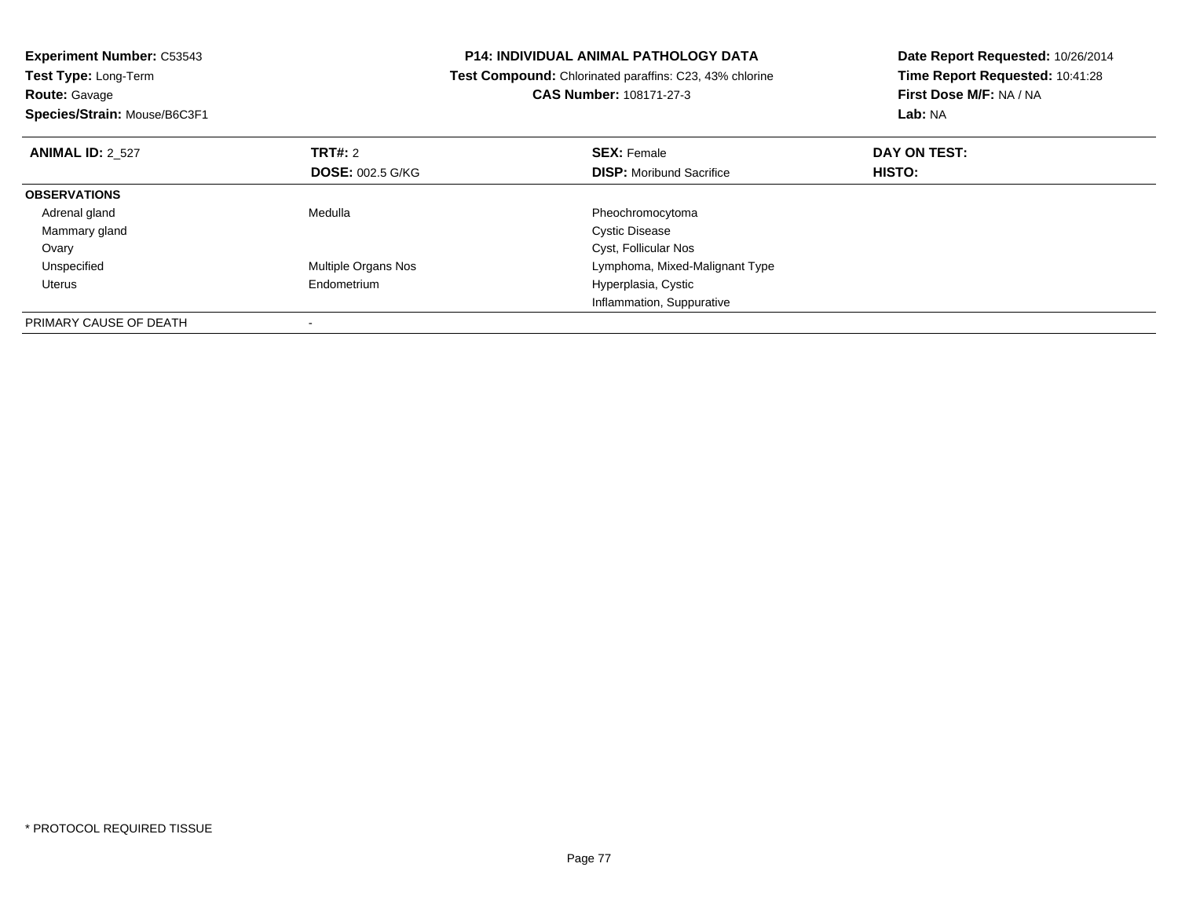**Experiment Number:** C53543
**Test Type:** Long-Term
**Route:** Gavage
**Species/Strain:** Mouse/B6C3F1

**P14: INDIVIDUAL ANIMAL PATHOLOGY DATA**
**Test Compound:** Chlorinated paraffins: C23, 43% chlorine
**CAS Number:** 108171-27-3

**Date Report Requested:** 10/26/2014
**Time Report Requested:** 10:41:28
**First Dose M/F:** NA / NA
**Lab:** NA

| **ANIMAL ID:** 2_527 | **TRT#:** 2 | **SEX:** Female | **DAY ON TEST:** |
|---|---|---|---|
| | **DOSE:** 002.5 G/KG | **DISP:** Moribund Sacrifice | **HISTO:** |
| **OBSERVATIONS** | | | |
| Adrenal gland | Medulla | Pheochromocytoma | |
| Mammary gland | | Cystic Disease | |
| Ovary | | Cyst, Follicular Nos | |
| Unspecified | Multiple Organs Nos | Lymphoma, Mixed-Malignant Type | |
| Uterus | Endometrium | Hyperplasia, Cystic | |
| | | Inflammation, Suppurative | |
| PRIMARY CAUSE OF DEATH | - | | |

* PROTOCOL REQUIRED TISSUE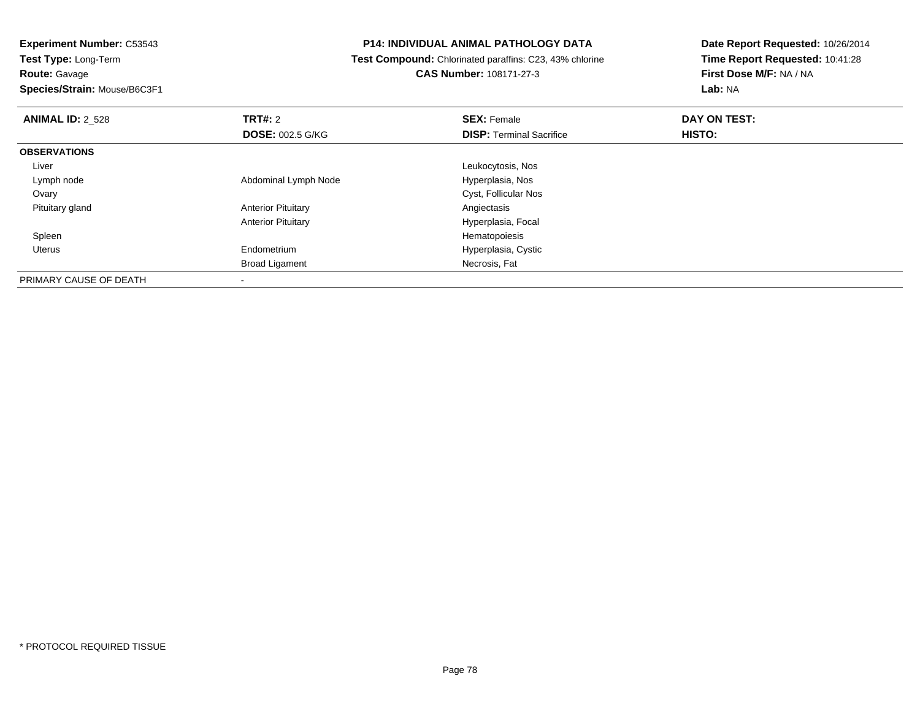**Experiment Number:** C53543
**Test Type:** Long-Term
**Route:** Gavage
**Species/Strain:** Mouse/B6C3F1

**P14: INDIVIDUAL ANIMAL PATHOLOGY DATA**
**Test Compound:** Chlorinated paraffins: C23, 43% chlorine
**CAS Number:** 108171-27-3

**Date Report Requested:** 10/26/2014
**Time Report Requested:** 10:41:28
**First Dose M/F:** NA / NA
**Lab:** NA

| **ANIMAL ID:** 2_528 | **TRT#:** 2 | **SEX:** Female | **DAY ON TEST:** |
|---|---|---|---|
| | **DOSE:** 002.5 G/KG | **DISP:** Terminal Sacrifice | **HISTO:** |
| **OBSERVATIONS** | | | |
| Liver | | Leukocytosis, Nos | |
| Lymph node | Abdominal Lymph Node | Hyperplasia, Nos | |
| Ovary | | Cyst, Follicular Nos | |
| Pituitary gland | Anterior Pituitary | Angiectasis | |
| | Anterior Pituitary | Hyperplasia, Focal | |
| Spleen | | Hematopoiesis | |
| Uterus | Endometrium | Hyperplasia, Cystic | |
| | Broad Ligament | Necrosis, Fat | |
| PRIMARY CAUSE OF DEATH | - | | |

* PROTOCOL REQUIRED TISSUE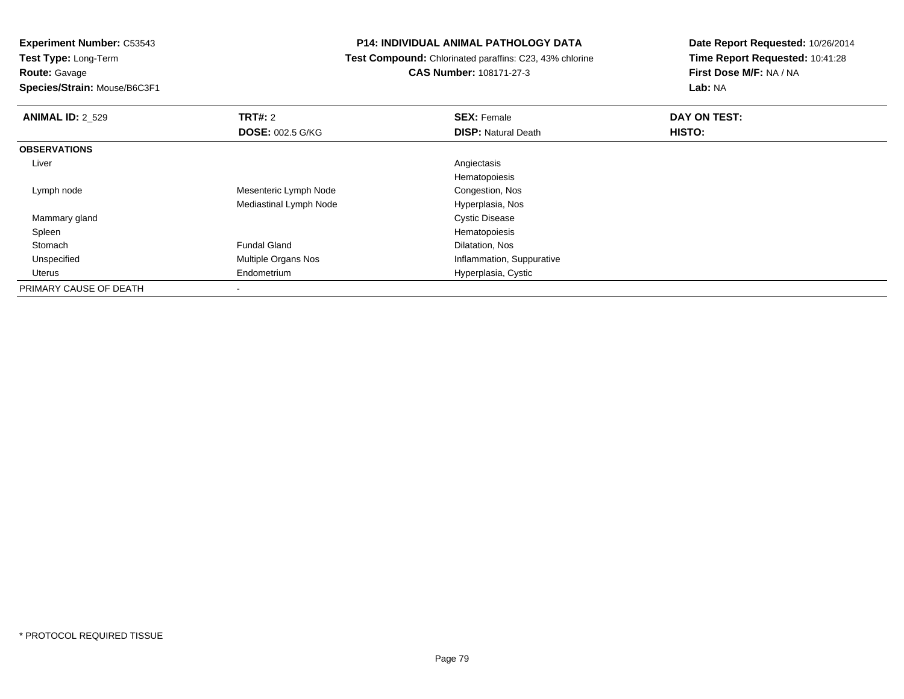**Experiment Number:** C53543
**Test Type:** Long-Term
**Route:** Gavage
**Species/Strain:** Mouse/B6C3F1

**P14: INDIVIDUAL ANIMAL PATHOLOGY DATA**
**Test Compound:** Chlorinated paraffins: C23, 43% chlorine
**CAS Number:** 108171-27-3

**Date Report Requested:** 10/26/2014
**Time Report Requested:** 10:41:28
**First Dose M/F:** NA / NA
**Lab:** NA

| **ANIMAL ID:** 2_529 | **TRT#:** 2 | **SEX:** Female | **DAY ON TEST:** |
|---|---|---|---|
| | **DOSE:** 002.5 G/KG | **DISP:** Natural Death | **HISTO:** |
| **OBSERVATIONS** | | | |
| Liver | | Angiectasis | |
| | | Hematopoiesis | |
| Lymph node | Mesenteric Lymph Node | Congestion, Nos | |
| | Mediastinal Lymph Node | Hyperplasia, Nos | |
| Mammary gland | | Cystic Disease | |
| Spleen | | Hematopoiesis | |
| Stomach | Fundal Gland | Dilatation, Nos | |
| Unspecified | Multiple Organs Nos | Inflammation, Suppurative | |
| Uterus | Endometrium | Hyperplasia, Cystic | |
| PRIMARY CAUSE OF DEATH | - | | |

* PROTOCOL REQUIRED TISSUE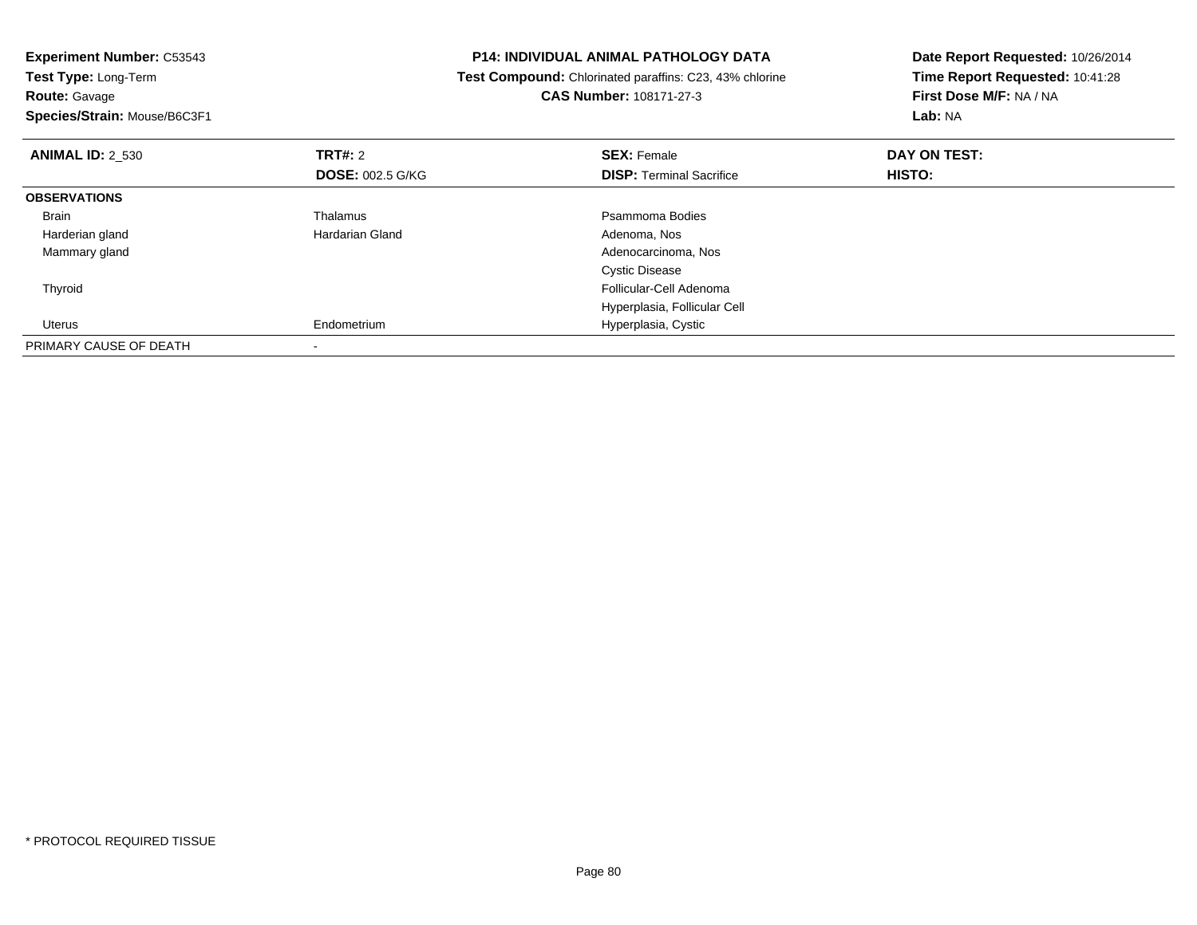**Experiment Number:** C53543
**Test Type:** Long-Term
**Route:** Gavage
**Species/Strain:** Mouse/B6C3F1

**P14: INDIVIDUAL ANIMAL PATHOLOGY DATA**
**Test Compound:** Chlorinated paraffins: C23, 43% chlorine
**CAS Number:** 108171-27-3

**Date Report Requested:** 10/26/2014
**Time Report Requested:** 10:41:28
**First Dose M/F:** NA / NA
**Lab:** NA

| **ANIMAL ID:** 2_530 | **TRT#:** 2 | **SEX:** Female | **DAY ON TEST:** |
|---|---|---|---|
| | **DOSE:** 002.5 G/KG | **DISP:** Terminal Sacrifice | **HISTO:** |
| **OBSERVATIONS** | | | |
| Brain | Thalamus | Psammoma Bodies | |
| Harderian gland | Hardarian Gland | Adenoma, Nos | |
| Mammary gland | | Adenocarcinoma, Nos | |
| | | Cystic Disease | |
| Thyroid | | Follicular-Cell Adenoma | |
| | | Hyperplasia, Follicular Cell | |
| Uterus | Endometrium | Hyperplasia, Cystic | |
| PRIMARY CAUSE OF DEATH | - | | |

* PROTOCOL REQUIRED TISSUE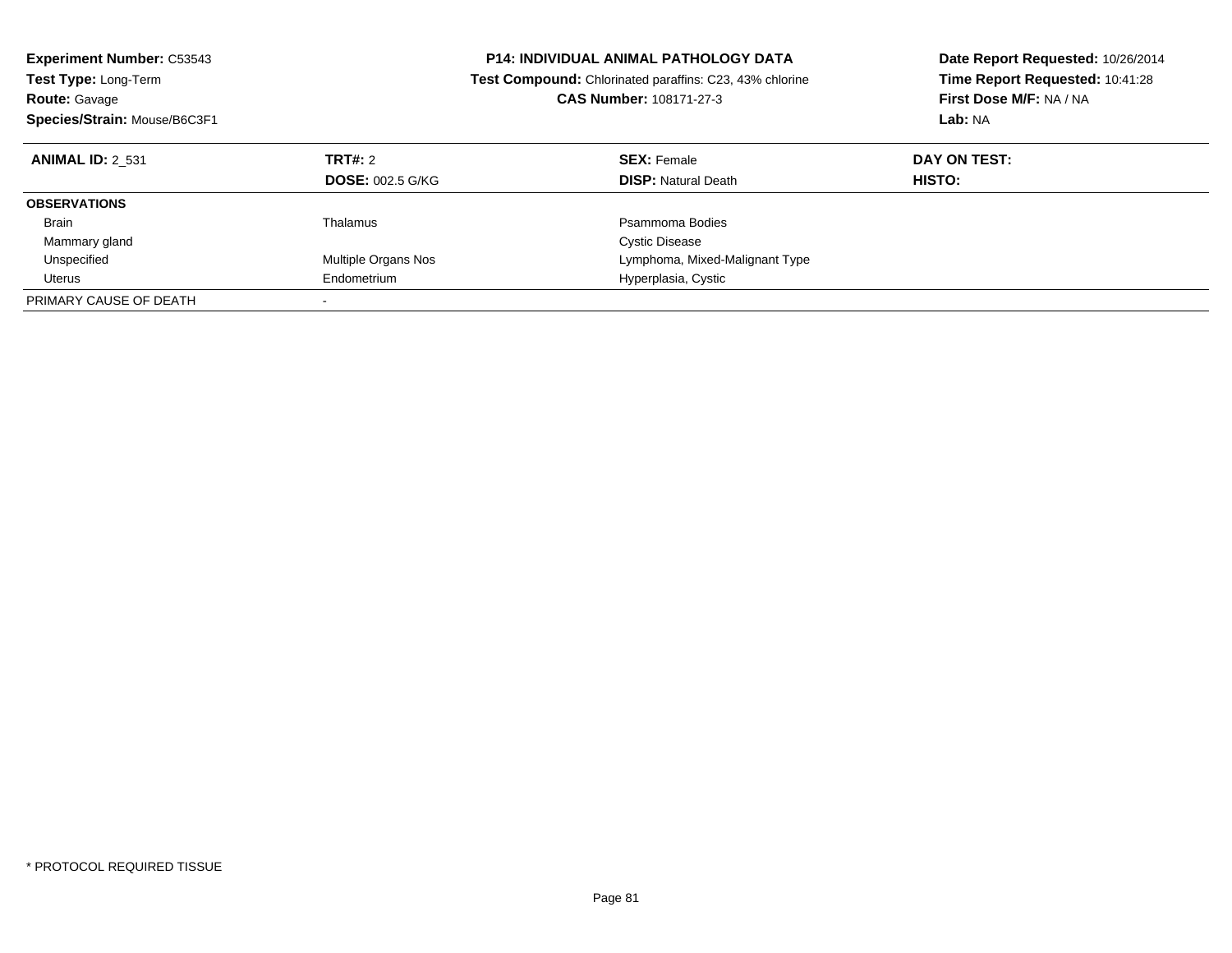**Experiment Number:** C53543
**Test Type:** Long-Term
**Route:** Gavage
**Species/Strain:** Mouse/B6C3F1

**P14: INDIVIDUAL ANIMAL PATHOLOGY DATA**
**Test Compound:** Chlorinated paraffins: C23, 43% chlorine
**CAS Number:** 108171-27-3

**Date Report Requested:** 10/26/2014
**Time Report Requested:** 10:41:28
**First Dose M/F:** NA / NA
**Lab:** NA

| **ANIMAL ID:** 2_531 | **TRT#:** 2 | **SEX:** Female | **DAY ON TEST:** |
|---|---|---|---|
| | **DOSE:** 002.5 G/KG | **DISP:** Natural Death | **HISTO:** |
| **OBSERVATIONS** | | | |
| Brain | Thalamus | Psammoma Bodies | |
| Mammary gland | | Cystic Disease | |
| Unspecified | Multiple Organs Nos | Lymphoma, Mixed-Malignant Type | |
| Uterus | Endometrium | Hyperplasia, Cystic | |
| PRIMARY CAUSE OF DEATH | - | | |

* PROTOCOL REQUIRED TISSUE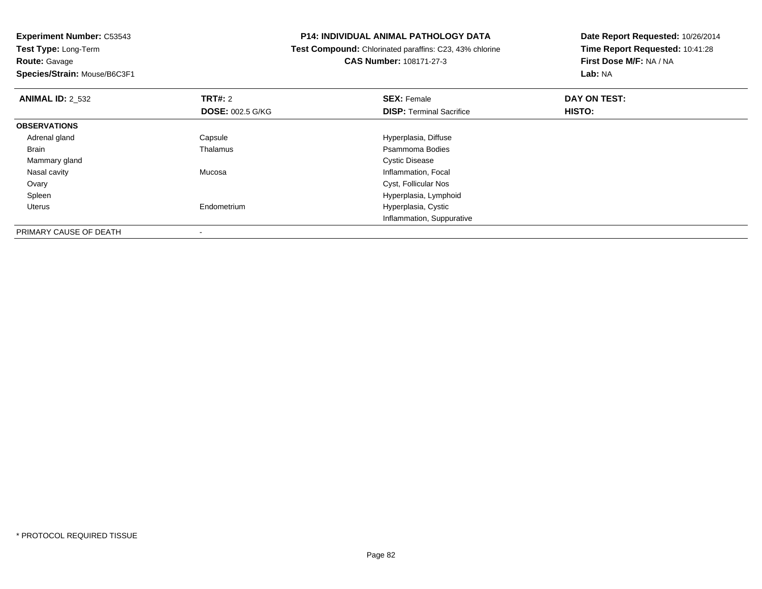**Experiment Number:** C53543
**Test Type:** Long-Term
**Route:** Gavage
**Species/Strain:** Mouse/B6C3F1

**P14: INDIVIDUAL ANIMAL PATHOLOGY DATA**
**Test Compound:** Chlorinated paraffins: C23, 43% chlorine
**CAS Number:** 108171-27-3

**Date Report Requested:** 10/26/2014
**Time Report Requested:** 10:41:28
**First Dose M/F:** NA / NA
**Lab:** NA

| **ANIMAL ID:** 2_532 | **TRT#:** 2 | **SEX:** Female | **DAY ON TEST:** |
|---|---|---|---|
| | **DOSE:** 002.5 G/KG | **DISP:** Terminal Sacrifice | **HISTO:** |
| **OBSERVATIONS** | | | |
| Adrenal gland | Capsule | Hyperplasia, Diffuse | |
| Brain | Thalamus | Psammoma Bodies | |
| Mammary gland | | Cystic Disease | |
| Nasal cavity | Mucosa | Inflammation, Focal | |
| Ovary | | Cyst, Follicular Nos | |
| Spleen | | Hyperplasia, Lymphoid | |
| Uterus | Endometrium | Hyperplasia, Cystic | |
| | | Inflammation, Suppurative | |
| PRIMARY CAUSE OF DEATH | - | | |

* PROTOCOL REQUIRED TISSUE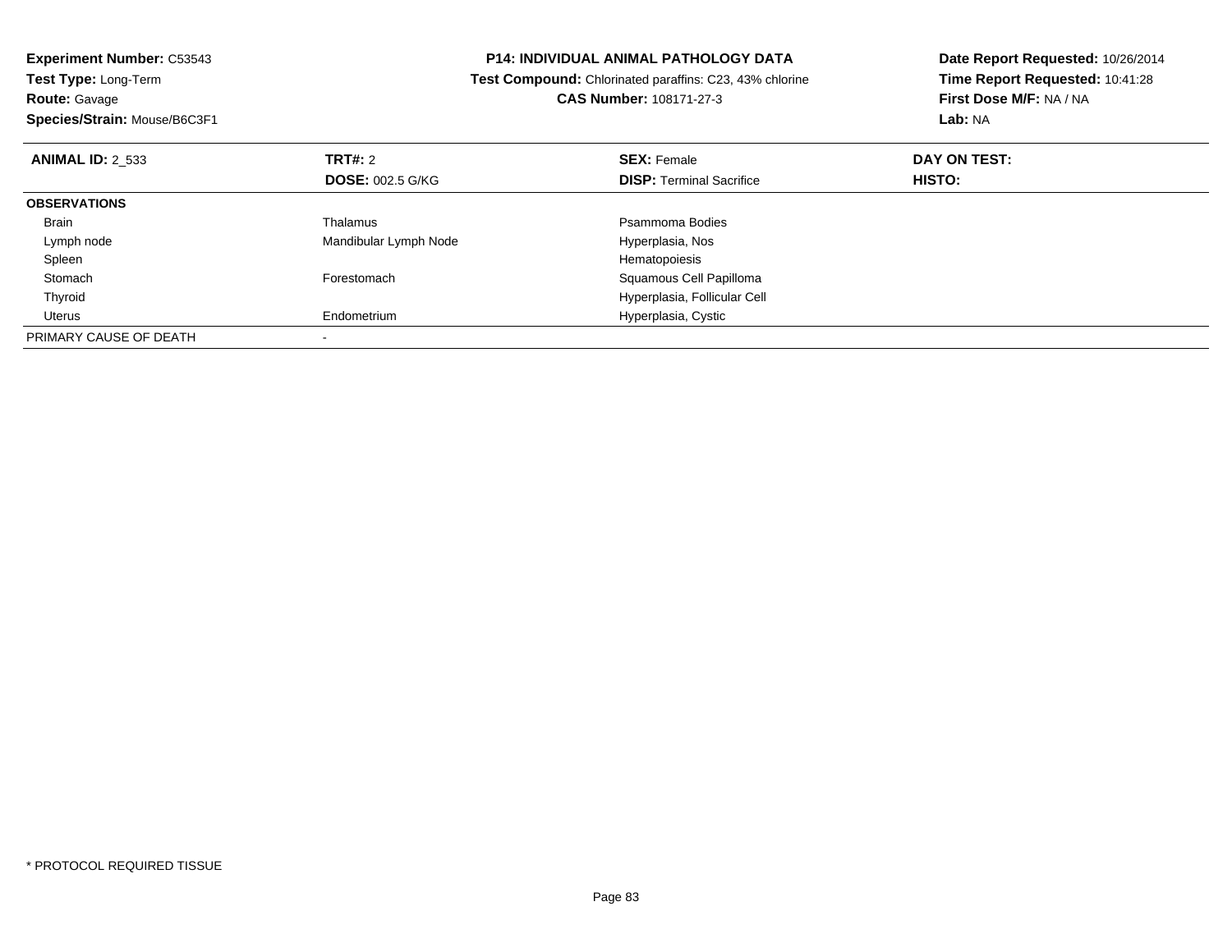**Experiment Number:** C53543
**Test Type:** Long-Term
**Route:** Gavage
**Species/Strain:** Mouse/B6C3F1

**P14: INDIVIDUAL ANIMAL PATHOLOGY DATA**
**Test Compound:** Chlorinated paraffins: C23, 43% chlorine
**CAS Number:** 108171-27-3

**Date Report Requested:** 10/26/2014
**Time Report Requested:** 10:41:28
**First Dose M/F:** NA / NA
**Lab:** NA

| **ANIMAL ID:** 2_533 | **TRT#:** 2 | **SEX:** Female | **DAY ON TEST:** |
|---|---|---|---|
| | **DOSE:** 002.5 G/KG | **DISP:** Terminal Sacrifice | **HISTO:** |
| **OBSERVATIONS** | | | |
| Brain | Thalamus | Psammoma Bodies | |
| Lymph node | Mandibular Lymph Node | Hyperplasia, Nos | |
| Spleen | | Hematopoiesis | |
| Stomach | Forestomach | Squamous Cell Papilloma | |
| Thyroid | | Hyperplasia, Follicular Cell | |
| Uterus | Endometrium | Hyperplasia, Cystic | |
| PRIMARY CAUSE OF DEATH | - | | |

* PROTOCOL REQUIRED TISSUE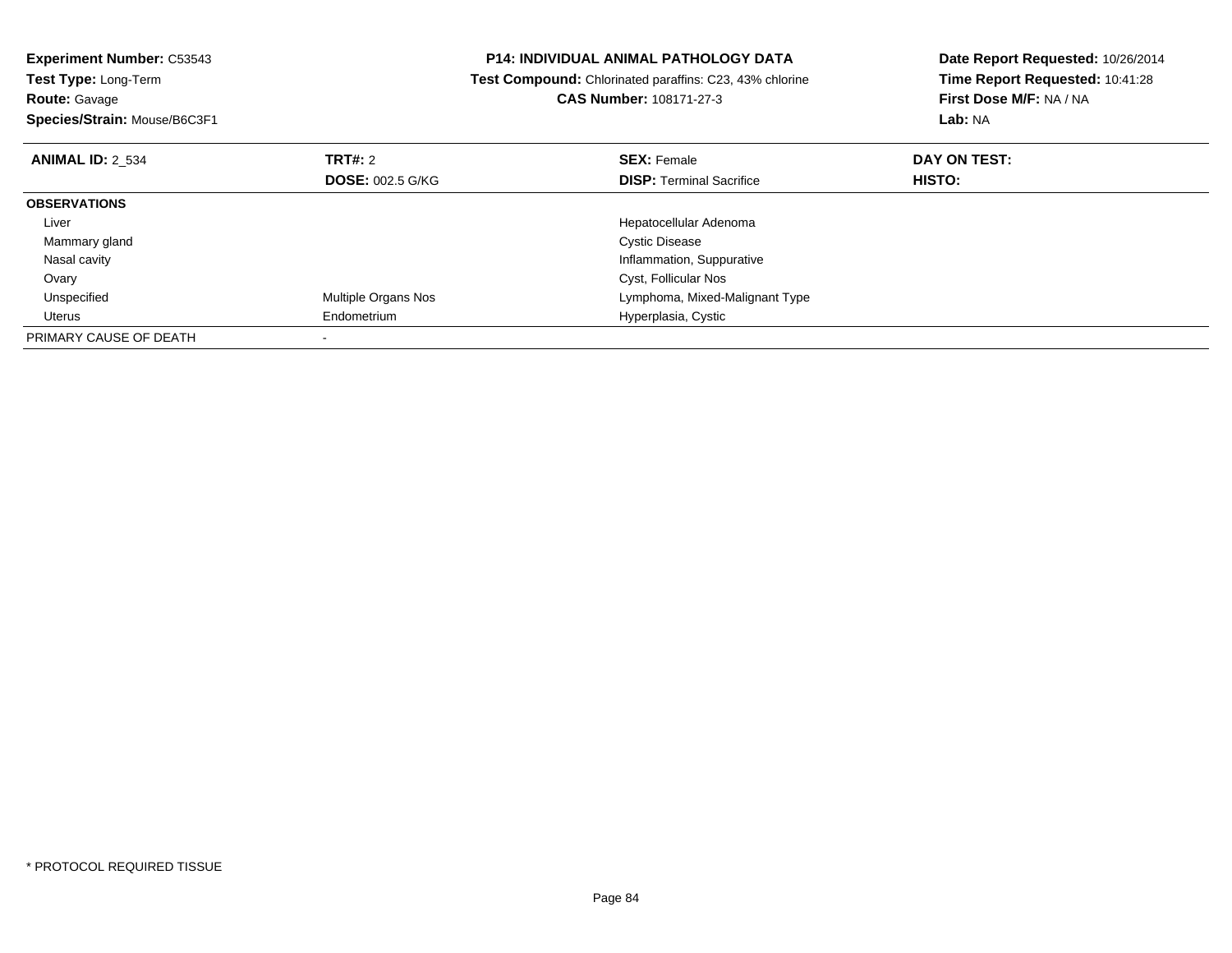**Experiment Number:** C53543
**Test Type:** Long-Term
**Route:** Gavage
**Species/Strain:** Mouse/B6C3F1

**P14: INDIVIDUAL ANIMAL PATHOLOGY DATA**
**Test Compound:** Chlorinated paraffins: C23, 43% chlorine
**CAS Number:** 108171-27-3

**Date Report Requested:** 10/26/2014
**Time Report Requested:** 10:41:28
**First Dose M/F:** NA / NA
**Lab:** NA

| **ANIMAL ID:** 2_534 | **TRT#:** 2 | **SEX:** Female | **DAY ON TEST:** |
|---|---|---|---|
| | **DOSE:** 002.5 G/KG | **DISP:** Terminal Sacrifice | **HISTO:** |
| **OBSERVATIONS** | | | |
| Liver | | Hepatocellular Adenoma | |
| Mammary gland | | Cystic Disease | |
| Nasal cavity | | Inflammation, Suppurative | |
| Ovary | | Cyst, Follicular Nos | |
| Unspecified | Multiple Organs Nos | Lymphoma, Mixed-Malignant Type | |
| Uterus | Endometrium | Hyperplasia, Cystic | |
| PRIMARY CAUSE OF DEATH | - | | |

* PROTOCOL REQUIRED TISSUE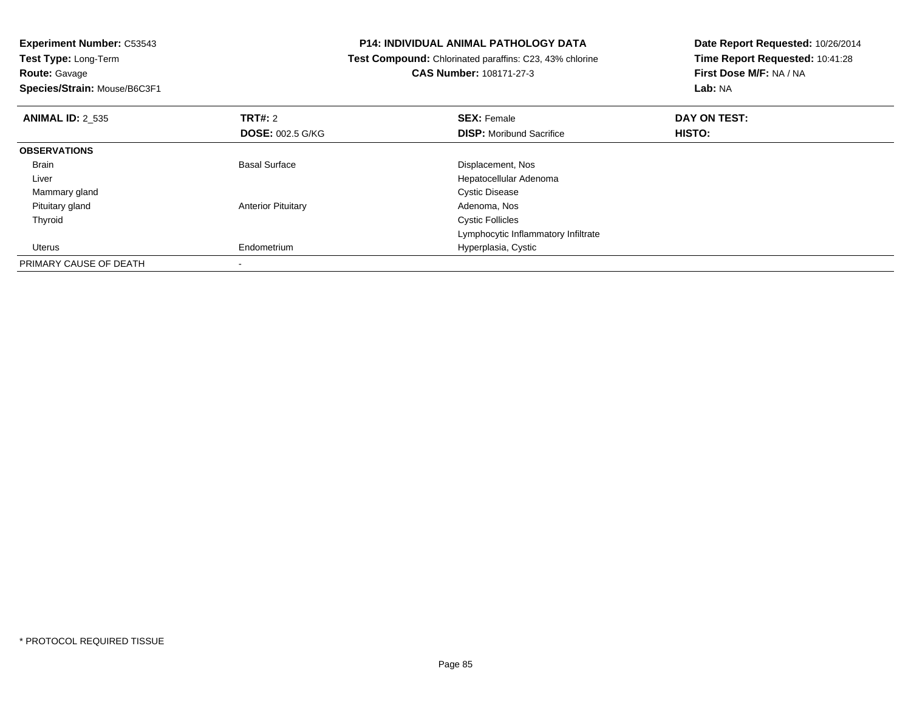**Experiment Number:** C53543
**Test Type:** Long-Term
**Route:** Gavage
**Species/Strain:** Mouse/B6C3F1

**P14: INDIVIDUAL ANIMAL PATHOLOGY DATA**
**Test Compound:** Chlorinated paraffins: C23, 43% chlorine
**CAS Number:** 108171-27-3

**Date Report Requested:** 10/26/2014
**Time Report Requested:** 10:41:28
**First Dose M/F:** NA / NA
**Lab:** NA

| **ANIMAL ID:** 2_535 | **TRT#:** 2 | **SEX:** Female | **DAY ON TEST:** |
|---|---|---|---|
| | **DOSE:** 002.5 G/KG | **DISP:** Moribund Sacrifice | **HISTO:** |
| **OBSERVATIONS** | | | |
| Brain | Basal Surface | Displacement, Nos | |
| Liver | | Hepatocellular Adenoma | |
| Mammary gland | | Cystic Disease | |
| Pituitary gland | Anterior Pituitary | Adenoma, Nos | |
| Thyroid | | Cystic Follicles | |
| | | Lymphocytic Inflammatory Infiltrate | |
| Uterus | Endometrium | Hyperplasia, Cystic | |
| PRIMARY CAUSE OF DEATH | - | | |

* PROTOCOL REQUIRED TISSUE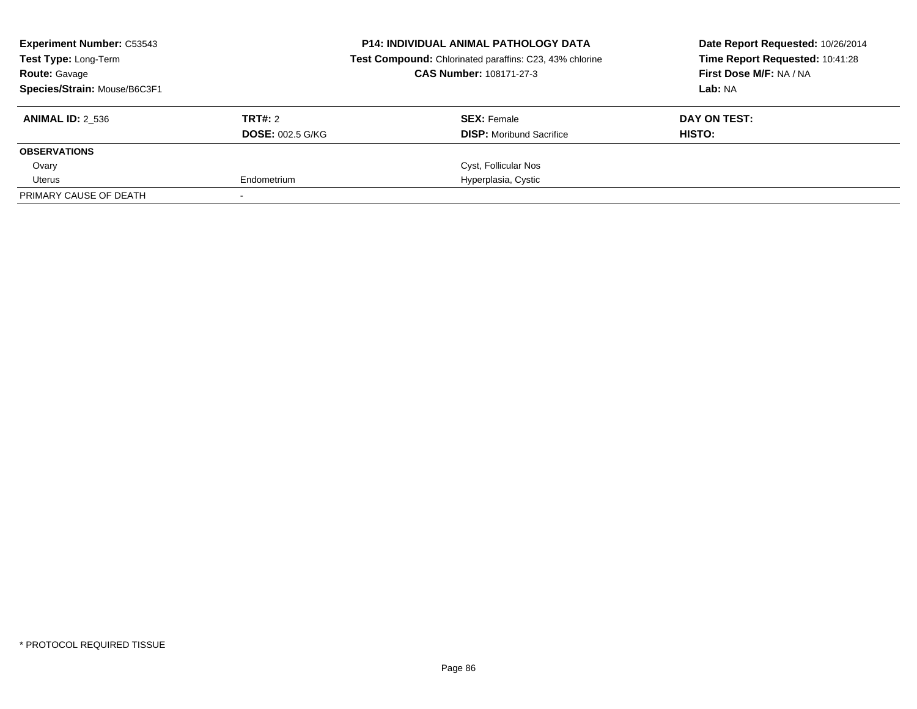**Experiment Number:** C53543
**Test Type:** Long-Term
**Route:** Gavage
**Species/Strain:** Mouse/B6C3F1

**P14: INDIVIDUAL ANIMAL PATHOLOGY DATA**
**Test Compound:** Chlorinated paraffins: C23, 43% chlorine
**CAS Number:** 108171-27-3

**Date Report Requested:** 10/26/2014
**Time Report Requested:** 10:41:28
**First Dose M/F:** NA / NA
**Lab:** NA

| **ANIMAL ID:** 2_536 | **TRT#:** 2 | **SEX:** Female | **DAY ON TEST:** |
|---|---|---|---|
| | **DOSE:** 002.5 G/KG | **DISP:** Moribund Sacrifice | **HISTO:** |
| **OBSERVATIONS** | | | |
| Ovary | | Cyst, Follicular Nos | |
| Uterus | Endometrium | Hyperplasia, Cystic | |
| PRIMARY CAUSE OF DEATH | - | | |

* PROTOCOL REQUIRED TISSUE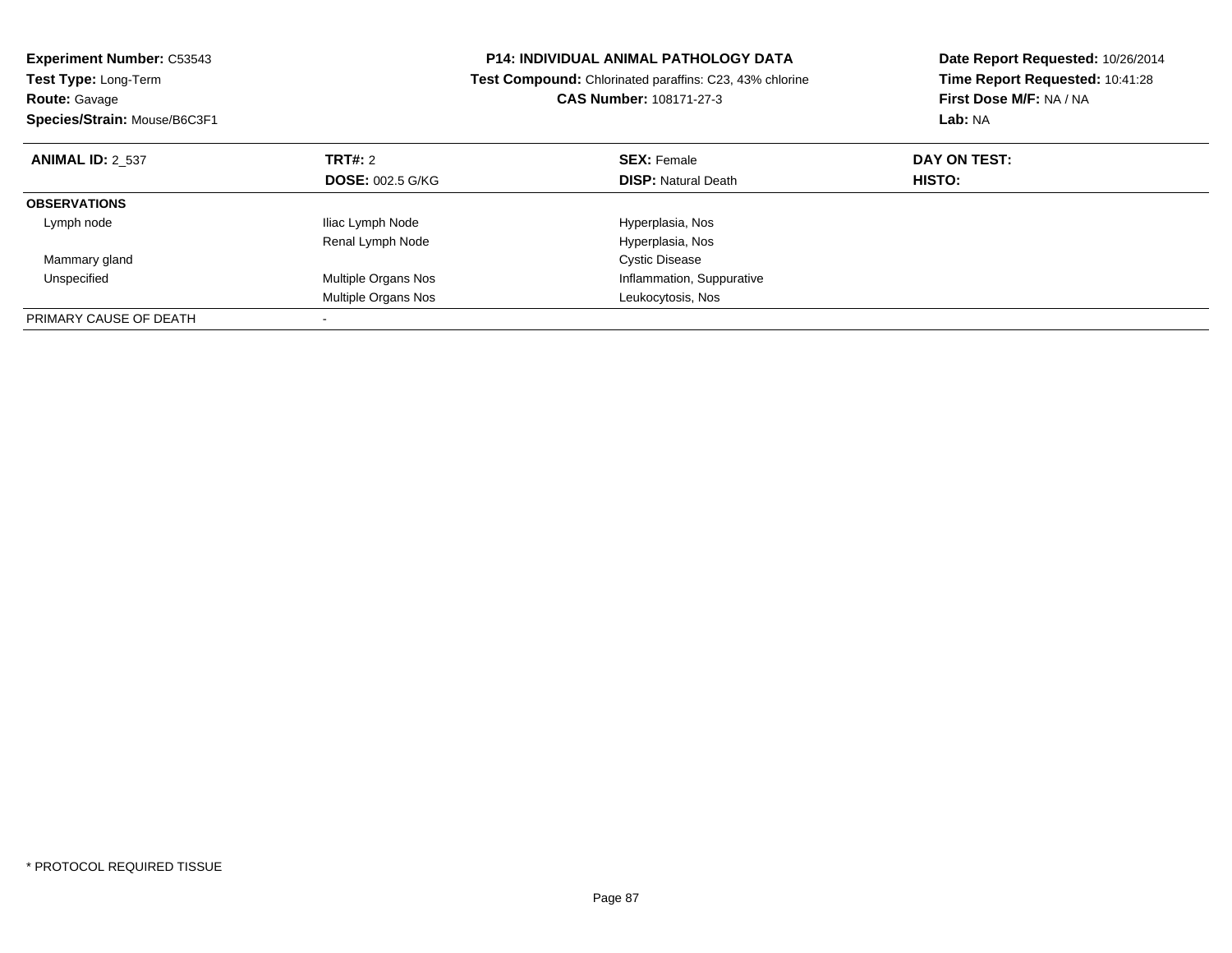**Experiment Number:** C53543
**Test Type:** Long-Term
**Route:** Gavage
**Species/Strain:** Mouse/B6C3F1

**P14: INDIVIDUAL ANIMAL PATHOLOGY DATA**
**Test Compound:** Chlorinated paraffins: C23, 43% chlorine
**CAS Number:** 108171-27-3

**Date Report Requested:** 10/26/2014
**Time Report Requested:** 10:41:28
**First Dose M/F:** NA / NA
**Lab:** NA

| **ANIMAL ID:** 2_537 | **TRT#:** 2 | **SEX:** Female | **DAY ON TEST:** |
|---|---|---|---|
| | **DOSE:** 002.5 G/KG | **DISP:** Natural Death | **HISTO:** |
| **OBSERVATIONS** | | | |
| Lymph node | Iliac Lymph Node | Hyperplasia, Nos | |
| | Renal Lymph Node | Hyperplasia, Nos | |
| Mammary gland | | Cystic Disease | |
| Unspecified | Multiple Organs Nos | Inflammation, Suppurative | |
| | Multiple Organs Nos | Leukocytosis, Nos | |
| PRIMARY CAUSE OF DEATH | - | | |

* PROTOCOL REQUIRED TISSUE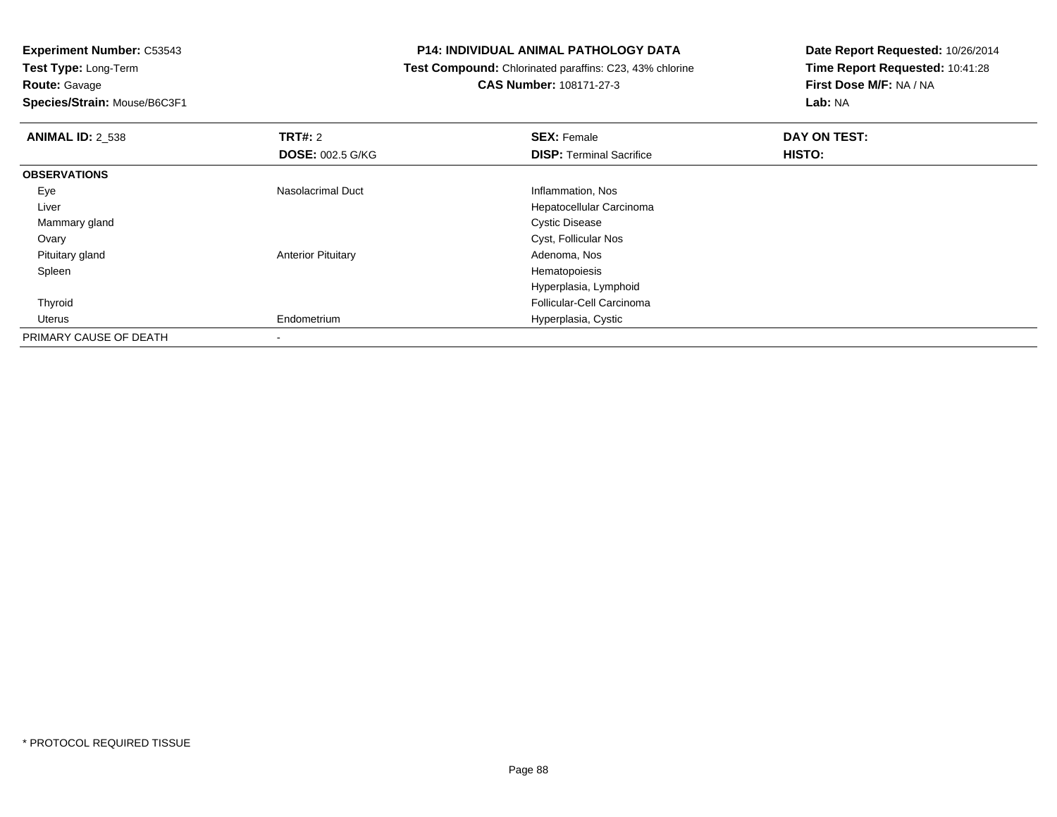**Experiment Number:** C53543
**Test Type:** Long-Term
**Route:** Gavage
**Species/Strain:** Mouse/B6C3F1

**P14: INDIVIDUAL ANIMAL PATHOLOGY DATA**
**Test Compound:** Chlorinated paraffins: C23, 43% chlorine
**CAS Number:** 108171-27-3

**Date Report Requested:** 10/26/2014
**Time Report Requested:** 10:41:28
**First Dose M/F:** NA / NA
**Lab:** NA

| **ANIMAL ID:** 2_538 | **TRT#:** 2 | **SEX:** Female | **DAY ON TEST:** |
|---|---|---|---|
| | **DOSE:** 002.5 G/KG | **DISP:** Terminal Sacrifice | **HISTO:** |
| **OBSERVATIONS** | | | |
| Eye | Nasolacrimal Duct | Inflammation, Nos | |
| Liver | | Hepatocellular Carcinoma | |
| Mammary gland | | Cystic Disease | |
| Ovary | | Cyst, Follicular Nos | |
| Pituitary gland | Anterior Pituitary | Adenoma, Nos | |
| Spleen | | Hematopoiesis | |
| | | Hyperplasia, Lymphoid | |
| Thyroid | | Follicular-Cell Carcinoma | |
| Uterus | Endometrium | Hyperplasia, Cystic | |
| PRIMARY CAUSE OF DEATH | - | | |

* PROTOCOL REQUIRED TISSUE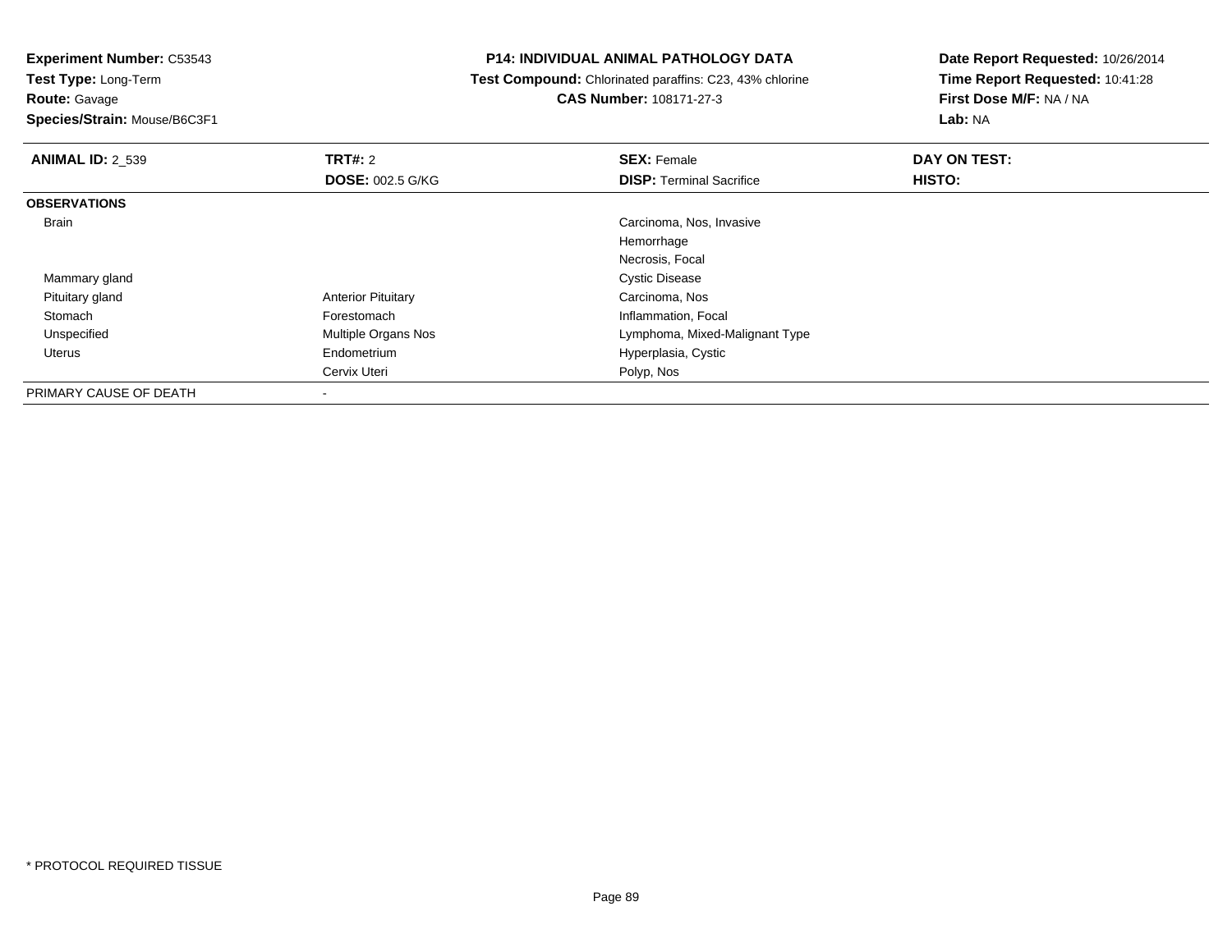**Experiment Number:** C53543
**Test Type:** Long-Term
**Route:** Gavage
**Species/Strain:** Mouse/B6C3F1

**P14: INDIVIDUAL ANIMAL PATHOLOGY DATA**
**Test Compound:** Chlorinated paraffins: C23, 43% chlorine
**CAS Number:** 108171-27-3

**Date Report Requested:** 10/26/2014
**Time Report Requested:** 10:41:28
**First Dose M/F:** NA / NA
**Lab:** NA

| **ANIMAL ID:** 2_539 | **TRT#:** 2 | **SEX:** Female | **DAY ON TEST:** |
|---|---|---|---|
| | **DOSE:** 002.5 G/KG | **DISP:** Terminal Sacrifice | **HISTO:** |
| **OBSERVATIONS** | | | |
| Brain | | Carcinoma, Nos, Invasive | |
| | | Hemorrhage | |
| | | Necrosis, Focal | |
| Mammary gland | | Cystic Disease | |
| Pituitary gland | Anterior Pituitary | Carcinoma, Nos | |
| Stomach | Forestomach | Inflammation, Focal | |
| Unspecified | Multiple Organs Nos | Lymphoma, Mixed-Malignant Type | |
| Uterus | Endometrium | Hyperplasia, Cystic | |
| | Cervix Uteri | Polyp, Nos | |
| PRIMARY CAUSE OF DEATH | - | | |

* PROTOCOL REQUIRED TISSUE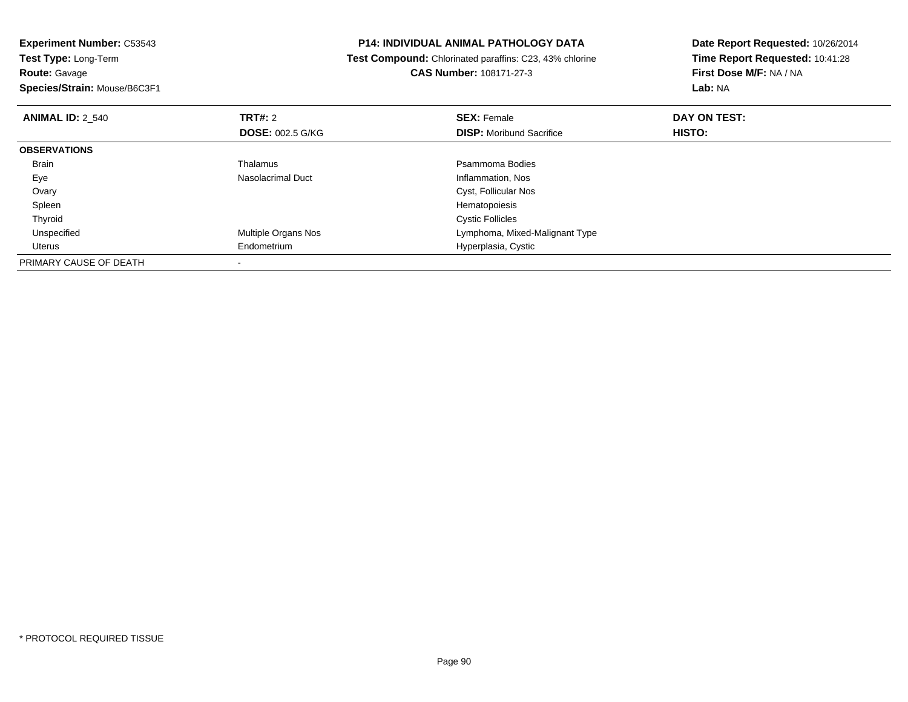**Experiment Number:** C53543
**Test Type:** Long-Term
**Route:** Gavage
**Species/Strain:** Mouse/B6C3F1

**P14: INDIVIDUAL ANIMAL PATHOLOGY DATA**
**Test Compound:** Chlorinated paraffins: C23, 43% chlorine
**CAS Number:** 108171-27-3

**Date Report Requested:** 10/26/2014
**Time Report Requested:** 10:41:28
**First Dose M/F:** NA / NA
**Lab:** NA

| **ANIMAL ID:** 2_540 | **TRT#:** 2 | **SEX:** Female | **DAY ON TEST:** |
|---|---|---|---|
| | **DOSE:** 002.5 G/KG | **DISP:** Moribund Sacrifice | **HISTO:** |
| **OBSERVATIONS** | | | |
| Brain | Thalamus | Psammoma Bodies | |
| Eye | Nasolacrimal Duct | Inflammation, Nos | |
| Ovary | | Cyst, Follicular Nos | |
| Spleen | | Hematopoiesis | |
| Thyroid | | Cystic Follicles | |
| Unspecified | Multiple Organs Nos | Lymphoma, Mixed-Malignant Type | |
| Uterus | Endometrium | Hyperplasia, Cystic | |
| PRIMARY CAUSE OF DEATH | - | | |

* PROTOCOL REQUIRED TISSUE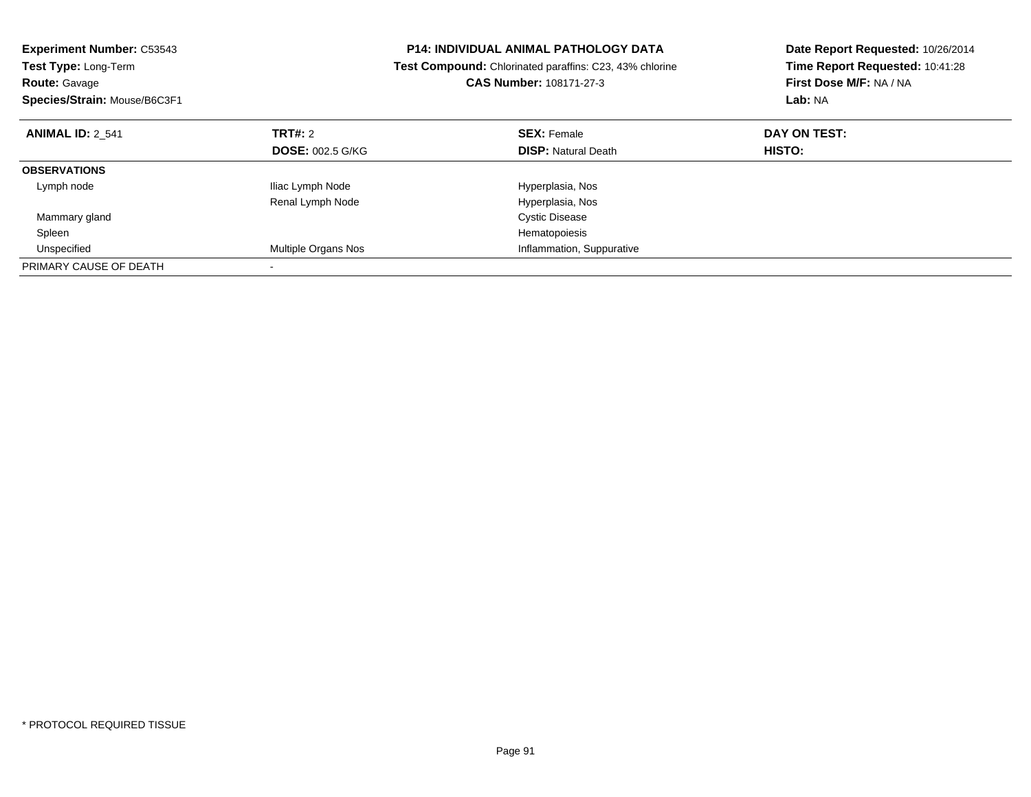**Experiment Number:** C53543
**Test Type:** Long-Term
**Route:** Gavage
**Species/Strain:** Mouse/B6C3F1

**P14: INDIVIDUAL ANIMAL PATHOLOGY DATA**
**Test Compound:** Chlorinated paraffins: C23, 43% chlorine
**CAS Number:** 108171-27-3

**Date Report Requested:** 10/26/2014
**Time Report Requested:** 10:41:28
**First Dose M/F:** NA / NA
**Lab:** NA

| **ANIMAL ID:** 2_541 | **TRT#:** 2 | **SEX:** Female | **DAY ON TEST:** |
|---|---|---|---|
| | **DOSE:** 002.5 G/KG | **DISP:** Natural Death | **HISTO:** |
| **OBSERVATIONS** | | | |
| Lymph node | Iliac Lymph Node | Hyperplasia, Nos | |
| | Renal Lymph Node | Hyperplasia, Nos | |
| Mammary gland | | Cystic Disease | |
| Spleen | | Hematopoiesis | |
| Unspecified | Multiple Organs Nos | Inflammation, Suppurative | |
| PRIMARY CAUSE OF DEATH | - | | |

* PROTOCOL REQUIRED TISSUE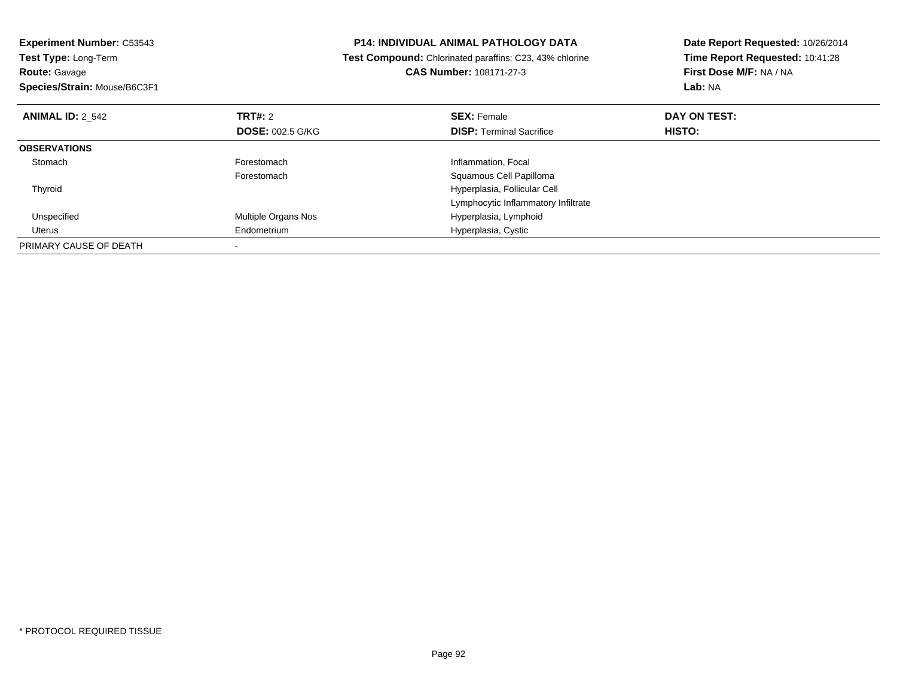**Experiment Number:** C53543
**Test Type:** Long-Term
**Route:** Gavage
**Species/Strain:** Mouse/B6C3F1

**P14: INDIVIDUAL ANIMAL PATHOLOGY DATA**
**Test Compound:** Chlorinated paraffins: C23, 43% chlorine
**CAS Number:** 108171-27-3

**Date Report Requested:** 10/26/2014
**Time Report Requested:** 10:41:28
**First Dose M/F:** NA / NA
**Lab:** NA

| **ANIMAL ID:** 2_542 | **TRT#:** 2 | **SEX:** Female | **DAY ON TEST:** |
|---|---|---|---|
| | **DOSE:** 002.5 G/KG | **DISP:** Terminal Sacrifice | **HISTO:** |
| **OBSERVATIONS** | | | |
| Stomach | Forestomach | Inflammation, Focal | |
| | Forestomach | Squamous Cell Papilloma | |
| Thyroid | | Hyperplasia, Follicular Cell | |
| | | Lymphocytic Inflammatory Infiltrate | |
| Unspecified | Multiple Organs Nos | Hyperplasia, Lymphoid | |
| Uterus | Endometrium | Hyperplasia, Cystic | |
| PRIMARY CAUSE OF DEATH | - | | |

* PROTOCOL REQUIRED TISSUE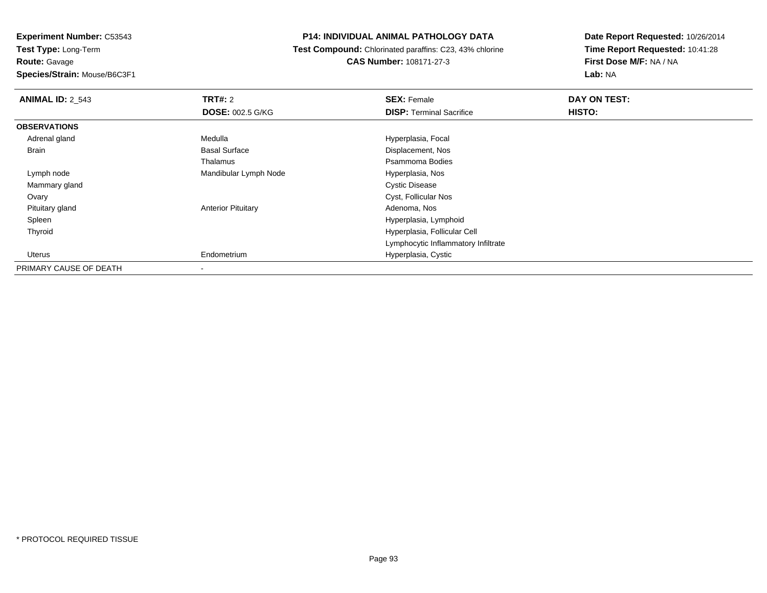**Experiment Number:** C53543
**Test Type:** Long-Term
**Route:** Gavage
**Species/Strain:** Mouse/B6C3F1

**P14: INDIVIDUAL ANIMAL PATHOLOGY DATA**
**Test Compound:** Chlorinated paraffins: C23, 43% chlorine
**CAS Number:** 108171-27-3

**Date Report Requested:** 10/26/2014
**Time Report Requested:** 10:41:28
**First Dose M/F:** NA / NA
**Lab:** NA

| **ANIMAL ID:** 2_543 | **TRT#:** 2 | **SEX:** Female | **DAY ON TEST:** |
|---|---|---|---|
| | **DOSE:** 002.5 G/KG | **DISP:** Terminal Sacrifice | **HISTO:** |
| **OBSERVATIONS** | | | |
| Adrenal gland | Medulla | Hyperplasia, Focal | |
| Brain | Basal Surface | Displacement, Nos | |
| | Thalamus | Psammoma Bodies | |
| Lymph node | Mandibular Lymph Node | Hyperplasia, Nos | |
| Mammary gland | | Cystic Disease | |
| Ovary | | Cyst, Follicular Nos | |
| Pituitary gland | Anterior Pituitary | Adenoma, Nos | |
| Spleen | | Hyperplasia, Lymphoid | |
| Thyroid | | Hyperplasia, Follicular Cell | |
| | | Lymphocytic Inflammatory Infiltrate | |
| Uterus | Endometrium | Hyperplasia, Cystic | |
| PRIMARY CAUSE OF DEATH | - | | |

* PROTOCOL REQUIRED TISSUE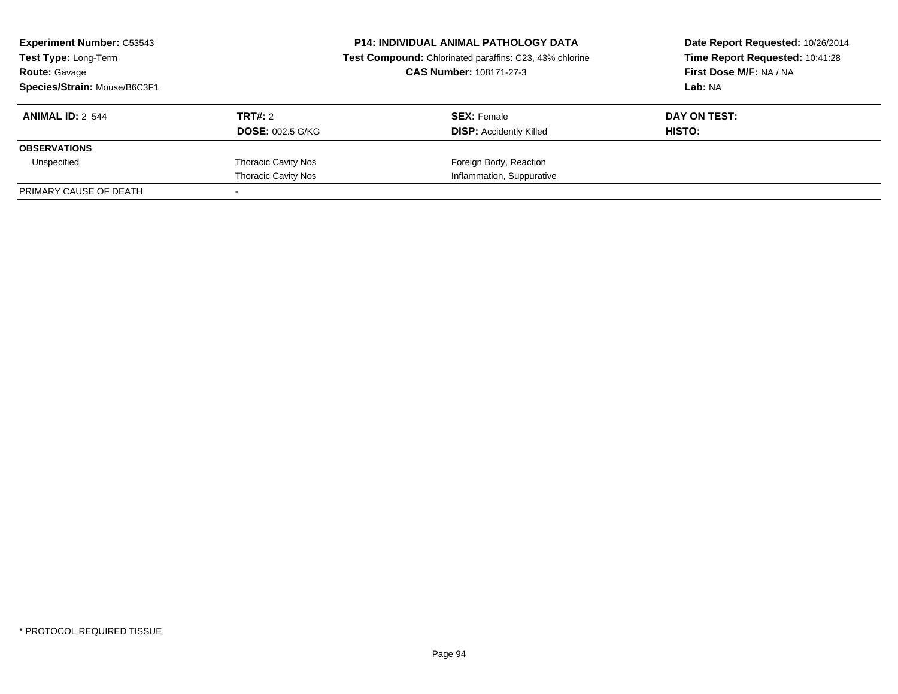**Experiment Number:** C53543
**Test Type:** Long-Term
**Route:** Gavage
**Species/Strain:** Mouse/B6C3F1

**P14: INDIVIDUAL ANIMAL PATHOLOGY DATA**
**Test Compound:** Chlorinated paraffins: C23, 43% chlorine
**CAS Number:** 108171-27-3

**Date Report Requested:** 10/26/2014
**Time Report Requested:** 10:41:28
**First Dose M/F:** NA / NA
**Lab:** NA

| **ANIMAL ID:** 2_544 | **TRT#:** 2 | **SEX:** Female | **DAY ON TEST:** |
|---|---|---|---|
| | **DOSE:** 002.5 G/KG | **DISP:** Accidently Killed | **HISTO:** |
| **OBSERVATIONS** | | | |
| Unspecified | Thoracic Cavity Nos | Foreign Body, Reaction | |
| | Thoracic Cavity Nos | Inflammation, Suppurative | |
| PRIMARY CAUSE OF DEATH | - | | |

* PROTOCOL REQUIRED TISSUE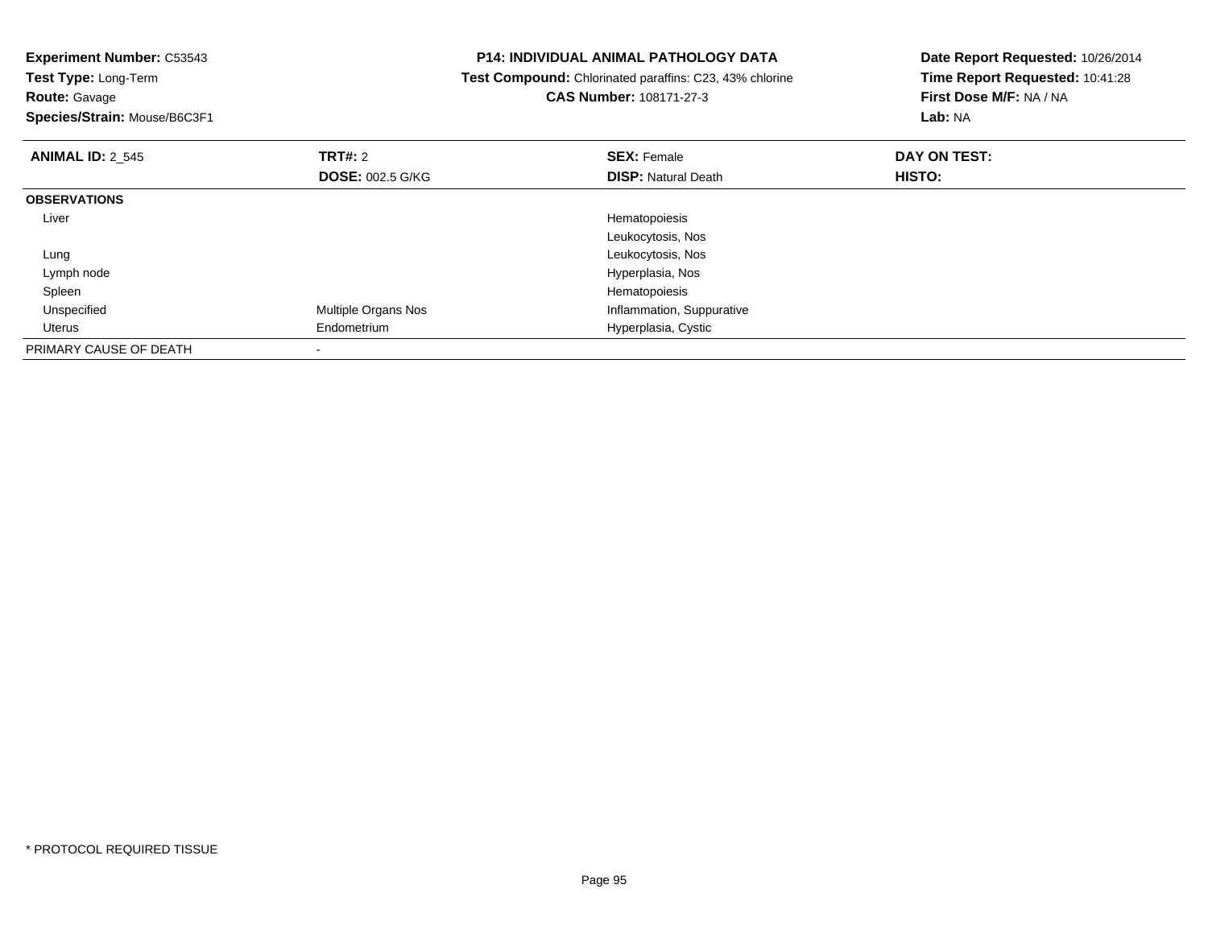**Experiment Number:** C53543
**Test Type:** Long-Term
**Route:** Gavage
**Species/Strain:** Mouse/B6C3F1

**P14: INDIVIDUAL ANIMAL PATHOLOGY DATA**
**Test Compound:** Chlorinated paraffins: C23, 43% chlorine
**CAS Number:** 108171-27-3

**Date Report Requested:** 10/26/2014
**Time Report Requested:** 10:41:28
**First Dose M/F:** NA / NA
**Lab:** NA

| **ANIMAL ID:** 2_545 | **TRT#:** 2 | **SEX:** Female | **DAY ON TEST:** |
|---|---|---|---|
| | **DOSE:** 002.5 G/KG | **DISP:** Natural Death | **HISTO:** |
| **OBSERVATIONS** | | | |
| Liver | | Hematopoiesis | |
| | | Leukocytosis, Nos | |
| Lung | | Leukocytosis, Nos | |
| Lymph node | | Hyperplasia, Nos | |
| Spleen | | Hematopoiesis | |
| Unspecified | Multiple Organs Nos | Inflammation, Suppurative | |
| Uterus | Endometrium | Hyperplasia, Cystic | |
| PRIMARY CAUSE OF DEATH | - | | |

* PROTOCOL REQUIRED TISSUE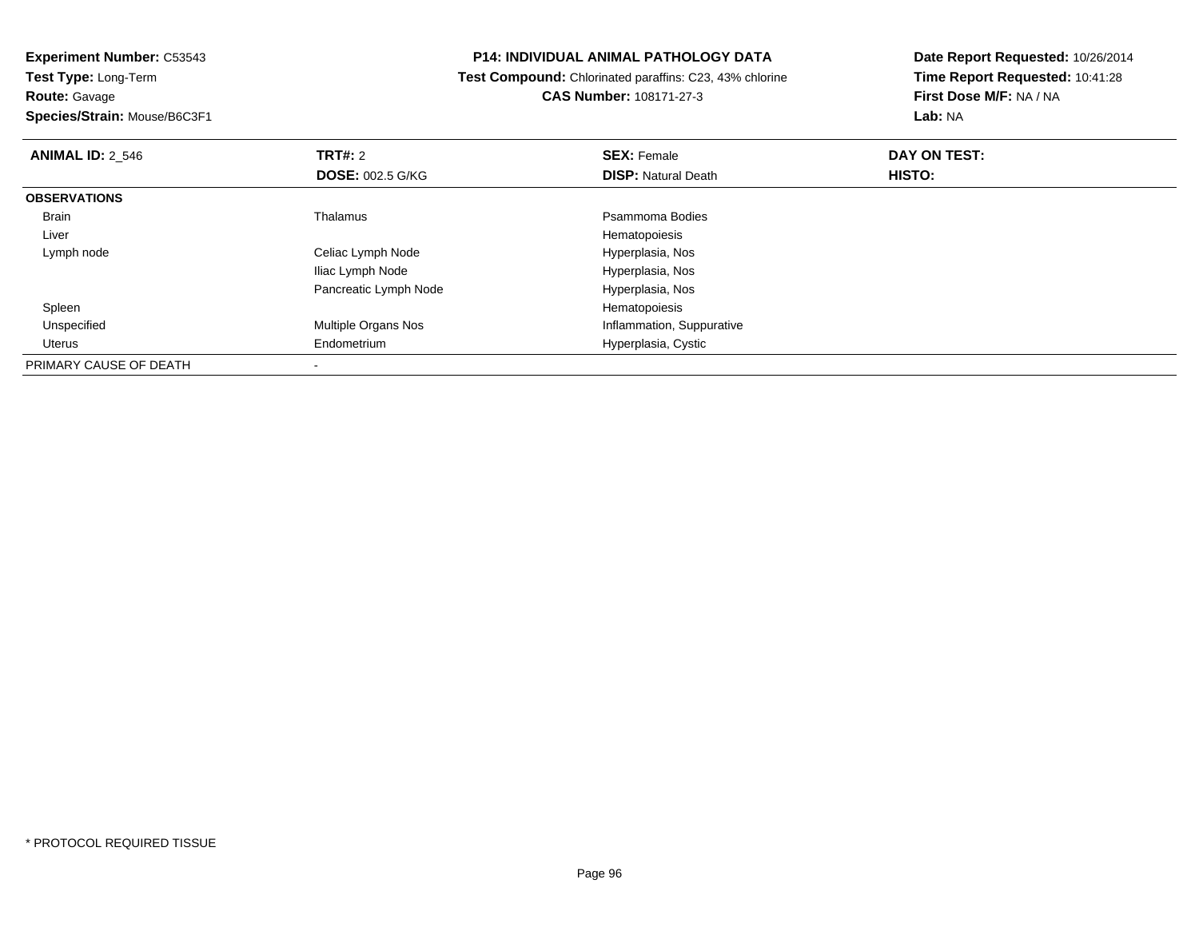**Experiment Number:** C53543
**Test Type:** Long-Term
**Route:** Gavage
**Species/Strain:** Mouse/B6C3F1

**P14: INDIVIDUAL ANIMAL PATHOLOGY DATA**
**Test Compound:** Chlorinated paraffins: C23, 43% chlorine
**CAS Number:** 108171-27-3

**Date Report Requested:** 10/26/2014
**Time Report Requested:** 10:41:28
**First Dose M/F:** NA / NA
**Lab:** NA

| **ANIMAL ID:** 2_546 | **TRT#:** 2 | **SEX:** Female | **DAY ON TEST:** |
|---|---|---|---|
| | **DOSE:** 002.5 G/KG | **DISP:** Natural Death | **HISTO:** |
| **OBSERVATIONS** | | | |
| Brain | Thalamus | Psammoma Bodies | |
| Liver | | Hematopoiesis | |
| Lymph node | Celiac Lymph Node | Hyperplasia, Nos | |
| | Iliac Lymph Node | Hyperplasia, Nos | |
| | Pancreatic Lymph Node | Hyperplasia, Nos | |
| Spleen | | Hematopoiesis | |
| Unspecified | Multiple Organs Nos | Inflammation, Suppurative | |
| Uterus | Endometrium | Hyperplasia, Cystic | |
| PRIMARY CAUSE OF DEATH | - | | |

* PROTOCOL REQUIRED TISSUE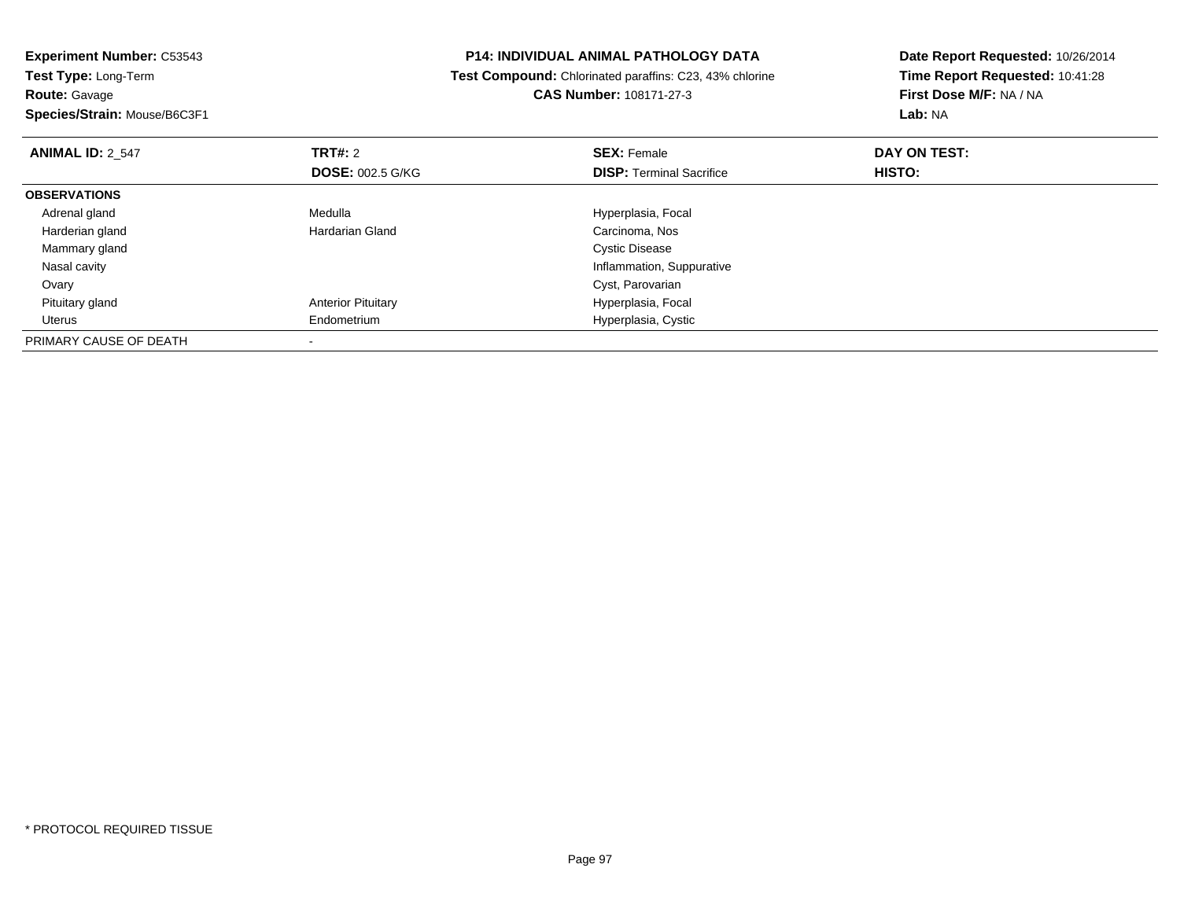**Experiment Number:** C53543
**Test Type:** Long-Term
**Route:** Gavage
**Species/Strain:** Mouse/B6C3F1

**P14: INDIVIDUAL ANIMAL PATHOLOGY DATA**
**Test Compound:** Chlorinated paraffins: C23, 43% chlorine
**CAS Number:** 108171-27-3

**Date Report Requested:** 10/26/2014
**Time Report Requested:** 10:41:28
**First Dose M/F:** NA / NA
**Lab:** NA

| **ANIMAL ID:** 2_547 | **TRT#:** 2 | **SEX:** Female | **DAY ON TEST:** |
|---|---|---|---|
| | **DOSE:** 002.5 G/KG | **DISP:** Terminal Sacrifice | **HISTO:** |
| **OBSERVATIONS** | | | |
| Adrenal gland | Medulla | Hyperplasia, Focal | |
| Harderian gland | Hardarian Gland | Carcinoma, Nos | |
| Mammary gland | | Cystic Disease | |
| Nasal cavity | | Inflammation, Suppurative | |
| Ovary | | Cyst, Parovarian | |
| Pituitary gland | Anterior Pituitary | Hyperplasia, Focal | |
| Uterus | Endometrium | Hyperplasia, Cystic | |
| PRIMARY CAUSE OF DEATH | - | | |

* PROTOCOL REQUIRED TISSUE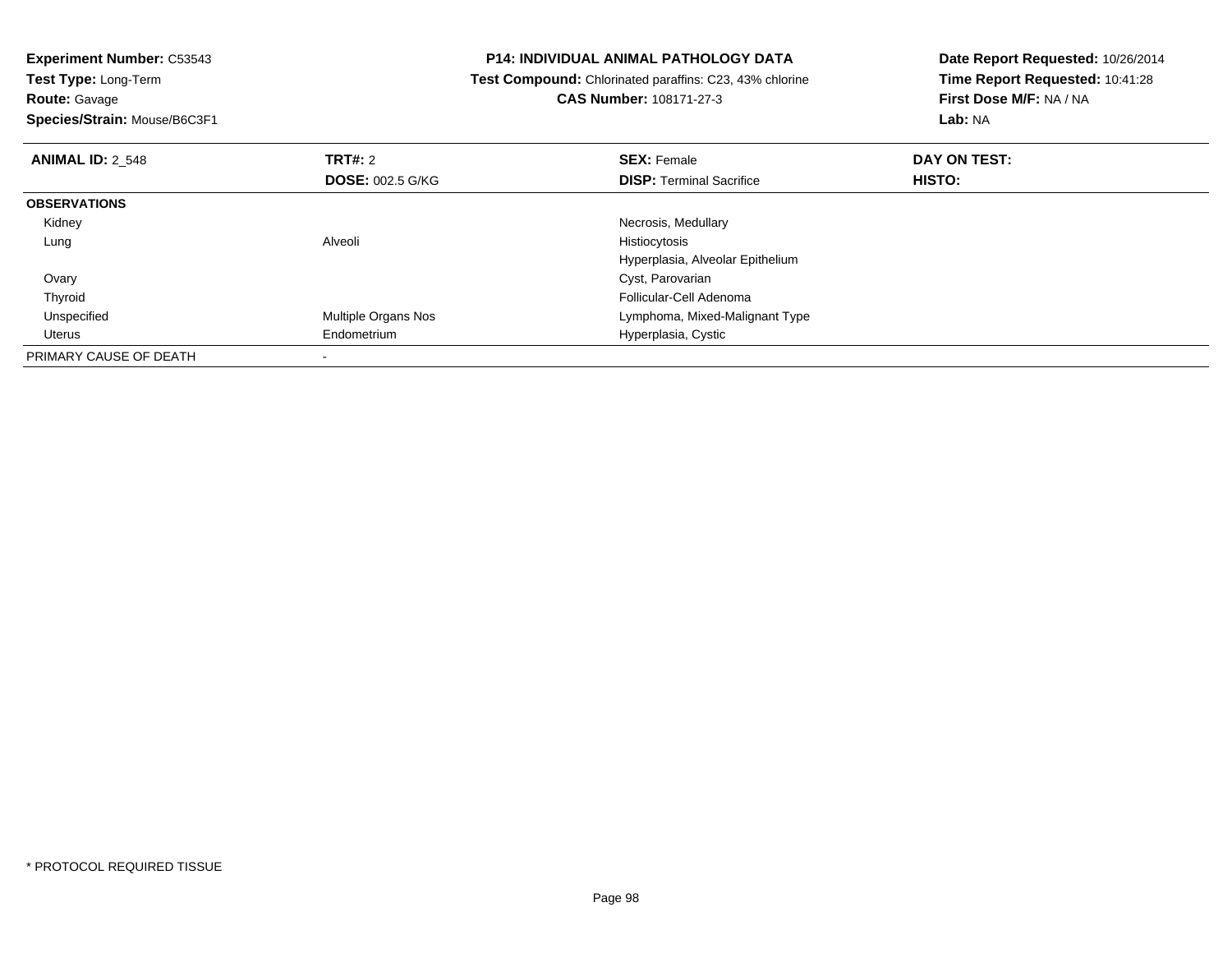**Experiment Number:** C53543
**Test Type:** Long-Term
**Route:** Gavage
**Species/Strain:** Mouse/B6C3F1

**P14: INDIVIDUAL ANIMAL PATHOLOGY DATA**
**Test Compound:** Chlorinated paraffins: C23, 43% chlorine
**CAS Number:** 108171-27-3

**Date Report Requested:** 10/26/2014
**Time Report Requested:** 10:41:28
**First Dose M/F:** NA / NA
**Lab:** NA

| **ANIMAL ID:** 2_548 | **TRT#:** 2 | **SEX:** Female | **DAY ON TEST:** |
|---|---|---|---|
| | **DOSE:** 002.5 G/KG | **DISP:** Terminal Sacrifice | **HISTO:** |
| **OBSERVATIONS** | | | |
| Kidney | | Necrosis, Medullary | |
| Lung | Alveoli | Histiocytosis | |
| | | Hyperplasia, Alveolar Epithelium | |
| Ovary | | Cyst, Parovarian | |
| Thyroid | | Follicular-Cell Adenoma | |
| Unspecified | Multiple Organs Nos | Lymphoma, Mixed-Malignant Type | |
| Uterus | Endometrium | Hyperplasia, Cystic | |
| PRIMARY CAUSE OF DEATH | - | | |

* PROTOCOL REQUIRED TISSUE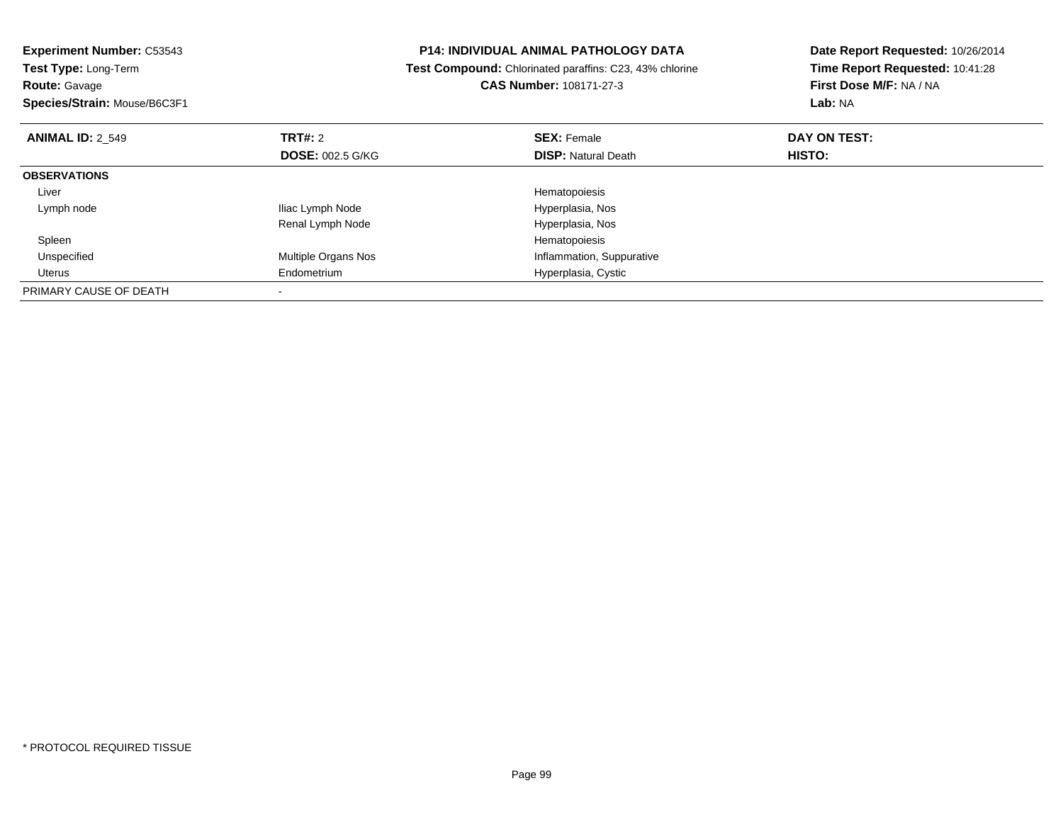**Experiment Number:** C53543
**Test Type:** Long-Term
**Route:** Gavage
**Species/Strain:** Mouse/B6C3F1

**P14: INDIVIDUAL ANIMAL PATHOLOGY DATA**
**Test Compound:** Chlorinated paraffins: C23, 43% chlorine
**CAS Number:** 108171-27-3

**Date Report Requested:** 10/26/2014
**Time Report Requested:** 10:41:28
**First Dose M/F:** NA / NA
**Lab:** NA

| **ANIMAL ID:** 2_549 | **TRT#:** 2 | **SEX:** Female | **DAY ON TEST:** |
|---|---|---|---|
| | **DOSE:** 002.5 G/KG | **DISP:** Natural Death | **HISTO:** |
| **OBSERVATIONS** | | | |
| Liver | | Hematopoiesis | |
| Lymph node | Iliac Lymph Node | Hyperplasia, Nos | |
| | Renal Lymph Node | Hyperplasia, Nos | |
| Spleen | | Hematopoiesis | |
| Unspecified | Multiple Organs Nos | Inflammation, Suppurative | |
| Uterus | Endometrium | Hyperplasia, Cystic | |
| PRIMARY CAUSE OF DEATH | - | | |

* PROTOCOL REQUIRED TISSUE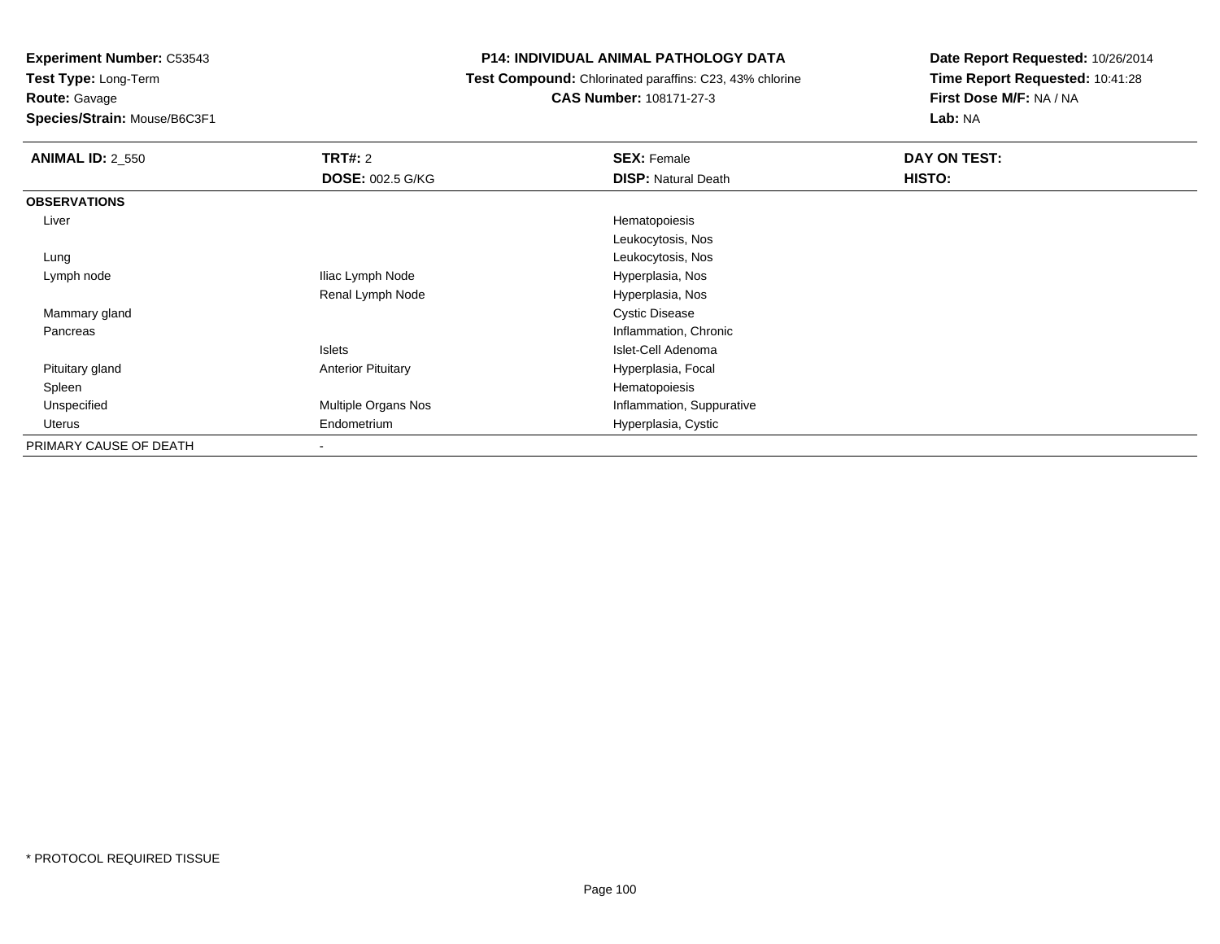**Experiment Number:** C53543
**Test Type:** Long-Term
**Route:** Gavage
**Species/Strain:** Mouse/B6C3F1

**P14: INDIVIDUAL ANIMAL PATHOLOGY DATA**
**Test Compound:** Chlorinated paraffins: C23, 43% chlorine
**CAS Number:** 108171-27-3

**Date Report Requested:** 10/26/2014
**Time Report Requested:** 10:41:28
**First Dose M/F:** NA / NA
**Lab:** NA

| **ANIMAL ID:** 2_550 | **TRT#:** 2 | **SEX:** Female | **DAY ON TEST:** |
|---|---|---|---|
| | **DOSE:** 002.5 G/KG | **DISP:** Natural Death | **HISTO:** |
| **OBSERVATIONS** | | | |
| Liver | | Hematopoiesis | |
| | | Leukocytosis, Nos | |
| Lung | | Leukocytosis, Nos | |
| Lymph node | Iliac Lymph Node | Hyperplasia, Nos | |
| | Renal Lymph Node | Hyperplasia, Nos | |
| Mammary gland | | Cystic Disease | |
| Pancreas | | Inflammation, Chronic | |
| | Islets | Islet-Cell Adenoma | |
| Pituitary gland | Anterior Pituitary | Hyperplasia, Focal | |
| Spleen | | Hematopoiesis | |
| Unspecified | Multiple Organs Nos | Inflammation, Suppurative | |
| Uterus | Endometrium | Hyperplasia, Cystic | |
| PRIMARY CAUSE OF DEATH | - | | |

* PROTOCOL REQUIRED TISSUE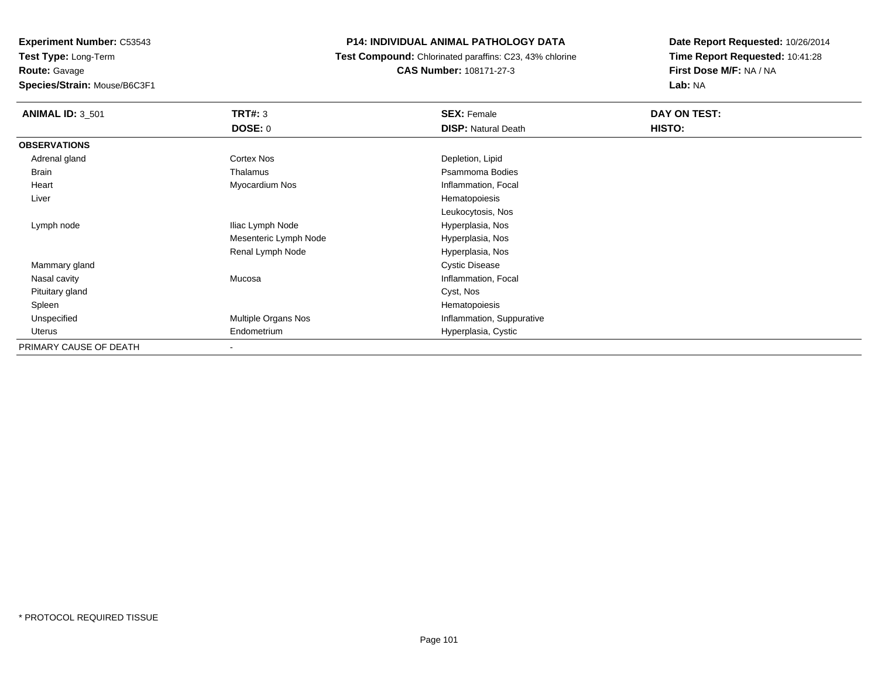**Experiment Number:** C53543
**Test Type:** Long-Term
**Route:** Gavage
**Species/Strain:** Mouse/B6C3F1

**P14: INDIVIDUAL ANIMAL PATHOLOGY DATA**
**Test Compound:** Chlorinated paraffins: C23, 43% chlorine
**CAS Number:** 108171-27-3

**Date Report Requested:** 10/26/2014
**Time Report Requested:** 10:41:28
**First Dose M/F:** NA / NA
**Lab:** NA

| **ANIMAL ID:** 3_501 | **TRT#:** 3 | **SEX:** Female | **DAY ON TEST:** |
|---|---|---|---|
| | **DOSE:** 0 | **DISP:** Natural Death | **HISTO:** |
| **OBSERVATIONS** | | | |
| Adrenal gland | Cortex Nos | Depletion, Lipid | |
| Brain | Thalamus | Psammoma Bodies | |
| Heart | Myocardium Nos | Inflammation, Focal | |
| Liver | | Hematopoiesis | |
| | | Leukocytosis, Nos | |
| Lymph node | Iliac Lymph Node | Hyperplasia, Nos | |
| | Mesenteric Lymph Node | Hyperplasia, Nos | |
| | Renal Lymph Node | Hyperplasia, Nos | |
| Mammary gland | | Cystic Disease | |
| Nasal cavity | Mucosa | Inflammation, Focal | |
| Pituitary gland | | Cyst, Nos | |
| Spleen | | Hematopoiesis | |
| Unspecified | Multiple Organs Nos | Inflammation, Suppurative | |
| Uterus | Endometrium | Hyperplasia, Cystic | |
| PRIMARY CAUSE OF DEATH | - | | |

* PROTOCOL REQUIRED TISSUE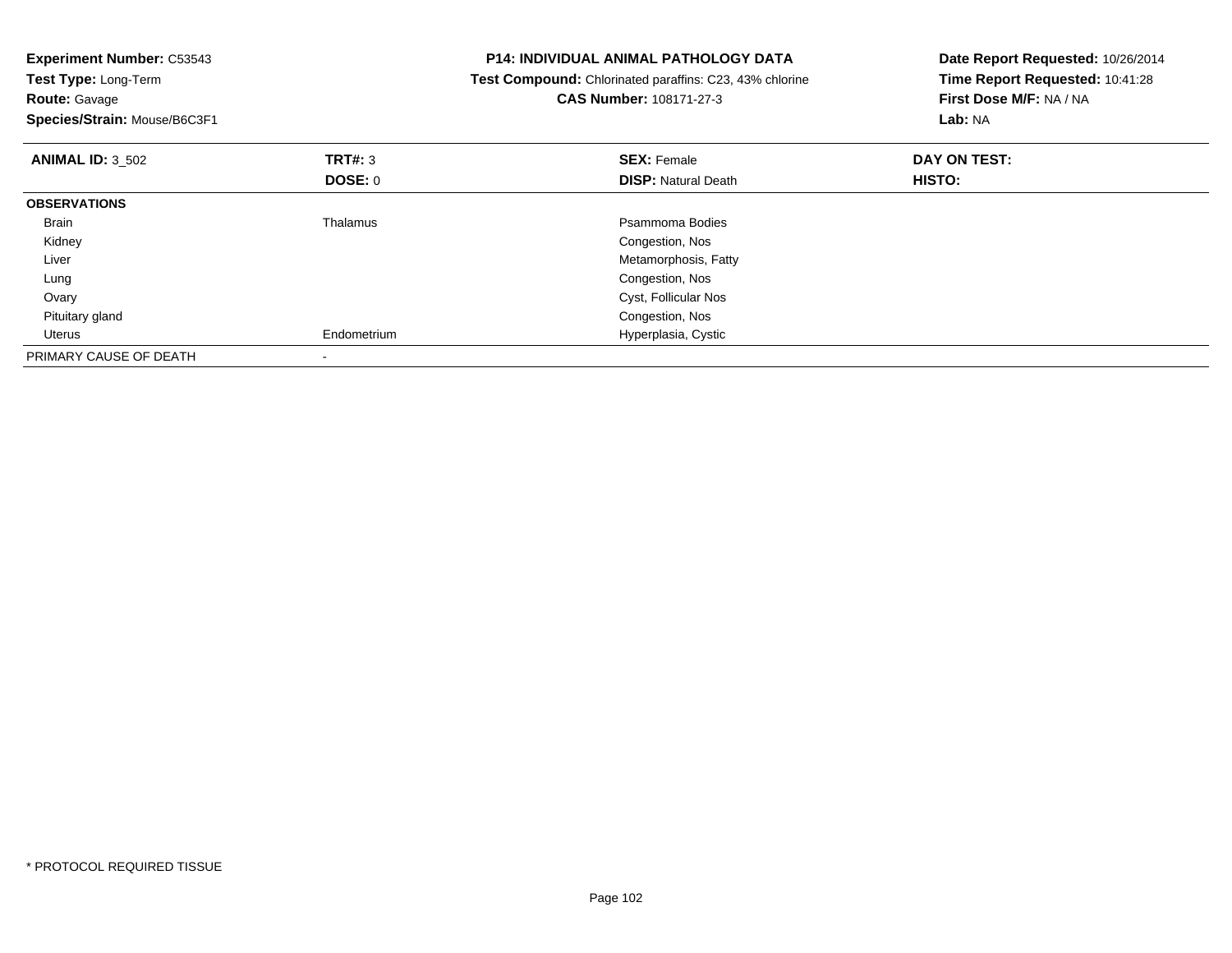**Experiment Number:** C53543
**Test Type:** Long-Term
**Route:** Gavage
**Species/Strain:** Mouse/B6C3F1

**P14: INDIVIDUAL ANIMAL PATHOLOGY DATA**
**Test Compound:** Chlorinated paraffins: C23, 43% chlorine
**CAS Number:** 108171-27-3

**Date Report Requested:** 10/26/2014
**Time Report Requested:** 10:41:28
**First Dose M/F:** NA / NA
**Lab:** NA

| **ANIMAL ID:** 3_502 | **TRT#:** 3 | **SEX:** Female | **DAY ON TEST:** |
|---|---|---|---|
| | **DOSE:** 0 | **DISP:** Natural Death | **HISTO:** |
| **OBSERVATIONS** | | | |
| Brain | Thalamus | Psammoma Bodies | |
| Kidney | | Congestion, Nos | |
| Liver | | Metamorphosis, Fatty | |
| Lung | | Congestion, Nos | |
| Ovary | | Cyst, Follicular Nos | |
| Pituitary gland | | Congestion, Nos | |
| Uterus | Endometrium | Hyperplasia, Cystic | |
| PRIMARY CAUSE OF DEATH | - | | |

* PROTOCOL REQUIRED TISSUE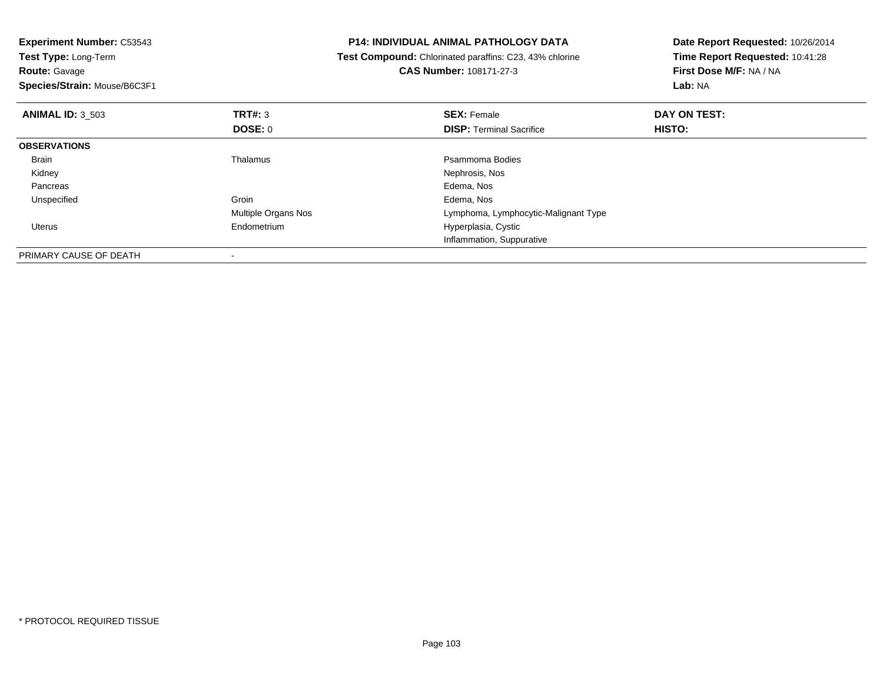**Experiment Number:** C53543
**Test Type:** Long-Term
**Route:** Gavage
**Species/Strain:** Mouse/B6C3F1

**P14: INDIVIDUAL ANIMAL PATHOLOGY DATA**
**Test Compound:** Chlorinated paraffins: C23, 43% chlorine
**CAS Number:** 108171-27-3

**Date Report Requested:** 10/26/2014
**Time Report Requested:** 10:41:28
**First Dose M/F:** NA / NA
**Lab:** NA

| **ANIMAL ID:** 3_503 | **TRT#:** 3 | **SEX:** Female | **DAY ON TEST:** |
|---|---|---|---|
| | **DOSE:** 0 | **DISP:** Terminal Sacrifice | **HISTO:** |
| **OBSERVATIONS** | | | |
| Brain | Thalamus | Psammoma Bodies | |
| Kidney | | Nephrosis, Nos | |
| Pancreas | | Edema, Nos | |
| Unspecified | Groin | Edema, Nos | |
| | Multiple Organs Nos | Lymphoma, Lymphocytic-Malignant Type | |
| Uterus | Endometrium | Hyperplasia, Cystic | |
| | | Inflammation, Suppurative | |
| PRIMARY CAUSE OF DEATH | - | | |

* PROTOCOL REQUIRED TISSUE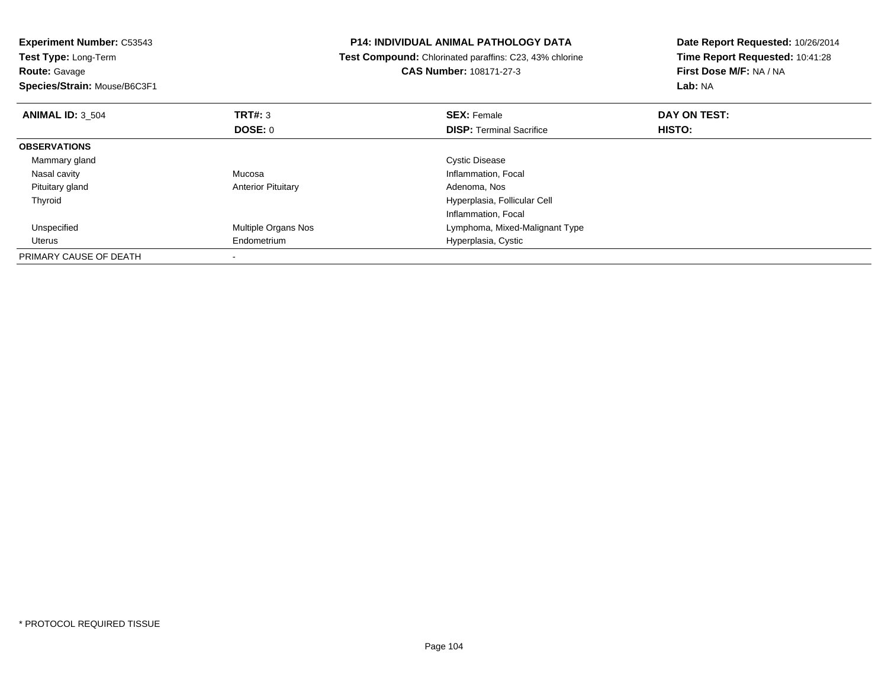**Experiment Number:** C53543
**Test Type:** Long-Term
**Route:** Gavage
**Species/Strain:** Mouse/B6C3F1

**P14: INDIVIDUAL ANIMAL PATHOLOGY DATA**
**Test Compound:** Chlorinated paraffins: C23, 43% chlorine
**CAS Number:** 108171-27-3

**Date Report Requested:** 10/26/2014
**Time Report Requested:** 10:41:28
**First Dose M/F:** NA / NA
**Lab:** NA

| **ANIMAL ID:** 3_504 | **TRT#:** 3 | **SEX:** Female | **DAY ON TEST:** |
|---|---|---|---|
| | **DOSE:** 0 | **DISP:** Terminal Sacrifice | **HISTO:** |
| **OBSERVATIONS** | | | |
| Mammary gland | | Cystic Disease | |
| Nasal cavity | Mucosa | Inflammation, Focal | |
| Pituitary gland | Anterior Pituitary | Adenoma, Nos | |
| Thyroid | | Hyperplasia, Follicular Cell | |
| | | Inflammation, Focal | |
| Unspecified | Multiple Organs Nos | Lymphoma, Mixed-Malignant Type | |
| Uterus | Endometrium | Hyperplasia, Cystic | |
| PRIMARY CAUSE OF DEATH | - | | |

* PROTOCOL REQUIRED TISSUE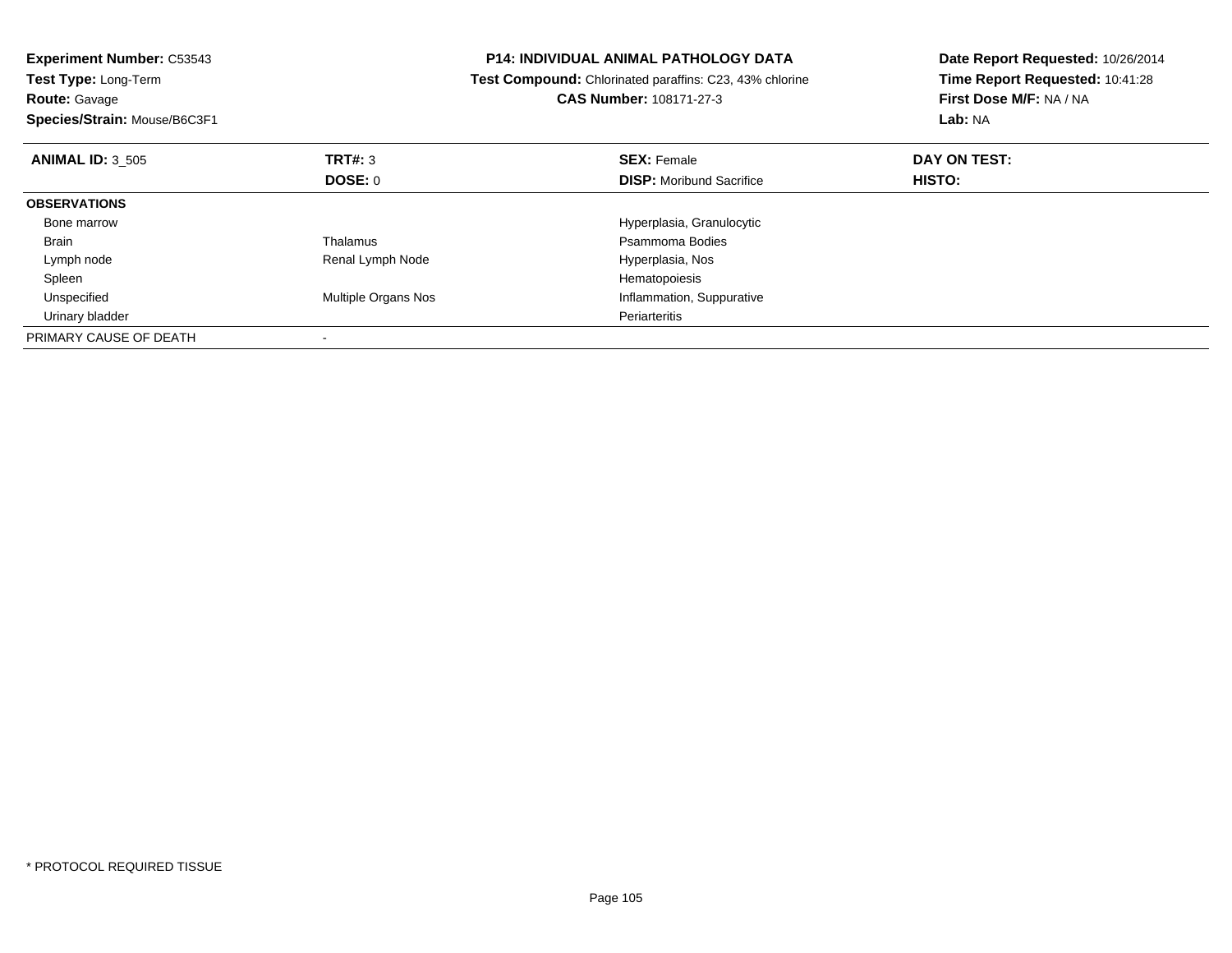**Experiment Number:** C53543
**Test Type:** Long-Term
**Route:** Gavage
**Species/Strain:** Mouse/B6C3F1

**P14: INDIVIDUAL ANIMAL PATHOLOGY DATA**
**Test Compound:** Chlorinated paraffins: C23, 43% chlorine
**CAS Number:** 108171-27-3

**Date Report Requested:** 10/26/2014
**Time Report Requested:** 10:41:28
**First Dose M/F:** NA / NA
**Lab:** NA

| **ANIMAL ID:** 3_505 | **TRT#:** 3 | **SEX:** Female | **DAY ON TEST:** |
|---|---|---|---|
| | **DOSE:** 0 | **DISP:** Moribund Sacrifice | **HISTO:** |
| **OBSERVATIONS** | | | |
| Bone marrow | | Hyperplasia, Granulocytic | |
| Brain | Thalamus | Psammoma Bodies | |
| Lymph node | Renal Lymph Node | Hyperplasia, Nos | |
| Spleen | | Hematopoiesis | |
| Unspecified | Multiple Organs Nos | Inflammation, Suppurative | |
| Urinary bladder | | Periarteritis | |
| PRIMARY CAUSE OF DEATH | - | | |

* PROTOCOL REQUIRED TISSUE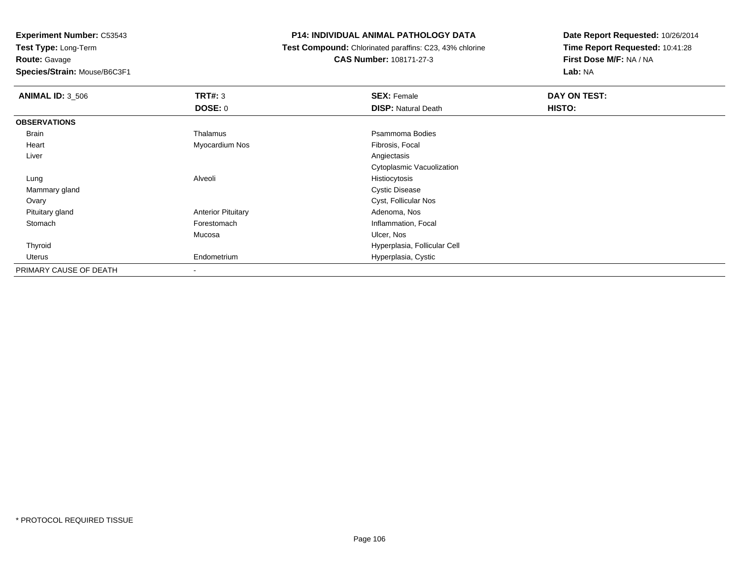**Experiment Number:** C53543
**Test Type:** Long-Term
**Route:** Gavage
**Species/Strain:** Mouse/B6C3F1

**P14: INDIVIDUAL ANIMAL PATHOLOGY DATA**
**Test Compound:** Chlorinated paraffins: C23, 43% chlorine
**CAS Number:** 108171-27-3

**Date Report Requested:** 10/26/2014
**Time Report Requested:** 10:41:28
**First Dose M/F:** NA / NA
**Lab:** NA

| **ANIMAL ID:** 3_506 | **TRT#:** 3 | **SEX:** Female | **DAY ON TEST:** |
|---|---|---|---|
| | **DOSE:** 0 | **DISP:** Natural Death | **HISTO:** |
| **OBSERVATIONS** | | | |
| Brain | Thalamus | Psammoma Bodies | |
| Heart | Myocardium Nos | Fibrosis, Focal | |
| Liver | | Angiectasis | |
| | | Cytoplasmic Vacuolization | |
| Lung | Alveoli | Histiocytosis | |
| Mammary gland | | Cystic Disease | |
| Ovary | | Cyst, Follicular Nos | |
| Pituitary gland | Anterior Pituitary | Adenoma, Nos | |
| Stomach | Forestomach | Inflammation, Focal | |
| | Mucosa | Ulcer, Nos | |
| Thyroid | | Hyperplasia, Follicular Cell | |
| Uterus | Endometrium | Hyperplasia, Cystic | |
| PRIMARY CAUSE OF DEATH | - | | |

* PROTOCOL REQUIRED TISSUE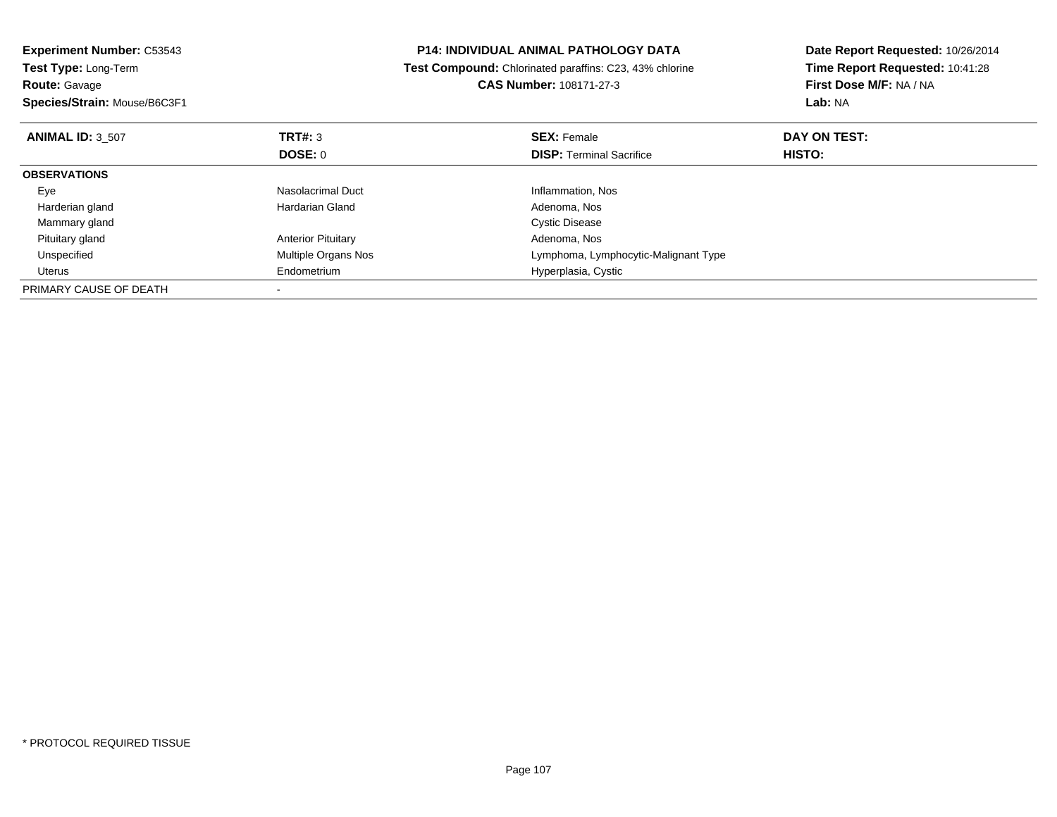**Experiment Number:** C53543
**Test Type:** Long-Term
**Route:** Gavage
**Species/Strain:** Mouse/B6C3F1

**P14: INDIVIDUAL ANIMAL PATHOLOGY DATA**
**Test Compound:** Chlorinated paraffins: C23, 43% chlorine
**CAS Number:** 108171-27-3

**Date Report Requested:** 10/26/2014
**Time Report Requested:** 10:41:28
**First Dose M/F:** NA / NA
**Lab:** NA

| **ANIMAL ID:** 3_507 | **TRT#:** 3 | **SEX:** Female | **DAY ON TEST:** |
|---|---|---|---|
| | **DOSE:** 0 | **DISP:** Terminal Sacrifice | **HISTO:** |
| **OBSERVATIONS** | | | |
| Eye | Nasolacrimal Duct | Inflammation, Nos | |
| Harderian gland | Hardarian Gland | Adenoma, Nos | |
| Mammary gland | | Cystic Disease | |
| Pituitary gland | Anterior Pituitary | Adenoma, Nos | |
| Unspecified | Multiple Organs Nos | Lymphoma, Lymphocytic-Malignant Type | |
| Uterus | Endometrium | Hyperplasia, Cystic | |
| PRIMARY CAUSE OF DEATH | - | | |

* PROTOCOL REQUIRED TISSUE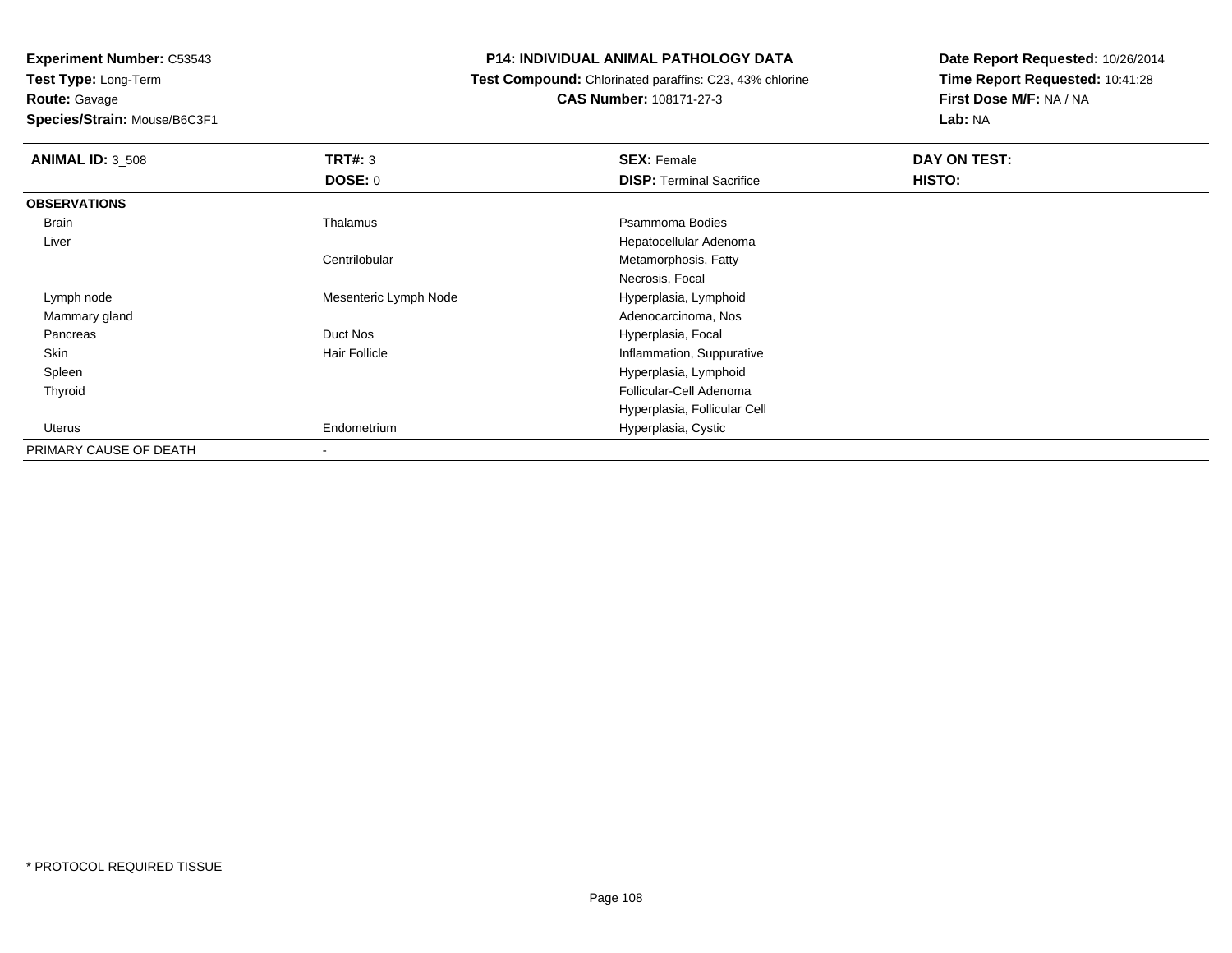**Experiment Number:** C53543
**Test Type:** Long-Term
**Route:** Gavage
**Species/Strain:** Mouse/B6C3F1

**P14: INDIVIDUAL ANIMAL PATHOLOGY DATA**
**Test Compound:** Chlorinated paraffins: C23, 43% chlorine
**CAS Number:** 108171-27-3

**Date Report Requested:** 10/26/2014
**Time Report Requested:** 10:41:28
**First Dose M/F:** NA / NA
**Lab:** NA

| **ANIMAL ID:** 3_508 | **TRT#:** 3 | **SEX:** Female | **DAY ON TEST:** |
|---|---|---|---|
| | **DOSE:** 0 | **DISP:** Terminal Sacrifice | **HISTO:** |
| **OBSERVATIONS** | | | |
| Brain | Thalamus | Psammoma Bodies | |
| Liver | | Hepatocellular Adenoma | |
| | Centrilobular | Metamorphosis, Fatty | |
| | | Necrosis, Focal | |
| Lymph node | Mesenteric Lymph Node | Hyperplasia, Lymphoid | |
| Mammary gland | | Adenocarcinoma, Nos | |
| Pancreas | Duct Nos | Hyperplasia, Focal | |
| Skin | Hair Follicle | Inflammation, Suppurative | |
| Spleen | | Hyperplasia, Lymphoid | |
| Thyroid | | Follicular-Cell Adenoma | |
| | | Hyperplasia, Follicular Cell | |
| Uterus | Endometrium | Hyperplasia, Cystic | |
| PRIMARY CAUSE OF DEATH | - | | |

* PROTOCOL REQUIRED TISSUE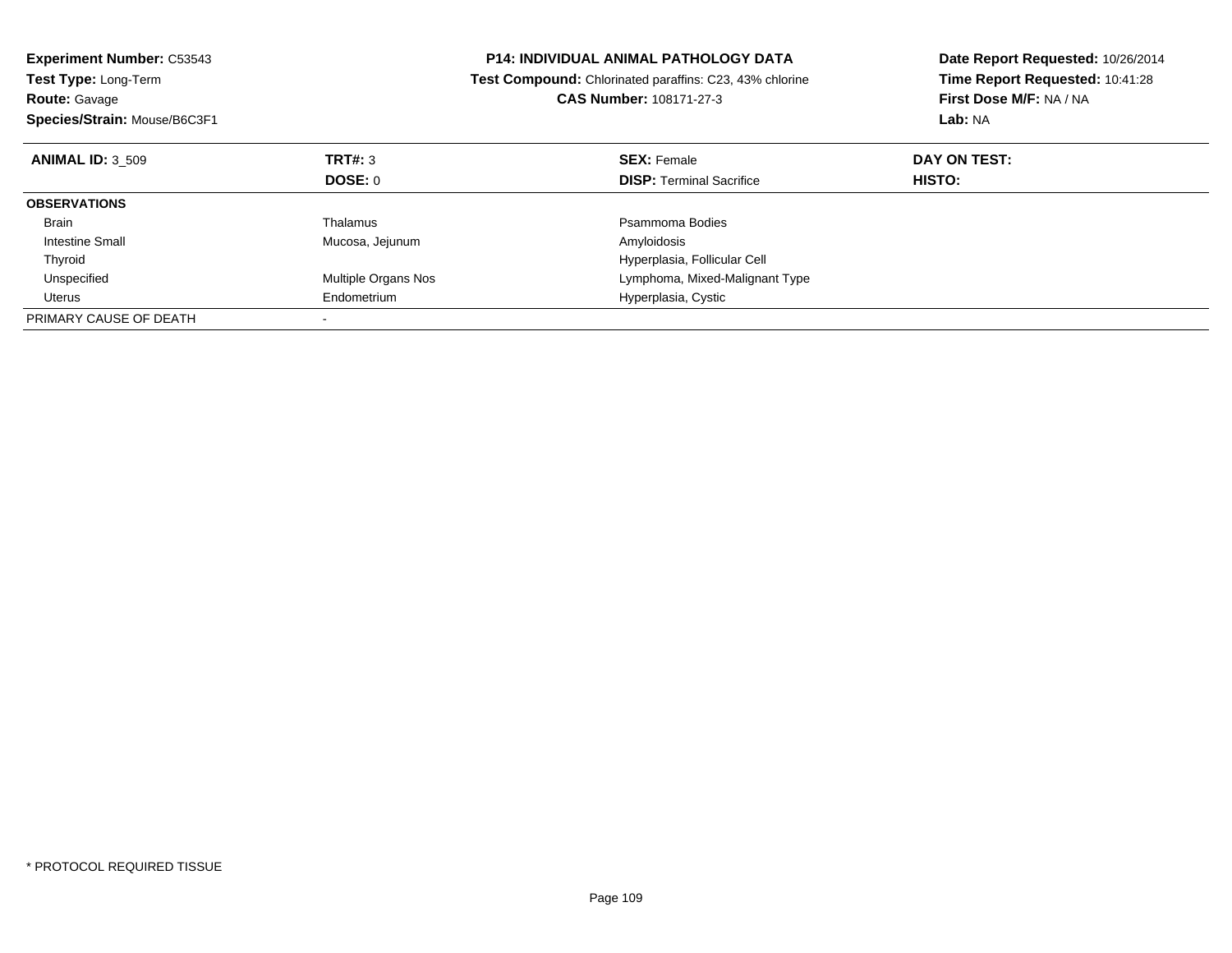**Experiment Number:** C53543
**Test Type:** Long-Term
**Route:** Gavage
**Species/Strain:** Mouse/B6C3F1

**P14: INDIVIDUAL ANIMAL PATHOLOGY DATA**
**Test Compound:** Chlorinated paraffins: C23, 43% chlorine
**CAS Number:** 108171-27-3

**Date Report Requested:** 10/26/2014
**Time Report Requested:** 10:41:28
**First Dose M/F:** NA / NA
**Lab:** NA

| **ANIMAL ID:** 3_509 | **TRT#:** 3 | **SEX:** Female | **DAY ON TEST:** |
|---|---|---|---|
| | **DOSE:** 0 | **DISP:** Terminal Sacrifice | **HISTO:** |
| **OBSERVATIONS** | | | |
| Brain | Thalamus | Psammoma Bodies | |
| Intestine Small | Mucosa, Jejunum | Amyloidosis | |
| Thyroid | | Hyperplasia, Follicular Cell | |
| Unspecified | Multiple Organs Nos | Lymphoma, Mixed-Malignant Type | |
| Uterus | Endometrium | Hyperplasia, Cystic | |
| PRIMARY CAUSE OF DEATH | - | | |

* PROTOCOL REQUIRED TISSUE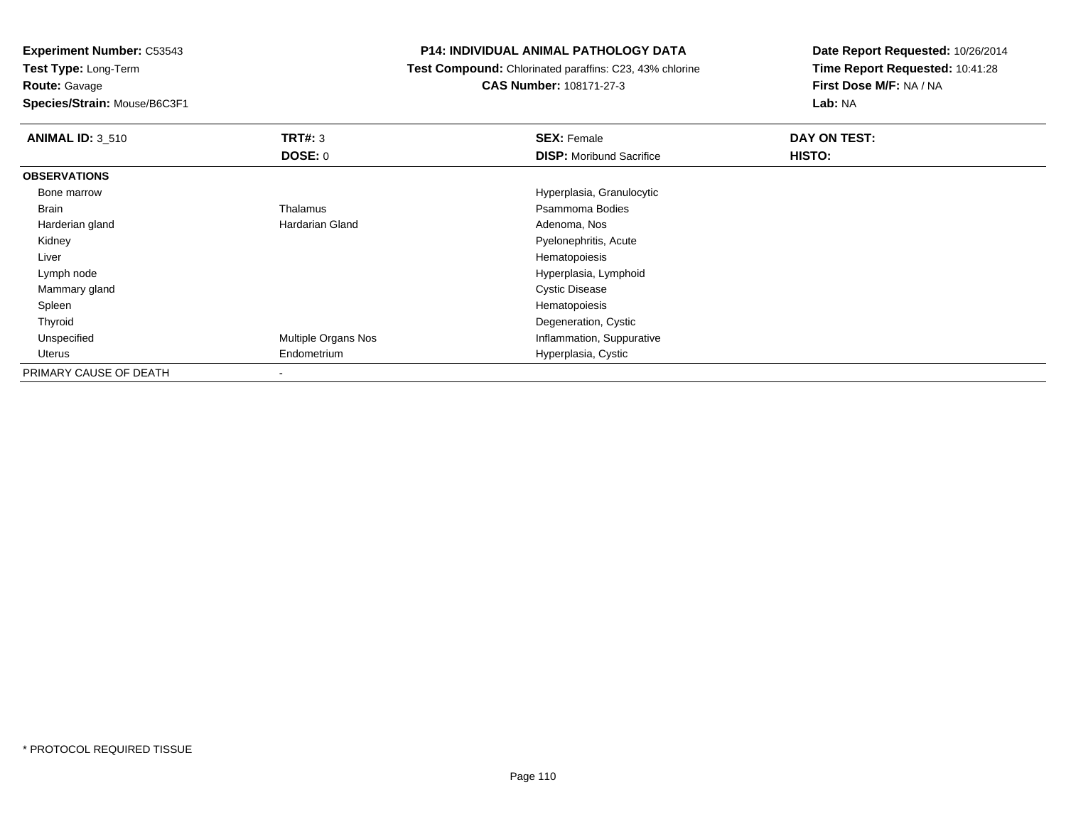**Experiment Number:** C53543
**Test Type:** Long-Term
**Route:** Gavage
**Species/Strain:** Mouse/B6C3F1

**P14: INDIVIDUAL ANIMAL PATHOLOGY DATA**
**Test Compound:** Chlorinated paraffins: C23, 43% chlorine
**CAS Number:** 108171-27-3

**Date Report Requested:** 10/26/2014
**Time Report Requested:** 10:41:28
**First Dose M/F:** NA / NA
**Lab:** NA

| **ANIMAL ID:** 3_510 | **TRT#:** 3 | **SEX:** Female | **DAY ON TEST:** |
|---|---|---|---|
| | **DOSE:** 0 | **DISP:** Moribund Sacrifice | **HISTO:** |
| **OBSERVATIONS** | | | |
| Bone marrow | | Hyperplasia, Granulocytic | |
| Brain | Thalamus | Psammoma Bodies | |
| Harderian gland | Hardarian Gland | Adenoma, Nos | |
| Kidney | | Pyelonephritis, Acute | |
| Liver | | Hematopoiesis | |
| Lymph node | | Hyperplasia, Lymphoid | |
| Mammary gland | | Cystic Disease | |
| Spleen | | Hematopoiesis | |
| Thyroid | | Degeneration, Cystic | |
| Unspecified | Multiple Organs Nos | Inflammation, Suppurative | |
| Uterus | Endometrium | Hyperplasia, Cystic | |
| PRIMARY CAUSE OF DEATH | - | | |

\* PROTOCOL REQUIRED TISSUE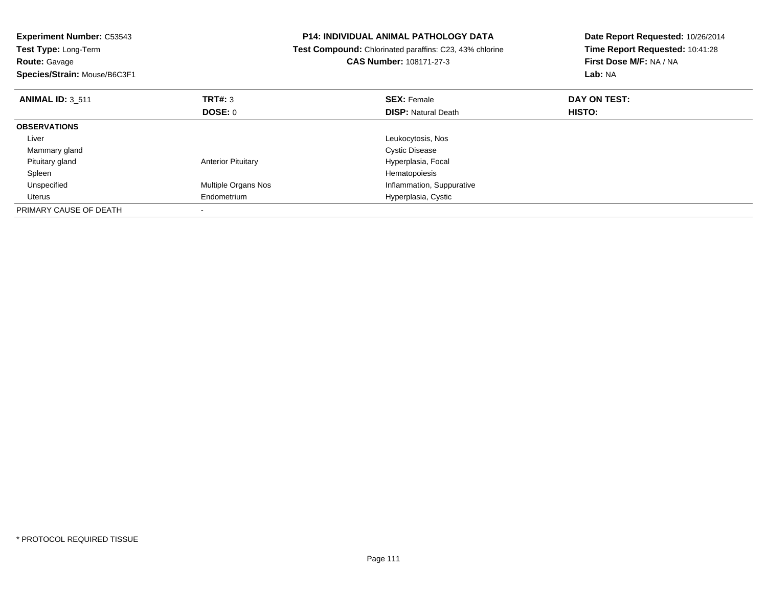**Experiment Number:** C53543
**Test Type:** Long-Term
**Route:** Gavage
**Species/Strain:** Mouse/B6C3F1

**P14: INDIVIDUAL ANIMAL PATHOLOGY DATA**
**Test Compound:** Chlorinated paraffins: C23, 43% chlorine
**CAS Number:** 108171-27-3

**Date Report Requested:** 10/26/2014
**Time Report Requested:** 10:41:28
**First Dose M/F:** NA / NA
**Lab:** NA

| **ANIMAL ID:** 3_511 | **TRT#:** 3 | **SEX:** Female | **DAY ON TEST:** |
|---|---|---|---|
| | **DOSE:** 0 | **DISP:** Natural Death | **HISTO:** |
| **OBSERVATIONS** | | | |
| Liver | | Leukocytosis, Nos | |
| Mammary gland | | Cystic Disease | |
| Pituitary gland | Anterior Pituitary | Hyperplasia, Focal | |
| Spleen | | Hematopoiesis | |
| Unspecified | Multiple Organs Nos | Inflammation, Suppurative | |
| Uterus | Endometrium | Hyperplasia, Cystic | |
| PRIMARY CAUSE OF DEATH | - | | |

* PROTOCOL REQUIRED TISSUE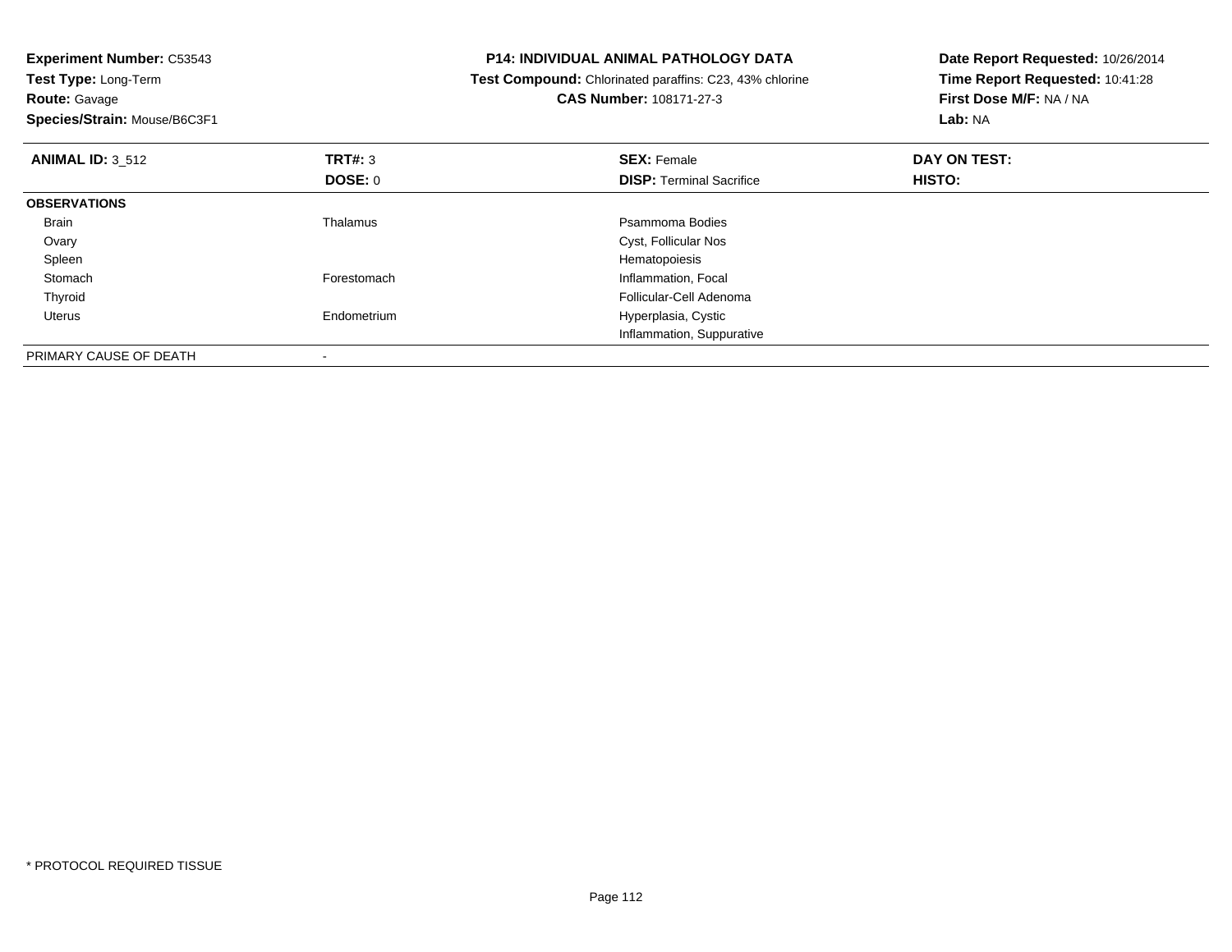**Experiment Number:** C53543
**Test Type:** Long-Term
**Route:** Gavage
**Species/Strain:** Mouse/B6C3F1

**P14: INDIVIDUAL ANIMAL PATHOLOGY DATA**
**Test Compound:** Chlorinated paraffins: C23, 43% chlorine
**CAS Number:** 108171-27-3

**Date Report Requested:** 10/26/2014
**Time Report Requested:** 10:41:28
**First Dose M/F:** NA / NA
**Lab:** NA

| **ANIMAL ID:** 3_512 | **TRT#:** 3 | **SEX:** Female | **DAY ON TEST:** |
|---|---|---|---|
| | **DOSE:** 0 | **DISP:** Terminal Sacrifice | **HISTO:** |
| **OBSERVATIONS** | | | |
| Brain | Thalamus | Psammoma Bodies | |
| Ovary | | Cyst, Follicular Nos | |
| Spleen | | Hematopoiesis | |
| Stomach | Forestomach | Inflammation, Focal | |
| Thyroid | | Follicular-Cell Adenoma | |
| Uterus | Endometrium | Hyperplasia, Cystic | |
| | | Inflammation, Suppurative | |
| PRIMARY CAUSE OF DEATH | - | | |

* PROTOCOL REQUIRED TISSUE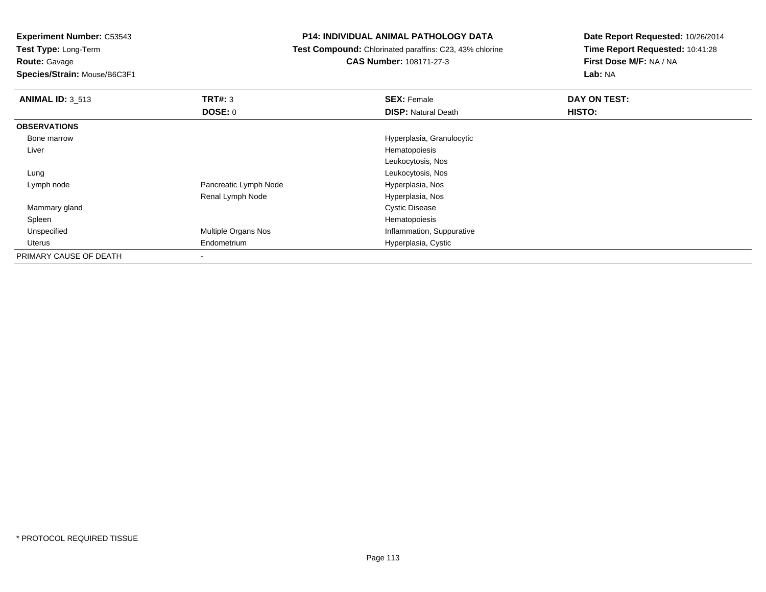**Experiment Number:** C53543
**Test Type:** Long-Term
**Route:** Gavage
**Species/Strain:** Mouse/B6C3F1

**P14: INDIVIDUAL ANIMAL PATHOLOGY DATA**
**Test Compound:** Chlorinated paraffins: C23, 43% chlorine
**CAS Number:** 108171-27-3

**Date Report Requested:** 10/26/2014
**Time Report Requested:** 10:41:28
**First Dose M/F:** NA / NA
**Lab:** NA

| **ANIMAL ID:** 3_513 | **TRT#:** 3 | **SEX:** Female | **DAY ON TEST:** |
|---|---|---|---|
| | **DOSE:** 0 | **DISP:** Natural Death | **HISTO:** |
| **OBSERVATIONS** | | | |
| Bone marrow | | Hyperplasia, Granulocytic | |
| Liver | | Hematopoiesis | |
| | | Leukocytosis, Nos | |
| Lung | | Leukocytosis, Nos | |
| Lymph node | Pancreatic Lymph Node | Hyperplasia, Nos | |
| | Renal Lymph Node | Hyperplasia, Nos | |
| Mammary gland | | Cystic Disease | |
| Spleen | | Hematopoiesis | |
| Unspecified | Multiple Organs Nos | Inflammation, Suppurative | |
| Uterus | Endometrium | Hyperplasia, Cystic | |
| PRIMARY CAUSE OF DEATH | - | | |

* PROTOCOL REQUIRED TISSUE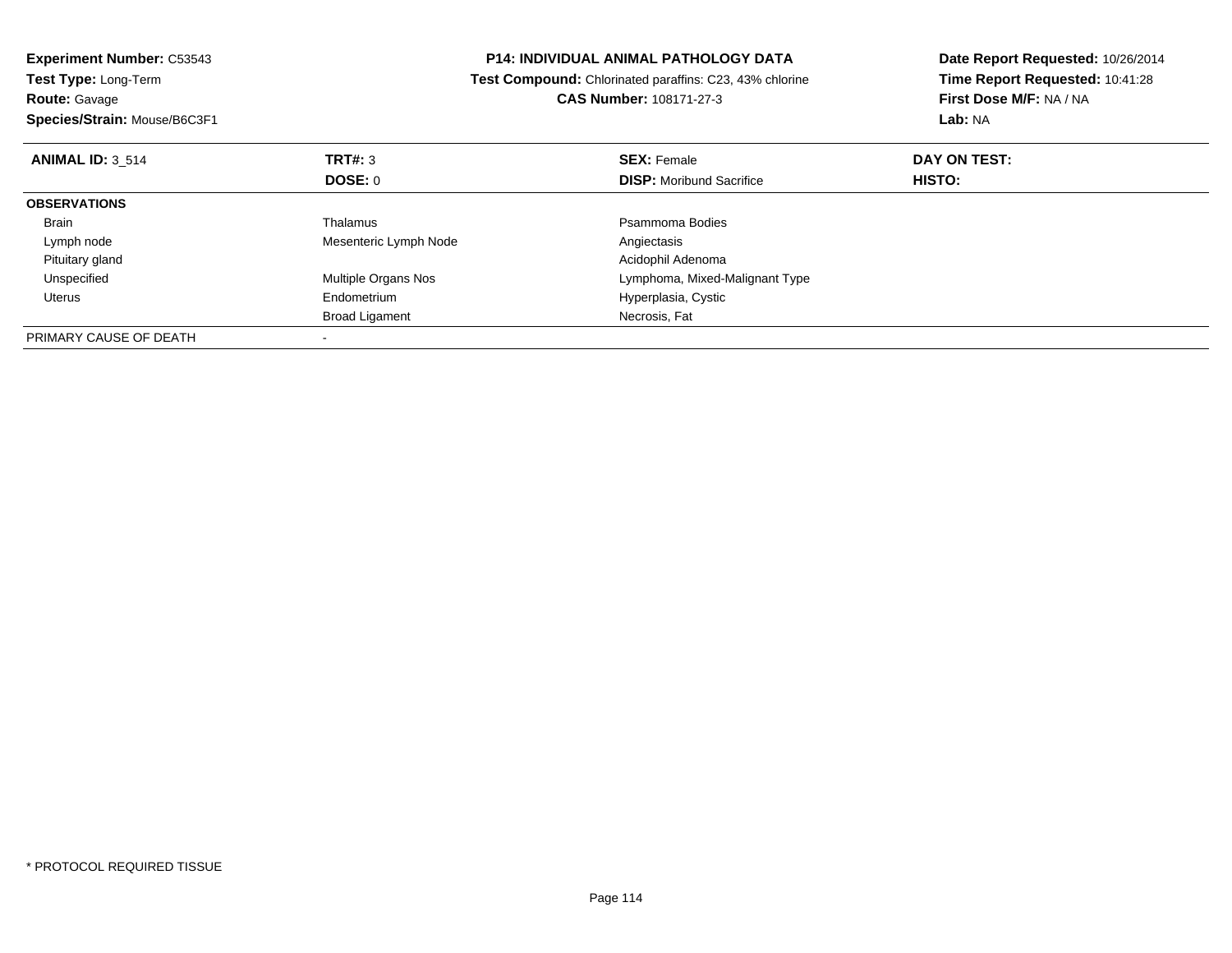**Experiment Number:** C53543
**Test Type:** Long-Term
**Route:** Gavage
**Species/Strain:** Mouse/B6C3F1

**P14: INDIVIDUAL ANIMAL PATHOLOGY DATA**
**Test Compound:** Chlorinated paraffins: C23, 43% chlorine
**CAS Number:** 108171-27-3

**Date Report Requested:** 10/26/2014
**Time Report Requested:** 10:41:28
**First Dose M/F:** NA / NA
**Lab:** NA

| **ANIMAL ID:** 3_514 | **TRT#:** 3 | **SEX:** Female | **DAY ON TEST:** |
|---|---|---|---|
| | **DOSE:** 0 | **DISP:** Moribund Sacrifice | **HISTO:** |
| **OBSERVATIONS** | | | |
| Brain | Thalamus | Psammoma Bodies | |
| Lymph node | Mesenteric Lymph Node | Angiectasis | |
| Pituitary gland | | Acidophil Adenoma | |
| Unspecified | Multiple Organs Nos | Lymphoma, Mixed-Malignant Type | |
| Uterus | Endometrium | Hyperplasia, Cystic | |
| | Broad Ligament | Necrosis, Fat | |
| PRIMARY CAUSE OF DEATH | - | | |

* PROTOCOL REQUIRED TISSUE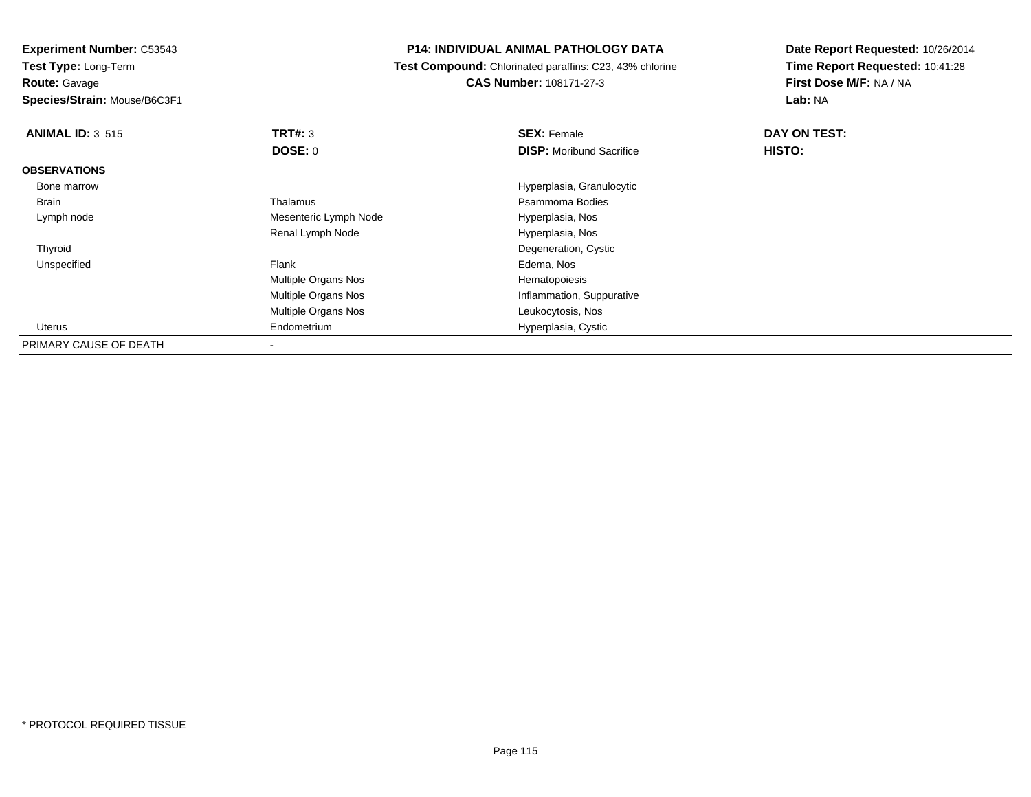**Experiment Number:** C53543
**Test Type:** Long-Term
**Route:** Gavage
**Species/Strain:** Mouse/B6C3F1

## P14: INDIVIDUAL ANIMAL PATHOLOGY DATA

**Test Compound:** Chlorinated paraffins: C23, 43% chlorine
**CAS Number:** 108171-27-3

**Date Report Requested:** 10/26/2014
**Time Report Requested:** 10:41:28
**First Dose M/F:** NA / NA
**Lab:** NA

| **ANIMAL ID:** 3_515 | **TRT#:** 3 | **SEX:** Female | **DAY ON TEST:** |
|---|---|---|---|
| | **DOSE:** 0 | **DISP:** Moribund Sacrifice | **HISTO:** |
| **OBSERVATIONS** | | | |
| Bone marrow | | Hyperplasia, Granulocytic | |
| Brain | Thalamus | Psammoma Bodies | |
| Lymph node | Mesenteric Lymph Node | Hyperplasia, Nos | |
| | Renal Lymph Node | Hyperplasia, Nos | |
| Thyroid | | Degeneration, Cystic | |
| Unspecified | Flank | Edema, Nos | |
| | Multiple Organs Nos | Hematopoiesis | |
| | Multiple Organs Nos | Inflammation, Suppurative | |
| | Multiple Organs Nos | Leukocytosis, Nos | |
| Uterus | Endometrium | Hyperplasia, Cystic | |
| PRIMARY CAUSE OF DEATH | - | | |

* PROTOCOL REQUIRED TISSUE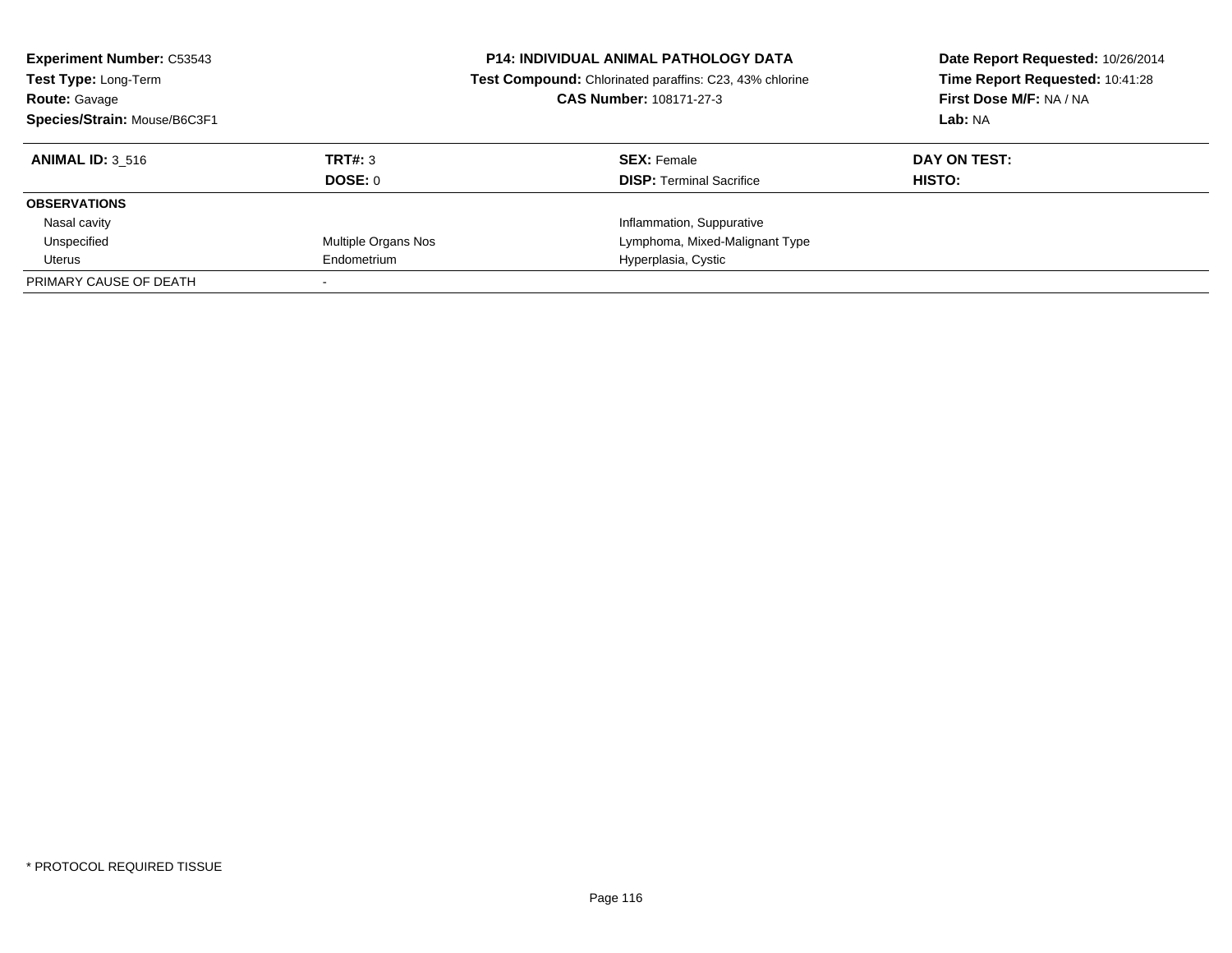**Experiment Number:** C53543
**Test Type:** Long-Term
**Route:** Gavage
**Species/Strain:** Mouse/B6C3F1

**P14: INDIVIDUAL ANIMAL PATHOLOGY DATA**
**Test Compound:** Chlorinated paraffins: C23, 43% chlorine
**CAS Number:** 108171-27-3

**Date Report Requested:** 10/26/2014
**Time Report Requested:** 10:41:28
**First Dose M/F:** NA / NA
**Lab:** NA

| **ANIMAL ID:** 3_516 | **TRT#:** 3 | **SEX:** Female | **DAY ON TEST:** |
|---|---|---|---|
| | **DOSE:** 0 | **DISP:** Terminal Sacrifice | **HISTO:** |
| **OBSERVATIONS** | | | |
| Nasal cavity | | Inflammation, Suppurative | |
| Unspecified | Multiple Organs Nos | Lymphoma, Mixed-Malignant Type | |
| Uterus | Endometrium | Hyperplasia, Cystic | |
| PRIMARY CAUSE OF DEATH | - | | |

* PROTOCOL REQUIRED TISSUE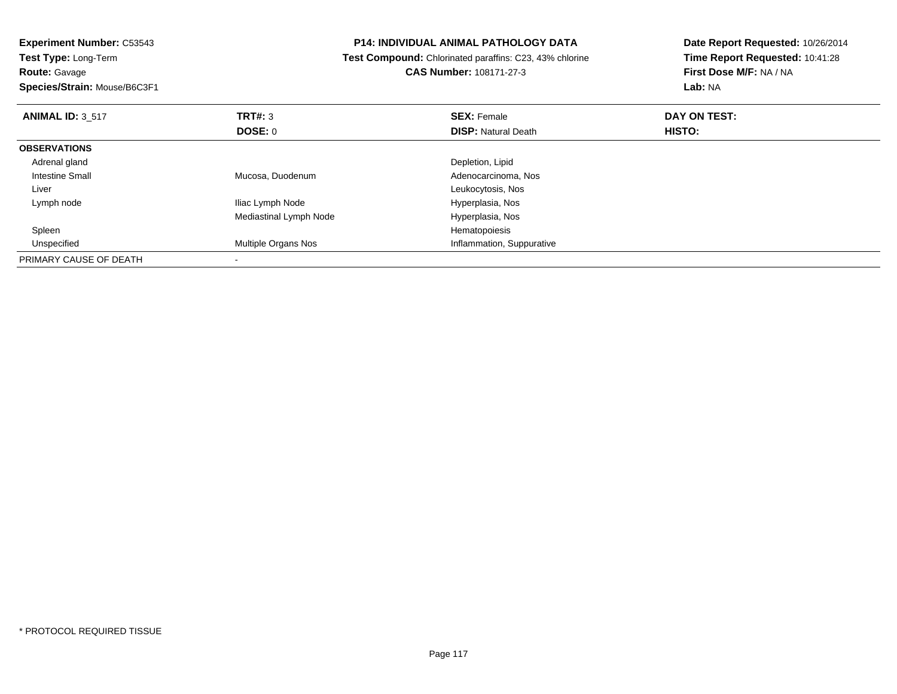**Experiment Number:** C53543
**Test Type:** Long-Term
**Route:** Gavage
**Species/Strain:** Mouse/B6C3F1

**P14: INDIVIDUAL ANIMAL PATHOLOGY DATA**
**Test Compound:** Chlorinated paraffins: C23, 43% chlorine
**CAS Number:** 108171-27-3

**Date Report Requested:** 10/26/2014
**Time Report Requested:** 10:41:28
**First Dose M/F:** NA / NA
**Lab:** NA

| **ANIMAL ID:** 3_517 | **TRT#:** 3 | **SEX:** Female | **DAY ON TEST:** |
|---|---|---|---|
| | **DOSE:** 0 | **DISP:** Natural Death | **HISTO:** |
| **OBSERVATIONS** | | | |
| Adrenal gland | | Depletion, Lipid | |
| Intestine Small | Mucosa, Duodenum | Adenocarcinoma, Nos | |
| Liver | | Leukocytosis, Nos | |
| Lymph node | Iliac Lymph Node | Hyperplasia, Nos | |
| | Mediastinal Lymph Node | Hyperplasia, Nos | |
| Spleen | | Hematopoiesis | |
| Unspecified | Multiple Organs Nos | Inflammation, Suppurative | |
| PRIMARY CAUSE OF DEATH | - | | |

\* PROTOCOL REQUIRED TISSUE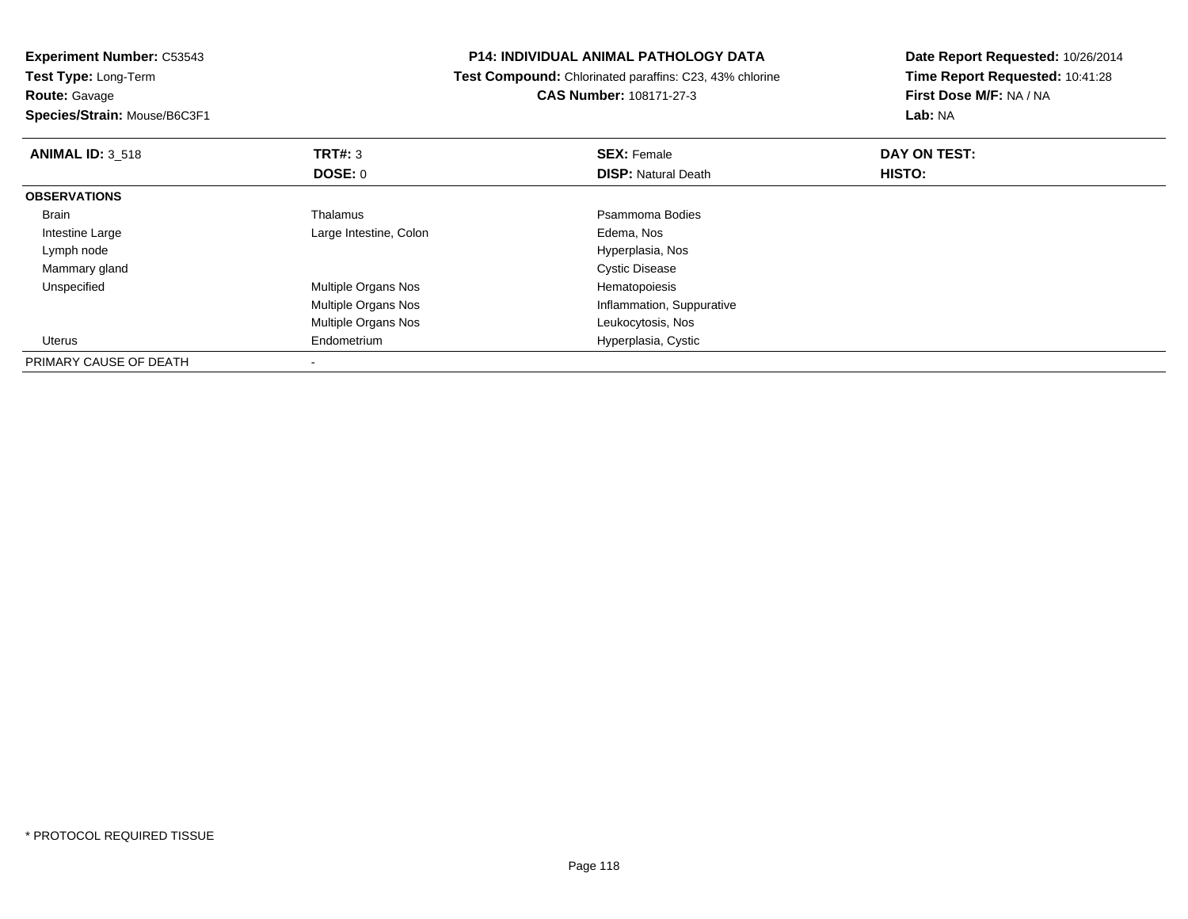**Experiment Number:** C53543
**Test Type:** Long-Term
**Route:** Gavage
**Species/Strain:** Mouse/B6C3F1

**P14: INDIVIDUAL ANIMAL PATHOLOGY DATA**
**Test Compound:** Chlorinated paraffins: C23, 43% chlorine
**CAS Number:** 108171-27-3

**Date Report Requested:** 10/26/2014
**Time Report Requested:** 10:41:28
**First Dose M/F:** NA / NA
**Lab:** NA

| **ANIMAL ID:** 3_518 | **TRT#:** 3 | **SEX:** Female | **DAY ON TEST:** |
|---|---|---|---|
| | **DOSE:** 0 | **DISP:** Natural Death | **HISTO:** |
| **OBSERVATIONS** | | | |
| Brain | Thalamus | Psammoma Bodies | |
| Intestine Large | Large Intestine, Colon | Edema, Nos | |
| Lymph node | | Hyperplasia, Nos | |
| Mammary gland | | Cystic Disease | |
| Unspecified | Multiple Organs Nos | Hematopoiesis | |
| | Multiple Organs Nos | Inflammation, Suppurative | |
| | Multiple Organs Nos | Leukocytosis, Nos | |
| Uterus | Endometrium | Hyperplasia, Cystic | |
| PRIMARY CAUSE OF DEATH | - | | |

* PROTOCOL REQUIRED TISSUE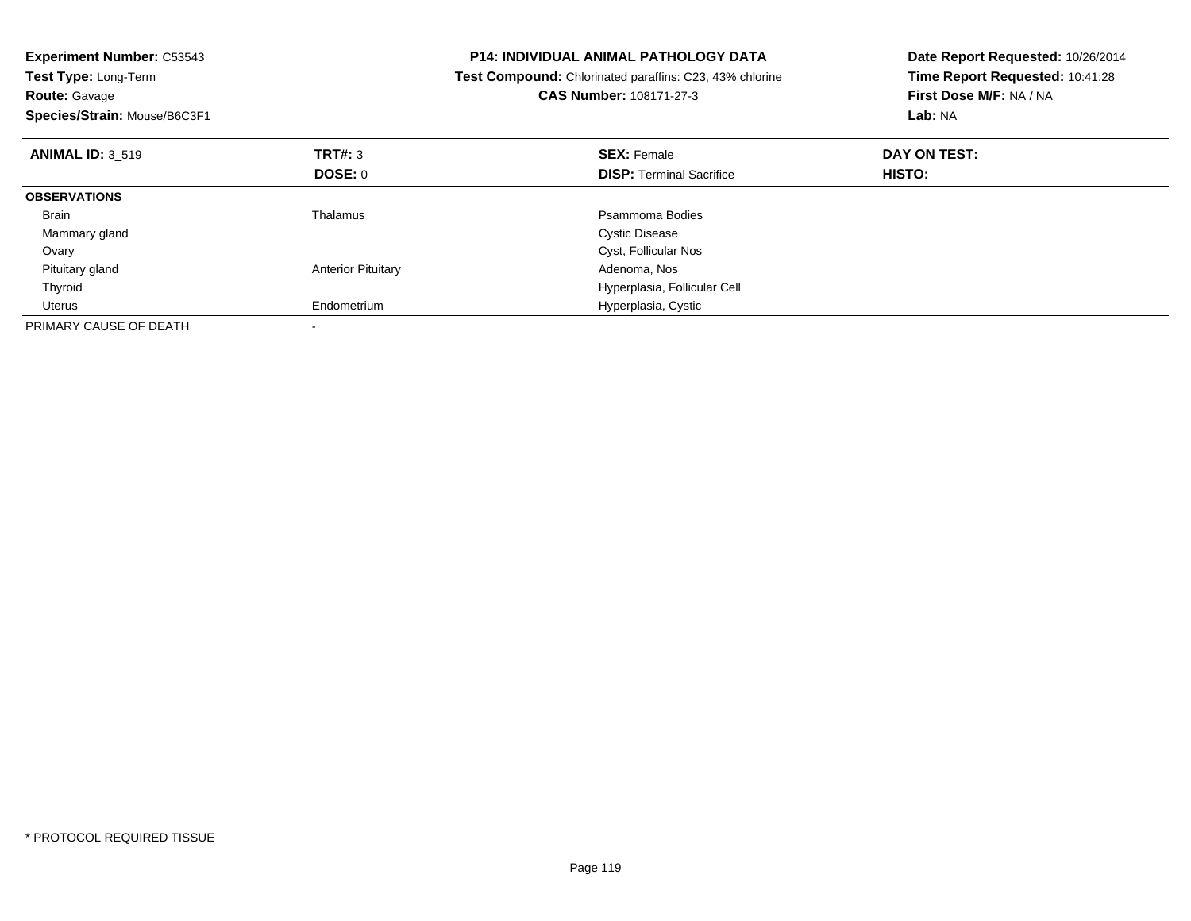**Experiment Number:** C53543
**Test Type:** Long-Term
**Route:** Gavage
**Species/Strain:** Mouse/B6C3F1

**P14: INDIVIDUAL ANIMAL PATHOLOGY DATA**
**Test Compound:** Chlorinated paraffins: C23, 43% chlorine
**CAS Number:** 108171-27-3

**Date Report Requested:** 10/26/2014
**Time Report Requested:** 10:41:28
**First Dose M/F:** NA / NA
**Lab:** NA

| **ANIMAL ID:** 3_519 | **TRT#:** 3 | **SEX:** Female | **DAY ON TEST:** |
|---|---|---|---|
| | **DOSE:** 0 | **DISP:** Terminal Sacrifice | **HISTO:** |
| **OBSERVATIONS** | | | |
| Brain | Thalamus | Psammoma Bodies | |
| Mammary gland | | Cystic Disease | |
| Ovary | | Cyst, Follicular Nos | |
| Pituitary gland | Anterior Pituitary | Adenoma, Nos | |
| Thyroid | | Hyperplasia, Follicular Cell | |
| Uterus | Endometrium | Hyperplasia, Cystic | |
| PRIMARY CAUSE OF DEATH | - | | |

* PROTOCOL REQUIRED TISSUE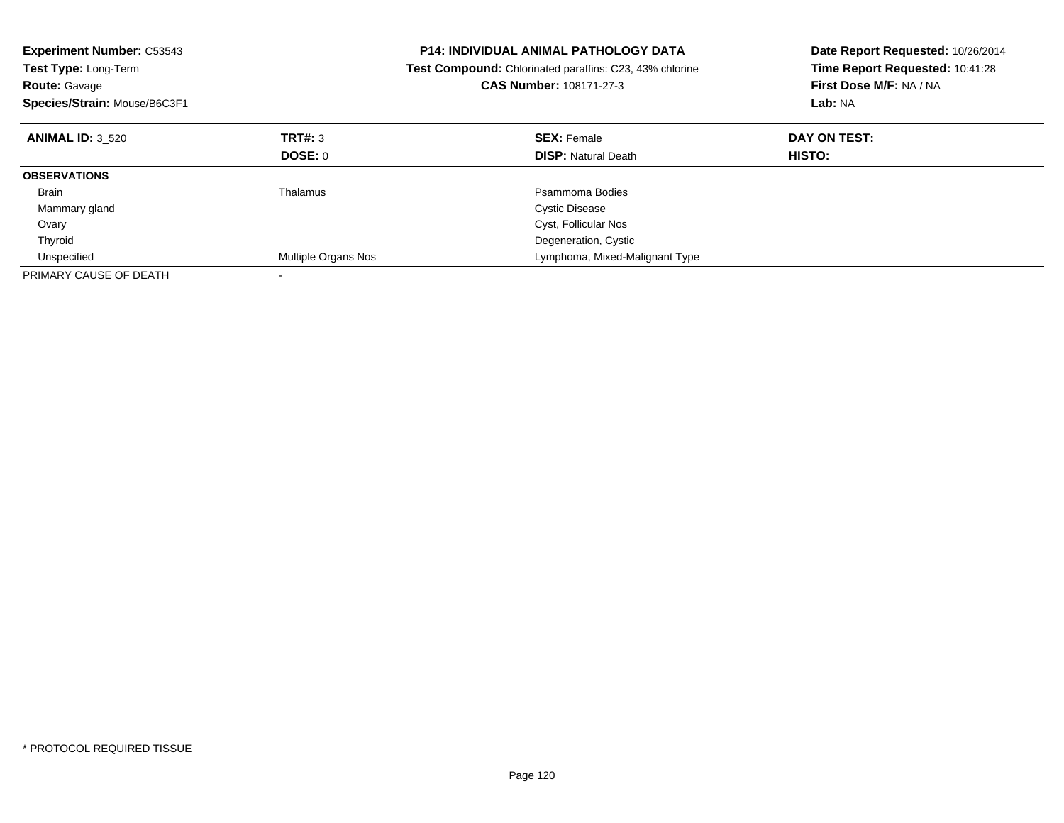**Experiment Number:** C53543
**Test Type:** Long-Term
**Route:** Gavage
**Species/Strain:** Mouse/B6C3F1

**P14: INDIVIDUAL ANIMAL PATHOLOGY DATA**
**Test Compound:** Chlorinated paraffins: C23, 43% chlorine
**CAS Number:** 108171-27-3

**Date Report Requested:** 10/26/2014
**Time Report Requested:** 10:41:28
**First Dose M/F:** NA / NA
**Lab:** NA

| **ANIMAL ID:** 3_520 | **TRT#:** 3 | **SEX:** Female | **DAY ON TEST:** |
|---|---|---|---|
| | **DOSE:** 0 | **DISP:** Natural Death | **HISTO:** |
| **OBSERVATIONS** | | | |
| Brain | Thalamus | Psammoma Bodies | |
| Mammary gland | | Cystic Disease | |
| Ovary | | Cyst, Follicular Nos | |
| Thyroid | | Degeneration, Cystic | |
| Unspecified | Multiple Organs Nos | Lymphoma, Mixed-Malignant Type | |
| PRIMARY CAUSE OF DEATH | - | | |

* PROTOCOL REQUIRED TISSUE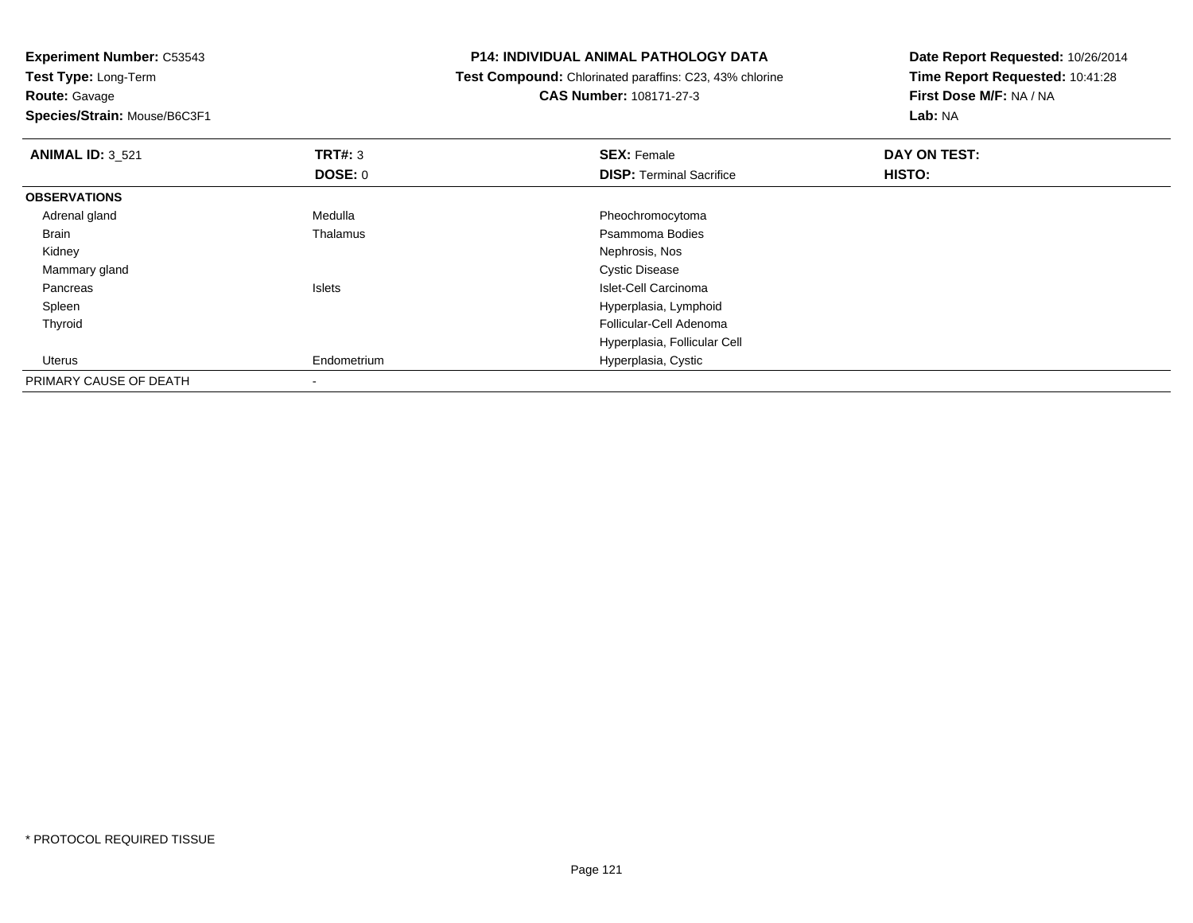**Experiment Number:** C53543
**Test Type:** Long-Term
**Route:** Gavage
**Species/Strain:** Mouse/B6C3F1

**P14: INDIVIDUAL ANIMAL PATHOLOGY DATA**
**Test Compound:** Chlorinated paraffins: C23, 43% chlorine
**CAS Number:** 108171-27-3

**Date Report Requested:** 10/26/2014
**Time Report Requested:** 10:41:28
**First Dose M/F:** NA / NA
**Lab:** NA

| **ANIMAL ID:** 3_521 | **TRT#:** 3 | **SEX:** Female | **DAY ON TEST:** |
|---|---|---|---|
| | **DOSE:** 0 | **DISP:** Terminal Sacrifice | **HISTO:** |
| **OBSERVATIONS** | | | |
| Adrenal gland | Medulla | Pheochromocytoma | |
| Brain | Thalamus | Psammoma Bodies | |
| Kidney | | Nephrosis, Nos | |
| Mammary gland | | Cystic Disease | |
| Pancreas | Islets | Islet-Cell Carcinoma | |
| Spleen | | Hyperplasia, Lymphoid | |
| Thyroid | | Follicular-Cell Adenoma | |
| | | Hyperplasia, Follicular Cell | |
| Uterus | Endometrium | Hyperplasia, Cystic | |
| PRIMARY CAUSE OF DEATH | - | | |

* PROTOCOL REQUIRED TISSUE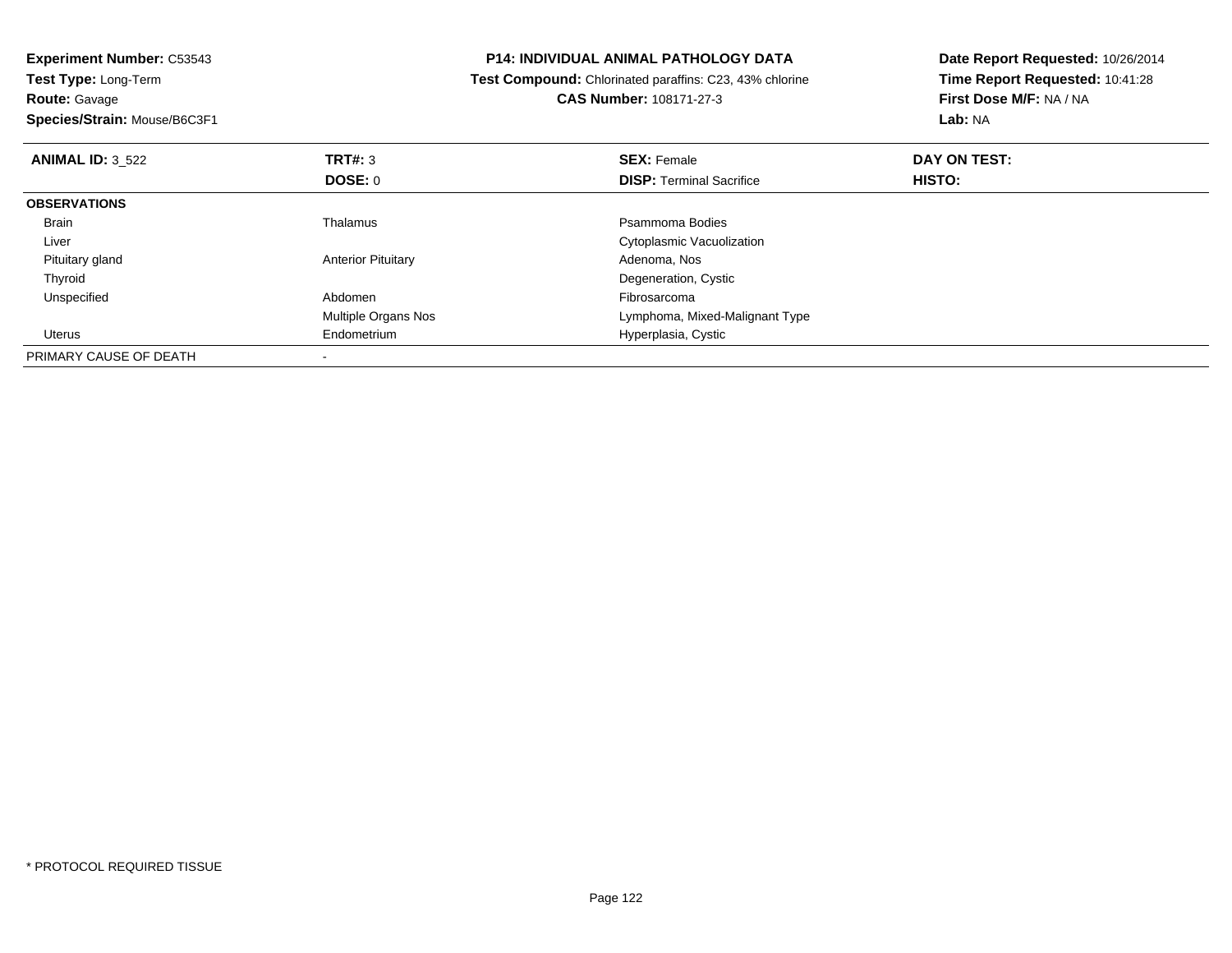**Experiment Number:** C53543
**Test Type:** Long-Term
**Route:** Gavage
**Species/Strain:** Mouse/B6C3F1

**P14: INDIVIDUAL ANIMAL PATHOLOGY DATA**
**Test Compound:** Chlorinated paraffins: C23, 43% chlorine
**CAS Number:** 108171-27-3

**Date Report Requested:** 10/26/2014
**Time Report Requested:** 10:41:28
**First Dose M/F:** NA / NA
**Lab:** NA

| **ANIMAL ID:** 3_522 | **TRT#:** 3 | **SEX:** Female | **DAY ON TEST:** |
|---|---|---|---|
| | **DOSE:** 0 | **DISP:** Terminal Sacrifice | **HISTO:** |
| **OBSERVATIONS** | | | |
| Brain | Thalamus | Psammoma Bodies | |
| Liver | | Cytoplasmic Vacuolization | |
| Pituitary gland | Anterior Pituitary | Adenoma, Nos | |
| Thyroid | | Degeneration, Cystic | |
| Unspecified | Abdomen | Fibrosarcoma | |
| | Multiple Organs Nos | Lymphoma, Mixed-Malignant Type | |
| Uterus | Endometrium | Hyperplasia, Cystic | |
| PRIMARY CAUSE OF DEATH | - | | |

* PROTOCOL REQUIRED TISSUE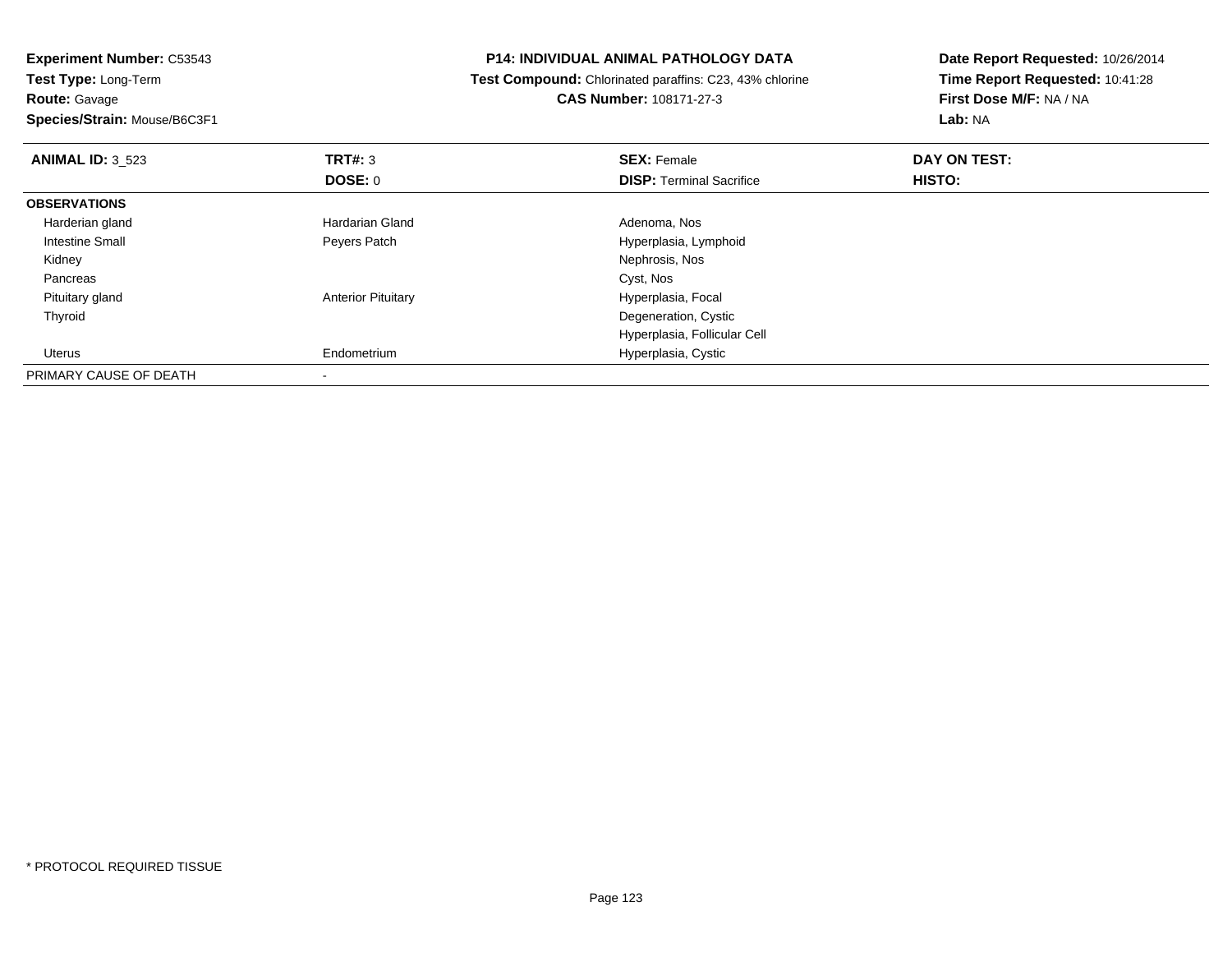**Experiment Number:** C53543
**Test Type:** Long-Term
**Route:** Gavage
**Species/Strain:** Mouse/B6C3F1

**P14: INDIVIDUAL ANIMAL PATHOLOGY DATA**
**Test Compound:** Chlorinated paraffins: C23, 43% chlorine
**CAS Number:** 108171-27-3

**Date Report Requested:** 10/26/2014
**Time Report Requested:** 10:41:28
**First Dose M/F:** NA / NA
**Lab:** NA

| **ANIMAL ID:** 3_523 | **TRT#:** 3 | **SEX:** Female | **DAY ON TEST:** |
|---|---|---|---|
| | **DOSE:** 0 | **DISP:** Terminal Sacrifice | **HISTO:** |
| **OBSERVATIONS** | | | |
| Harderian gland | Hardarian Gland | Adenoma, Nos | |
| Intestine Small | Peyers Patch | Hyperplasia, Lymphoid | |
| Kidney | | Nephrosis, Nos | |
| Pancreas | | Cyst, Nos | |
| Pituitary gland | Anterior Pituitary | Hyperplasia, Focal | |
| Thyroid | | Degeneration, Cystic | |
| | | Hyperplasia, Follicular Cell | |
| Uterus | Endometrium | Hyperplasia, Cystic | |
| PRIMARY CAUSE OF DEATH | - | | |

* PROTOCOL REQUIRED TISSUE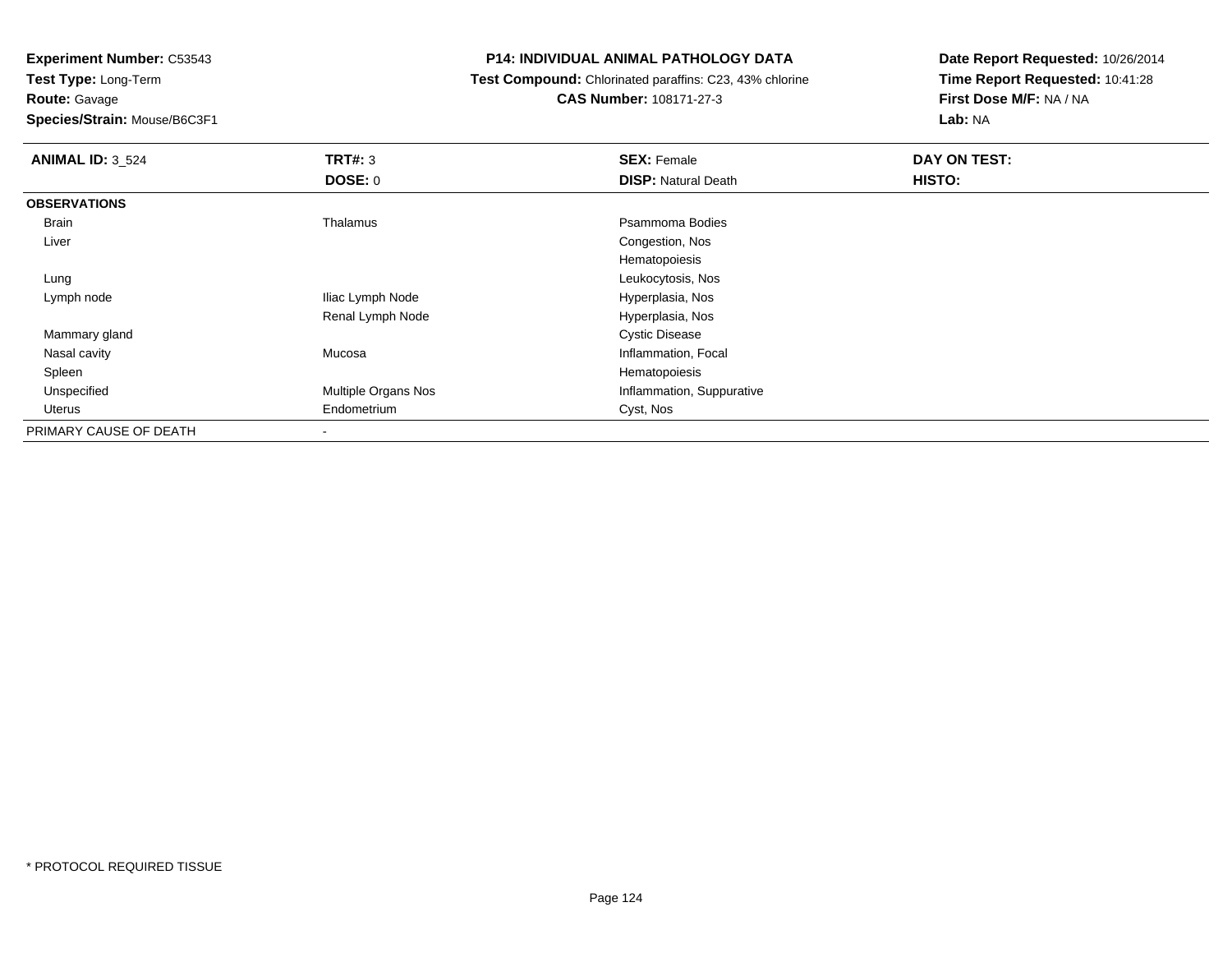**Experiment Number:** C53543
**Test Type:** Long-Term
**Route:** Gavage
**Species/Strain:** Mouse/B6C3F1

**P14: INDIVIDUAL ANIMAL PATHOLOGY DATA**
**Test Compound:** Chlorinated paraffins: C23, 43% chlorine
**CAS Number:** 108171-27-3

**Date Report Requested:** 10/26/2014
**Time Report Requested:** 10:41:28
**First Dose M/F:** NA / NA
**Lab:** NA

| **ANIMAL ID:** 3_524 | **TRT#:** 3 | **SEX:** Female | **DAY ON TEST:** |
|---|---|---|---|
| | **DOSE:** 0 | **DISP:** Natural Death | **HISTO:** |
| **OBSERVATIONS** | | | |
| Brain | Thalamus | Psammoma Bodies | |
| Liver | | Congestion, Nos | |
| | | Hematopoiesis | |
| Lung | | Leukocytosis, Nos | |
| Lymph node | Iliac Lymph Node | Hyperplasia, Nos | |
| | Renal Lymph Node | Hyperplasia, Nos | |
| Mammary gland | | Cystic Disease | |
| Nasal cavity | Mucosa | Inflammation, Focal | |
| Spleen | | Hematopoiesis | |
| Unspecified | Multiple Organs Nos | Inflammation, Suppurative | |
| Uterus | Endometrium | Cyst, Nos | |
| PRIMARY CAUSE OF DEATH | - | | |

* PROTOCOL REQUIRED TISSUE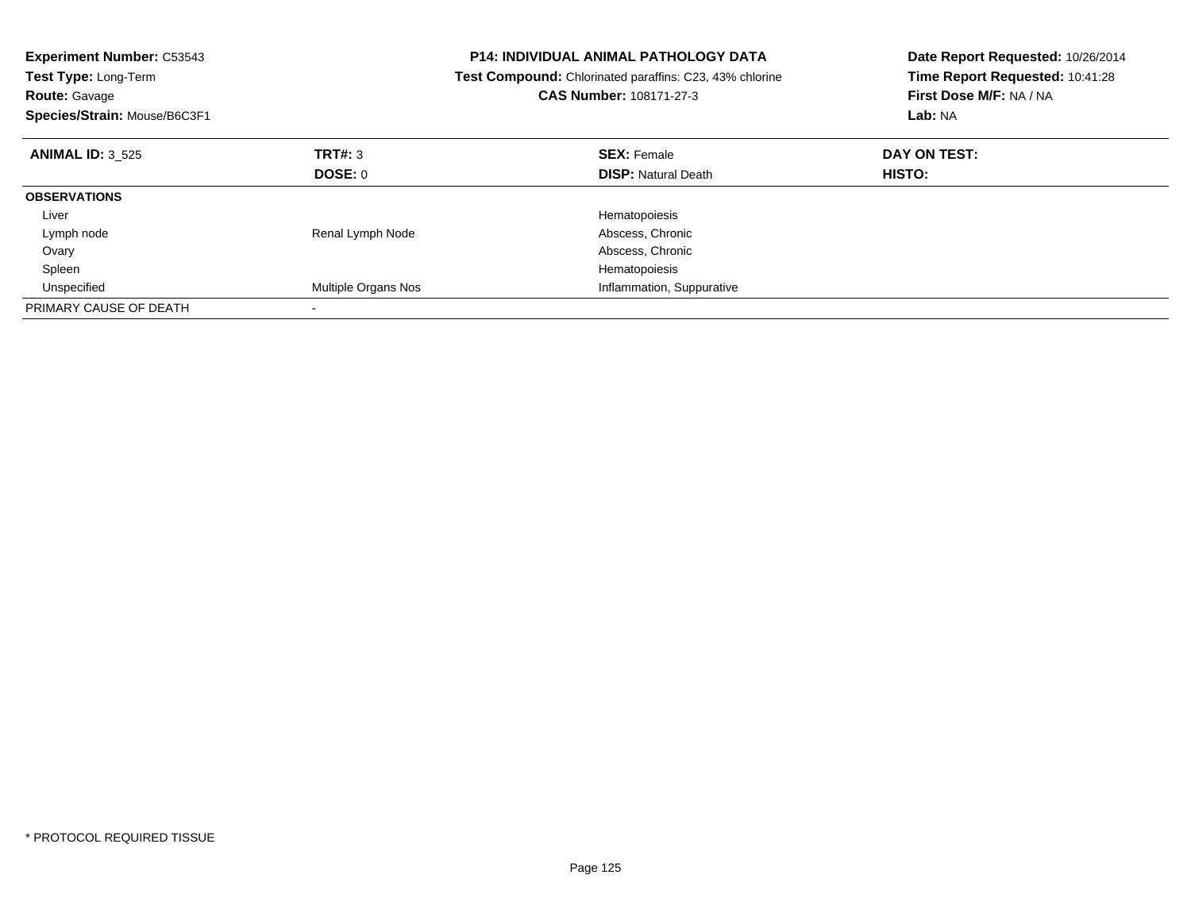**Experiment Number:** C53543
**Test Type:** Long-Term
**Route:** Gavage
**Species/Strain:** Mouse/B6C3F1

**P14: INDIVIDUAL ANIMAL PATHOLOGY DATA**
**Test Compound:** Chlorinated paraffins: C23, 43% chlorine
**CAS Number:** 108171-27-3

**Date Report Requested:** 10/26/2014
**Time Report Requested:** 10:41:28
**First Dose M/F:** NA / NA
**Lab:** NA

| **ANIMAL ID:** 3_525 | **TRT#:** 3 | **SEX:** Female | **DAY ON TEST:** |
|---|---|---|---|
| | **DOSE:** 0 | **DISP:** Natural Death | **HISTO:** |
| **OBSERVATIONS** | | | |
| Liver | | Hematopoiesis | |
| Lymph node | Renal Lymph Node | Abscess, Chronic | |
| Ovary | | Abscess, Chronic | |
| Spleen | | Hematopoiesis | |
| Unspecified | Multiple Organs Nos | Inflammation, Suppurative | |
| PRIMARY CAUSE OF DEATH | - | | |

* PROTOCOL REQUIRED TISSUE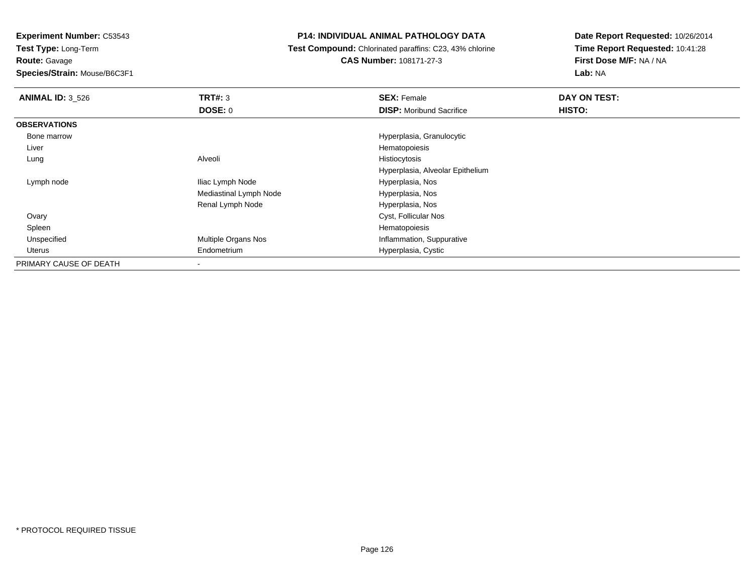**Experiment Number:** C53543
**Test Type:** Long-Term
**Route:** Gavage
**Species/Strain:** Mouse/B6C3F1

**P14: INDIVIDUAL ANIMAL PATHOLOGY DATA**
**Test Compound:** Chlorinated paraffins: C23, 43% chlorine
**CAS Number:** 108171-27-3

**Date Report Requested:** 10/26/2014
**Time Report Requested:** 10:41:28
**First Dose M/F:** NA / NA
**Lab:** NA

| **ANIMAL ID:** 3_526 | **TRT#:** 3 | **SEX:** Female | **DAY ON TEST:** |
|---|---|---|---|
| | **DOSE:** 0 | **DISP:** Moribund Sacrifice | **HISTO:** |
| **OBSERVATIONS** | | | |
| Bone marrow | | Hyperplasia, Granulocytic | |
| Liver | | Hematopoiesis | |
| Lung | Alveoli | Histiocytosis | |
| | | Hyperplasia, Alveolar Epithelium | |
| Lymph node | Iliac Lymph Node | Hyperplasia, Nos | |
| | Mediastinal Lymph Node | Hyperplasia, Nos | |
| | Renal Lymph Node | Hyperplasia, Nos | |
| Ovary | | Cyst, Follicular Nos | |
| Spleen | | Hematopoiesis | |
| Unspecified | Multiple Organs Nos | Inflammation, Suppurative | |
| Uterus | Endometrium | Hyperplasia, Cystic | |
| PRIMARY CAUSE OF DEATH | - | | |

* PROTOCOL REQUIRED TISSUE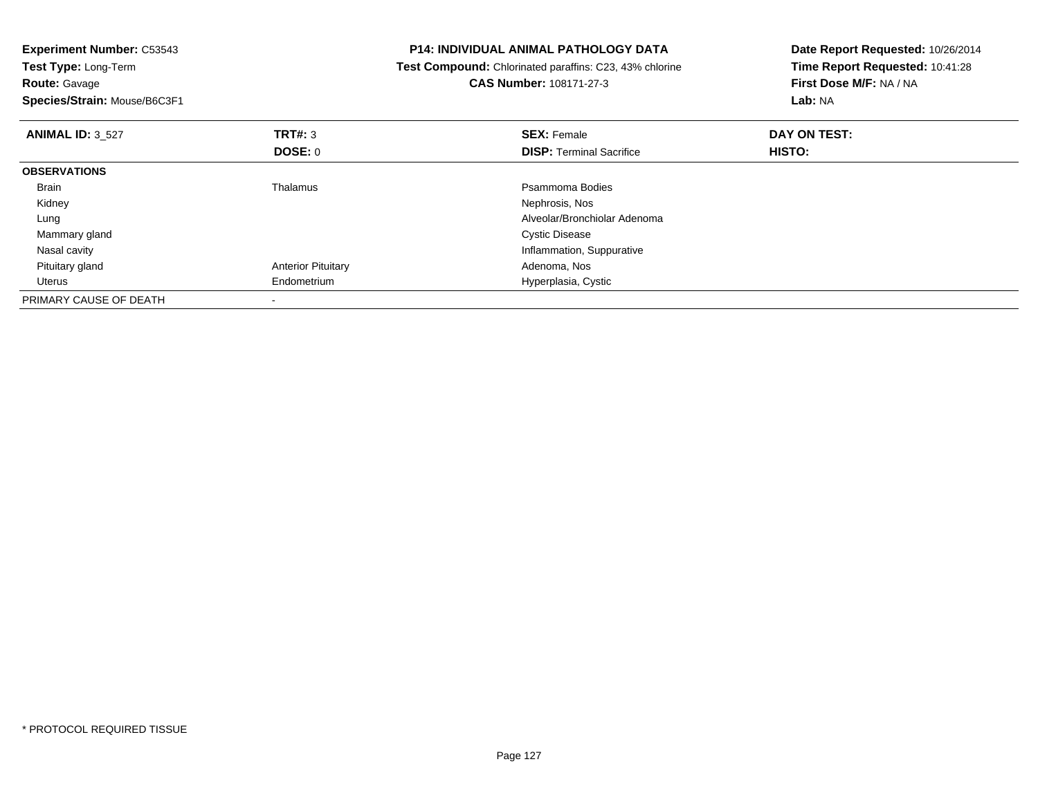**Experiment Number:** C53543
**Test Type:** Long-Term
**Route:** Gavage
**Species/Strain:** Mouse/B6C3F1

**P14: INDIVIDUAL ANIMAL PATHOLOGY DATA**
**Test Compound:** Chlorinated paraffins: C23, 43% chlorine
**CAS Number:** 108171-27-3

**Date Report Requested:** 10/26/2014
**Time Report Requested:** 10:41:28
**First Dose M/F:** NA / NA
**Lab:** NA

| **ANIMAL ID:** 3_527 | **TRT#:** 3 | **SEX:** Female | **DAY ON TEST:** |
|---|---|---|---|
| | **DOSE:** 0 | **DISP:** Terminal Sacrifice | **HISTO:** |
| **OBSERVATIONS** | | | |
| Brain | Thalamus | Psammoma Bodies | |
| Kidney | | Nephrosis, Nos | |
| Lung | | Alveolar/Bronchiolar Adenoma | |
| Mammary gland | | Cystic Disease | |
| Nasal cavity | | Inflammation, Suppurative | |
| Pituitary gland | Anterior Pituitary | Adenoma, Nos | |
| Uterus | Endometrium | Hyperplasia, Cystic | |
| PRIMARY CAUSE OF DEATH | - | | |

* PROTOCOL REQUIRED TISSUE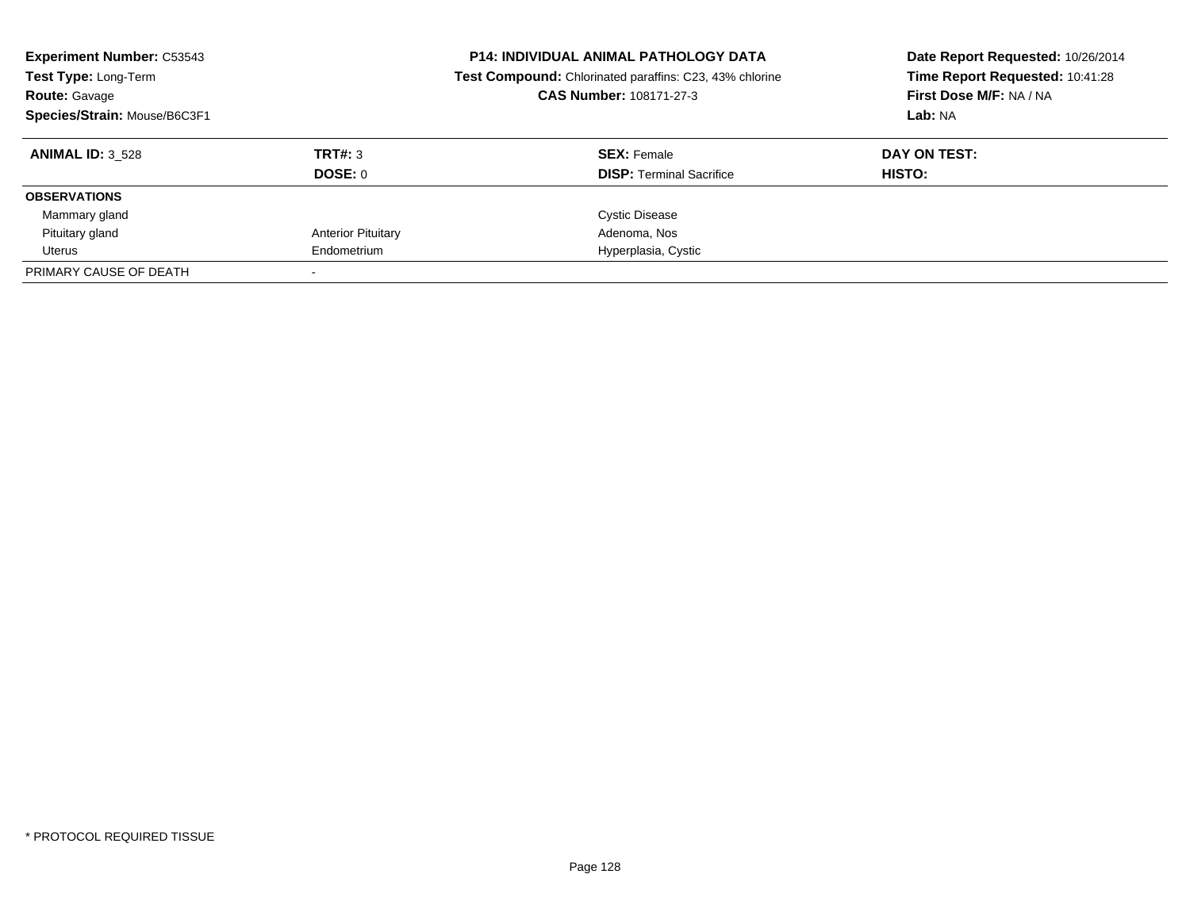**Experiment Number:** C53543
**Test Type:** Long-Term
**Route:** Gavage
**Species/Strain:** Mouse/B6C3F1

**P14: INDIVIDUAL ANIMAL PATHOLOGY DATA**
**Test Compound:** Chlorinated paraffins: C23, 43% chlorine
**CAS Number:** 108171-27-3

**Date Report Requested:** 10/26/2014
**Time Report Requested:** 10:41:28
**First Dose M/F:** NA / NA
**Lab:** NA

| **ANIMAL ID:** 3_528 | **TRT#:** 3 | **SEX:** Female | **DAY ON TEST:** |
|---|---|---|---|
| | **DOSE:** 0 | **DISP:** Terminal Sacrifice | **HISTO:** |
| **OBSERVATIONS** | | | |
| Mammary gland | | Cystic Disease | |
| Pituitary gland | Anterior Pituitary | Adenoma, Nos | |
| Uterus | Endometrium | Hyperplasia, Cystic | |
| PRIMARY CAUSE OF DEATH | - | | |

* PROTOCOL REQUIRED TISSUE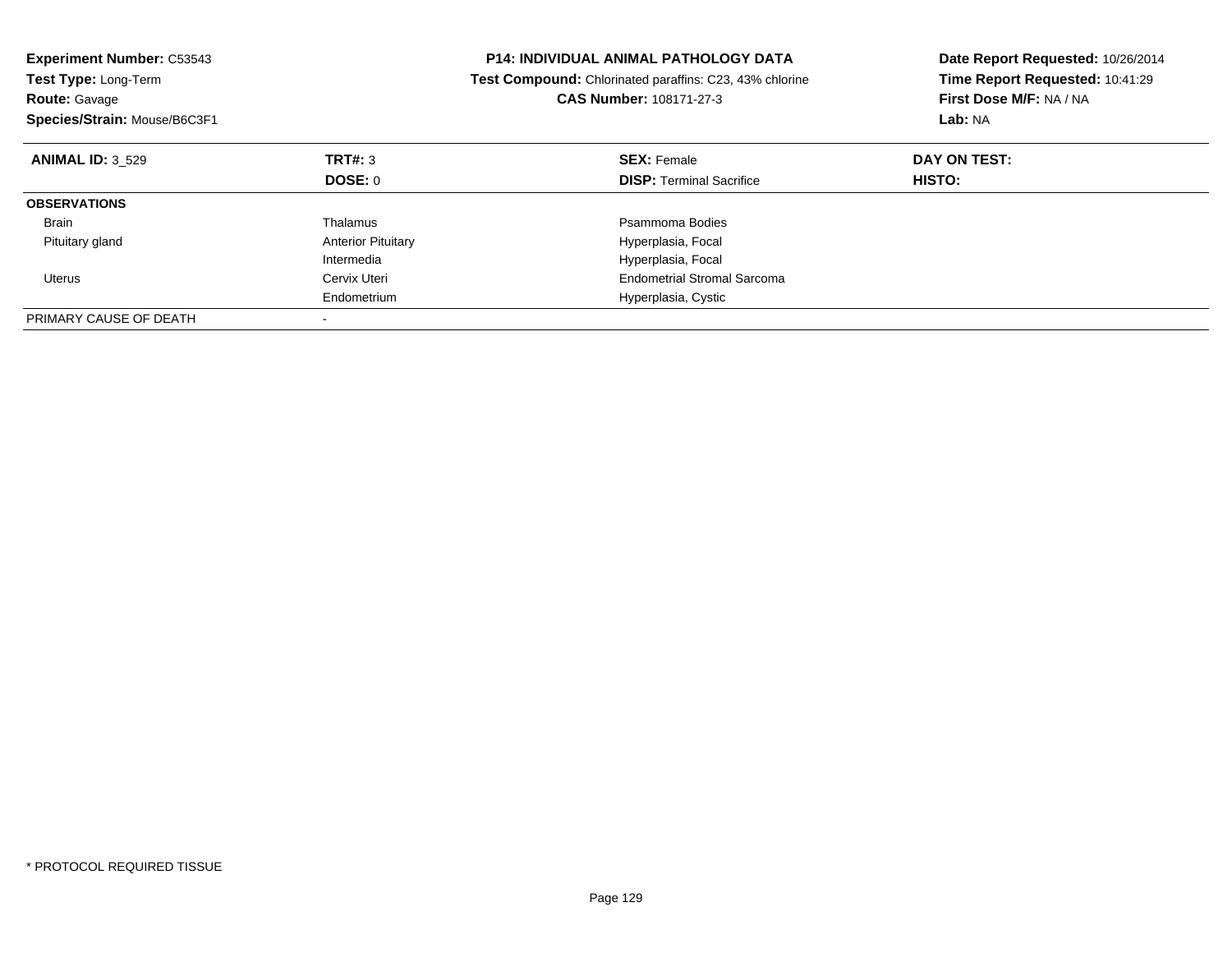**Experiment Number:** C53543
**Test Type:** Long-Term
**Route:** Gavage
**Species/Strain:** Mouse/B6C3F1

**P14: INDIVIDUAL ANIMAL PATHOLOGY DATA**
**Test Compound:** Chlorinated paraffins: C23, 43% chlorine
**CAS Number:** 108171-27-3

**Date Report Requested:** 10/26/2014
**Time Report Requested:** 10:41:29
**First Dose M/F:** NA / NA
**Lab:** NA

| **ANIMAL ID:** 3_529 | **TRT#:** 3 | **SEX:** Female | **DAY ON TEST:** |
|---|---|---|---|
| | **DOSE:** 0 | **DISP:** Terminal Sacrifice | **HISTO:** |
| **OBSERVATIONS** | | | |
| Brain | Thalamus | Psammoma Bodies | |
| Pituitary gland | Anterior Pituitary | Hyperplasia, Focal | |
| | Intermedia | Hyperplasia, Focal | |
| Uterus | Cervix Uteri | Endometrial Stromal Sarcoma | |
| | Endometrium | Hyperplasia, Cystic | |
| PRIMARY CAUSE OF DEATH | - | | |

* PROTOCOL REQUIRED TISSUE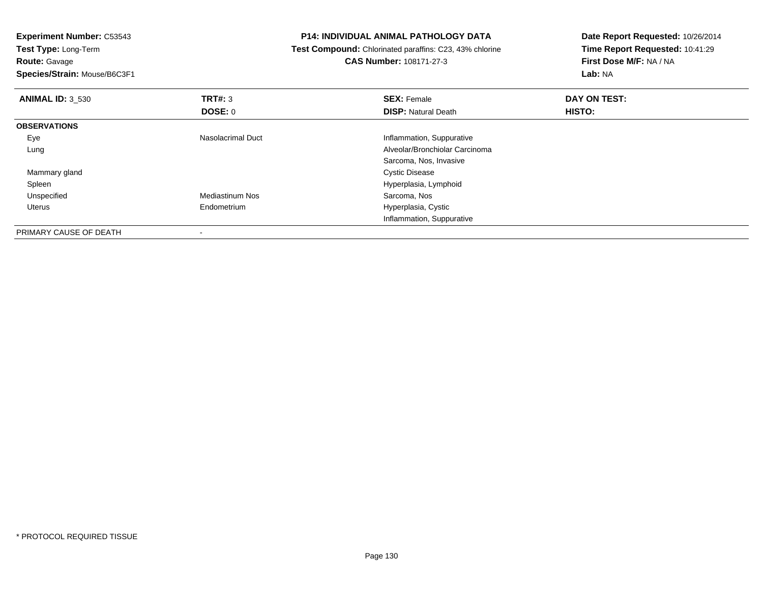**Experiment Number:** C53543
**Test Type:** Long-Term
**Route:** Gavage
**Species/Strain:** Mouse/B6C3F1

**P14: INDIVIDUAL ANIMAL PATHOLOGY DATA**
**Test Compound:** Chlorinated paraffins: C23, 43% chlorine
**CAS Number:** 108171-27-3

**Date Report Requested:** 10/26/2014
**Time Report Requested:** 10:41:29
**First Dose M/F:** NA / NA
**Lab:** NA

| **ANIMAL ID:** 3_530 | **TRT#:** 3 | **SEX:** Female | **DAY ON TEST:** |
|---|---|---|---|
| | **DOSE:** 0 | **DISP:** Natural Death | **HISTO:** |
| **OBSERVATIONS** | | | |
| Eye | Nasolacrimal Duct | Inflammation, Suppurative | |
| Lung | | Alveolar/Bronchiolar Carcinoma | |
| | | Sarcoma, Nos, Invasive | |
| Mammary gland | | Cystic Disease | |
| Spleen | | Hyperplasia, Lymphoid | |
| Unspecified | Mediastinum Nos | Sarcoma, Nos | |
| Uterus | Endometrium | Hyperplasia, Cystic | |
| | | Inflammation, Suppurative | |
| PRIMARY CAUSE OF DEATH | - | | |

\* PROTOCOL REQUIRED TISSUE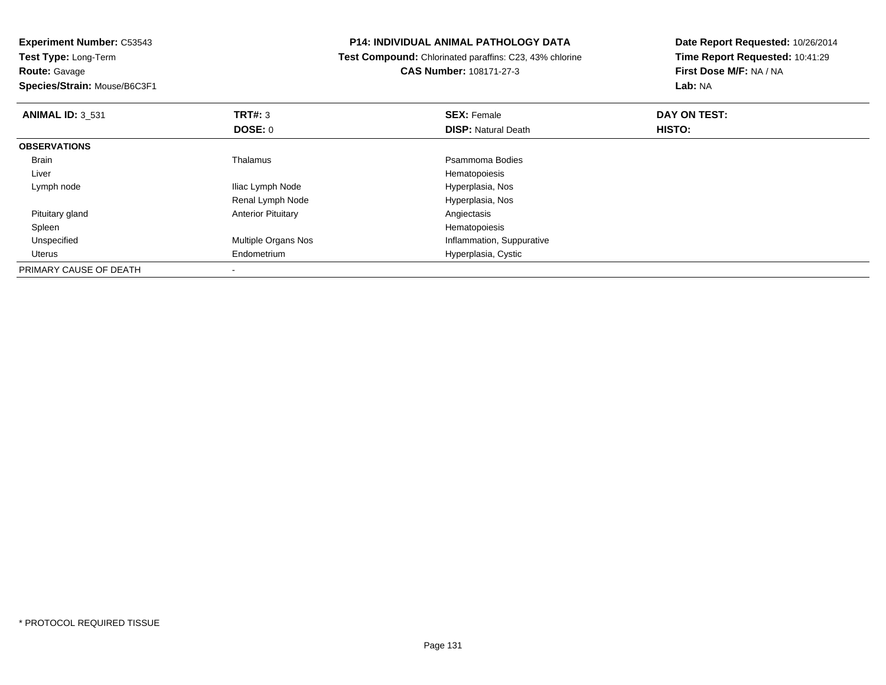**Experiment Number:** C53543
**Test Type:** Long-Term
**Route:** Gavage
**Species/Strain:** Mouse/B6C3F1

**P14: INDIVIDUAL ANIMAL PATHOLOGY DATA**
**Test Compound:** Chlorinated paraffins: C23, 43% chlorine
**CAS Number:** 108171-27-3

**Date Report Requested:** 10/26/2014
**Time Report Requested:** 10:41:29
**First Dose M/F:** NA / NA
**Lab:** NA

| **ANIMAL ID:** 3_531 | **TRT#:** 3 | **SEX:** Female | **DAY ON TEST:** |
|---|---|---|---|
| | **DOSE:** 0 | **DISP:** Natural Death | **HISTO:** |
| **OBSERVATIONS** | | | |
| Brain | Thalamus | Psammoma Bodies | |
| Liver | | Hematopoiesis | |
| Lymph node | Iliac Lymph Node | Hyperplasia, Nos | |
| | Renal Lymph Node | Hyperplasia, Nos | |
| Pituitary gland | Anterior Pituitary | Angiectasis | |
| Spleen | | Hematopoiesis | |
| Unspecified | Multiple Organs Nos | Inflammation, Suppurative | |
| Uterus | Endometrium | Hyperplasia, Cystic | |
| PRIMARY CAUSE OF DEATH | - | | |

* PROTOCOL REQUIRED TISSUE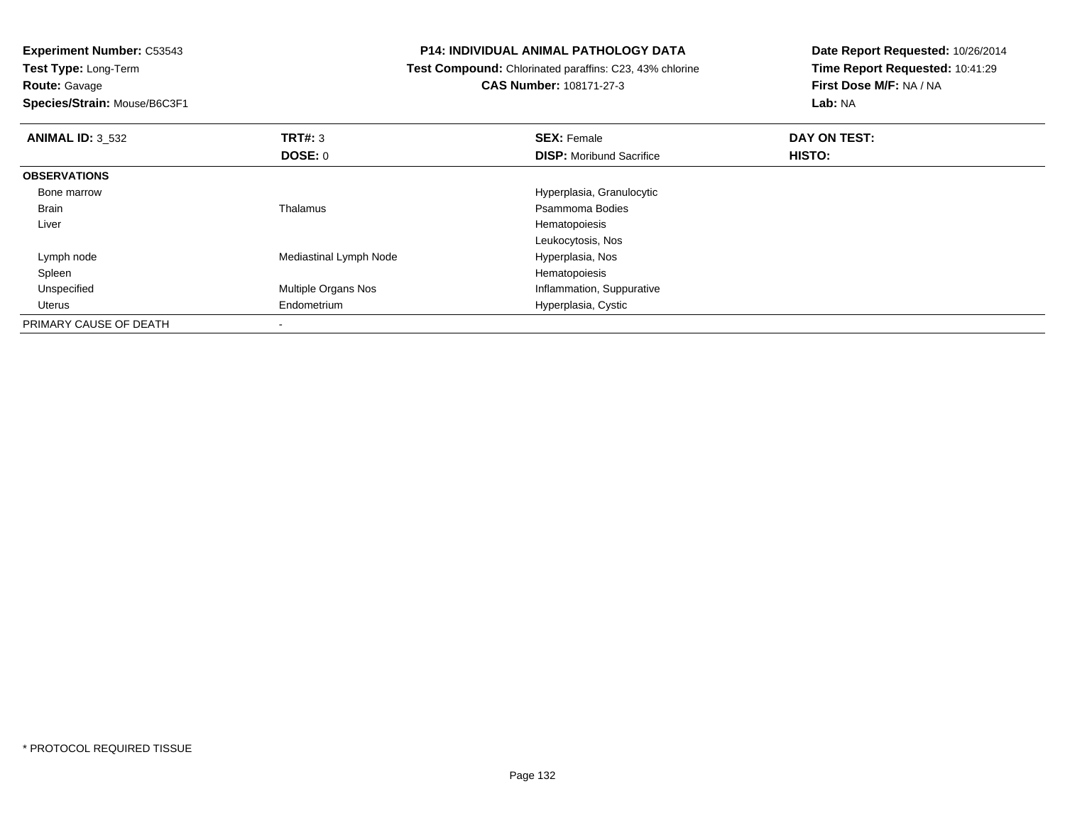**Experiment Number:** C53543
**Test Type:** Long-Term
**Route:** Gavage
**Species/Strain:** Mouse/B6C3F1

**P14: INDIVIDUAL ANIMAL PATHOLOGY DATA**
**Test Compound:** Chlorinated paraffins: C23, 43% chlorine
**CAS Number:** 108171-27-3

**Date Report Requested:** 10/26/2014
**Time Report Requested:** 10:41:29
**First Dose M/F:** NA / NA
**Lab:** NA

| **ANIMAL ID:** 3_532 | **TRT#:** 3 | **SEX:** Female | **DAY ON TEST:** |
|---|---|---|---|
| | **DOSE:** 0 | **DISP:** Moribund Sacrifice | **HISTO:** |
| **OBSERVATIONS** | | | |
| Bone marrow | | Hyperplasia, Granulocytic | |
| Brain | Thalamus | Psammoma Bodies | |
| Liver | | Hematopoiesis | |
| | | Leukocytosis, Nos | |
| Lymph node | Mediastinal Lymph Node | Hyperplasia, Nos | |
| Spleen | | Hematopoiesis | |
| Unspecified | Multiple Organs Nos | Inflammation, Suppurative | |
| Uterus | Endometrium | Hyperplasia, Cystic | |
| PRIMARY CAUSE OF DEATH | - | | |

* PROTOCOL REQUIRED TISSUE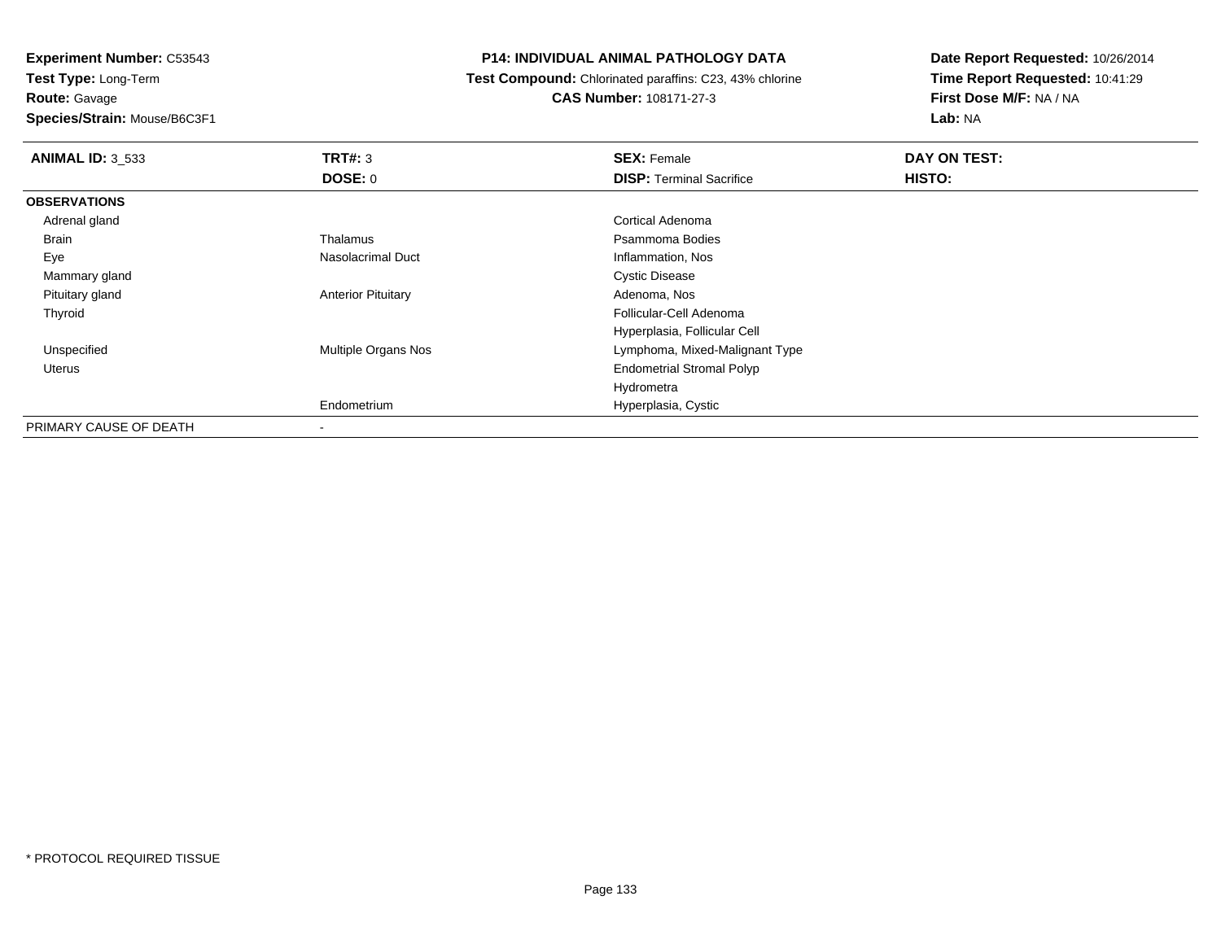**Experiment Number:** C53543
**Test Type:** Long-Term
**Route:** Gavage
**Species/Strain:** Mouse/B6C3F1

**P14: INDIVIDUAL ANIMAL PATHOLOGY DATA**
**Test Compound:** Chlorinated paraffins: C23, 43% chlorine
**CAS Number:** 108171-27-3

**Date Report Requested:** 10/26/2014
**Time Report Requested:** 10:41:29
**First Dose M/F:** NA / NA
**Lab:** NA

| **ANIMAL ID:** 3_533 | **TRT#:** 3 | **SEX:** Female | **DAY ON TEST:** |
|---|---|---|---|
| | **DOSE:** 0 | **DISP:** Terminal Sacrifice | **HISTO:** |
| **OBSERVATIONS** | | | |
| Adrenal gland | | Cortical Adenoma | |
| Brain | Thalamus | Psammoma Bodies | |
| Eye | Nasolacrimal Duct | Inflammation, Nos | |
| Mammary gland | | Cystic Disease | |
| Pituitary gland | Anterior Pituitary | Adenoma, Nos | |
| Thyroid | | Follicular-Cell Adenoma | |
| | | Hyperplasia, Follicular Cell | |
| Unspecified | Multiple Organs Nos | Lymphoma, Mixed-Malignant Type | |
| Uterus | | Endometrial Stromal Polyp | |
| | | Hydrometra | |
| | Endometrium | Hyperplasia, Cystic | |
| PRIMARY CAUSE OF DEATH | - | | |

* PROTOCOL REQUIRED TISSUE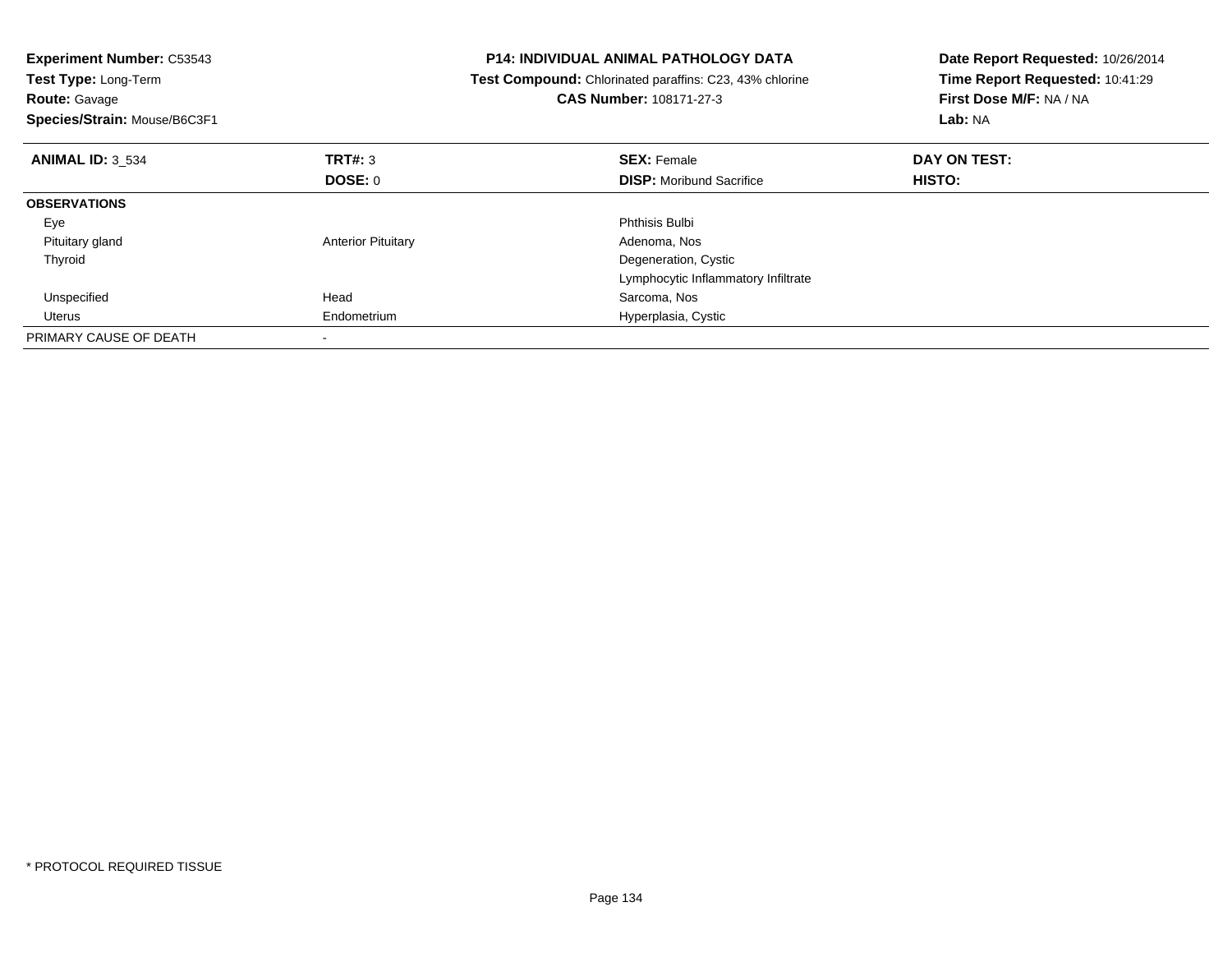**Experiment Number:** C53543
**Test Type:** Long-Term
**Route:** Gavage
**Species/Strain:** Mouse/B6C3F1

**P14: INDIVIDUAL ANIMAL PATHOLOGY DATA**
**Test Compound:** Chlorinated paraffins: C23, 43% chlorine
**CAS Number:** 108171-27-3

**Date Report Requested:** 10/26/2014
**Time Report Requested:** 10:41:29
**First Dose M/F:** NA / NA
**Lab:** NA

| **ANIMAL ID:** 3_534 | **TRT#:** 3 | **SEX:** Female | **DAY ON TEST:** |
|---|---|---|---|
| | **DOSE:** 0 | **DISP:** Moribund Sacrifice | **HISTO:** |
| **OBSERVATIONS** | | | |
| Eye | | Phthisis Bulbi | |
| Pituitary gland | Anterior Pituitary | Adenoma, Nos | |
| Thyroid | | Degeneration, Cystic | |
| | | Lymphocytic Inflammatory Infiltrate | |
| Unspecified | Head | Sarcoma, Nos | |
| Uterus | Endometrium | Hyperplasia, Cystic | |
| PRIMARY CAUSE OF DEATH | - | | |

* PROTOCOL REQUIRED TISSUE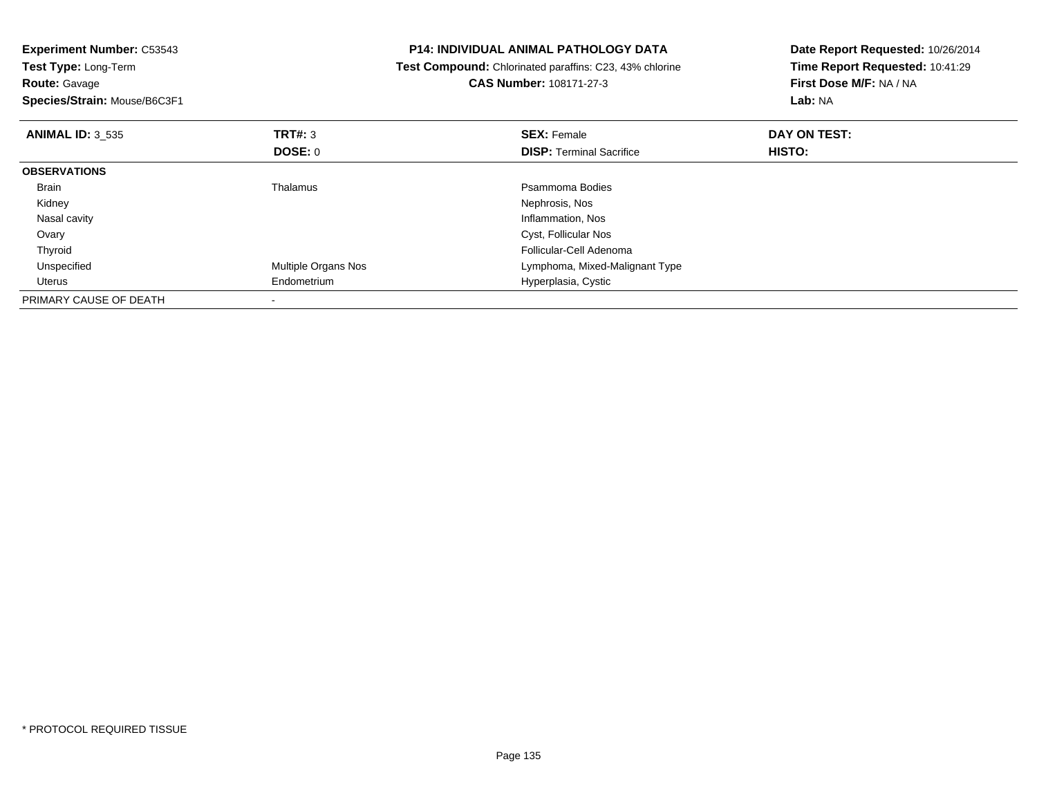**Experiment Number:** C53543
**Test Type:** Long-Term
**Route:** Gavage
**Species/Strain:** Mouse/B6C3F1

**P14: INDIVIDUAL ANIMAL PATHOLOGY DATA**
**Test Compound:** Chlorinated paraffins: C23, 43% chlorine
**CAS Number:** 108171-27-3

**Date Report Requested:** 10/26/2014
**Time Report Requested:** 10:41:29
**First Dose M/F:** NA / NA
**Lab:** NA

| **ANIMAL ID:** 3_535 | **TRT#:** 3 | **SEX:** Female | **DAY ON TEST:** |
|---|---|---|---|
| | **DOSE:** 0 | **DISP:** Terminal Sacrifice | **HISTO:** |
| **OBSERVATIONS** | | | |
| Brain | Thalamus | Psammoma Bodies | |
| Kidney | | Nephrosis, Nos | |
| Nasal cavity | | Inflammation, Nos | |
| Ovary | | Cyst, Follicular Nos | |
| Thyroid | | Follicular-Cell Adenoma | |
| Unspecified | Multiple Organs Nos | Lymphoma, Mixed-Malignant Type | |
| Uterus | Endometrium | Hyperplasia, Cystic | |
| PRIMARY CAUSE OF DEATH | - | | |

* PROTOCOL REQUIRED TISSUE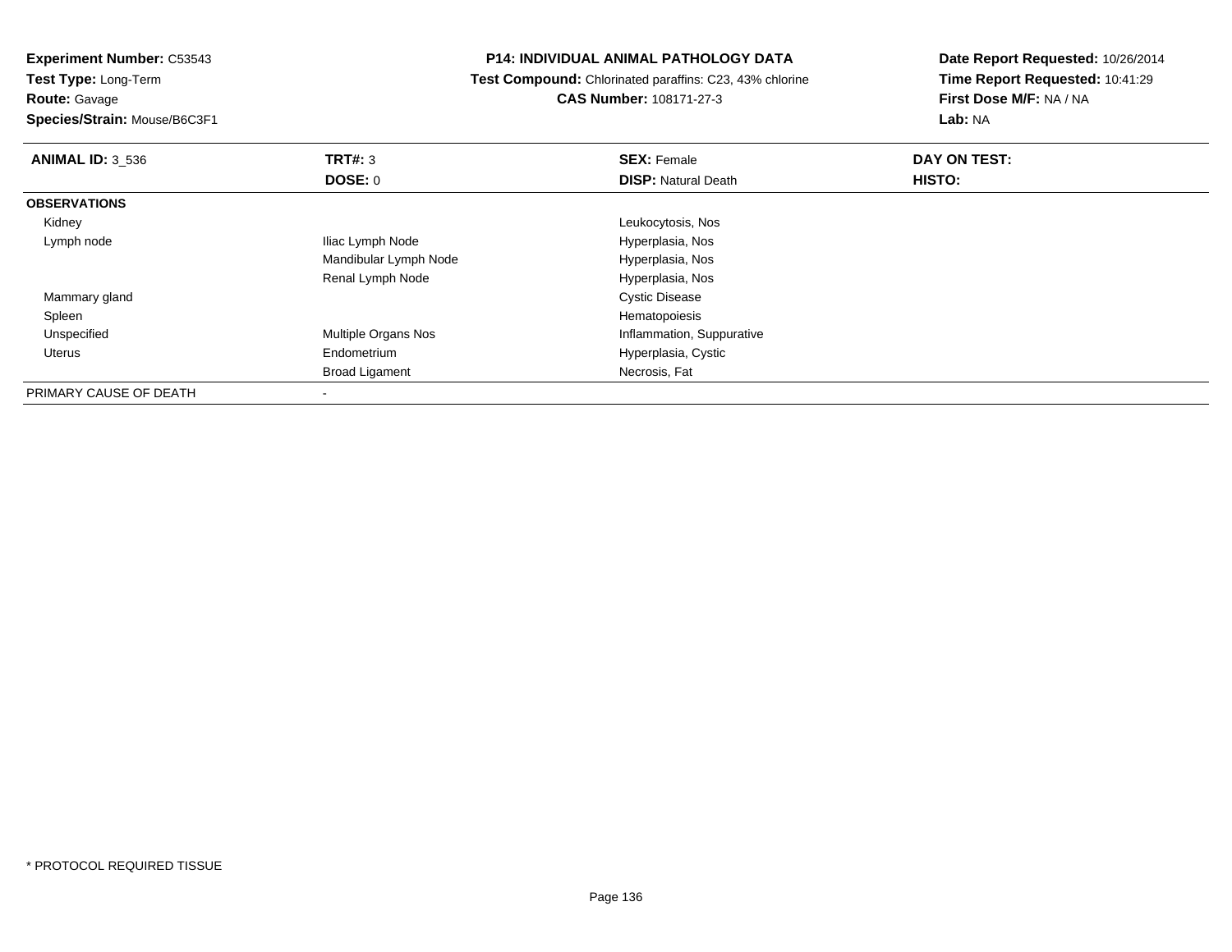**Experiment Number:** C53543
**Test Type:** Long-Term
**Route:** Gavage
**Species/Strain:** Mouse/B6C3F1

**P14: INDIVIDUAL ANIMAL PATHOLOGY DATA**
**Test Compound:** Chlorinated paraffins: C23, 43% chlorine
**CAS Number:** 108171-27-3

**Date Report Requested:** 10/26/2014
**Time Report Requested:** 10:41:29
**First Dose M/F:** NA / NA
**Lab:** NA

| **ANIMAL ID:** 3_536 | **TRT#:** 3 | **SEX:** Female | **DAY ON TEST:** |
|---|---|---|---|
| | **DOSE:** 0 | **DISP:** Natural Death | **HISTO:** |
| **OBSERVATIONS** | | | |
| Kidney | | Leukocytosis, Nos | |
| Lymph node | Iliac Lymph Node | Hyperplasia, Nos | |
| | Mandibular Lymph Node | Hyperplasia, Nos | |
| | Renal Lymph Node | Hyperplasia, Nos | |
| Mammary gland | | Cystic Disease | |
| Spleen | | Hematopoiesis | |
| Unspecified | Multiple Organs Nos | Inflammation, Suppurative | |
| Uterus | Endometrium | Hyperplasia, Cystic | |
| | Broad Ligament | Necrosis, Fat | |
| PRIMARY CAUSE OF DEATH | - | | |

* PROTOCOL REQUIRED TISSUE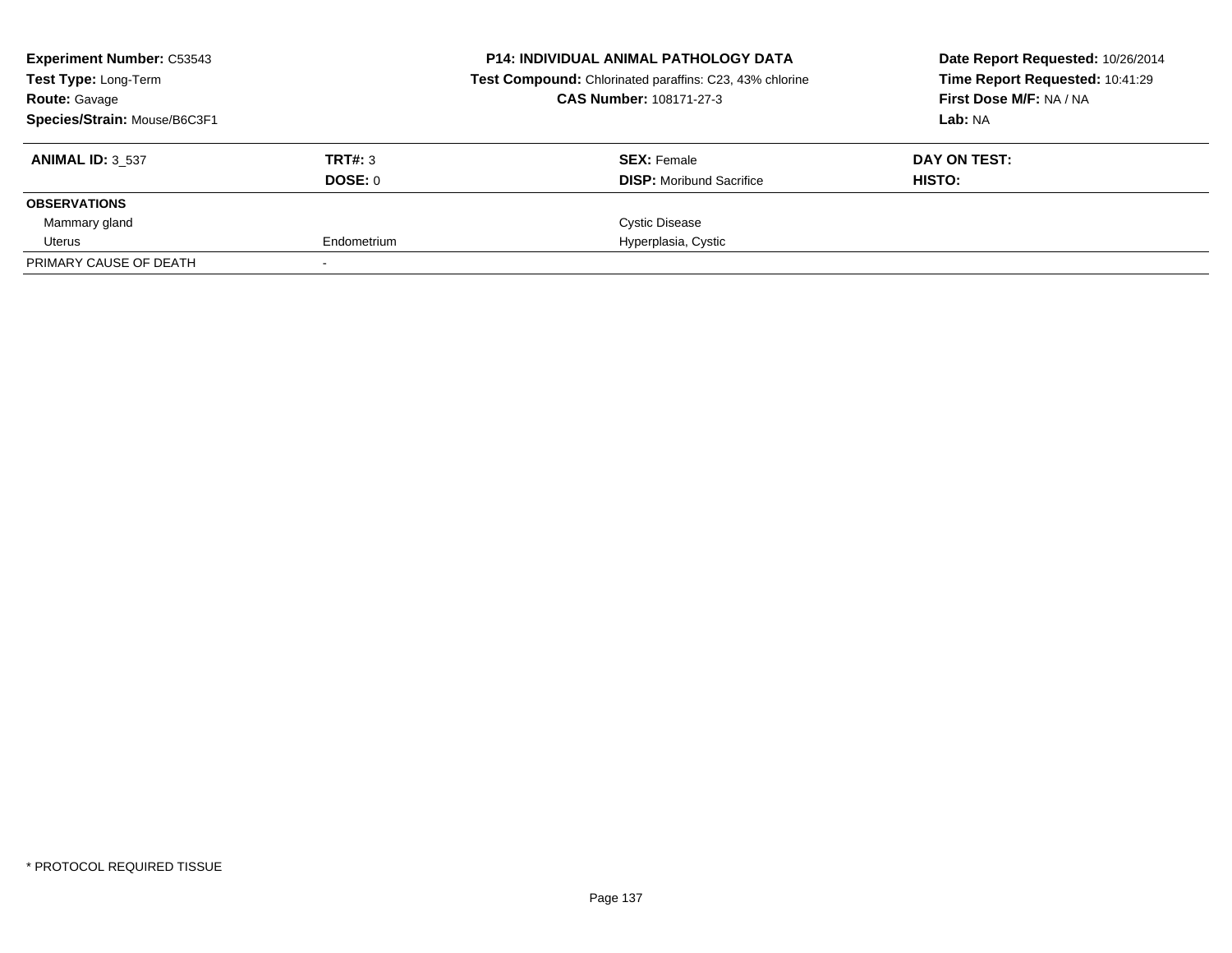**Experiment Number:** C53543
**Test Type:** Long-Term
**Route:** Gavage
**Species/Strain:** Mouse/B6C3F1

**P14: INDIVIDUAL ANIMAL PATHOLOGY DATA**
**Test Compound:** Chlorinated paraffins: C23, 43% chlorine
**CAS Number:** 108171-27-3

**Date Report Requested:** 10/26/2014
**Time Report Requested:** 10:41:29
**First Dose M/F:** NA / NA
**Lab:** NA

| **ANIMAL ID:** 3_537 | **TRT#:** 3 | **SEX:** Female | **DAY ON TEST:** |
|---|---|---|---|
| | **DOSE:** 0 | **DISP:** Moribund Sacrifice | **HISTO:** |
| **OBSERVATIONS** | | | |
| Mammary gland | | Cystic Disease | |
| Uterus | Endometrium | Hyperplasia, Cystic | |
| PRIMARY CAUSE OF DEATH | - | | |

* PROTOCOL REQUIRED TISSUE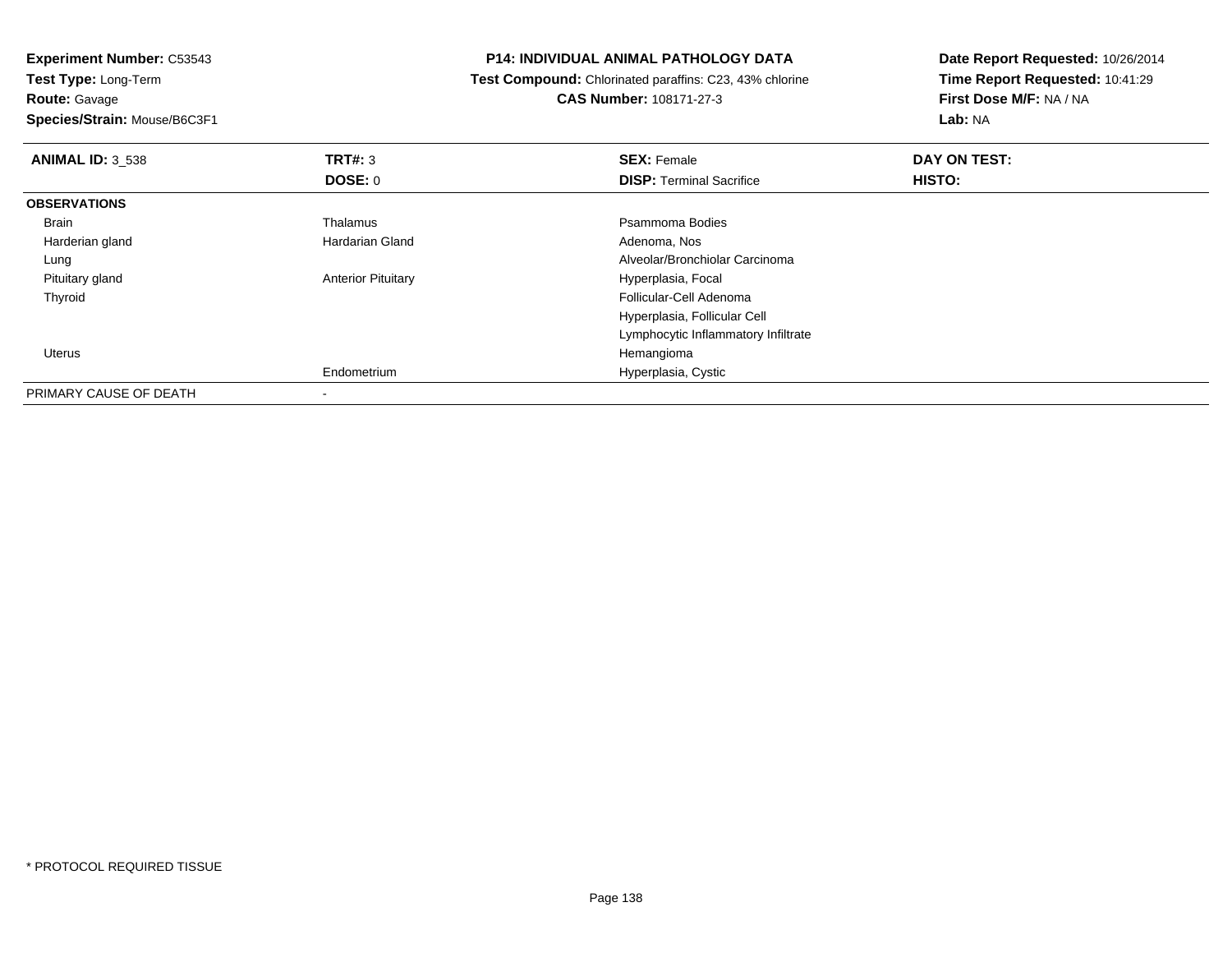**Experiment Number:** C53543
**Test Type:** Long-Term
**Route:** Gavage
**Species/Strain:** Mouse/B6C3F1

**P14: INDIVIDUAL ANIMAL PATHOLOGY DATA**
**Test Compound:** Chlorinated paraffins: C23, 43% chlorine
**CAS Number:** 108171-27-3

**Date Report Requested:** 10/26/2014
**Time Report Requested:** 10:41:29
**First Dose M/F:** NA / NA
**Lab:** NA

| **ANIMAL ID:** 3_538 | **TRT#:** 3 | **SEX:** Female | **DAY ON TEST:** |
|---|---|---|---|
| | **DOSE:** 0 | **DISP:** Terminal Sacrifice | **HISTO:** |
| **OBSERVATIONS** | | | |
| Brain | Thalamus | Psammoma Bodies | |
| Harderian gland | Hardarian Gland | Adenoma, Nos | |
| Lung | | Alveolar/Bronchiolar Carcinoma | |
| Pituitary gland | Anterior Pituitary | Hyperplasia, Focal | |
| Thyroid | | Follicular-Cell Adenoma | |
| | | Hyperplasia, Follicular Cell | |
| | | Lymphocytic Inflammatory Infiltrate | |
| Uterus | | Hemangioma | |
| | Endometrium | Hyperplasia, Cystic | |
| PRIMARY CAUSE OF DEATH | - | | |

* PROTOCOL REQUIRED TISSUE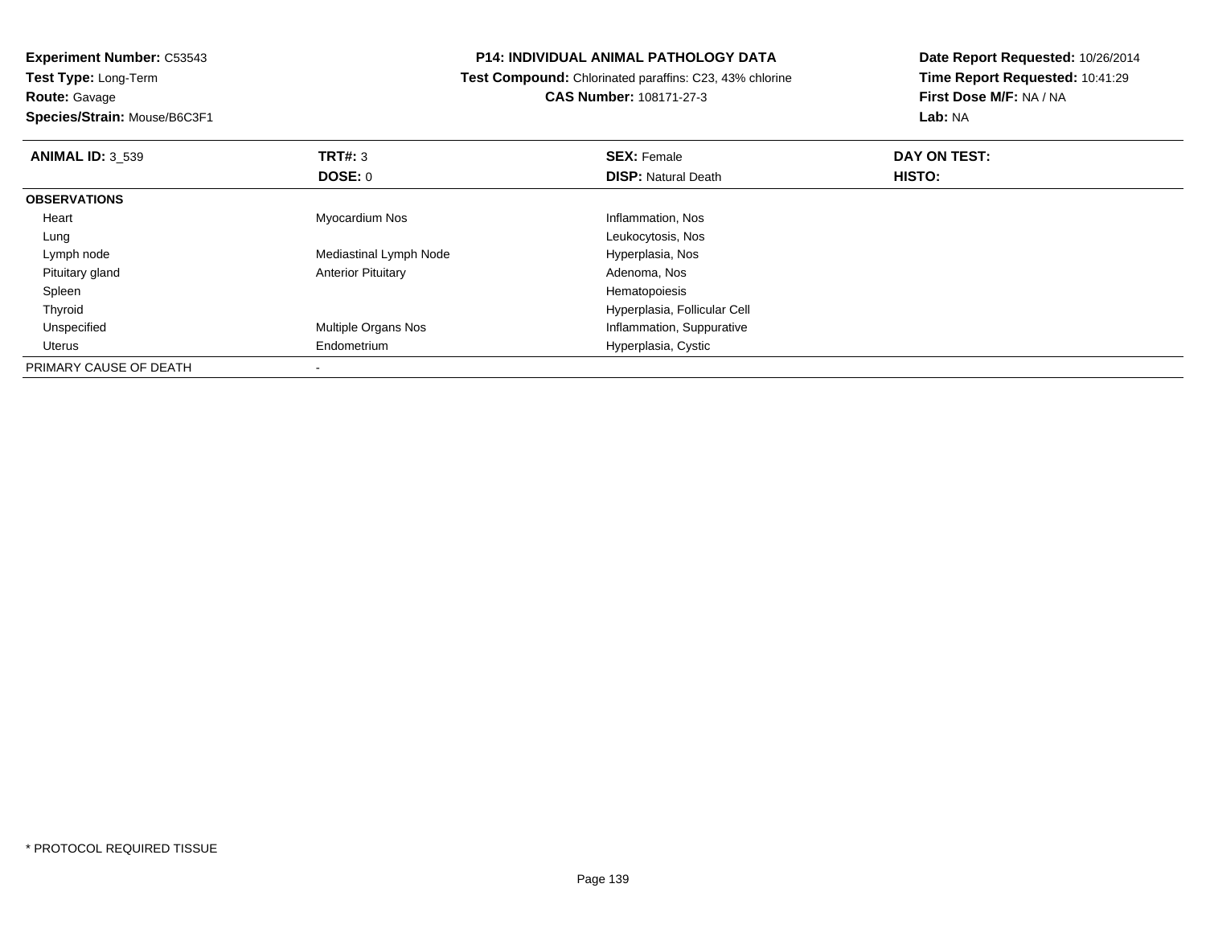**Experiment Number:** C53543
**Test Type:** Long-Term
**Route:** Gavage
**Species/Strain:** Mouse/B6C3F1

**P14: INDIVIDUAL ANIMAL PATHOLOGY DATA**
**Test Compound:** Chlorinated paraffins: C23, 43% chlorine
**CAS Number:** 108171-27-3

**Date Report Requested:** 10/26/2014
**Time Report Requested:** 10:41:29
**First Dose M/F:** NA / NA
**Lab:** NA

| **ANIMAL ID:** 3_539 | **TRT#:** 3 | **SEX:** Female | **DAY ON TEST:** |
|---|---|---|---|
| | **DOSE:** 0 | **DISP:** Natural Death | **HISTO:** |
| **OBSERVATIONS** | | | |
| Heart | Myocardium Nos | Inflammation, Nos | |
| Lung | | Leukocytosis, Nos | |
| Lymph node | Mediastinal Lymph Node | Hyperplasia, Nos | |
| Pituitary gland | Anterior Pituitary | Adenoma, Nos | |
| Spleen | | Hematopoiesis | |
| Thyroid | | Hyperplasia, Follicular Cell | |
| Unspecified | Multiple Organs Nos | Inflammation, Suppurative | |
| Uterus | Endometrium | Hyperplasia, Cystic | |
| PRIMARY CAUSE OF DEATH | - | | |

* PROTOCOL REQUIRED TISSUE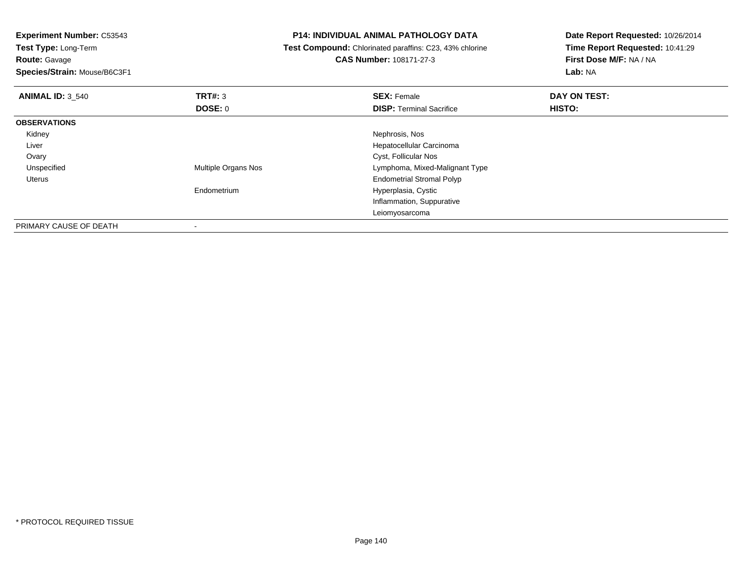**Experiment Number:** C53543
**Test Type:** Long-Term
**Route:** Gavage
**Species/Strain:** Mouse/B6C3F1

**P14: INDIVIDUAL ANIMAL PATHOLOGY DATA**
**Test Compound:** Chlorinated paraffins: C23, 43% chlorine
**CAS Number:** 108171-27-3

**Date Report Requested:** 10/26/2014
**Time Report Requested:** 10:41:29
**First Dose M/F:** NA / NA
**Lab:** NA

| **ANIMAL ID:** 3_540 | **TRT#:** 3 | **SEX:** Female | **DAY ON TEST:** |
|---|---|---|---|
| | **DOSE:** 0 | **DISP:** Terminal Sacrifice | **HISTO:** |
| **OBSERVATIONS** | | | |
| Kidney | | Nephrosis, Nos | |
| Liver | | Hepatocellular Carcinoma | |
| Ovary | | Cyst, Follicular Nos | |
| Unspecified | Multiple Organs Nos | Lymphoma, Mixed-Malignant Type | |
| Uterus | | Endometrial Stromal Polyp | |
| | Endometrium | Hyperplasia, Cystic | |
| | | Inflammation, Suppurative | |
| | | Leiomyosarcoma | |
| PRIMARY CAUSE OF DEATH | - | | |

* PROTOCOL REQUIRED TISSUE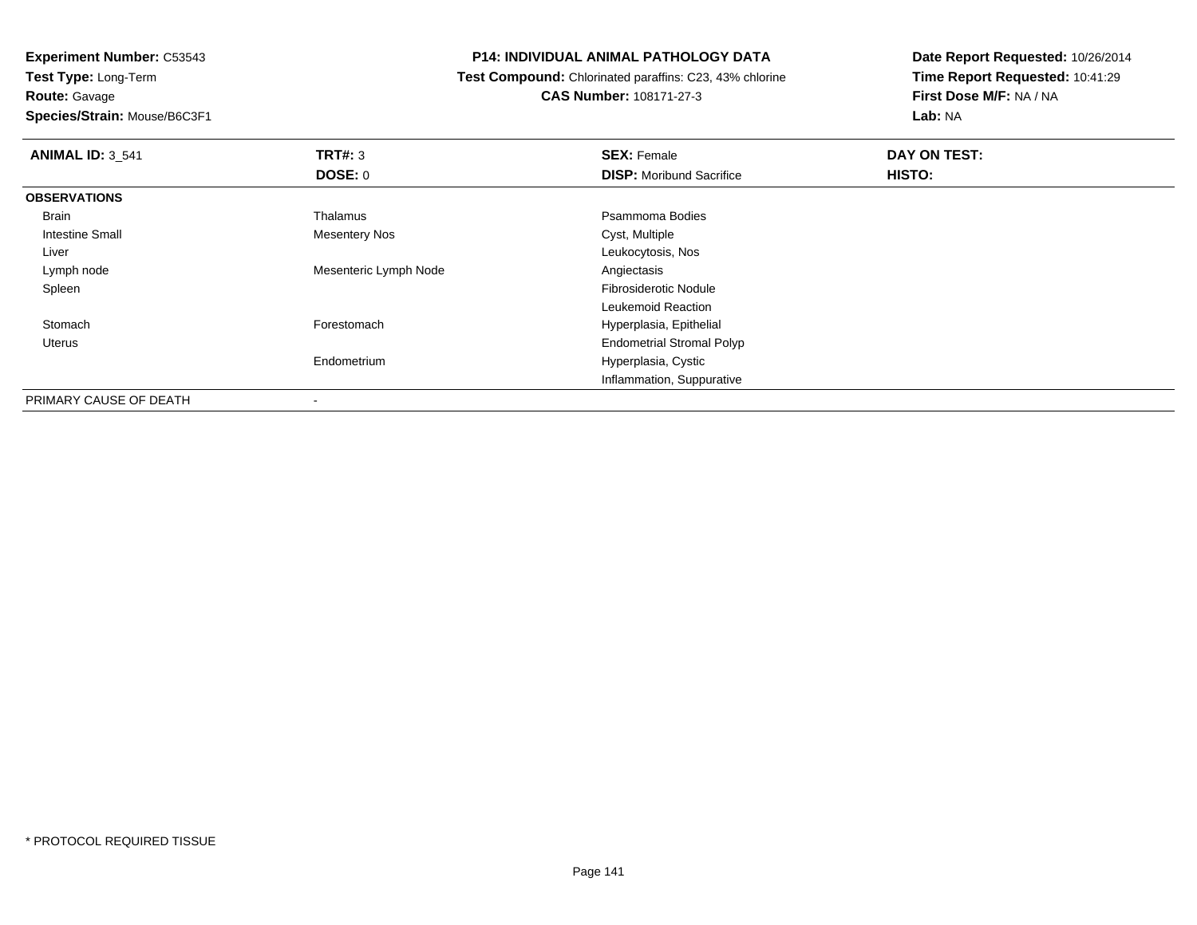**Experiment Number:** C53543
**Test Type:** Long-Term
**Route:** Gavage
**Species/Strain:** Mouse/B6C3F1

**P14: INDIVIDUAL ANIMAL PATHOLOGY DATA**
**Test Compound:** Chlorinated paraffins: C23, 43% chlorine
**CAS Number:** 108171-27-3

**Date Report Requested:** 10/26/2014
**Time Report Requested:** 10:41:29
**First Dose M/F:** NA / NA
**Lab:** NA

| **ANIMAL ID:** 3_541 | **TRT#:** 3 | **SEX:** Female | **DAY ON TEST:** |
|---|---|---|---|
| | **DOSE:** 0 | **DISP:** Moribund Sacrifice | **HISTO:** |
| **OBSERVATIONS** | | | |
| Brain | Thalamus | Psammoma Bodies | |
| Intestine Small | Mesentery Nos | Cyst, Multiple | |
| Liver | | Leukocytosis, Nos | |
| Lymph node | Mesenteric Lymph Node | Angiectasis | |
| Spleen | | Fibrosiderotic Nodule | |
| | | Leukemoid Reaction | |
| Stomach | Forestomach | Hyperplasia, Epithelial | |
| Uterus | | Endometrial Stromal Polyp | |
| | Endometrium | Hyperplasia, Cystic | |
| | | Inflammation, Suppurative | |
| PRIMARY CAUSE OF DEATH | - | | |

* PROTOCOL REQUIRED TISSUE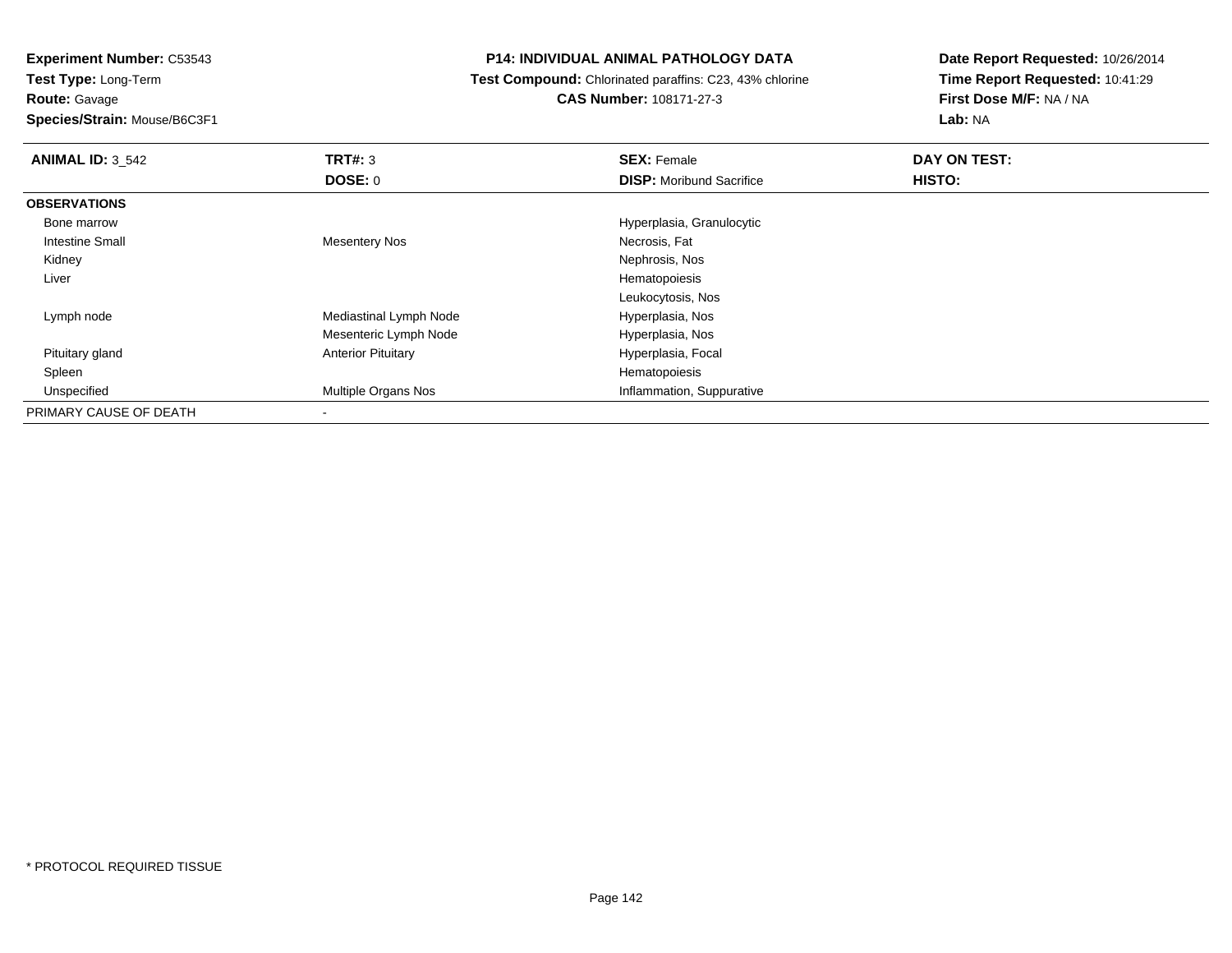**Experiment Number:** C53543
**Test Type:** Long-Term
**Route:** Gavage
**Species/Strain:** Mouse/B6C3F1

**P14: INDIVIDUAL ANIMAL PATHOLOGY DATA**
**Test Compound:** Chlorinated paraffins: C23, 43% chlorine
**CAS Number:** 108171-27-3

**Date Report Requested:** 10/26/2014
**Time Report Requested:** 10:41:29
**First Dose M/F:** NA / NA
**Lab:** NA

| **ANIMAL ID:** 3_542 | **TRT#:** 3 | **SEX:** Female | **DAY ON TEST:** |
|---|---|---|---|
| | **DOSE:** 0 | **DISP:** Moribund Sacrifice | **HISTO:** |
| **OBSERVATIONS** | | | |
| Bone marrow | | Hyperplasia, Granulocytic | |
| Intestine Small | Mesentery Nos | Necrosis, Fat | |
| Kidney | | Nephrosis, Nos | |
| Liver | | Hematopoiesis | |
| | | Leukocytosis, Nos | |
| Lymph node | Mediastinal Lymph Node | Hyperplasia, Nos | |
| | Mesenteric Lymph Node | Hyperplasia, Nos | |
| Pituitary gland | Anterior Pituitary | Hyperplasia, Focal | |
| Spleen | | Hematopoiesis | |
| Unspecified | Multiple Organs Nos | Inflammation, Suppurative | |
| PRIMARY CAUSE OF DEATH | - | | |

* PROTOCOL REQUIRED TISSUE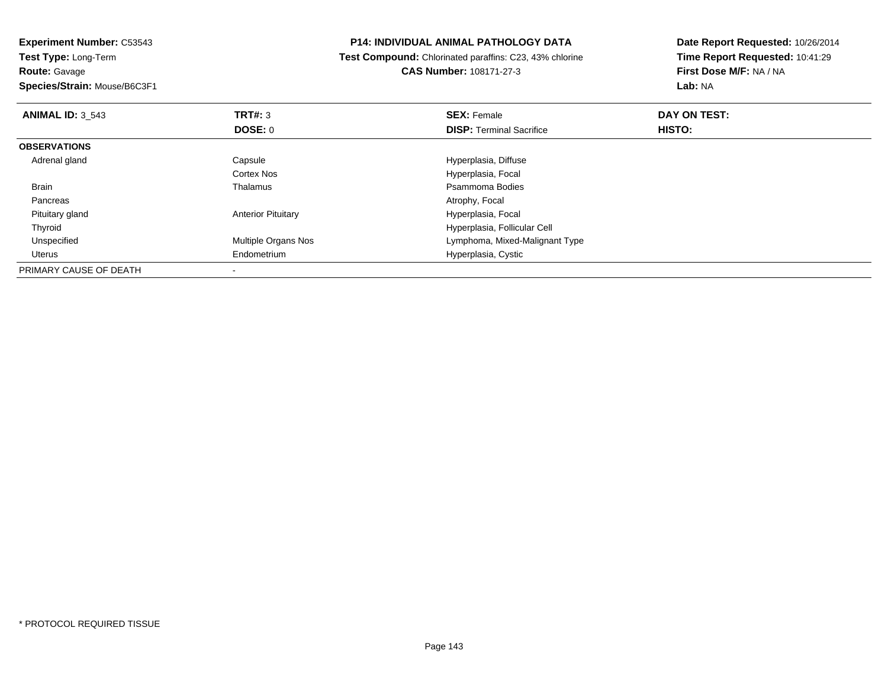**Experiment Number:** C53543
**Test Type:** Long-Term
**Route:** Gavage
**Species/Strain:** Mouse/B6C3F1

**P14: INDIVIDUAL ANIMAL PATHOLOGY DATA**
**Test Compound:** Chlorinated paraffins: C23, 43% chlorine
**CAS Number:** 108171-27-3

**Date Report Requested:** 10/26/2014
**Time Report Requested:** 10:41:29
**First Dose M/F:** NA / NA
**Lab:** NA

| **ANIMAL ID:** 3_543 | **TRT#:** 3 | **SEX:** Female | **DAY ON TEST:** |
|---|---|---|---|
| | **DOSE:** 0 | **DISP:** Terminal Sacrifice | **HISTO:** |
| **OBSERVATIONS** | | | |
| Adrenal gland | Capsule | Hyperplasia, Diffuse | |
| | Cortex Nos | Hyperplasia, Focal | |
| Brain | Thalamus | Psammoma Bodies | |
| Pancreas | | Atrophy, Focal | |
| Pituitary gland | Anterior Pituitary | Hyperplasia, Focal | |
| Thyroid | | Hyperplasia, Follicular Cell | |
| Unspecified | Multiple Organs Nos | Lymphoma, Mixed-Malignant Type | |
| Uterus | Endometrium | Hyperplasia, Cystic | |
| PRIMARY CAUSE OF DEATH | - | | |

* PROTOCOL REQUIRED TISSUE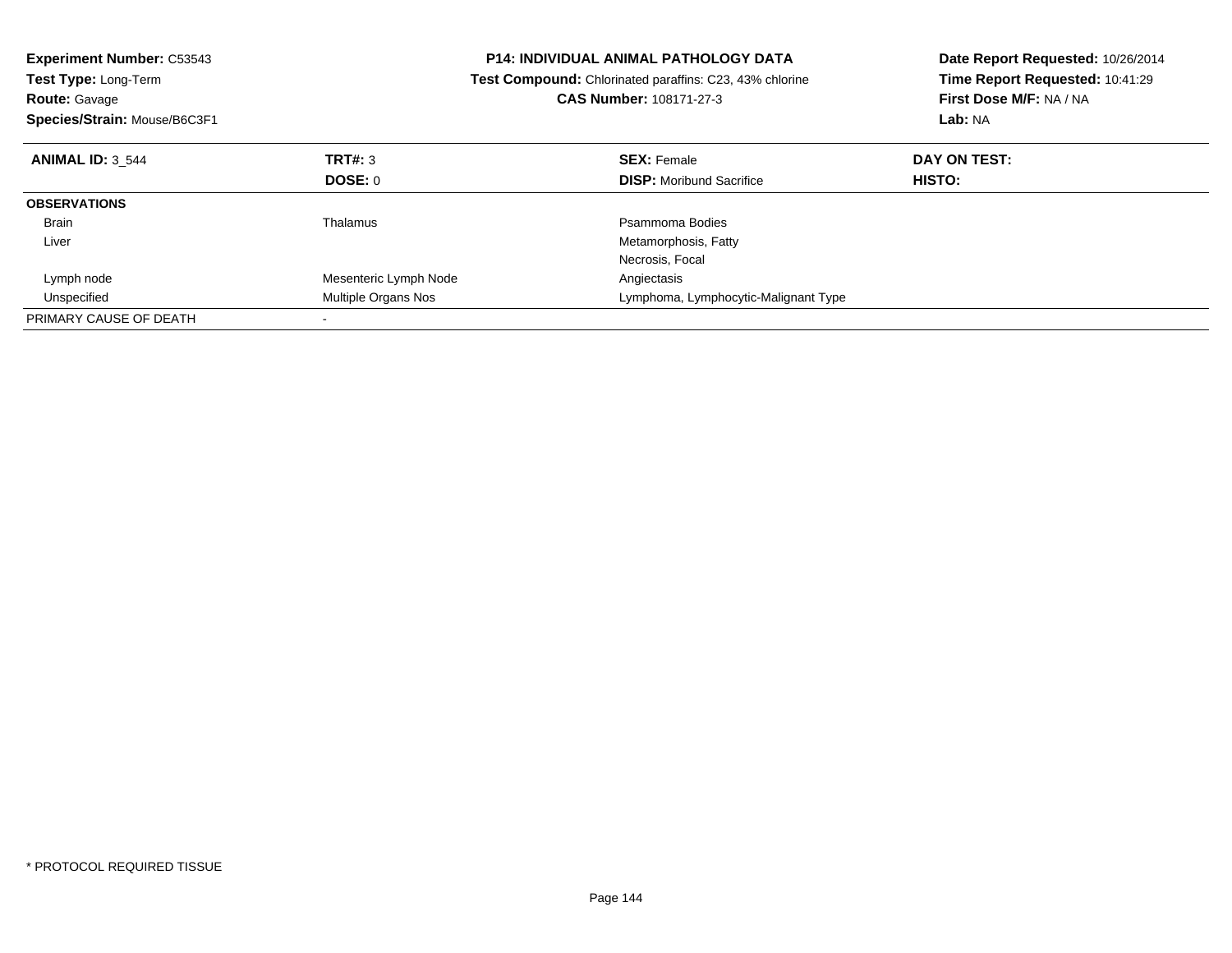**Experiment Number:** C53543
**Test Type:** Long-Term
**Route:** Gavage
**Species/Strain:** Mouse/B6C3F1

**P14: INDIVIDUAL ANIMAL PATHOLOGY DATA**
**Test Compound:** Chlorinated paraffins: C23, 43% chlorine
**CAS Number:** 108171-27-3

**Date Report Requested:** 10/26/2014
**Time Report Requested:** 10:41:29
**First Dose M/F:** NA / NA
**Lab:** NA

| **ANIMAL ID:** 3_544 | **TRT#:** 3 | **SEX:** Female | **DAY ON TEST:** |
|---|---|---|---|
| | **DOSE:** 0 | **DISP:** Moribund Sacrifice | **HISTO:** |
| **OBSERVATIONS** | | | |
| Brain | Thalamus | Psammoma Bodies | |
| Liver | | Metamorphosis, Fatty | |
| | | Necrosis, Focal | |
| Lymph node | Mesenteric Lymph Node | Angiectasis | |
| Unspecified | Multiple Organs Nos | Lymphoma, Lymphocytic-Malignant Type | |
| PRIMARY CAUSE OF DEATH | - | | |

* PROTOCOL REQUIRED TISSUE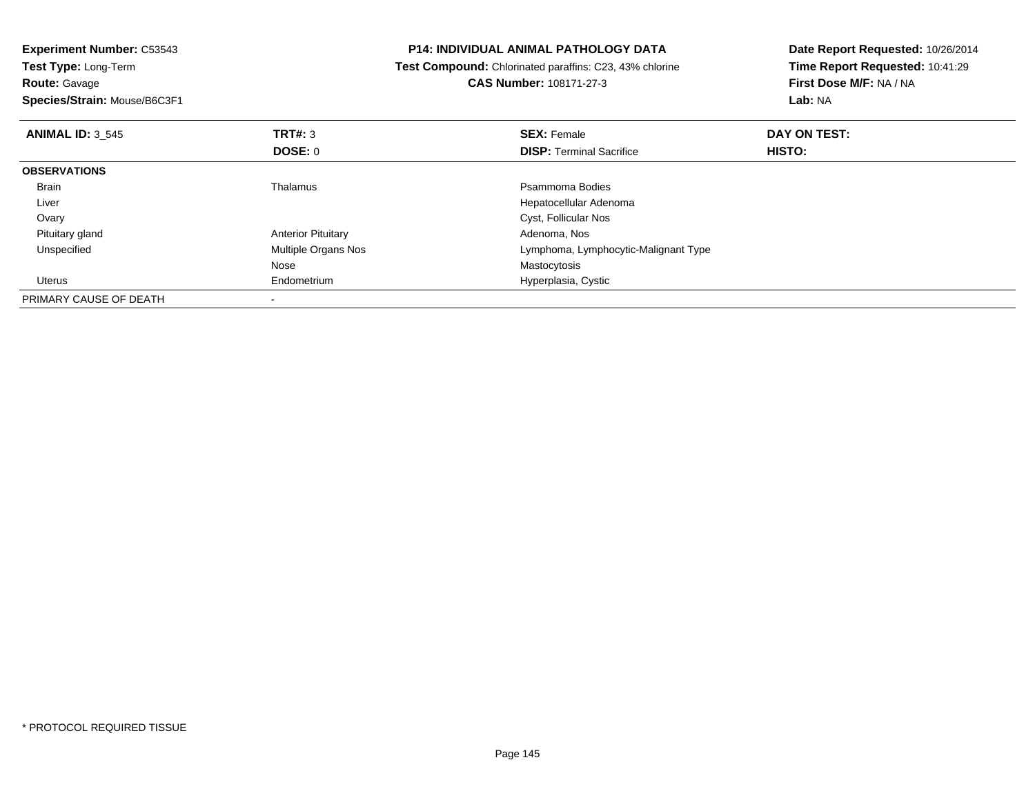**Experiment Number:** C53543
**Test Type:** Long-Term
**Route:** Gavage
**Species/Strain:** Mouse/B6C3F1

**P14: INDIVIDUAL ANIMAL PATHOLOGY DATA**
**Test Compound:** Chlorinated paraffins: C23, 43% chlorine
**CAS Number:** 108171-27-3

**Date Report Requested:** 10/26/2014
**Time Report Requested:** 10:41:29
**First Dose M/F:** NA / NA
**Lab:** NA

| **ANIMAL ID:** 3_545 | **TRT#:** 3 | **SEX:** Female | **DAY ON TEST:** |
|---|---|---|---|
| | **DOSE:** 0 | **DISP:** Terminal Sacrifice | **HISTO:** |
| **OBSERVATIONS** | | | |
| Brain | Thalamus | Psammoma Bodies | |
| Liver | | Hepatocellular Adenoma | |
| Ovary | | Cyst, Follicular Nos | |
| Pituitary gland | Anterior Pituitary | Adenoma, Nos | |
| Unspecified | Multiple Organs Nos | Lymphoma, Lymphocytic-Malignant Type | |
| | Nose | Mastocytosis | |
| Uterus | Endometrium | Hyperplasia, Cystic | |
| PRIMARY CAUSE OF DEATH | - | | |

* PROTOCOL REQUIRED TISSUE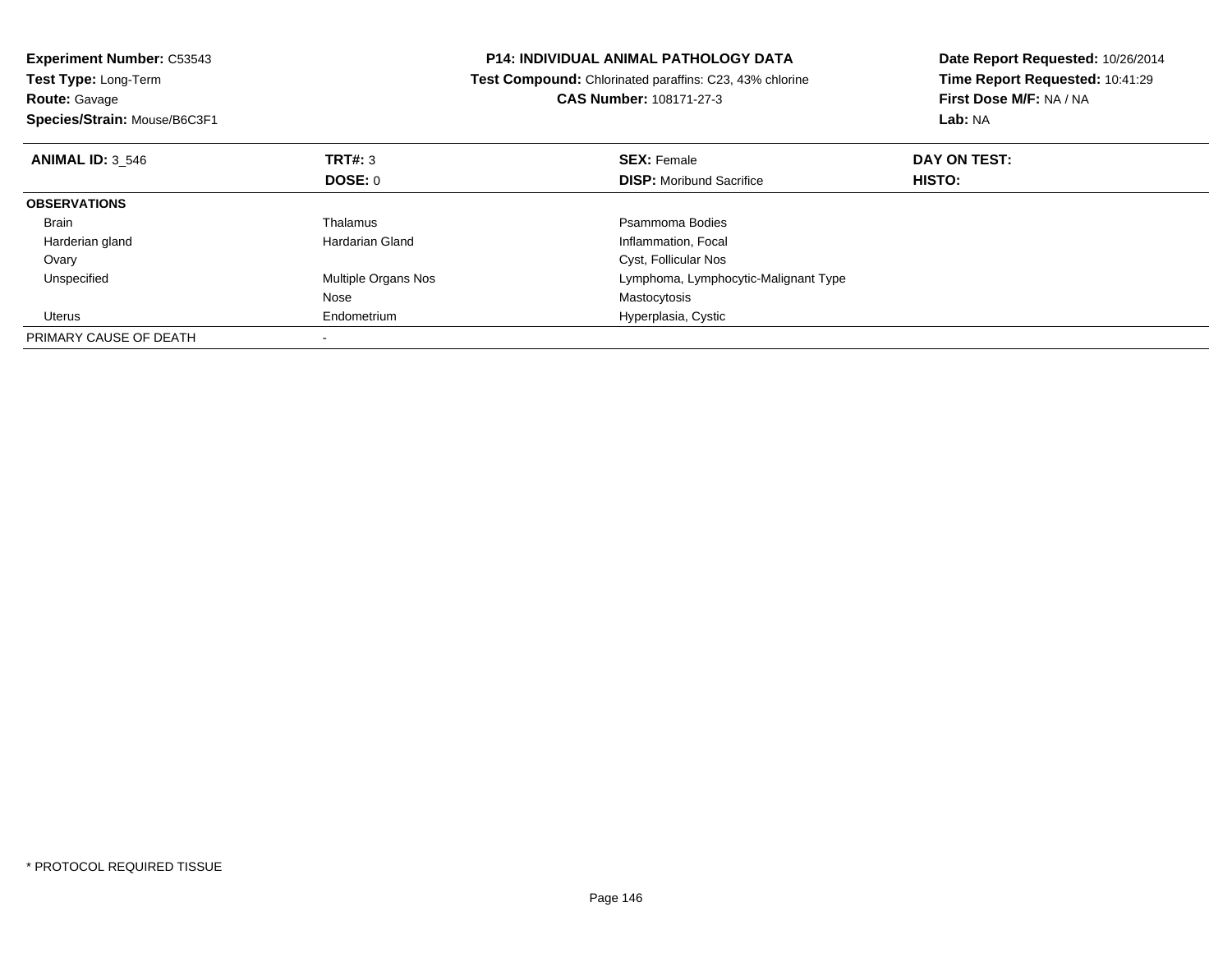**Experiment Number:** C53543
**Test Type:** Long-Term
**Route:** Gavage
**Species/Strain:** Mouse/B6C3F1

**P14: INDIVIDUAL ANIMAL PATHOLOGY DATA**
**Test Compound:** Chlorinated paraffins: C23, 43% chlorine
**CAS Number:** 108171-27-3

**Date Report Requested:** 10/26/2014
**Time Report Requested:** 10:41:29
**First Dose M/F:** NA / NA
**Lab:** NA

| **ANIMAL ID:** 3_546 | **TRT#:** 3 | **SEX:** Female | **DAY ON TEST:** |
|---|---|---|---|
| | **DOSE:** 0 | **DISP:** Moribund Sacrifice | **HISTO:** |
| **OBSERVATIONS** | | | |
| Brain | Thalamus | Psammoma Bodies | |
| Harderian gland | Hardarian Gland | Inflammation, Focal | |
| Ovary | | Cyst, Follicular Nos | |
| Unspecified | Multiple Organs Nos | Lymphoma, Lymphocytic-Malignant Type | |
| | Nose | Mastocytosis | |
| Uterus | Endometrium | Hyperplasia, Cystic | |
| PRIMARY CAUSE OF DEATH | - | | |

* PROTOCOL REQUIRED TISSUE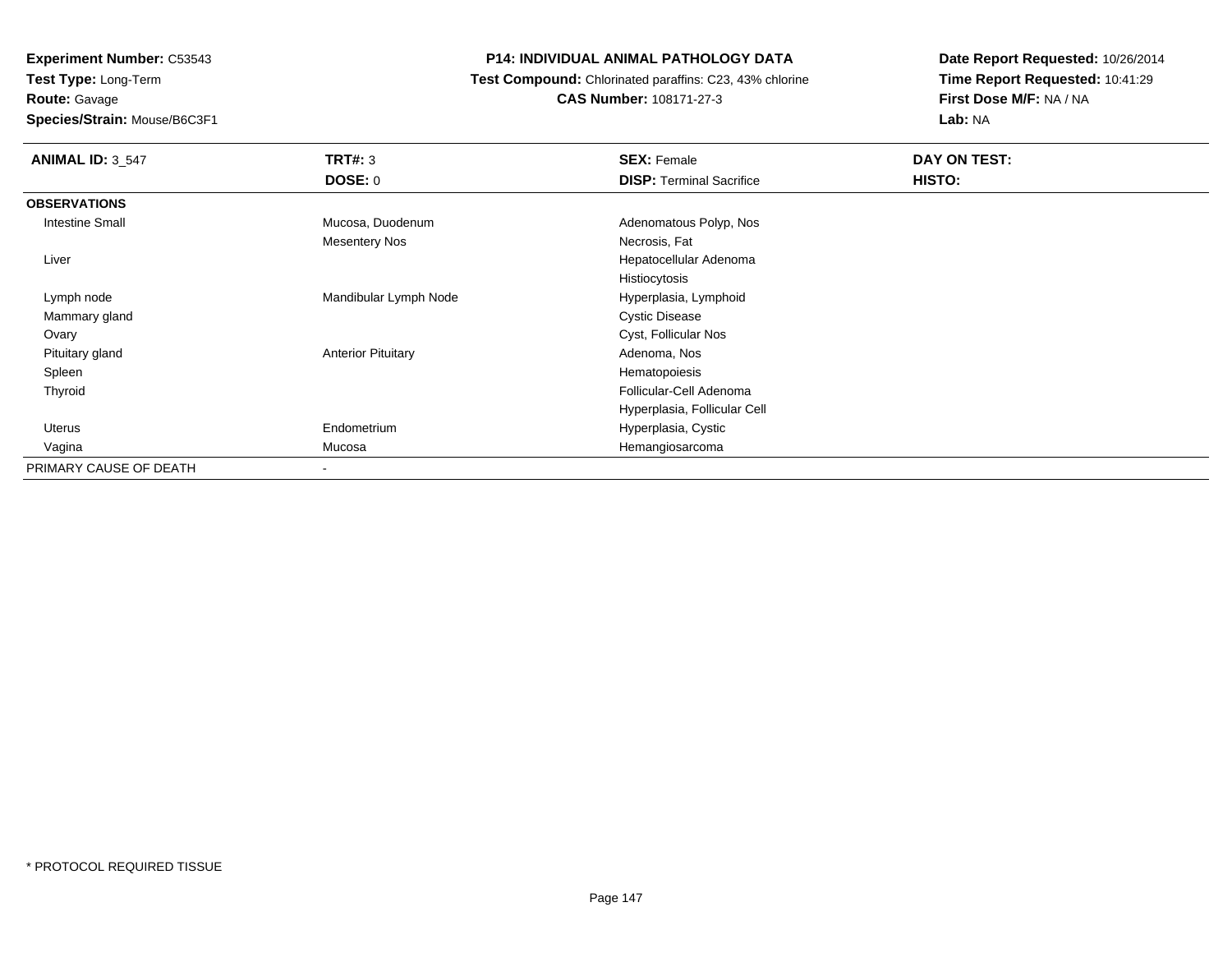**Experiment Number:** C53543
**Test Type:** Long-Term
**Route:** Gavage
**Species/Strain:** Mouse/B6C3F1

**P14: INDIVIDUAL ANIMAL PATHOLOGY DATA**
**Test Compound:** Chlorinated paraffins: C23, 43% chlorine
**CAS Number:** 108171-27-3

**Date Report Requested:** 10/26/2014
**Time Report Requested:** 10:41:29
**First Dose M/F:** NA / NA
**Lab:** NA

| **ANIMAL ID:** 3_547 | **TRT#:** 3 | **SEX:** Female | **DAY ON TEST:** |
|---|---|---|---|
| | **DOSE:** 0 | **DISP:** Terminal Sacrifice | **HISTO:** |
| **OBSERVATIONS** | | | |
| Intestine Small | Mucosa, Duodenum | Adenomatous Polyp, Nos | |
| | Mesentery Nos | Necrosis, Fat | |
| Liver | | Hepatocellular Adenoma | |
| | | Histiocytosis | |
| Lymph node | Mandibular Lymph Node | Hyperplasia, Lymphoid | |
| Mammary gland | | Cystic Disease | |
| Ovary | | Cyst, Follicular Nos | |
| Pituitary gland | Anterior Pituitary | Adenoma, Nos | |
| Spleen | | Hematopoiesis | |
| Thyroid | | Follicular-Cell Adenoma | |
| | | Hyperplasia, Follicular Cell | |
| Uterus | Endometrium | Hyperplasia, Cystic | |
| Vagina | Mucosa | Hemangiosarcoma | |
| PRIMARY CAUSE OF DEATH | - | | |

* PROTOCOL REQUIRED TISSUE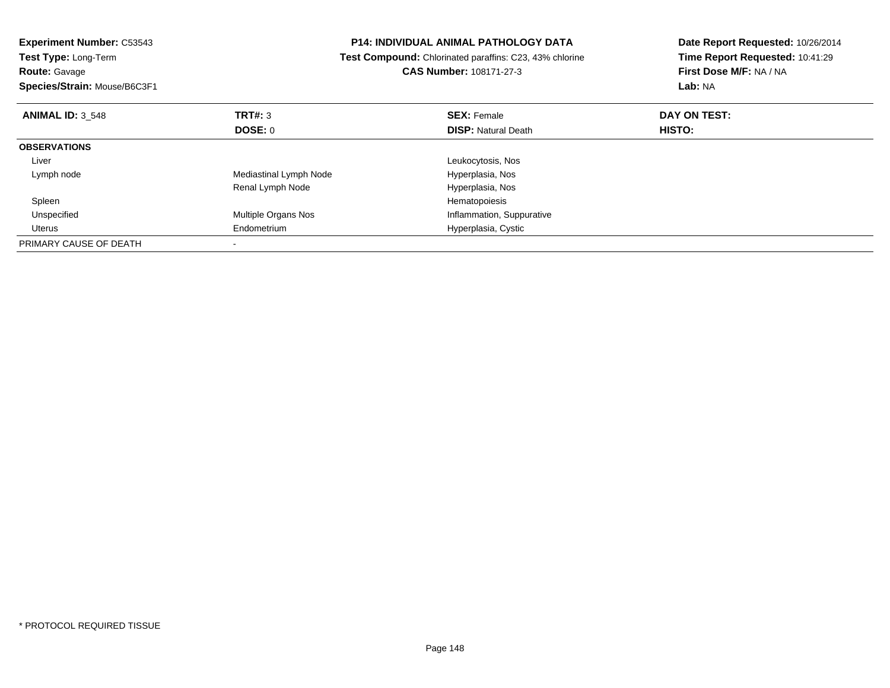**Experiment Number:** C53543
**Test Type:** Long-Term
**Route:** Gavage
**Species/Strain:** Mouse/B6C3F1

**P14: INDIVIDUAL ANIMAL PATHOLOGY DATA**
**Test Compound:** Chlorinated paraffins: C23, 43% chlorine
**CAS Number:** 108171-27-3

**Date Report Requested:** 10/26/2014
**Time Report Requested:** 10:41:29
**First Dose M/F:** NA / NA
**Lab:** NA

| **ANIMAL ID:** 3_548 | **TRT#:** 3 | **SEX:** Female | **DAY ON TEST:** |
|---|---|---|---|
| | **DOSE:** 0 | **DISP:** Natural Death | **HISTO:** |
| **OBSERVATIONS** | | | |
| Liver | | Leukocytosis, Nos | |
| Lymph node | Mediastinal Lymph Node | Hyperplasia, Nos | |
| | Renal Lymph Node | Hyperplasia, Nos | |
| Spleen | | Hematopoiesis | |
| Unspecified | Multiple Organs Nos | Inflammation, Suppurative | |
| Uterus | Endometrium | Hyperplasia, Cystic | |
| PRIMARY CAUSE OF DEATH | - | | |

* PROTOCOL REQUIRED TISSUE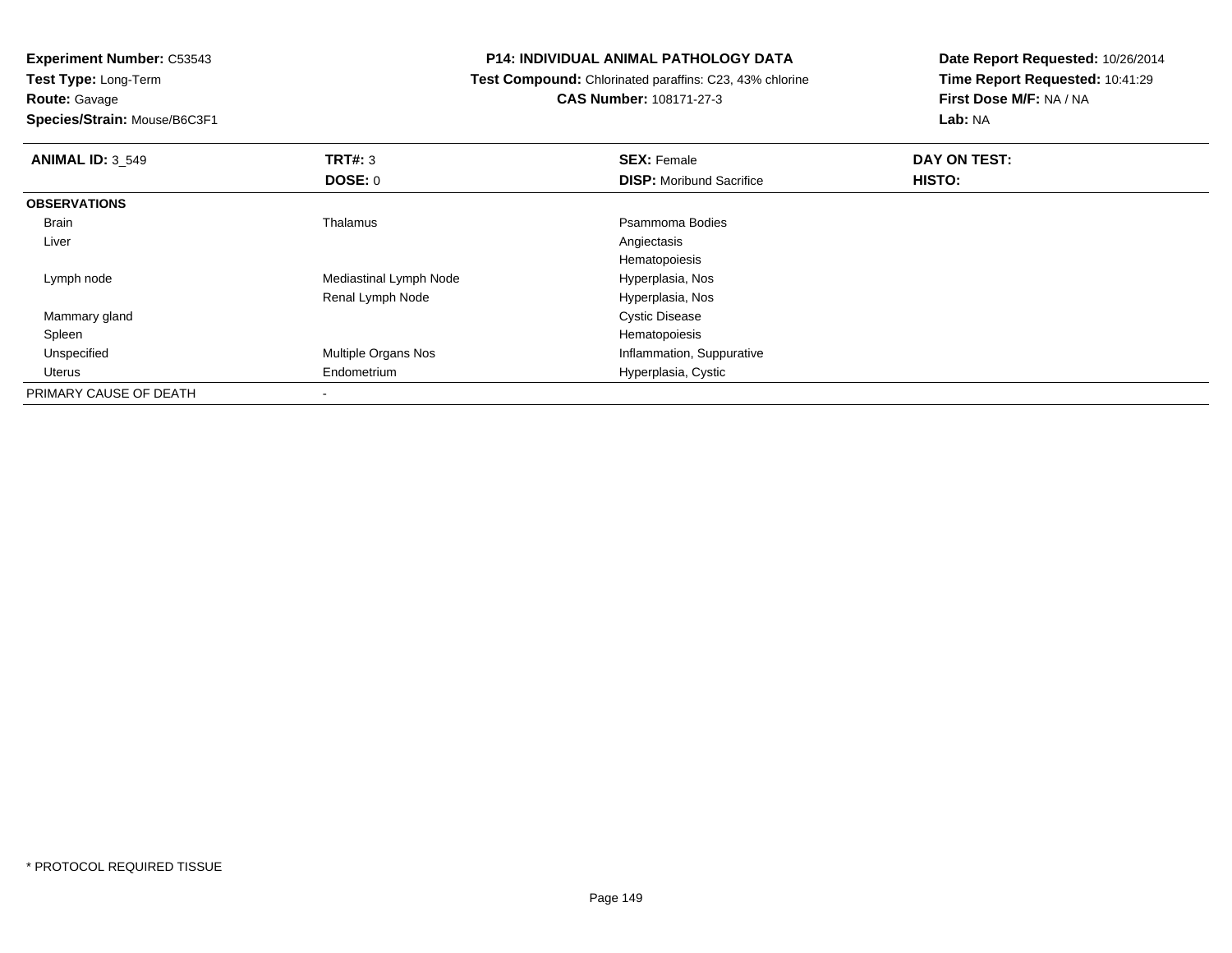**Experiment Number:** C53543
**Test Type:** Long-Term
**Route:** Gavage
**Species/Strain:** Mouse/B6C3F1

**P14: INDIVIDUAL ANIMAL PATHOLOGY DATA**
**Test Compound:** Chlorinated paraffins: C23, 43% chlorine
**CAS Number:** 108171-27-3

**Date Report Requested:** 10/26/2014
**Time Report Requested:** 10:41:29
**First Dose M/F:** NA / NA
**Lab:** NA

| **ANIMAL ID:** 3_549 | **TRT#:** 3 | **SEX:** Female | **DAY ON TEST:** |
|---|---|---|---|
| | **DOSE:** 0 | **DISP:** Moribund Sacrifice | **HISTO:** |
| **OBSERVATIONS** | | | |
| Brain | Thalamus | Psammoma Bodies | |
| Liver | | Angiectasis | |
| | | Hematopoiesis | |
| Lymph node | Mediastinal Lymph Node | Hyperplasia, Nos | |
| | Renal Lymph Node | Hyperplasia, Nos | |
| Mammary gland | | Cystic Disease | |
| Spleen | | Hematopoiesis | |
| Unspecified | Multiple Organs Nos | Inflammation, Suppurative | |
| Uterus | Endometrium | Hyperplasia, Cystic | |
| PRIMARY CAUSE OF DEATH | - | | |

* PROTOCOL REQUIRED TISSUE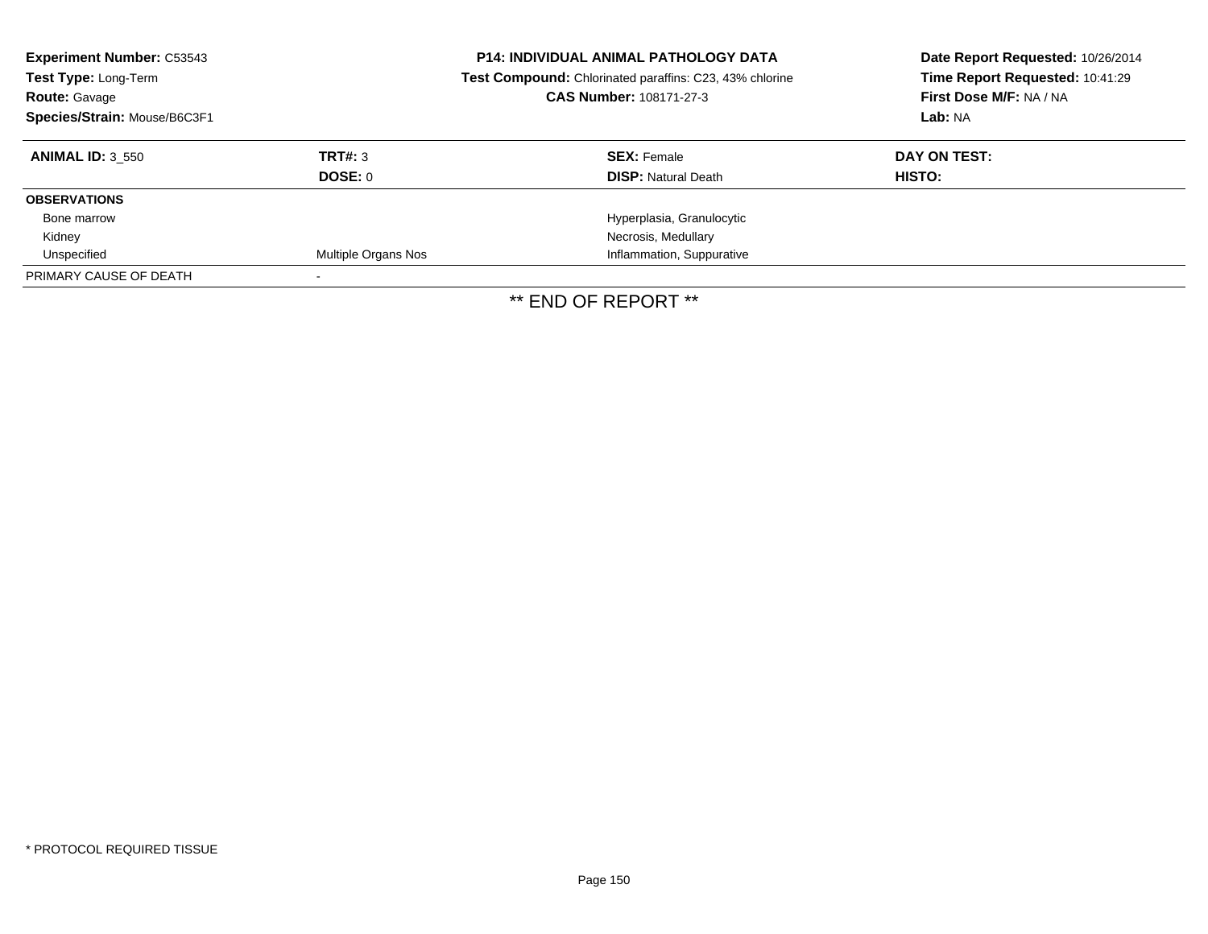**Experiment Number:** C53543
**Test Type:** Long-Term
**Route:** Gavage
**Species/Strain:** Mouse/B6C3F1

**P14: INDIVIDUAL ANIMAL PATHOLOGY DATA**
**Test Compound:** Chlorinated paraffins: C23, 43% chlorine
**CAS Number:** 108171-27-3

**Date Report Requested:** 10/26/2014
**Time Report Requested:** 10:41:29
**First Dose M/F:** NA / NA
**Lab:** NA

| | | | |
|---|---|---|---|
| **ANIMAL ID:** 3_550 | **TRT#:** 3 | **SEX:** Female | **DAY ON TEST:** |
| | **DOSE:** 0 | **DISP:** Natural Death | **HISTO:** |
| **OBSERVATIONS** | | | |
| Bone marrow | | Hyperplasia, Granulocytic | |
| Kidney | | Necrosis, Medullary | |
| Unspecified | Multiple Organs Nos | Inflammation, Suppurative | |
| PRIMARY CAUSE OF DEATH | - | | |

** END OF REPORT **

* PROTOCOL REQUIRED TISSUE